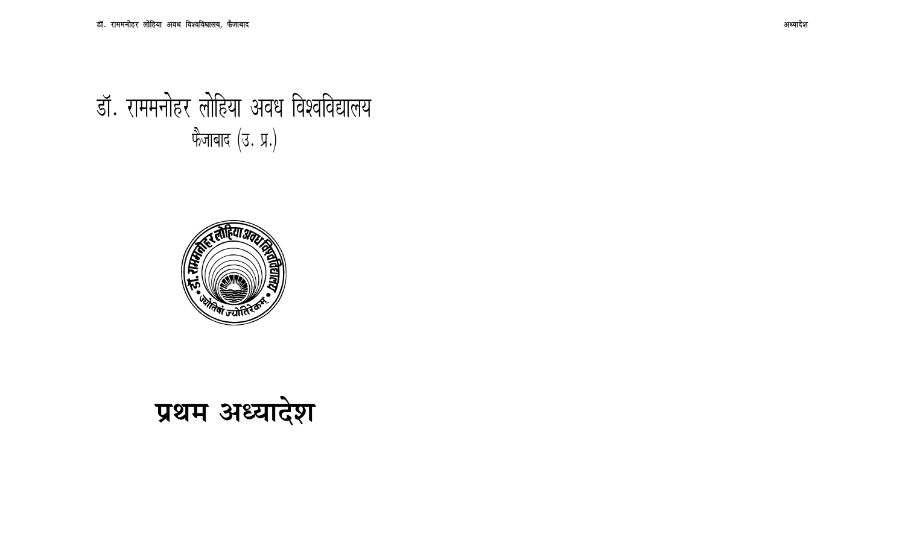# डॉ. राममनोहर लोहिया अवध विश्वविद्यालय

फैजाबाद (उ. प्र.)

# प्रथम अध्यादेश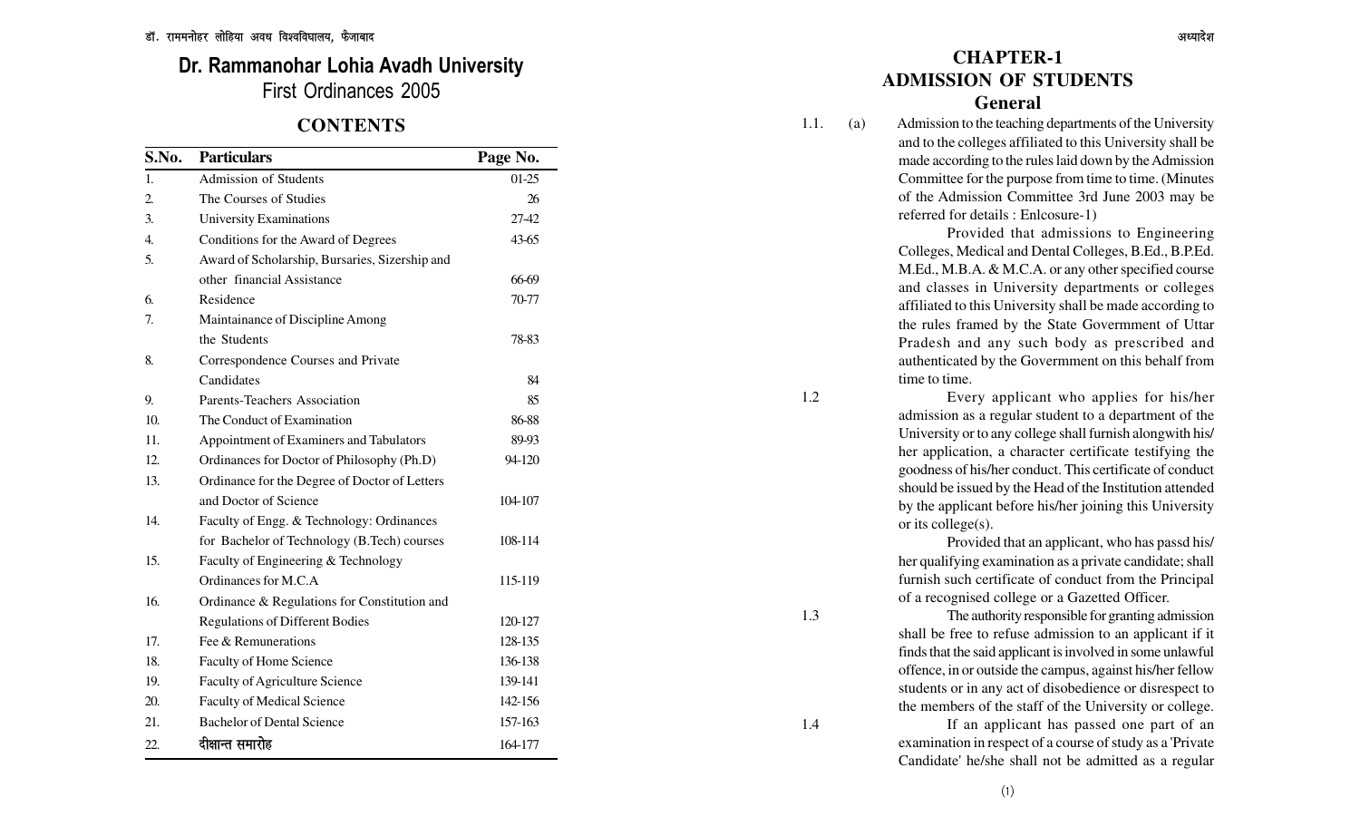# Dr. Rammanohar Lohia Avadh University

First Ordinances 2005

## CONTENTS

| S.No. | Particulars | Page No. |
|---|---|---|
| 1. | Admission of Students | 01-25 |
| 2. | The Courses of Studies | 26 |
| 3. | University Examinations | 27-42 |
| 4. | Conditions for the Award of Degrees | 43-65 |
| 5. | Award of Scholarship, Bursaries, Sizership and other financial Assistance | 66-69 |
| 6. | Residence | 70-77 |
| 7. | Maintainance of Discipline Among the Students | 78-83 |
| 8. | Correspondence Courses and Private Candidates | 84 |
| 9. | Parents-Teachers Association | 85 |
| 10. | The Conduct of Examination | 86-88 |
| 11. | Appointment of Examiners and Tabulators | 89-93 |
| 12. | Ordinances for Doctor of Philosophy (Ph.D) | 94-120 |
| 13. | Ordinance for the Degree of Doctor of Letters and Doctor of Science | 104-107 |
| 14. | Faculty of Engg. & Technology: Ordinances for Bachelor of Technology (B.Tech) courses | 108-114 |
| 15. | Faculty of Engineering & Technology Ordinances for M.C.A | 115-119 |
| 16. | Ordinance & Regulations for Constitution and Regulations of Different Bodies | 120-127 |
| 17. | Fee & Remunerations | 128-135 |
| 18. | Faculty of Home Science | 136-138 |
| 19. | Faculty of Agriculture Science | 139-141 |
| 20. | Faculty of Medical Science | 142-156 |
| 21. | Bachelor of Dental Science | 157-163 |
| 22. | दीक्षान्त समारोह | 164-177 |

# CHAPTER-1
# ADMISSION OF STUDENTS
## General

1.1. (a) Admission to the teaching departments of the University and to the colleges affiliated to this University shall be made according to the rules laid down by the Admission Committee for the purpose from time to time. (Minutes of the Admission Committee 3rd June 2003 may be referred for details : Enlcosure-1)

Provided that admissions to Engineering Colleges, Medical and Dental Colleges, B.Ed., B.P.Ed. M.Ed., M.B.A. & M.C.A. or any other specified course and classes in University departments or colleges affiliated to this University shall be made according to the rules framed by the State Govermment of Uttar Pradesh and any such body as prescribed and authenticated by the Govermment on this behalf from time to time.

1.2 Every applicant who applies for his/her admission as a regular student to a department of the University or to any college shall furnish alongwith his/her application, a character certificate testifying the goodness of his/her conduct. This certificate of conduct should be issued by the Head of the Institution attended by the applicant before his/her joining this University or its college(s).

Provided that an applicant, who has passd his/her qualifying examination as a private candidate; shall furnish such certificate of conduct from the Principal of a recognised college or a Gazetted Officer.

1.3 The authority responsible for granting admission shall be free to refuse admission to an applicant if it finds that the said applicant is involved in some unlawful offence, in or outside the campus, against his/her fellow students or in any act of disobedience or disrespect to the members of the staff of the University or college.

1.4 If an applicant has passed one part of an examination in respect of a course of study as a 'Private Candidate' he/she shall not be admitted as a regular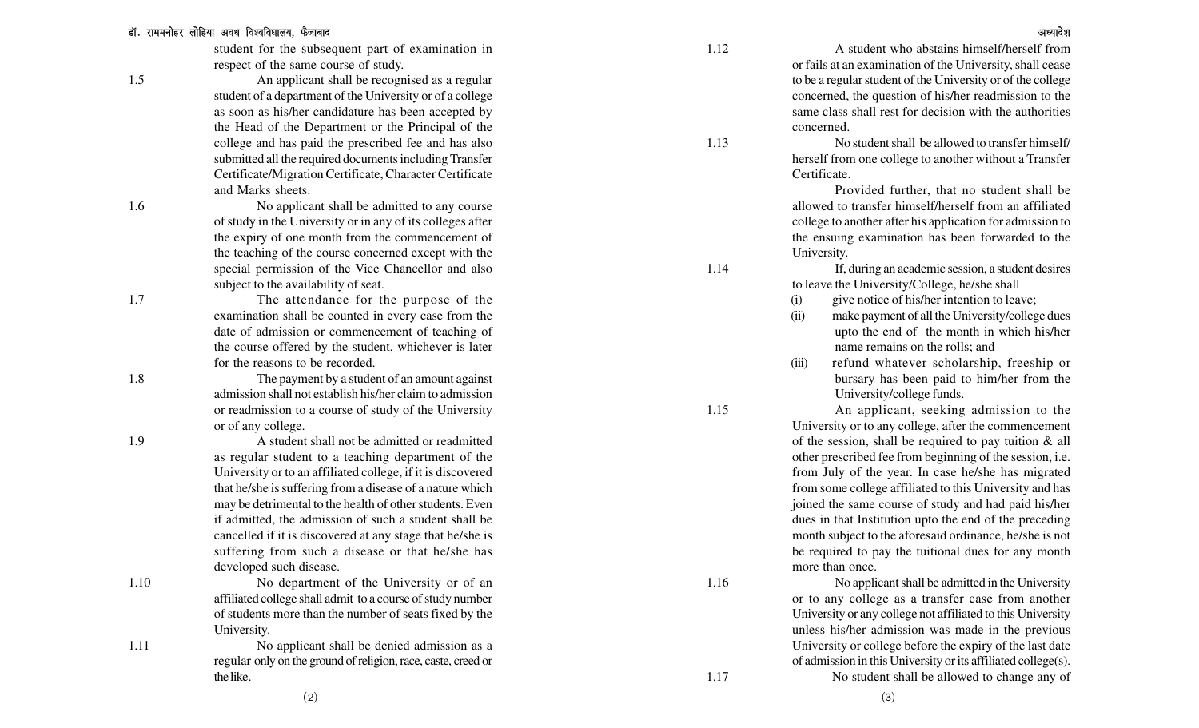student for the subsequent part of examination in respect of the same course of study.

1.5 An applicant shall be recognised as a regular student of a department of the University or of a college as soon as his/her candidature has been accepted by the Head of the Department or the Principal of the college and has paid the prescribed fee and has also submitted all the required documents including Transfer Certificate/Migration Certificate, Character Certificate and Marks sheets.

1.6 No applicant shall be admitted to any course of study in the University or in any of its colleges after the expiry of one month from the commencement of the teaching of the course concerned except with the special permission of the Vice Chancellor and also subject to the availability of seat.

1.7 The attendance for the purpose of the examination shall be counted in every case from the date of admission or commencement of teaching of the course offered by the student, whichever is later for the reasons to be recorded.

1.8 The payment by a student of an amount against admission shall not establish his/her claim to admission or readmission to a course of study of the University or of any college.

1.9 A student shall not be admitted or readmitted as regular student to a teaching department of the University or to an affiliated college, if it is discovered that he/she is suffering from a disease of a nature which may be detrimental to the health of other students. Even if admitted, the admission of such a student shall be cancelled if it is discovered at any stage that he/she is suffering from such a disease or that he/she has developed such disease.

1.10 No department of the University or of an affiliated college shall admit to a course of study number of students more than the number of seats fixed by the University.

1.11 No applicant shall be denied admission as a regular only on the ground of religion, race, caste, creed or the like.

1.12 A student who abstains himself/herself from or fails at an examination of the University, shall cease to be a regular student of the University or of the college concerned, the question of his/her readmission to the same class shall rest for decision with the authorities concerned.

1.13 No student shall be allowed to transfer himself/herself from one college to another without a Transfer Certificate.

Provided further, that no student shall be allowed to transfer himself/herself from an affiliated college to another after his application for admission to the ensuing examination has been forwarded to the University.

1.14 If, during an academic session, a student desires to leave the University/College, he/she shall

(i) give notice of his/her intention to leave;

(ii) make payment of all the University/college dues upto the end of the month in which his/her name remains on the rolls; and

(iii) refund whatever scholarship, freeship or bursary has been paid to him/her from the University/college funds.

1.15 An applicant, seeking admission to the University or to any college, after the commencement of the session, shall be required to pay tuition & all other prescribed fee from beginning of the session, i.e. from July of the year. In case he/she has migrated from some college affiliated to this University and has joined the same course of study and had paid his/her dues in that Institution upto the end of the preceding month subject to the aforesaid ordinance, he/she is not be required to pay the tuitional dues for any month more than once.

1.16 No applicant shall be admitted in the University or to any college as a transfer case from another University or any college not affiliated to this University unless his/her admission was made in the previous University or college before the expiry of the last date of admission in this University or its affiliated college(s).

1.17 No student shall be allowed to change any of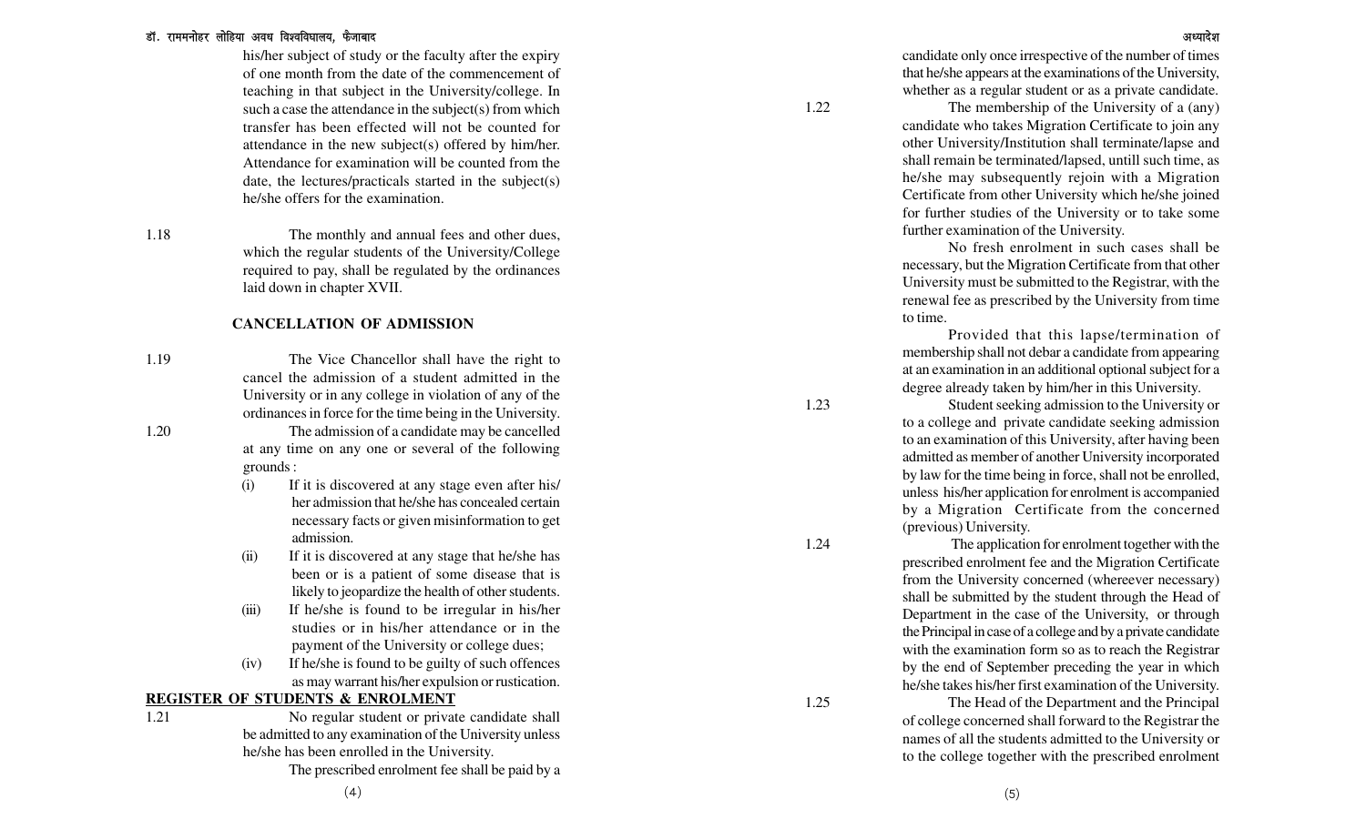his/her subject of study or the faculty after the expiry of one month from the date of the commencement of teaching in that subject in the University/college. In such a case the attendance in the subject(s) from which transfer has been effected will not be counted for attendance in the new subject(s) offered by him/her. Attendance for examination will be counted from the date, the lectures/practicals started in the subject(s) he/she offers for the examination.

1.18 The monthly and annual fees and other dues, which the regular students of the University/College required to pay, shall be regulated by the ordinances laid down in chapter XVII.

### CANCELLATION OF ADMISSION

1.19 The Vice Chancellor shall have the right to cancel the admission of a student admitted in the University or in any college in violation of any of the ordinances in force for the time being in the University.

1.20 The admission of a candidate may be cancelled at any time on any one or several of the following grounds :

(i) If it is discovered at any stage even after his/her admission that he/she has concealed certain necessary facts or given misinformation to get admission.

(ii) If it is discovered at any stage that he/she has been or is a patient of some disease that is likely to jeopardize the health of other students.

(iii) If he/she is found to be irregular in his/her studies or in his/her attendance or in the payment of the University or college dues;

(iv) If he/she is found to be guilty of such offences as may warrant his/her expulsion or rustication.

### REGISTER OF STUDENTS & ENROLMENT

1.21 No regular student or private candidate shall be admitted to any examination of the University unless he/she has been enrolled in the University.

The prescribed enrolment fee shall be paid by a candidate only once irrespective of the number of times that he/she appears at the examinations of the University, whether as a regular student or as a private candidate.

1.22 The membership of the University of a (any) candidate who takes Migration Certificate to join any other University/Institution shall terminate/lapse and shall remain be terminated/lapsed, untill such time, as he/she may subsequently rejoin with a Migration Certificate from other University which he/she joined for further studies of the University or to take some further examination of the University.

No fresh enrolment in such cases shall be necessary, but the Migration Certificate from that other University must be submitted to the Registrar, with the renewal fee as prescribed by the University from time to time.

Provided that this lapse/termination of membership shall not debar a candidate from appearing at an examination in an additional optional subject for a degree already taken by him/her in this University.

1.23 Student seeking admission to the University or to a college and private candidate seeking admission to an examination of this University, after having been admitted as member of another University incorporated by law for the time being in force, shall not be enrolled, unless his/her application for enrolment is accompanied by a Migration Certificate from the concerned (previous) University.

1.24 The application for enrolment together with the prescribed enrolment fee and the Migration Certificate from the University concerned (whereever necessary) shall be submitted by the student through the Head of Department in the case of the University, or through the Principal in case of a college and by a private candidate with the examination form so as to reach the Registrar by the end of September preceding the year in which he/she takes his/her first examination of the University.

1.25 The Head of the Department and the Principal of college concerned shall forward to the Registrar the names of all the students admitted to the University or to the college together with the prescribed enrolment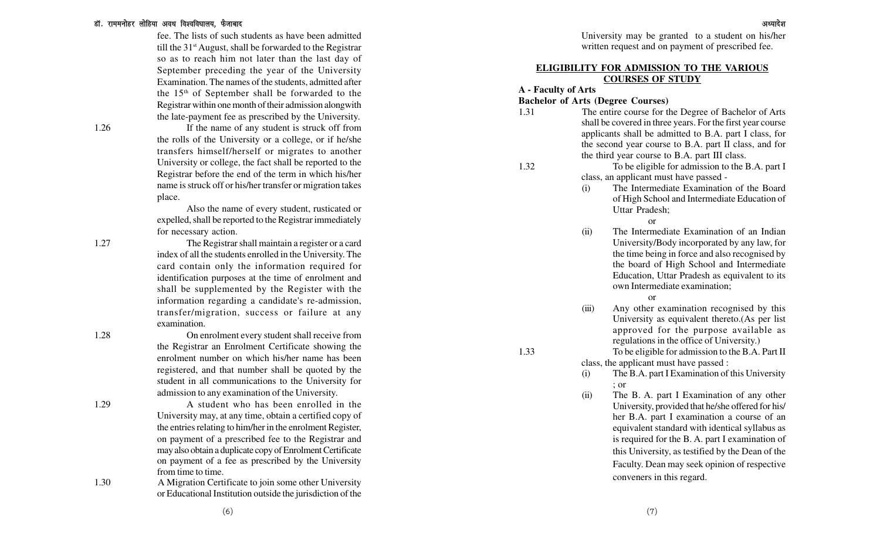fee. The lists of such students as have been admitted till the 31st August, shall be forwarded to the Registrar so as to reach him not later than the last day of September preceding the year of the University Examination. The names of the students, admitted after the 15th of September shall be forwarded to the Registrar within one month of their admission alongwith the late-payment fee as prescribed by the University.

1.26 If the name of any student is struck off from the rolls of the University or a college, or if he/she transfers himself/herself or migrates to another University or college, the fact shall be reported to the Registrar before the end of the term in which his/her name is struck off or his/her transfer or migration takes place.

Also the name of every student, rusticated or expelled, shall be reported to the Registrar immediately for necessary action.

1.27 The Registrar shall maintain a register or a card index of all the students enrolled in the University. The card contain only the information required for identification purposes at the time of enrolment and shall be supplemented by the Register with the information regarding a candidate's re-admission, transfer/migration, success or failure at any examination.

1.28 On enrolment every student shall receive from the Registrar an Enrolment Certificate showing the enrolment number on which his/her name has been registered, and that number shall be quoted by the student in all communications to the University for admission to any examination of the University.

1.29 A student who has been enrolled in the University may, at any time, obtain a certified copy of the entries relating to him/her in the enrolment Register, on payment of a prescribed fee to the Registrar and may also obtain a duplicate copy of Enrolment Certificate on payment of a fee as prescribed by the University from time to time.

1.30 A Migration Certificate to join some other University or Educational Institution outside the jurisdiction of the University may be granted to a student on his/her written request and on payment of prescribed fee.

## ELIGIBILITY FOR ADMISSION TO THE VARIOUS COURSES OF STUDY

**A - Faculty of Arts**

**Bachelor of Arts (Degree Courses)**

1.31 The entire course for the Degree of Bachelor of Arts shall be covered in three years. For the first year course applicants shall be admitted to B.A. part I class, for the second year course to B.A. part II class, and for the third year course to B.A. part III class.

1.32 To be eligible for admission to the B.A. part I class, an applicant must have passed -

(i) The Intermediate Examination of the Board of High School and Intermediate Education of Uttar Pradesh;

or

(ii) The Intermediate Examination of an Indian University/Body incorporated by any law, for the time being in force and also recognised by the board of High School and Intermediate Education, Uttar Pradesh as equivalent to its own Intermediate examination;

or

(iii) Any other examination recognised by this University as equivalent thereto.(As per list approved for the purpose available as regulations in the office of University.)

1.33 To be eligible for admission to the B.A. Part II class, the applicant must have passed :

(i) The B.A. part I Examination of this University ; or

(ii) The B. A. part I Examination of any other University, provided that he/she offered for his/her B.A. part I examination a course of an equivalent standard with identical syllabus as is required for the B. A. part I examination of this University, as testified by the Dean of the Faculty. Dean may seek opinion of respective conveners in this regard.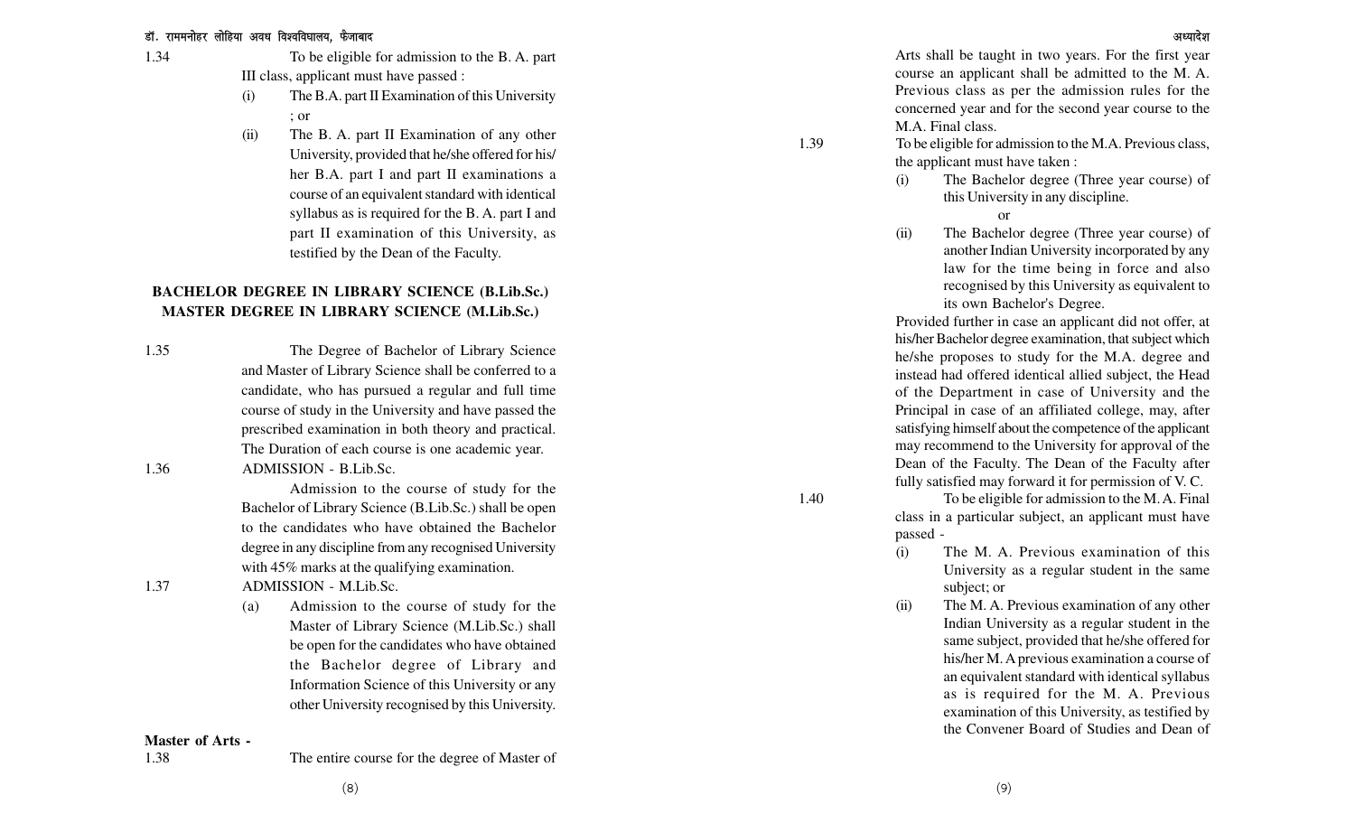1.34 To be eligible for admission to the B. A. part III class, applicant must have passed :

(i) The B.A. part II Examination of this University ; or

(ii) The B. A. part II Examination of any other University, provided that he/she offered for his/her B.A. part I and part II examinations a course of an equivalent standard with identical syllabus as is required for the B. A. part I and part II examination of this University, as testified by the Dean of the Faculty.

## BACHELOR DEGREE IN LIBRARY SCIENCE (B.Lib.Sc.) MASTER DEGREE IN LIBRARY SCIENCE (M.Lib.Sc.)

1.35 The Degree of Bachelor of Library Science and Master of Library Science shall be conferred to a candidate, who has pursued a regular and full time course of study in the University and have passed the prescribed examination in both theory and practical. The Duration of each course is one academic year.

1.36 ADMISSION - B.Lib.Sc.

Admission to the course of study for the Bachelor of Library Science (B.Lib.Sc.) shall be open to the candidates who have obtained the Bachelor degree in any discipline from any recognised University with 45% marks at the qualifying examination.

1.37 ADMISSION - M.Lib.Sc.

(a) Admission to the course of study for the Master of Library Science (M.Lib.Sc.) shall be open for the candidates who have obtained the Bachelor degree of Library and Information Science of this University or any other University recognised by this University.

**Master of Arts -**

1.38 The entire course for the degree of Master of Arts shall be taught in two years. For the first year course an applicant shall be admitted to the M. A. Previous class as per the admission rules for the concerned year and for the second year course to the M.A. Final class.

1.39 To be eligible for admission to the M.A. Previous class, the applicant must have taken :

(i) The Bachelor degree (Three year course) of this University in any discipline.

or

(ii) The Bachelor degree (Three year course) of another Indian University incorporated by any law for the time being in force and also recognised by this University as equivalent to its own Bachelor's Degree.

Provided further in case an applicant did not offer, at his/her Bachelor degree examination, that subject which he/she proposes to study for the M.A. degree and instead had offered identical allied subject, the Head of the Department in case of University and the Principal in case of an affiliated college, may, after satisfying himself about the competence of the applicant may recommend to the University for approval of the Dean of the Faculty. The Dean of the Faculty after fully satisfied may forward it for permission of V. C.

1.40 To be eligible for admission to the M. A. Final class in a particular subject, an applicant must have passed -

(i) The M. A. Previous examination of this University as a regular student in the same subject; or

(ii) The M. A. Previous examination of any other Indian University as a regular student in the same subject, provided that he/she offered for his/her M. A previous examination a course of an equivalent standard with identical syllabus as is required for the M. A. Previous examination of this University, as testified by the Convener Board of Studies and Dean of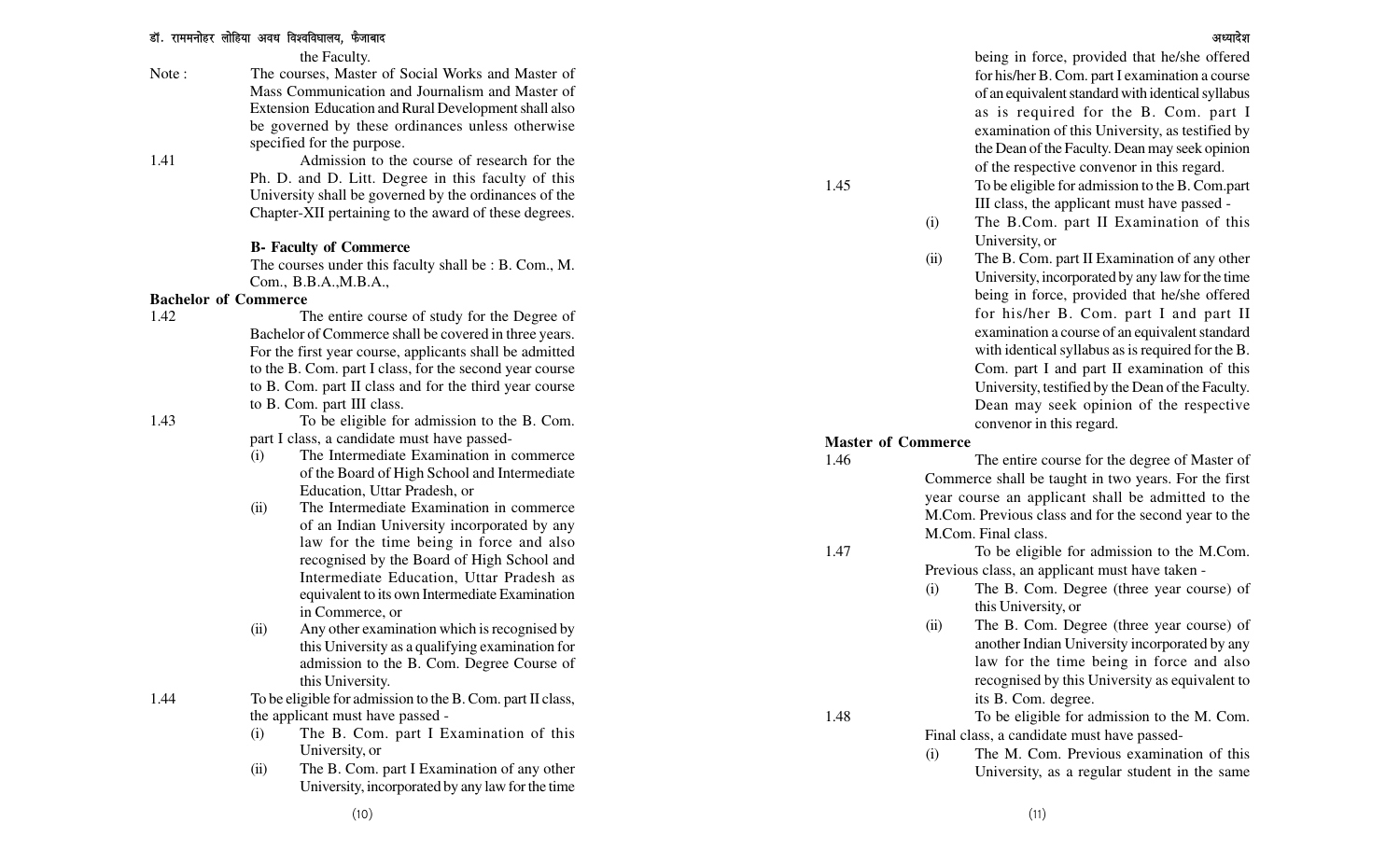the Faculty.

Note : The courses, Master of Social Works and Master of Mass Communication and Journalism and Master of Extension Education and Rural Development shall also be governed by these ordinances unless otherwise specified for the purpose.

1.41 Admission to the course of research for the Ph. D. and D. Litt. Degree in this faculty of this University shall be governed by the ordinances of the Chapter-XII pertaining to the award of these degrees.

**B- Faculty of Commerce**

The courses under this faculty shall be : B. Com., M. Com., B.B.A.,M.B.A.,

**Bachelor of Commerce**

1.42 The entire course of study for the Degree of Bachelor of Commerce shall be covered in three years. For the first year course, applicants shall be admitted to the B. Com. part I class, for the second year course to B. Com. part II class and for the third year course to B. Com. part III class.

1.43 To be eligible for admission to the B. Com. part I class, a candidate must have passed-

(i) The Intermediate Examination in commerce of the Board of High School and Intermediate Education, Uttar Pradesh, or

(ii) The Intermediate Examination in commerce of an Indian University incorporated by any law for the time being in force and also recognised by the Board of High School and Intermediate Education, Uttar Pradesh as equivalent to its own Intermediate Examination in Commerce, or

(ii) Any other examination which is recognised by this University as a qualifying examination for admission to the B. Com. Degree Course of this University.

1.44 To be eligible for admission to the B. Com. part II class, the applicant must have passed -

(i) The B. Com. part I Examination of this University, or

(ii) The B. Com. part I Examination of any other University, incorporated by any law for the time being in force, provided that he/she offered for his/her B. Com. part I examination a course of an equivalent standard with identical syllabus as is required for the B. Com. part I examination of this University, as testified by the Dean of the Faculty. Dean may seek opinion of the respective convenor in this regard.

1.45 To be eligible for admission to the B. Com.part III class, the applicant must have passed -

(i) The B.Com. part II Examination of this University, or

(ii) The B. Com. part II Examination of any other University, incorporated by any law for the time being in force, provided that he/she offered for his/her B. Com. part I and part II examination a course of an equivalent standard with identical syllabus as is required for the B. Com. part I and part II examination of this University, testified by the Dean of the Faculty. Dean may seek opinion of the respective convenor in this regard.

**Master of Commerce**

1.46 The entire course for the degree of Master of Commerce shall be taught in two years. For the first year course an applicant shall be admitted to the M.Com. Previous class and for the second year to the M.Com. Final class.

1.47 To be eligible for admission to the M.Com. Previous class, an applicant must have taken -

(i) The B. Com. Degree (three year course) of this University, or

(ii) The B. Com. Degree (three year course) of another Indian University incorporated by any law for the time being in force and also recognised by this University as equivalent to its B. Com. degree.

1.48 To be eligible for admission to the M. Com. Final class, a candidate must have passed-

(i) The M. Com. Previous examination of this University, as a regular student in the same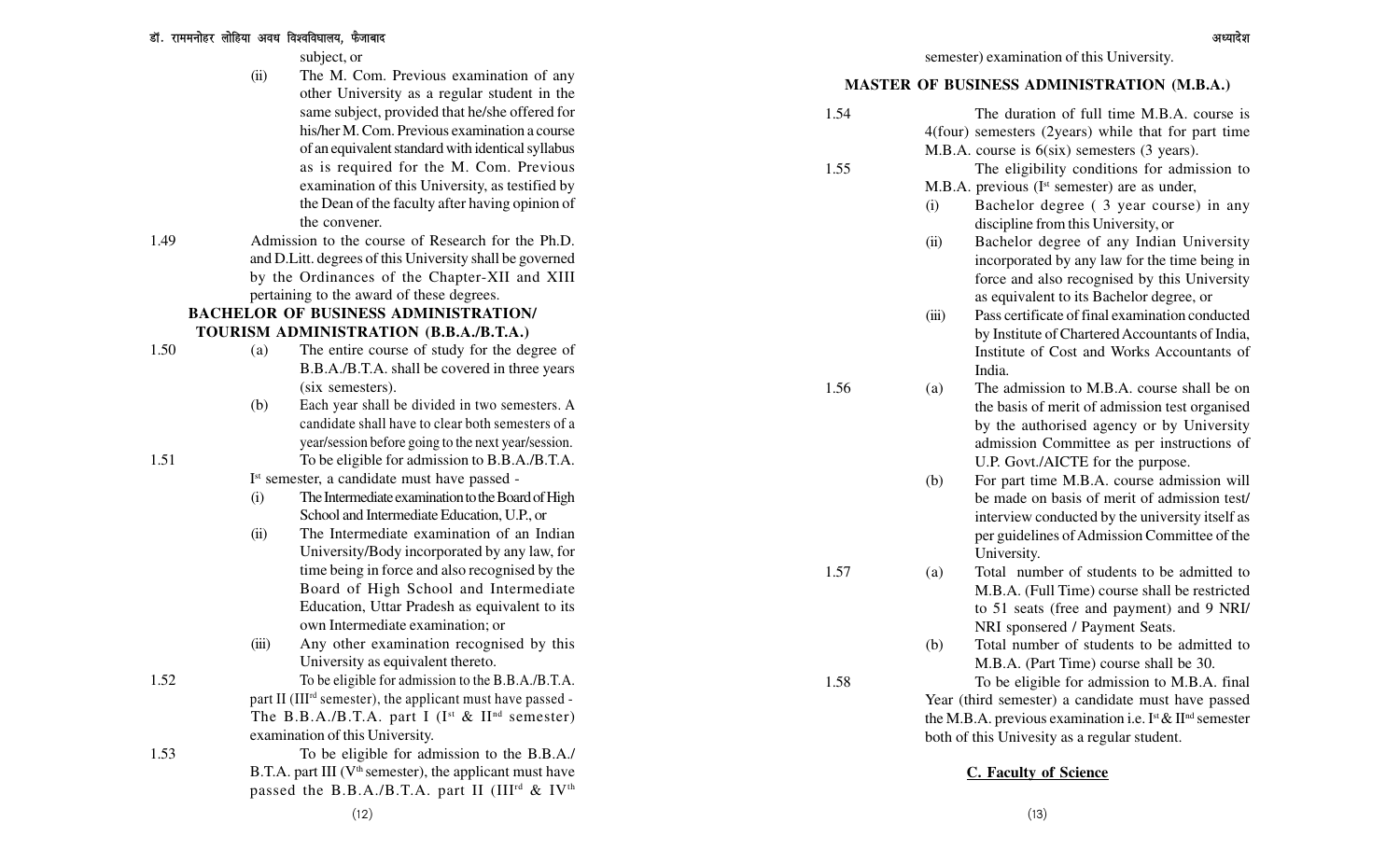subject, or

(ii) The M. Com. Previous examination of any other University as a regular student in the same subject, provided that he/she offered for his/her M. Com. Previous examination a course of an equivalent standard with identical syllabus as is required for the M. Com. Previous examination of this University, as testified by the Dean of the faculty after having opinion of the convener.

1.49 Admission to the course of Research for the Ph.D. and D.Litt. degrees of this University shall be governed by the Ordinances of the Chapter-XII and XIII pertaining to the award of these degrees.

## BACHELOR OF BUSINESS ADMINISTRATION/ TOURISM ADMINISTRATION (B.B.A./B.T.A.)

1.50 (a) The entire course of study for the degree of B.B.A./B.T.A. shall be covered in three years (six semesters).

(b) Each year shall be divided in two semesters. A candidate shall have to clear both semesters of a year/session before going to the next year/session.

1.51 To be eligible for admission to B.B.A./B.T.A. I[st] semester, a candidate must have passed -

(i) The Intermediate examination to the Board of High School and Intermediate Education, U.P., or

(ii) The Intermediate examination of an Indian University/Body incorporated by any law, for time being in force and also recognised by the Board of High School and Intermediate Education, Uttar Pradesh as equivalent to its own Intermediate examination; or

(iii) Any other examination recognised by this University as equivalent thereto.

1.52 To be eligible for admission to the B.B.A./B.T.A. part II (III[rd] semester), the applicant must have passed - The B.B.A./B.T.A. part I (I[st] & II[nd] semester) examination of this University.

1.53 To be eligible for admission to the B.B.A./ B.T.A. part III (V[th] semester), the applicant must have passed the B.B.A./B.T.A. part II (III[rd] & IV[th] semester) examination of this University.

## MASTER OF BUSINESS ADMINISTRATION (M.B.A.)

1.54 The duration of full time M.B.A. course is 4(four) semesters (2years) while that for part time M.B.A. course is 6(six) semesters (3 years).

1.55 The eligibility conditions for admission to M.B.A. previous (I[st] semester) are as under,

(i) Bachelor degree ( 3 year course) in any discipline from this University, or

(ii) Bachelor degree of any Indian University incorporated by any law for the time being in force and also recognised by this University as equivalent to its Bachelor degree, or

(iii) Pass certificate of final examination conducted by Institute of Chartered Accountants of India, Institute of Cost and Works Accountants of India.

1.56 (a) The admission to M.B.A. course shall be on the basis of merit of admission test organised by the authorised agency or by University admission Committee as per instructions of U.P. Govt./AICTE for the purpose.

(b) For part time M.B.A. course admission will be made on basis of merit of admission test/ interview conducted by the university itself as per guidelines of Admission Committee of the University.

1.57 (a) Total number of students to be admitted to M.B.A. (Full Time) course shall be restricted to 51 seats (free and payment) and 9 NRI/ NRI sponsered / Payment Seats.

(b) Total number of students to be admitted to M.B.A. (Part Time) course shall be 30.

1.58 To be eligible for admission to M.B.A. final Year (third semester) a candidate must have passed the M.B.A. previous examination i.e. I[st] & II[nd] semester both of this Univesity as a regular student.

## C. Faculty of Science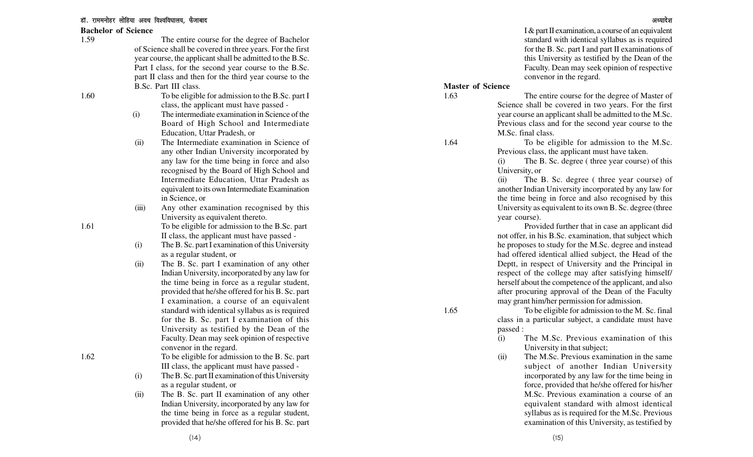## Bachelor of Science

1.59 The entire course for the degree of Bachelor of Science shall be covered in three years. For the first year course, the applicant shall be admitted to the B.Sc. Part I class, for the second year course to the B.Sc. part II class and then for the third year course to the B.Sc. Part III class.

1.60 To be eligible for admission to the B.Sc. part I class, the applicant must have passed -

(i) The intermediate examination in Science of the Board of High School and Intermediate Education, Uttar Pradesh, or

(ii) The Intermediate examination in Science of any other Indian University incorporated by any law for the time being in force and also recognised by the Board of High School and Intermediate Education, Uttar Pradesh as equivalent to its own Intermediate Examination in Science, or

(iii) Any other examination recognised by this University as equivalent thereto.

1.61 To be eligible for admission to the B.Sc. part II class, the applicant must have passed -

(i) The B. Sc. part I examination of this University as a regular student, or

(ii) The B. Sc. part I examination of any other Indian University, incorporated by any law for the time being in force as a regular student, provided that he/she offered for his B. Sc. part I examination, a course of an equivalent standard with identical syllabus as is required for the B. Sc. part I examination of this University as testified by the Dean of the Faculty. Dean may seek opinion of respective convenor in the regard.

1.62 To be eligible for admission to the B. Sc. part III class, the applicant must have passed -

(i) The B. Sc. part II examination of this University as a regular student, or

(ii) The B. Sc. part II examination of any other Indian University, incorporated by any law for the time being in force as a regular student, provided that he/she offered for his B. Sc. part I & part II examination, a course of an equivalent standard with identical syllabus as is required for the B. Sc. part I and part II examinations of this University as testified by the Dean of the Faculty. Dean may seek opinion of respective convenor in the regard.

## Master of Science

1.63 The entire course for the degree of Master of Science shall be covered in two years. For the first year course an applicant shall be admitted to the M.Sc. Previous class and for the second year course to the M.Sc. final class.

1.64 To be eligible for admission to the M.Sc. Previous class, the applicant must have taken.

(i) The B. Sc. degree ( three year course) of this University, or

(ii) The B. Sc. degree ( three year course) of another Indian University incorporated by any law for the time being in force and also recognised by this University as equivalent to its own B. Sc. degree (three year course).

Provided further that in case an applicant did not offer, in his B.Sc. examination, that subject which he proposes to study for the M.Sc. degree and instead had offered identical allied subject, the Head of the Deptt, in respect of University and the Principal in respect of the college may after satisfying himself/herself about the competence of the applicant, and also after procuring approval of the Dean of the Faculty may grant him/her permission for admission.

1.65 To be eligible for admission to the M. Sc. final class in a particular subject, a candidate must have passed :

(i) The M.Sc. Previous examination of this University in that subject;

(ii) The M.Sc. Previous examination in the same subject of another Indian University incorporated by any law for the time being in force, provided that he/she offered for his/her M.Sc. Previous examination a course of an equivalent standard with almost identical syllabus as is required for the M.Sc. Previous examination of this University, as testified by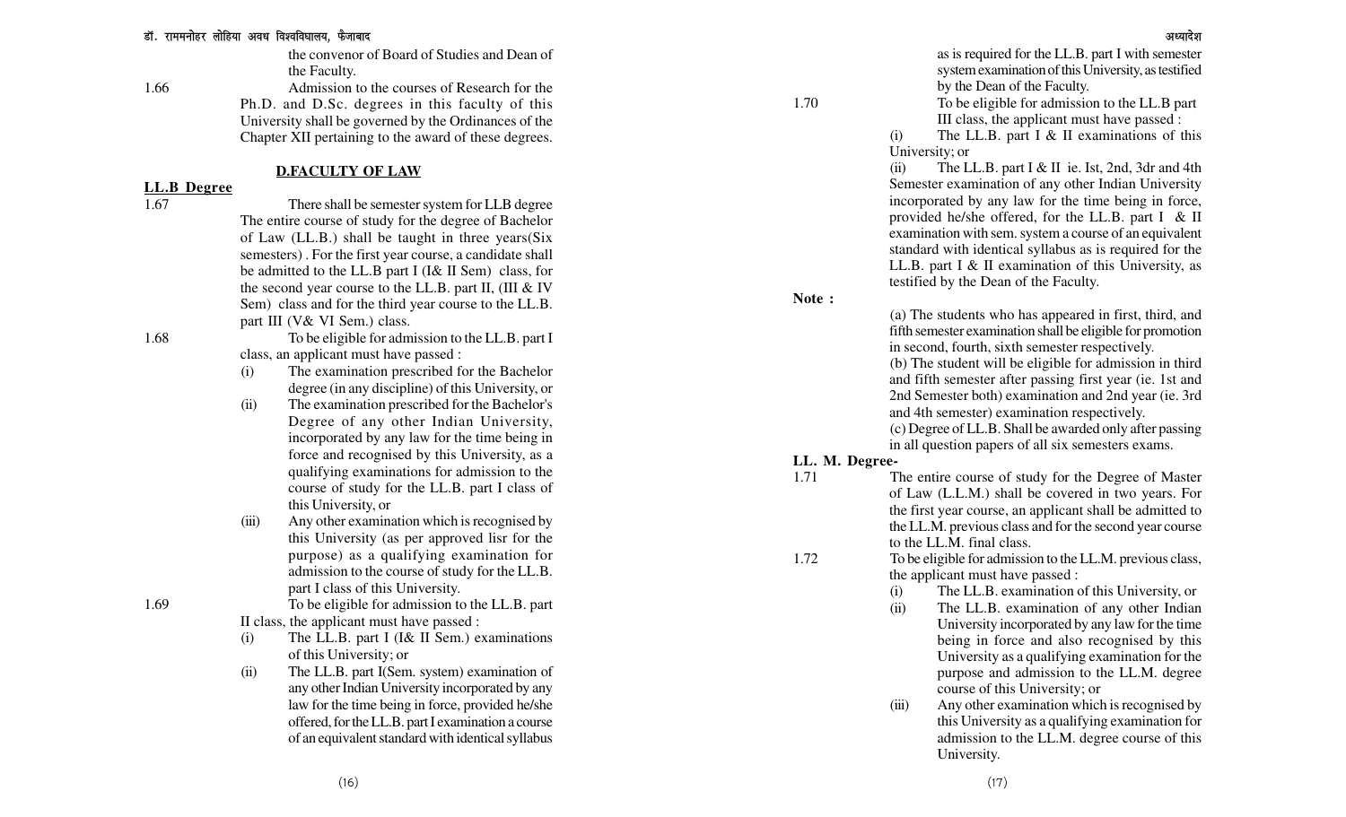the convenor of Board of Studies and Dean of the Faculty.

1.66 Admission to the courses of Research for the Ph.D. and D.Sc. degrees in this faculty of this University shall be governed by the Ordinances of the Chapter XII pertaining to the award of these degrees.

## D.FACULTY OF LAW

### LL.B Degree

1.67 There shall be semester system for LLB degree The entire course of study for the degree of Bachelor of Law (LL.B.) shall be taught in three years(Six semesters) . For the first year course, a candidate shall be admitted to the LL.B part I (I& II Sem) class, for the second year course to the LL.B. part II, (III & IV Sem) class and for the third year course to the LL.B. part III (V& VI Sem.) class.

1.68 To be eligible for admission to the LL.B. part I class, an applicant must have passed :

(i) The examination prescribed for the Bachelor degree (in any discipline) of this University, or

(ii) The examination prescribed for the Bachelor's Degree of any other Indian University, incorporated by any law for the time being in force and recognised by this University, as a qualifying examinations for admission to the course of study for the LL.B. part I class of this University, or

(iii) Any other examination which is recognised by this University (as per approved lisr for the purpose) as a qualifying examination for admission to the course of study for the LL.B. part I class of this University.

1.69 To be eligible for admission to the LL.B. part II class, the applicant must have passed :

(i) The LL.B. part I (I& II Sem.) examinations of this University; or

(ii) The LL.B. part I(Sem. system) examination of any other Indian University incorporated by any law for the time being in force, provided he/she offered, for the LL.B. part I examination a course of an equivalent standard with identical syllabus as is required for the LL.B. part I with semester system examination of this University, as testified by the Dean of the Faculty.

1.70 To be eligible for admission to the LL.B part III class, the applicant must have passed :

(i) The LL.B. part I & II examinations of this University; or

(ii) The LL.B. part I & II ie. Ist, 2nd, 3dr and 4th Semester examination of any other Indian University incorporated by any law for the time being in force, provided he/she offered, for the LL.B. part I & II examination with sem. system a course of an equivalent standard with identical syllabus as is required for the LL.B. part I & II examination of this University, as testified by the Dean of the Faculty.

**Note :**

(a) The students who has appeared in first, third, and fifth semester examination shall be eligible for promotion in second, fourth, sixth semester respectively.

(b) The student will be eligible for admission in third and fifth semester after passing first year (ie. 1st and 2nd Semester both) examination and 2nd year (ie. 3rd and 4th semester) examination respectively.

(c) Degree of LL.B. Shall be awarded only after passing in all question papers of all six semesters exams.

### LL. M. Degree-

1.71 The entire course of study for the Degree of Master of Law (L.L.M.) shall be covered in two years. For the first year course, an applicant shall be admitted to the LL.M. previous class and for the second year course to the LL.M. final class.

1.72 To be eligible for admission to the LL.M. previous class, the applicant must have passed :

(i) The LL.B. examination of this University, or

(ii) The LL.B. examination of any other Indian University incorporated by any law for the time being in force and also recognised by this University as a qualifying examination for the purpose and admission to the LL.M. degree course of this University; or

(iii) Any other examination which is recognised by this University as a qualifying examination for admission to the LL.M. degree course of this University.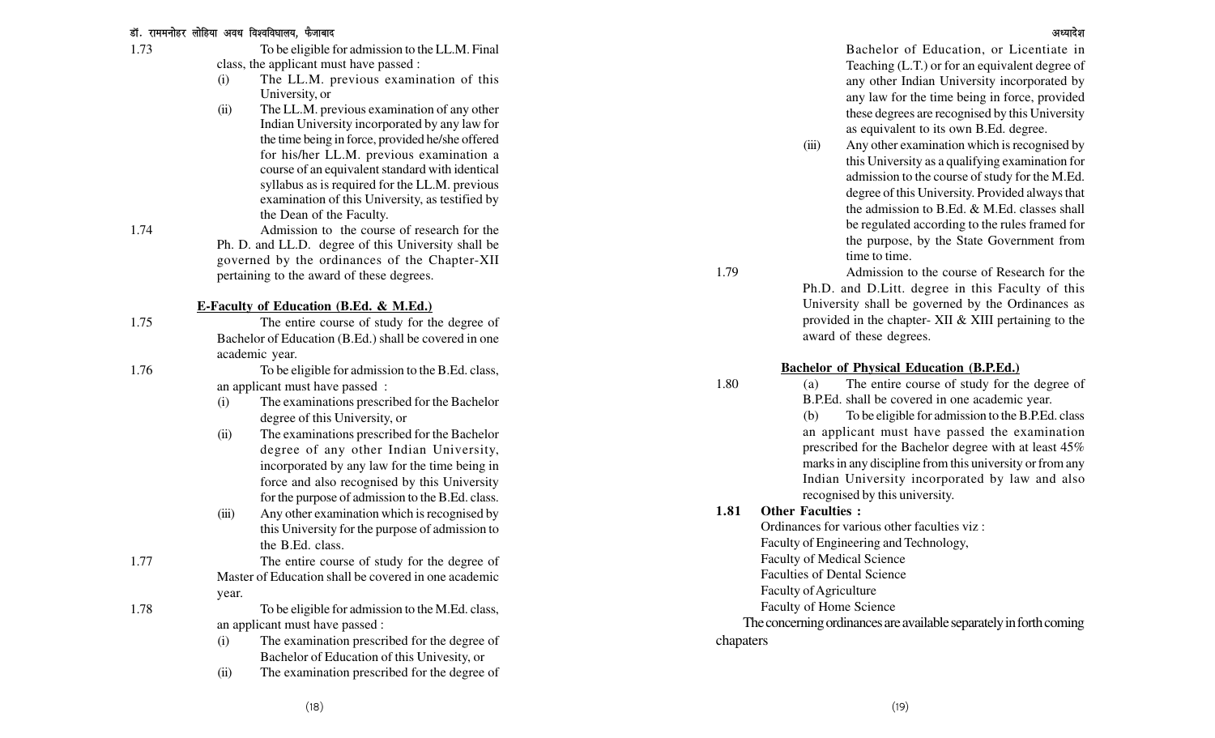1.73 To be eligible for admission to the LL.M. Final class, the applicant must have passed :

(i) The LL.M. previous examination of this University, or

(ii) The LL.M. previous examination of any other Indian University incorporated by any law for the time being in force, provided he/she offered for his/her LL.M. previous examination a course of an equivalent standard with identical syllabus as is required for the LL.M. previous examination of this University, as testified by the Dean of the Faculty.

1.74 Admission to the course of research for the Ph. D. and LL.D. degree of this University shall be governed by the ordinances of the Chapter-XII pertaining to the award of these degrees.

## E-Faculty of Education (B.Ed. & M.Ed.)

1.75 The entire course of study for the degree of Bachelor of Education (B.Ed.) shall be covered in one academic year.

1.76 To be eligible for admission to the B.Ed. class, an applicant must have passed :

(i) The examinations prescribed for the Bachelor degree of this University, or

(ii) The examinations prescribed for the Bachelor degree of any other Indian University, incorporated by any law for the time being in force and also recognised by this University for the purpose of admission to the B.Ed. class.

(iii) Any other examination which is recognised by this University for the purpose of admission to the B.Ed. class.

1.77 The entire course of study for the degree of Master of Education shall be covered in one academic year.

1.78 To be eligible for admission to the M.Ed. class, an applicant must have passed :

(i) The examination prescribed for the degree of Bachelor of Education of this Univesity, or

(ii) The examination prescribed for the degree of Bachelor of Education, or Licentiate in Teaching (L.T.) or for an equivalent degree of any other Indian University incorporated by any law for the time being in force, provided these degrees are recognised by this University as equivalent to its own B.Ed. degree.

(iii) Any other examination which is recognised by this University as a qualifying examination for admission to the course of study for the M.Ed. degree of this University. Provided always that the admission to B.Ed. & M.Ed. classes shall be regulated according to the rules framed for the purpose, by the State Government from time to time.

1.79 Admission to the course of Research for the Ph.D. and D.Litt. degree in this Faculty of this University shall be governed by the Ordinances as provided in the chapter- XII & XIII pertaining to the award of these degrees.

## Bachelor of Physical Education (B.P.Ed.)

1.80 (a) The entire course of study for the degree of B.P.Ed. shall be covered in one academic year.

(b) To be eligible for admission to the B.P.Ed. class an applicant must have passed the examination prescribed for the Bachelor degree with at least 45% marks in any discipline from this university or from any Indian University incorporated by law and also recognised by this university.

**1.81 Other Faculties :**

Ordinances for various other faculties viz :

Faculty of Engineering and Technology,

Faculty of Medical Science

Faculties of Dental Science

Faculty of Agriculture

Faculty of Home Science

The concerning ordinances are available separately in forth coming chapaters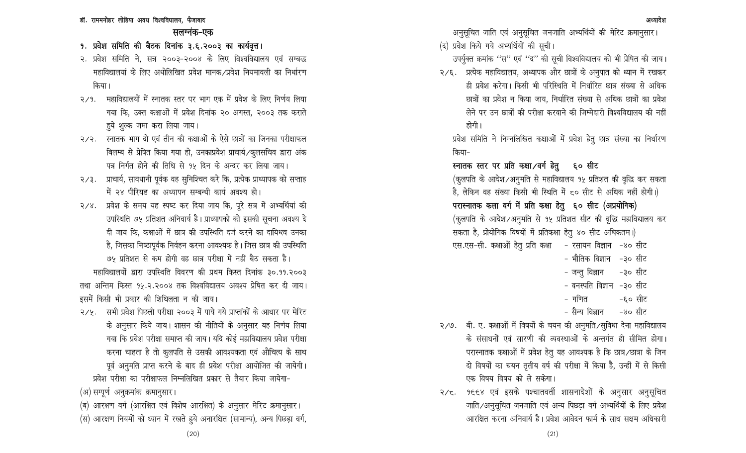## सलग्नंक-एक

**१. प्रवेश समिति की बैठक दिनांक ३.६.२००३ का कार्यवृत्त।**

२. प्रवेश समिति ने, सत्र २००३-२००४ के लिए विश्वविद्यालय एवं सम्बद्ध महाविद्यालयां के लिए अधोलिखित प्रवेश मानक/प्रवेश नियमावली का निर्धारण किया।

२/१. महाविद्यालयों में स्नातक स्तर पर भाग एक में प्रवेश के लिए निर्णय लिया गया कि, उक्त कक्षाओं में प्रवेश दिनांक २० अगस्त, २००३ तक कराते हुये शुल्क जमा करा लिया जाय।

२/२. स्नातक भाग दो एवं तीन की कक्षाओं के ऐसे छात्रों का जिनका परीक्षाफल बिलम्ब से प्रेषित किया गया हो, उनकाप्रवेश प्राचार्य/कुलसचिव द्वारा अंक पत्र निर्गत होने की तिथि से १५ दिन के अन्दर कर लिया जाय।

२/३. प्राचार्य, सावधानी पूर्वक वह सुनिश्चित करे कि, प्रत्येक प्राध्यापक को सप्ताह में २४ पीरियड का अध्यापन सम्बन्धी कार्य अवश्य हो।

२/४. प्रवेश के समय यह स्पष्ट कर दिया जाय कि, पूरे सत्र में अभ्यर्थियां की उपस्थिति ७५ प्रतिशत अनिवार्य है। प्राध्यापको को इसकी सूचना अवश्य दे दी जाय कि, कक्षाओं में छात्र की उपस्थिति दर्ज करने का दायित्व उनका है, जिसका निष्ठापूर्वक निर्वहन करना आवश्यक है। जिस छात्र की उपस्थिति ७५ प्रतिशत से कम होगी वह छात्र परीक्षा में नहीं बैठ सकता है।

महाविद्यालयों द्वारा उपस्थिति विवरण की प्रथम किस्त दिनांक ३०.११.२००३ तथा अन्तिम किस्त १५.२.२००४ तक विश्वविद्यालय अवश्य प्रेषित कर दी जाय। इसमें किसी भी प्रकार की शिथिलता न की जाय।

२/५. सभी प्रवेश पिछली परीक्षा २००३ में पाये गये प्राप्तांकों के आधार पर मेरिट के अनुसार किये जाय। शासन की नीतियों के अनुसार यह निर्णय लिया गया कि प्रवेश परीक्षा समाप्त की जाय। यदि कोई महाविद्यालय प्रवेश परीक्षा करना चाहता है तो कुलपति से उसकी आवश्यकता एवं औचित्य के साथ पूर्व अनुमति प्राप्त करने के बाद ही प्रवेश परीक्षा आयोजित की जायेगी।

प्रवेश परीक्षा का परीक्षाफल निम्नलिखित प्रकार से तैयार किया जायेगा-

(अ) सम्पूर्ण अनुक्रमांक क्रमानुसार।

(ब) आरक्षण वर्ग (आरक्षित एवं विशेष आरक्षित) के अनुसार मेरिट क्रमानुसार।

(स) आरक्षण नियमों को ध्यान में रखते हुये अनारक्षित (सामान्य), अन्य पिछड़ा वर्ग, अनुसूचित जाति एवं अनुसूचित जनजाति अभ्यर्थियों की मेरिट क्रमानुसार।

(द) प्रवेश किये गये अभ्यर्थियों की सूची।

उपर्युक्त क्रमांक ''स'' एवं ''द'' की सूची विश्वविद्यालय को भी प्रेषित की जाय।

२/६. प्रत्येक महाविद्यालय, अध्यापक और छात्रों के अनुपात को ध्यान में रखकर ही प्रवेश करेगा। किसी भी परिस्थिति में निर्धारित छात्र संख्या से अधिक छात्रों का प्रवेश न किया जाय, निर्धारित संख्या से अधिक छात्रों का प्रवेश लेने पर उन छात्रों की परीक्षा करवाने की जिम्मेदारी विश्वविद्यालय की नहीं होगी।

प्रवेश समिति ने निम्नलिखित कक्षाओं में प्रवेश हेतु छात्र संख्या का निर्धारण किया-

**स्नातक स्तर पर प्रति कक्षा/वर्ग हेतु ६० सीट**

(कुलपति के आदेश/अनुमति से महाविद्यालय १५ प्रतिशत की वृद्धि कर सकता है, लेकिन वह संख्या किसी भी स्थिति में ८० सीट से अधिक नहीं होगी।)

**परास्नातक कला वर्ग में प्रति कक्षा हेतु ६० सीट (अप्रयोगिक)**

(कुलपति के आदेश/अनुमति से १५ प्रतिशत सीट की वृद्धि महाविद्यालय कर सकता है, प्रोयोगिक विषयों में प्रतिकक्षा हेतु ४० सीट अधिकतम।)

| एम.एस-सी. कक्षाओं हेतु प्रति कक्षा | | |
|---|---|---|
| | - रसायन विज्ञान | -४० सीट |
| | - भौतिक विज्ञान | -३० सीट |
| | - जन्तु विज्ञान | -३० सीट |
| | - वनस्पति विज्ञान | -३० सीट |
| | - गणित | -६० सीट |
| | - सैन्य विज्ञान | -४० सीट |

२/७. बी. ए. कक्षाओं में विषयों के चयन की अनुमति/सुविधा देना महाविद्यालय के संसाधनों एवं सारणी की व्यवस्थाओं के अन्तर्गत ही सीमित होगा। परास्नातक कक्षाओं में प्रवेश हेतु यह आवश्यक है कि छात्र/छात्रा के जिन दो विषयों का चयन तृतीय वर्ष की परीक्षा में किया है, उन्हीं में से किसी एक विषय विषय को ले सकेगा।

२/८. १९९४ एवं इसके पश्चातवर्ती शासनादेशों के अनुसार अनुसूचित जाति/अनुसूचित जनजाति एवं अन्य पिछड़ा वर्ग अभ्यर्थियों के लिए प्रवेश आरक्षित करना अनिवार्य है। प्रवेश आवेदन फार्म के साथ सक्षम अधिकारी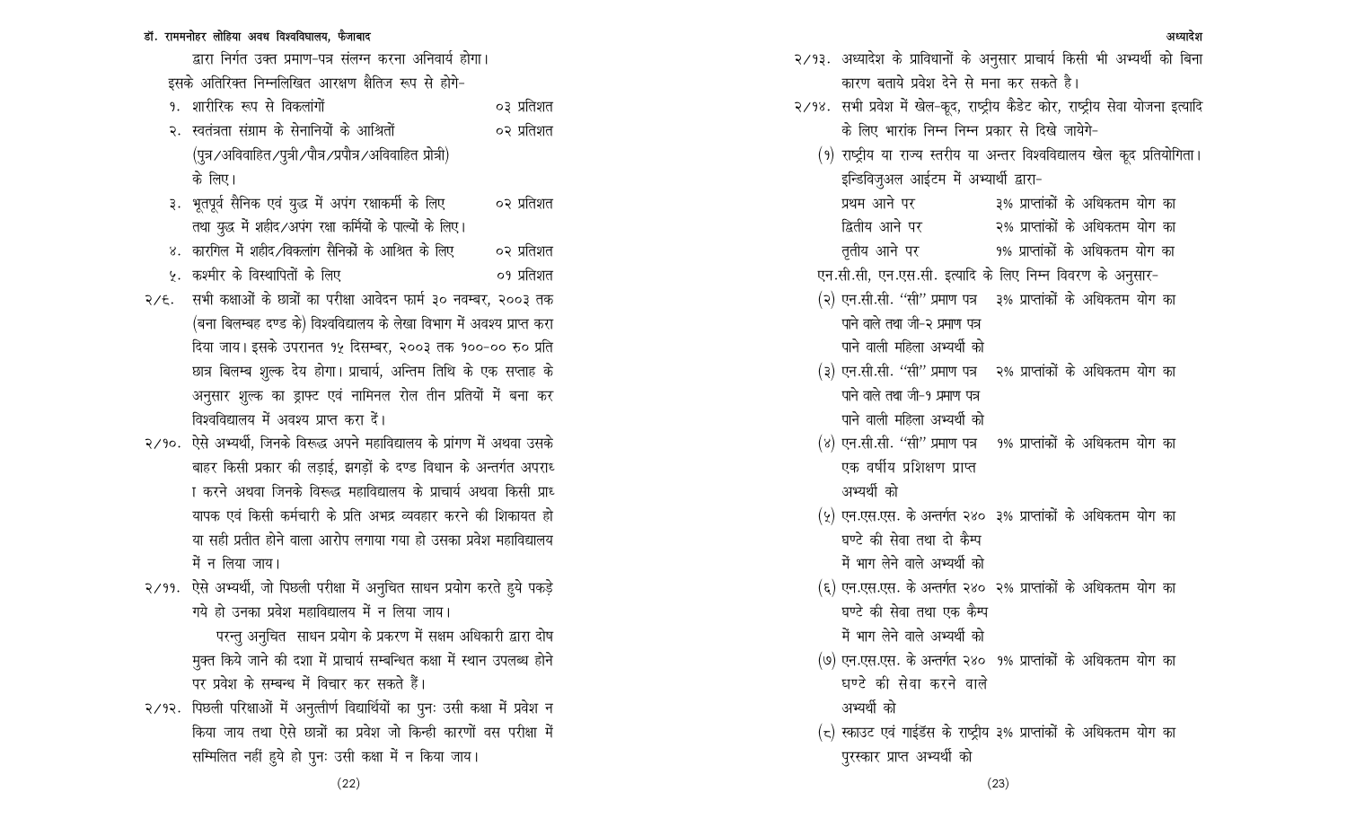द्वारा निर्गत उक्त प्रमाण-पत्र संलग्न करना अनिवार्य होगा।

इसके अतिरिक्त निम्नलिखित आरक्षण क्षैतिज रूप से होगे-

| | | |
|---|---|---|
| १. | शारीरिक रूप से विकलांगों | ०३ प्रतिशत |
| २. | स्वतंत्रता संग्राम के सेनानियों के आश्रितों (पुत्र/अविवाहित/पुत्री/पौत्र/प्रपौत्र/अविवाहित प्रोत्री) के लिए। | ०२ प्रतिशत |
| ३. | भूतपूर्व सैनिक एवं युद्ध में अपंग रक्षाकर्मी के लिए तथा युद्ध में शहीद/अपंग रक्षा कर्मियों के पाल्यों के लिए। | ०२ प्रतिशत |
| ४. | कारगिल में शहीद/विकलांग सैनिकों के आश्रित के लिए | ०२ प्रतिशत |
| ५. | कश्मीर के विस्थापितों के लिए | ०१ प्रतिशत |

२/९. सभी कक्षाओं के छात्रों का परीक्षा आवेदन फार्म ३० नम्बर, २००३ तक (बना बिलम्बह दण्ड के) विश्वविद्यालय के लेखा विभाग में अवश्य प्राप्त करा दिया जाय। इसके उपरानत १५ दिसम्बर, २००३ तक १००-०० रु० प्रति छात्र बिलम्ब शुल्क देय होगा। प्राचार्य, अन्तिम तिथि के एक सप्ताह के अनुसार शुल्क का ड्राफ्ट एवं नामिनल रोल तीन प्रतियों में बना कर विश्वविद्यालय में अवश्य प्राप्त करा दें।

२/१०. ऐसे अभ्यर्थी, जिनके विरूद्ध अपने महाविद्यालय के प्रांगण में अथवा उसके बाहर किसी प्रकार की लड़ाई, झगड़ों के दण्ड विधान के अन्तर्गत अपराध ा करने अथवा जिनके विरूद्ध महाविद्यालय के प्राचार्य अथवा किसी प्राध यापक एवं किसी कर्मचारी के प्रति अभद्र व्यवहार करने की शिकायत हो या सही प्रतीत होने वाला आरोप लगाया गया हो उसका प्रवेश महाविद्यालय में न लिया जाय।

२/११. ऐसे अभ्यर्थी, जो पिछली परीक्षा में अनुचित साधन प्रयोग करते हुये पकड़े गये हो उनका प्रवेश महाविद्यालय में न लिया जाय।

परन्तु अनुचित साधन प्रयोग के प्रकरण में सक्षम अधिकारी द्वारा दोष मुक्त किये जाने की दशा में प्राचार्य सम्बन्धित कक्षा में स्थान उपलब्ध होने पर प्रवेश के सम्बन्ध में विचार कर सकते हैं।

२/१२. पिछली परिक्षाओं में अनुत्तीर्ण विद्यार्थियों का पुनः उसी कक्षा में प्रवेश न किया जाय तथा ऐसे छात्रों का प्रवेश जो किन्ही कारणों वस परीक्षा में सम्मिलित नहीं हुये हो पुनः उसी कक्षा में न किया जाय।

२/१३. अध्यादेश के प्राविधानों के अनुसार प्राचार्य किसी भी अभ्यर्थी को बिना कारण बताये प्रवेश देने से मना कर सकते है।

२/१४. सभी प्रवेश में खेल-कूद, राष्ट्रीय कैडेट कोर, राष्ट्रीय सेवा योजना इत्यादि के लिए भारांक निम्न निम्न प्रकार से दिखे जायेगे-

(१) राष्ट्रीय या राज्य स्तरीय या अन्तर विश्वविद्यालय खेल कूद प्रतियोगिता। इन्डिविजुअल आईटम में अभ्यर्थी द्वारा-

| | |
|---|---|
| प्रथम आने पर | ३% प्राप्तांकों के अधिकतम योग का |
| द्वितीय आने पर | २% प्राप्तांकों के अधिकतम योग का |
| तृतीय आने पर | १% प्राप्तांकों के अधिकतम योग का |

एन.सी.सी, एन.एस.सी. इत्यादि के लिए निम्न विवरण के अनुसार-

| | |
|---|---|
| (२) एन.सी.सी. "सी" प्रमाण पत्र पाने वाले तथा जी-२ प्रमाण पत्र पाने वाली महिला अभ्यर्थी को | ३% प्राप्तांकों के अधिकतम योग का |
| (३) एन.सी.सी. "सी" प्रमाण पत्र पाने वाले तथा जी-१ प्रमाण पत्र पाने वाली महिला अभ्यर्थी को | २% प्राप्तांकों के अधिकतम योग का |
| (४) एन.सी.सी. "सी" प्रमाण पत्र एक वर्षीय प्रशिक्षण प्राप्त अभ्यर्थी को | १% प्राप्तांकों के अधिकतम योग का |
| (५) एन.एस.एस. के अन्तर्गत २४० घण्टे की सेवा तथा दो कैम्प में भाग लेने वाले अभ्यर्थी को | ३% प्राप्तांकों के अधिकतम योग का |
| (६) एन.एस.एस. के अन्तर्गत २४० घण्टे की सेवा तथा एक कैम्प में भाग लेने वाले अभ्यर्थी को | २% प्राप्तांकों के अधिकतम योग का |
| (७) एन.एस.एस. के अन्तर्गत २४० घण्टे की सेवा करने वाले अभ्यर्थी को | १% प्राप्तांकों के अधिकतम योग का |
| (८) स्काउट एवं गाईडॅस के राष्ट्रीय पुरस्कार प्राप्त अभ्यर्थी को | ३% प्राप्तांकों के अधिकतम योग का |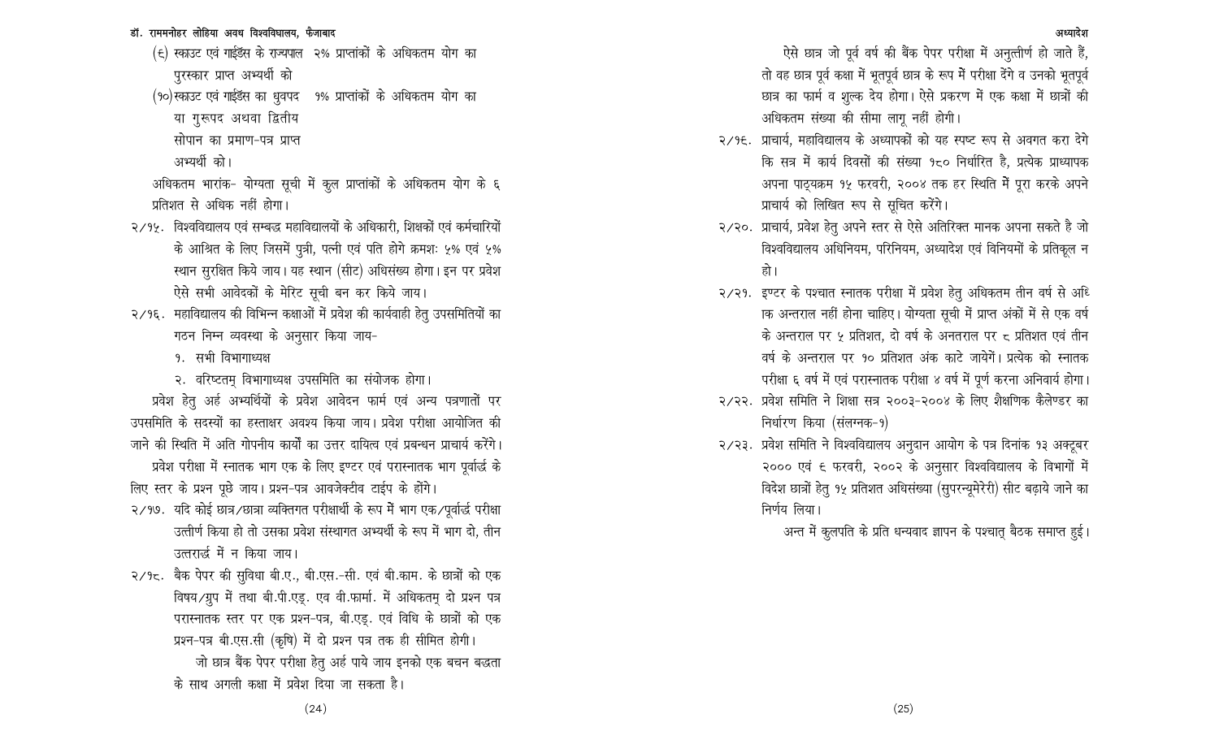(९) स्काउट एवं गाईडस के राज्यपाल २% प्राप्तांकों के अधिकतम योग का पुरस्कार प्राप्त अभ्यर्थी को

(१०) स्काउट एवं गाईडस का ध्रुवपद १% प्राप्तांकों के अधिकतम योग का या गुरूपद अथवा द्वितीय सोपान का प्रमाण-पत्र प्राप्त अभ्यर्थी को।

अधिकतम भारांक- योग्यता सूची में कुल प्राप्तांकों के अधिकतम योग के ६ प्रतिशत से अधिक नहीं होगा।

२/१५. विश्वविद्यालय एवं सम्बद्ध महाविद्यालयों के अधिकारी, शिक्षकों एवं कर्मचारियों के आश्रित के लिए जिसमें पुत्री, पत्नी एवं पति होगे क्रमशः ५% एवं ५% स्थान सुरक्षित किये जाय। यह स्थान (सीट) अधिसंख्य होगा। इन पर प्रवेश ऐसे सभी आवेदकों के मेरिट सूची बन कर किये जाय।

२/१६. महाविद्यालय की विभिन्न कक्षाओं में प्रवेश की कार्यवाही हेतु उपसमितियों का गठन निम्न व्यवस्था के अनुसार किया जाय-

१. सभी विभागाध्यक्ष
२. वरिष्टतम् विभागाध्यक्ष उपसमिति का संयोजक होगा।

प्रवेश हेतु अर्ह अभ्यर्थियों के प्रवेश आवेदन फार्म एवं अन्य पत्रणातों पर उपसमिति के सदस्यों का हस्ताक्षर अवश्य किया जाय। प्रवेश परीक्षा आयोजित की जाने की स्थिति में अति गोपनीय कार्यों का उत्तर दायित्व एवं प्रबन्धन प्राचार्य करेंगे।

प्रवेश परीक्षा में स्नातक भाग एक के लिए इण्टर एवं परास्नातक भाग पूर्वार्द्ध के लिए स्तर के प्रश्न पूछे जाय। प्रश्न-पत्र आवजेक्टीव टाईप के होंगे।

२/१७. यदि कोई छात्र/छात्रा व्यक्तिगत परीक्षार्थी के रूप में भाग एक/पूर्वार्द्ध परीक्षा उत्तीर्ण किया हो तो उसका प्रवेश संस्थागत अभ्यर्थी के रूप में भाग दो, तीन उत्तरार्द्ध में न किया जाय।

२/१८. बैक पेपर की सुविधा बी.ए., बी.एस.-सी. एवं बी.काम. के छात्रों को एक विषय/ग्रुप में तथा बी.पी.एड्. एव वी.फार्मा. में अधिकतम् दो प्रश्न पत्र परास्नातक स्तर पर एक प्रश्न-पत्र, बी.एड्. एवं विधि के छात्रों को एक प्रश्न-पत्र बी.एस.सी (कृषि) में दो प्रश्न पत्र तक ही सीमित होगी।

जो छात्र बैंक पेपर परीक्षा हेतु अर्ह पाये जाय इनको एक बचन बद्धता के साथ अगली कक्षा में प्रवेश दिया जा सकता है।

ऐसे छात्र जो पूर्व वर्ष की बैंक पेपर परीक्षा में अनुत्तीर्ण हो जाते हैं, तो वह छात्र पूर्व कक्षा में भूतपूर्व छात्र के रूप में परीक्षा देंगे व उनको भूतपूर्व छात्र का फार्म व शुल्क देय होगा। ऐसे प्रकरण में एक कक्षा में छात्रों की अधिकतम संख्या की सीमा लागू नहीं होगी।

२/१९. प्राचार्य, महाविद्यालय के अध्यापकों को यह स्पष्ट रूप से अवगत करा देगे कि सत्र में कार्य दिवसों की संख्या १८० निर्धारित है, प्रत्येक प्राध्यापक अपना पाठ्यक्रम १५ फरवरी, २००४ तक हर स्थिति में पूरा करके अपने प्राचार्य को लिखित रूप से सूचित करेंगे।

२/२०. प्राचार्य, प्रवेश हेतु अपने स्तर से ऐसे अतिरिक्त मानक अपना सकते है जो विश्वविद्यालय अधिनियम, परिनियम, अध्यादेश एवं विनियमों के प्रतिकूल न हो।

२/२१. इण्टर के पश्चात स्नातक परीक्षा में प्रवेश हेतु अधिकतम तीन वर्ष से अधिक अन्तराल नहीं होना चाहिए। योग्यता सूची में प्राप्त अंकों में से एक वर्ष के अन्तराल पर ५ प्रतिशत, दो वर्ष के अनतराल पर ८ प्रतिशत एवं तीन वर्ष के अन्तराल पर १० प्रतिशत अंक काटे जायेगें। प्रत्येक को स्नातक परीक्षा ६ वर्ष में एवं परास्नातक परीक्षा ४ वर्ष में पूर्ण करना अनिवार्य होगा।

२/२२. प्रवेश समिति ने शिक्षा सत्र २००३-२००४ के लिए शैक्षणिक कैलेण्डर का निर्धारण किया (संलग्नक-१)

२/२३. प्रवेश समिति ने विश्वविद्यालय अनुदान आयोग के पत्र दिनांक १३ अक्टूबर २००० एवं ६ फरवरी, २००२ के अनुसार विश्वविद्यालय के विभागों में विदेश छात्रों हेतु १५ प्रतिशत अधिसंख्या (सुपरन्यूमेरेरी) सीट बढ़ाये जाने का निर्णय लिया।

अन्त में कुलपति के प्रति धन्यवाद ज्ञापन के पश्चात् बैठक समाप्त हुई।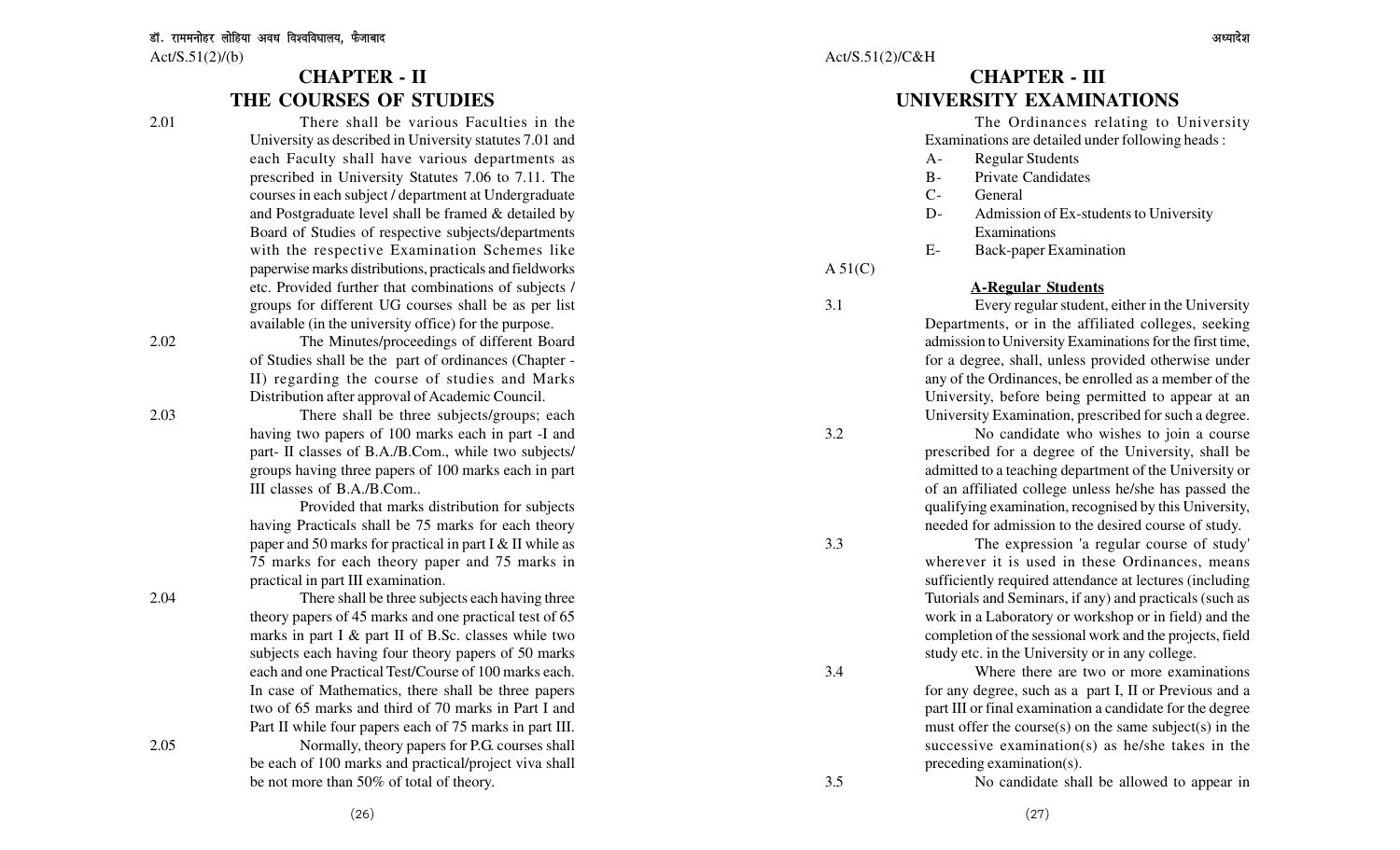Act/S.51(2)/(b)

# CHAPTER - II

## THE COURSES OF STUDIES

2.01 There shall be various Faculties in the University as described in University statutes 7.01 and each Faculty shall have various departments as prescribed in University Statutes 7.06 to 7.11. The courses in each subject / department at Undergraduate and Postgraduate level shall be framed & detailed by Board of Studies of respective subjects/departments with the respective Examination Schemes like paperwise marks distributions, practicals and fieldworks etc. Provided further that combinations of subjects / groups for different UG courses shall be as per list available (in the university office) for the purpose.

2.02 The Minutes/proceedings of different Board of Studies shall be the part of ordinances (Chapter - II) regarding the course of studies and Marks Distribution after approval of Academic Council.

2.03 There shall be three subjects/groups; each having two papers of 100 marks each in part -I and part- II classes of B.A./B.Com., while two subjects/ groups having three papers of 100 marks each in part III classes of B.A./B.Com..

Provided that marks distribution for subjects having Practicals shall be 75 marks for each theory paper and 50 marks for practical in part I & II while as 75 marks for each theory paper and 75 marks in practical in part III examination.

2.04 There shall be three subjects each having three theory papers of 45 marks and one practical test of 65 marks in part I & part II of B.Sc. classes while two subjects each having four theory papers of 50 marks each and one Practical Test/Course of 100 marks each. In case of Mathematics, there shall be three papers two of 65 marks and third of 70 marks in Part I and Part II while four papers each of 75 marks in part III.

2.05 Normally, theory papers for P.G. courses shall be each of 100 marks and practical/project viva shall be not more than 50% of total of theory.

Act/S.51(2)/C&H

# CHAPTER - III

## UNIVERSITY EXAMINATIONS

The Ordinances relating to University Examinations are detailed under following heads :

- A- Regular Students
- B- Private Candidates
- C- General
- D- Admission of Ex-students to University Examinations
- E- Back-paper Examination

A 51(C)

### A-Regular Students

3.1 Every regular student, either in the University Departments, or in the affiliated colleges, seeking admission to University Examinations for the first time, for a degree, shall, unless provided otherwise under any of the Ordinances, be enrolled as a member of the University, before being permitted to appear at an University Examination, prescribed for such a degree.

3.2 No candidate who wishes to join a course prescribed for a degree of the University, shall be admitted to a teaching department of the University or of an affiliated college unless he/she has passed the qualifying examination, recognised by this University, needed for admission to the desired course of study.

3.3 The expression 'a regular course of study' wherever it is used in these Ordinances, means sufficiently required attendance at lectures (including Tutorials and Seminars, if any) and practicals (such as work in a Laboratory or workshop or in field) and the completion of the sessional work and the projects, field study etc. in the University or in any college.

3.4 Where there are two or more examinations for any degree, such as a part I, II or Previous and a part III or final examination a candidate for the degree must offer the course(s) on the same subject(s) in the successive examination(s) as he/she takes in the preceding examination(s).

3.5 No candidate shall be allowed to appear in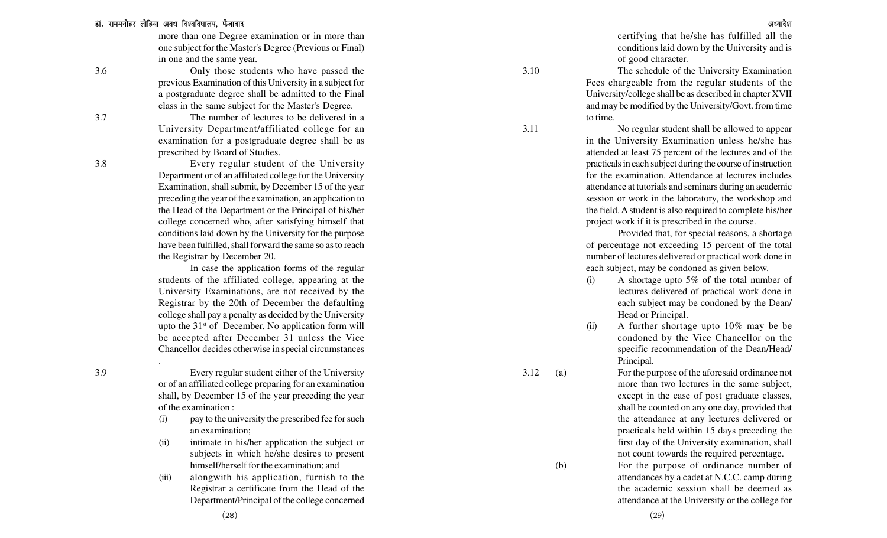more than one Degree examination or in more than one subject for the Master's Degree (Previous or Final) in one and the same year.

3.6 Only those students who have passed the previous Examination of this University in a subject for a postgraduate degree shall be admitted to the Final class in the same subject for the Master's Degree.

3.7 The number of lectures to be delivered in a University Department/affiliated college for an examination for a postgraduate degree shall be as prescribed by Board of Studies.

3.8 Every regular student of the University Department or of an affiliated college for the University Examination, shall submit, by December 15 of the year preceding the year of the examination, an application to the Head of the Department or the Principal of his/her college concerned who, after satisfying himself that conditions laid down by the University for the purpose have been fulfilled, shall forward the same so as to reach the Registrar by December 20.

In case the application forms of the regular students of the affiliated college, appearing at the University Examinations, are not received by the Registrar by the 20th of December the defaulting college shall pay a penalty as decided by the University upto the 31st of December. No application form will be accepted after December 31 unless the Vice Chancellor decides otherwise in special circumstances.

3.9 Every regular student either of the University or of an affiliated college preparing for an examination shall, by December 15 of the year preceding the year of the examination :

(i) pay to the university the prescribed fee for such an examination;

(ii) intimate in his/her application the subject or subjects in which he/she desires to present himself/herself for the examination; and

(iii) alongwith his application, furnish to the Registrar a certificate from the Head of the Department/Principal of the college concerned certifying that he/she has fulfilled all the conditions laid down by the University and is of good character.

3.10 The schedule of the University Examination Fees chargeable from the regular students of the University/college shall be as described in chapter XVII and may be modified by the University/Govt. from time to time.

3.11 No regular student shall be allowed to appear in the University Examination unless he/she has attended at least 75 percent of the lectures and of the practicals in each subject during the course of instruction for the examination. Attendance at lectures includes attendance at tutorials and seminars during an academic session or work in the laboratory, the workshop and the field. A student is also required to complete his/her project work if it is prescribed in the course.

Provided that, for special reasons, a shortage of percentage not exceeding 15 percent of the total number of lectures delivered or practical work done in each subject, may be condoned as given below.

(i) A shortage upto 5% of the total number of lectures delivered of practical work done in each subject may be condoned by the Dean/ Head or Principal.

(ii) A further shortage upto 10% may be be condoned by the Vice Chancellor on the specific recommendation of the Dean/Head/ Principal.

3.12 (a) For the purpose of the aforesaid ordinance not more than two lectures in the same subject, except in the case of post graduate classes, shall be counted on any one day, provided that the attendance at any lectures delivered or practicals held within 15 days preceding the first day of the University examination, shall not count towards the required percentage.

(b) For the purpose of ordinance number of attendances by a cadet at N.C.C. camp during the academic session shall be deemed as attendance at the University or the college for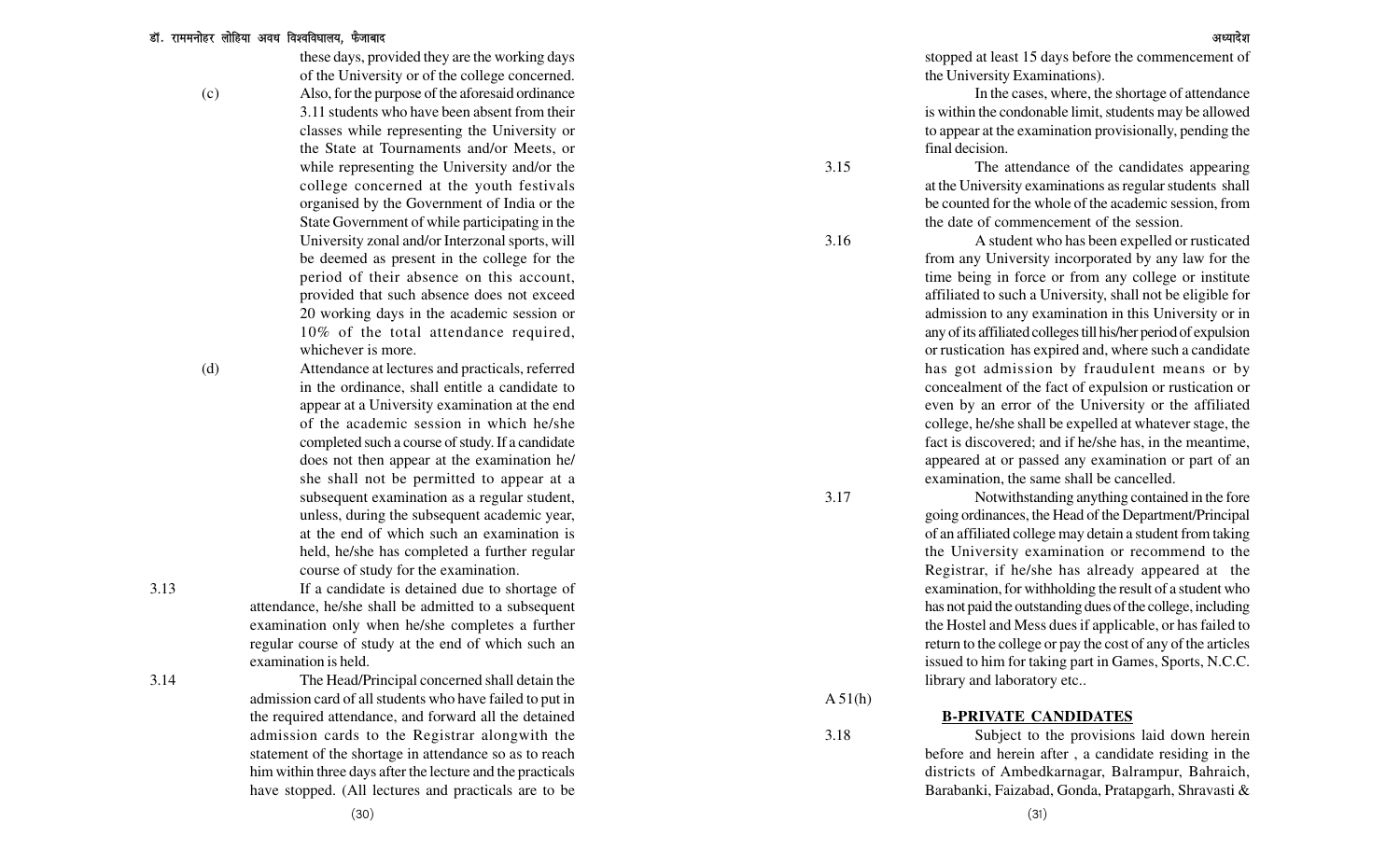these days, provided they are the working days of the University or of the college concerned.

(c) Also, for the purpose of the aforesaid ordinance 3.11 students who have been absent from their classes while representing the University or the State at Tournaments and/or Meets, or while representing the University and/or the college concerned at the youth festivals organised by the Government of India or the State Government of while participating in the University zonal and/or Interzonal sports, will be deemed as present in the college for the period of their absence on this account, provided that such absence does not exceed 20 working days in the academic session or 10% of the total attendance required, whichever is more.

(d) Attendance at lectures and practicals, referred in the ordinance, shall entitle a candidate to appear at a University examination at the end of the academic session in which he/she completed such a course of study. If a candidate does not then appear at the examination he/she shall not be permitted to appear at a subsequent examination as a regular student, unless, during the subsequent academic year, at the end of which such an examination is held, he/she has completed a further regular course of study for the examination.

3.13 If a candidate is detained due to shortage of attendance, he/she shall be admitted to a subsequent examination only when he/she completes a further regular course of study at the end of which such an examination is held.

3.14 The Head/Principal concerned shall detain the admission card of all students who have failed to put in the required attendance, and forward all the detained admission cards to the Registrar alongwith the statement of the shortage in attendance so as to reach him within three days after the lecture and the practicals have stopped. (All lectures and practicals are to be stopped at least 15 days before the commencement of the University Examinations).

In the cases, where, the shortage of attendance is within the condonable limit, students may be allowed to appear at the examination provisionally, pending the final decision.

3.15 The attendance of the candidates appearing at the University examinations as regular students shall be counted for the whole of the academic session, from the date of commencement of the session.

3.16 A student who has been expelled or rusticated from any University incorporated by any law for the time being in force or from any college or institute affiliated to such a University, shall not be eligible for admission to any examination in this University or in any of its affiliated colleges till his/her period of expulsion or rustication has expired and, where such a candidate has got admission by fraudulent means or by concealment of the fact of expulsion or rustication or even by an error of the University or the affiliated college, he/she shall be expelled at whatever stage, the fact is discovered; and if he/she has, in the meantime, appeared at or passed any examination or part of an examination, the same shall be cancelled.

3.17 Notwithstanding anything contained in the fore going ordinances, the Head of the Department/Principal of an affiliated college may detain a student from taking the University examination or recommend to the Registrar, if he/she has already appeared at the examination, for withholding the result of a student who has not paid the outstanding dues of the college, including the Hostel and Mess dues if applicable, or has failed to return to the college or pay the cost of any of the articles issued to him for taking part in Games, Sports, N.C.C. library and laboratory etc..

A 51(h)

## B-PRIVATE CANDIDATES

3.18 Subject to the provisions laid down herein before and herein after , a candidate residing in the districts of Ambedkarnagar, Balrampur, Bahraich, Barabanki, Faizabad, Gonda, Pratapgarh, Shravasti &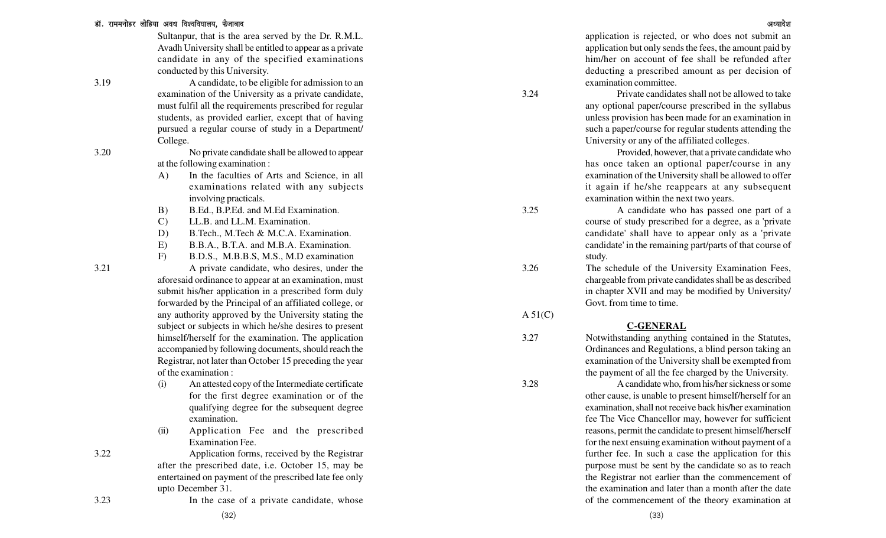Sultanpur, that is the area served by the Dr. R.M.L. Avadh University shall be entitled to appear as a private candidate in any of the specified examinations conducted by this University.

3.19 A candidate, to be eligible for admission to an examination of the University as a private candidate, must fulfil all the requirements prescribed for regular students, as provided earlier, except that of having pursued a regular course of study in a Department/ College.

3.20 No private candidate shall be allowed to appear at the following examination :

A) In the faculties of Arts and Science, in all examinations related with any subjects involving practicals.

B) B.Ed., B.P.Ed. and M.Ed Examination.

C) LL.B. and LL.M. Examination.

D) B.Tech., M.Tech & M.C.A. Examination.

E) B.B.A., B.T.A. and M.B.A. Examination.

F) B.D.S., M.B.B.S, M.S., M.D examination

3.21 A private candidate, who desires, under the aforesaid ordinance to appear at an examination, must submit his/her application in a prescribed form duly forwarded by the Principal of an affiliated college, or any authority approved by the University stating the subject or subjects in which he/she desires to present himself/herself for the examination. The application accompanied by following documents, should reach the Registrar, not later than October 15 preceding the year of the examination :

(i) An attested copy of the Intermediate certificate for the first degree examination or of the qualifying degree for the subsequent degree examination.

(ii) Application Fee and the prescribed Examination Fee.

3.22 Application forms, received by the Registrar after the prescribed date, i.e. October 15, may be entertained on payment of the prescribed late fee only upto December 31.

3.23 In the case of a private candidate, whose application is rejected, or who does not submit an application but only sends the fees, the amount paid by him/her on account of fee shall be refunded after deducting a prescribed amount as per decision of examination committee.

3.24 Private candidates shall not be allowed to take any optional paper/course prescribed in the syllabus unless provision has been made for an examination in such a paper/course for regular students attending the University or any of the affiliated colleges.

Provided, however, that a private candidate who has once taken an optional paper/course in any examination of the University shall be allowed to offer it again if he/she reappears at any subsequent examination within the next two years.

3.25 A candidate who has passed one part of a course of study prescribed for a degree, as a 'private candidate' shall have to appear only as a 'private candidate' in the remaining part/parts of that course of study.

3.26 The schedule of the University Examination Fees, chargeable from private candidates shall be as described in chapter XVII and may be modified by University/ Govt. from time to time.

A 51(C)

## C-GENERAL

3.27 Notwithstanding anything contained in the Statutes, Ordinances and Regulations, a blind person taking an examination of the University shall be exempted from the payment of all the fee charged by the University.

3.28 A candidate who, from his/her sickness or some other cause, is unable to present himself/herself for an examination, shall not receive back his/her examination fee The Vice Chancellor may, however for sufficient reasons, permit the candidate to present himself/herself for the next ensuing examination without payment of a further fee. In such a case the application for this purpose must be sent by the candidate so as to reach the Registrar not earlier than the commencement of the examination and later than a month after the date of the commencement of the theory examination at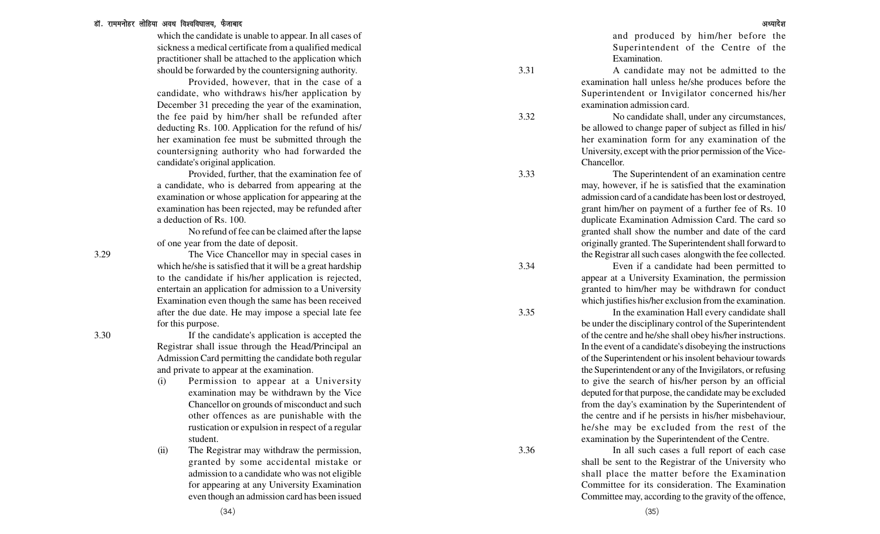which the candidate is unable to appear. In all cases of sickness a medical certificate from a qualified medical practitioner shall be attached to the application which should be forwarded by the countersigning authority.

Provided, however, that in the case of a candidate, who withdraws his/her application by December 31 preceding the year of the examination, the fee paid by him/her shall be refunded after deducting Rs. 100. Application for the refund of his/her examination fee must be submitted through the countersigning authority who had forwarded the candidate's original application.

Provided, further, that the examination fee of a candidate, who is debarred from appearing at the examination or whose application for appearing at the examination has been rejected, may be refunded after a deduction of Rs. 100.

No refund of fee can be claimed after the lapse of one year from the date of deposit.

3.29 The Vice Chancellor may in special cases in which he/she is satisfied that it will be a great hardship to the candidate if his/her application is rejected, entertain an application for admission to a University Examination even though the same has been received after the due date. He may impose a special late fee for this purpose.

3.30 If the candidate's application is accepted the Registrar shall issue through the Head/Principal an Admission Card permitting the candidate both regular and private to appear at the examination.

(i) Permission to appear at a University examination may be withdrawn by the Vice Chancellor on grounds of misconduct and such other offences as are punishable with the rustication or expulsion in respect of a regular student.

(ii) The Registrar may withdraw the permission, granted by some accidental mistake or admission to a candidate who was not eligible for appearing at any University Examination even though an admission card has been issued and produced by him/her before the Superintendent of the Centre of the Examination.

3.31 A candidate may not be admitted to the examination hall unless he/she produces before the Superintendent or Invigilator concerned his/her examination admission card.

3.32 No candidate shall, under any circumstances, be allowed to change paper of subject as filled in his/her examination form for any examination of the University, except with the prior permission of the Vice-Chancellor.

3.33 The Superintendent of an examination centre may, however, if he is satisfied that the examination admission card of a candidate has been lost or destroyed, grant him/her on payment of a further fee of Rs. 10 duplicate Examination Admission Card. The card so granted shall show the number and date of the card originally granted. The Superintendent shall forward to the Registrar all such cases alongwith the fee collected.

3.34 Even if a candidate had been permitted to appear at a University Examination, the permission granted to him/her may be withdrawn for conduct which justifies his/her exclusion from the examination.

3.35 In the examination Hall every candidate shall be under the disciplinary control of the Superintendent of the centre and he/she shall obey his/her instructions. In the event of a candidate's disobeying the instructions of the Superintendent or his insolent behaviour towards the Superintendent or any of the Invigilators, or refusing to give the search of his/her person by an official deputed for that purpose, the candidate may be excluded from the day's examination by the Superintendent of the centre and if he persists in his/her misbehaviour, he/she may be excluded from the rest of the examination by the Superintendent of the Centre.

3.36 In all such cases a full report of each case shall be sent to the Registrar of the University who shall place the matter before the Examination Committee for its consideration. The Examination Committee may, according to the gravity of the offence,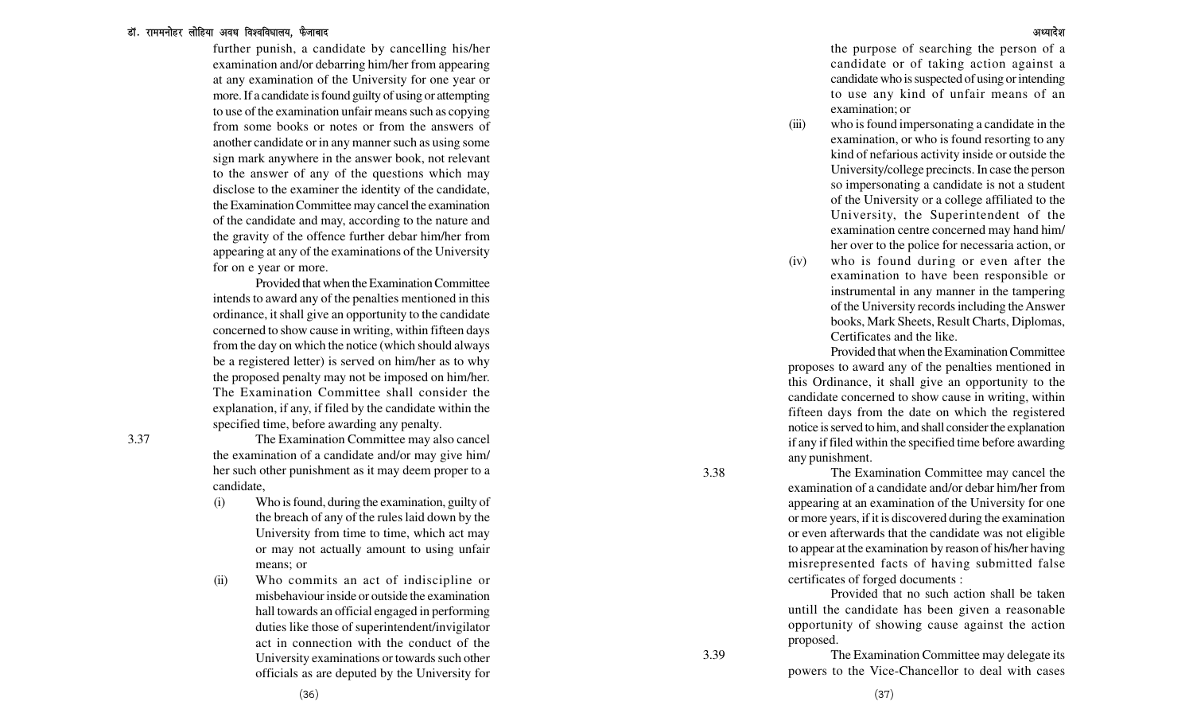further punish, a candidate by cancelling his/her examination and/or debarring him/her from appearing at any examination of the University for one year or more. If a candidate is found guilty of using or attempting to use of the examination unfair means such as copying from some books or notes or from the answers of another candidate or in any manner such as using some sign mark anywhere in the answer book, not relevant to the answer of any of the questions which may disclose to the examiner the identity of the candidate, the Examination Committee may cancel the examination of the candidate and may, according to the nature and the gravity of the offence further debar him/her from appearing at any of the examinations of the University for on e year or more.

Provided that when the Examination Committee intends to award any of the penalties mentioned in this ordinance, it shall give an opportunity to the candidate concerned to show cause in writing, within fifteen days from the day on which the notice (which should always be a registered letter) is served on him/her as to why the proposed penalty may not be imposed on him/her. The Examination Committee shall consider the explanation, if any, if filed by the candidate within the specified time, before awarding any penalty.

3.37 The Examination Committee may also cancel the examination of a candidate and/or may give him/her such other punishment as it may deem proper to a candidate,

(i) Who is found, during the examination, guilty of the breach of any of the rules laid down by the University from time to time, which act may or may not actually amount to using unfair means; or

(ii) Who commits an act of indiscipline or misbehaviour inside or outside the examination hall towards an official engaged in performing duties like those of superintendent/invigilator act in connection with the conduct of the University examinations or towards such other officials as are deputed by the University for the purpose of searching the person of a candidate or of taking action against a candidate who is suspected of using or intending to use any kind of unfair means of an examination; or

(iii) who is found impersonating a candidate in the examination, or who is found resorting to any kind of nefarious activity inside or outside the University/college precincts. In case the person so impersonating a candidate is not a student of the University or a college affiliated to the University, the Superintendent of the examination centre concerned may hand him/her over to the police for necessaria action, or

(iv) who is found during or even after the examination to have been responsible or instrumental in any manner in the tampering of the University records including the Answer books, Mark Sheets, Result Charts, Diplomas, Certificates and the like.

Provided that when the Examination Committee proposes to award any of the penalties mentioned in this Ordinance, it shall give an opportunity to the candidate concerned to show cause in writing, within fifteen days from the date on which the registered notice is served to him, and shall consider the explanation if any if filed within the specified time before awarding any punishment.

3.38 The Examination Committee may cancel the examination of a candidate and/or debar him/her from appearing at an examination of the University for one or more years, if it is discovered during the examination or even afterwards that the candidate was not eligible to appear at the examination by reason of his/her having misrepresented facts of having submitted false certificates of forged documents :

Provided that no such action shall be taken untill the candidate has been given a reasonable opportunity of showing cause against the action proposed.

3.39 The Examination Committee may delegate its powers to the Vice-Chancellor to deal with cases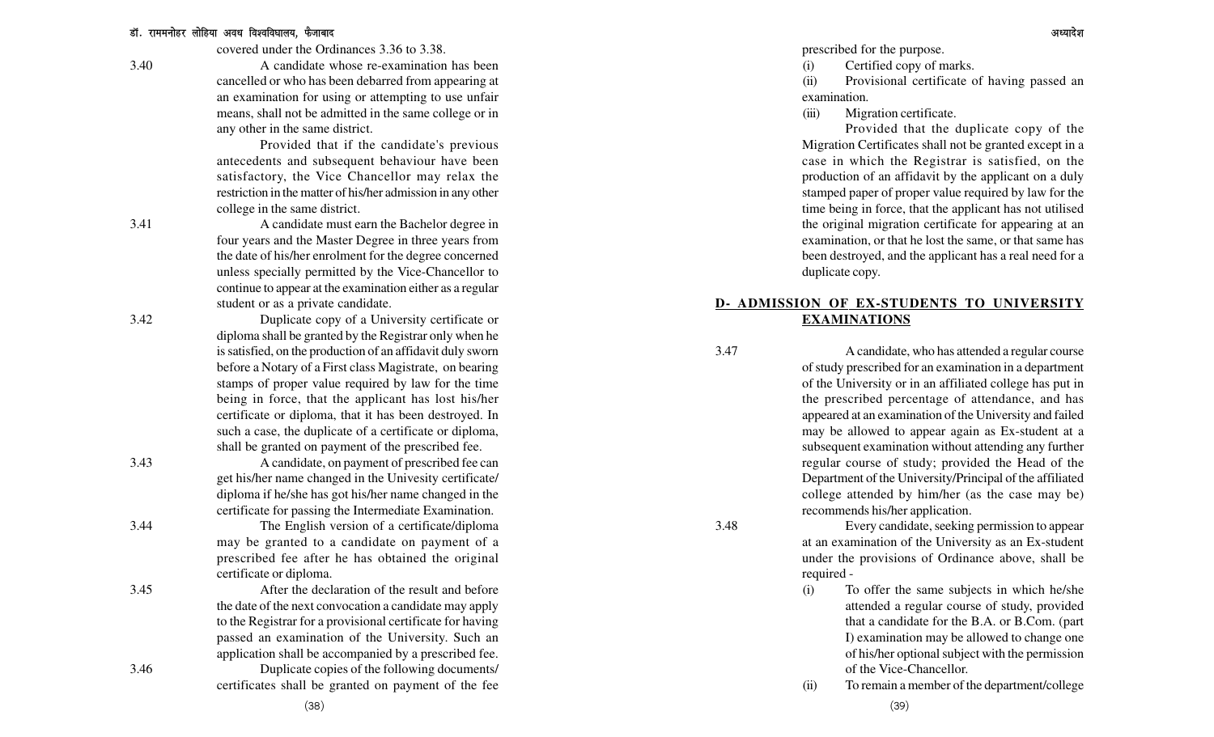covered under the Ordinances 3.36 to 3.38.

3.40 A candidate whose re-examination has been cancelled or who has been debarred from appearing at an examination for using or attempting to use unfair means, shall not be admitted in the same college or in any other in the same district.

Provided that if the candidate's previous antecedents and subsequent behaviour have been satisfactory, the Vice Chancellor may relax the restriction in the matter of his/her admission in any other college in the same district.

3.41 A candidate must earn the Bachelor degree in four years and the Master Degree in three years from the date of his/her enrolment for the degree concerned unless specially permitted by the Vice-Chancellor to continue to appear at the examination either as a regular student or as a private candidate.

3.42 Duplicate copy of a University certificate or diploma shall be granted by the Registrar only when he is satisfied, on the production of an affidavit duly sworn before a Notary of a First class Magistrate, on bearing stamps of proper value required by law for the time being in force, that the applicant has lost his/her certificate or diploma, that it has been destroyed. In such a case, the duplicate of a certificate or diploma, shall be granted on payment of the prescribed fee.

3.43 A candidate, on payment of prescribed fee can get his/her name changed in the Univesity certificate/diploma if he/she has got his/her name changed in the certificate for passing the Intermediate Examination.

3.44 The English version of a certificate/diploma may be granted to a candidate on payment of a prescribed fee after he has obtained the original certificate or diploma.

3.45 After the declaration of the result and before the date of the next convocation a candidate may apply to the Registrar for a provisional certificate for having passed an examination of the University. Such an application shall be accompanied by a prescribed fee.

3.46 Duplicate copies of the following documents/certificates shall be granted on payment of the fee prescribed for the purpose.

(i) Certified copy of marks.

(ii) Provisional certificate of having passed an examination.

(iii) Migration certificate.

Provided that the duplicate copy of the Migration Certificates shall not be granted except in a case in which the Registrar is satisfied, on the production of an affidavit by the applicant on a duly stamped paper of proper value required by law for the time being in force, that the applicant has not utilised the original migration certificate for appearing at an examination, or that he lost the same, or that same has been destroyed, and the applicant has a real need for a duplicate copy.

## D- ADMISSION OF EX-STUDENTS TO UNIVERSITY EXAMINATIONS

3.47 A candidate, who has attended a regular course of study prescribed for an examination in a department of the University or in an affiliated college has put in the prescribed percentage of attendance, and has appeared at an examination of the University and failed may be allowed to appear again as Ex-student at a subsequent examination without attending any further regular course of study; provided the Head of the Department of the University/Principal of the affiliated college attended by him/her (as the case may be) recommends his/her application.

3.48 Every candidate, seeking permission to appear at an examination of the University as an Ex-student under the provisions of Ordinance above, shall be required -

(i) To offer the same subjects in which he/she attended a regular course of study, provided that a candidate for the B.A. or B.Com. (part I) examination may be allowed to change one of his/her optional subject with the permission of the Vice-Chancellor.

(ii) To remain a member of the department/college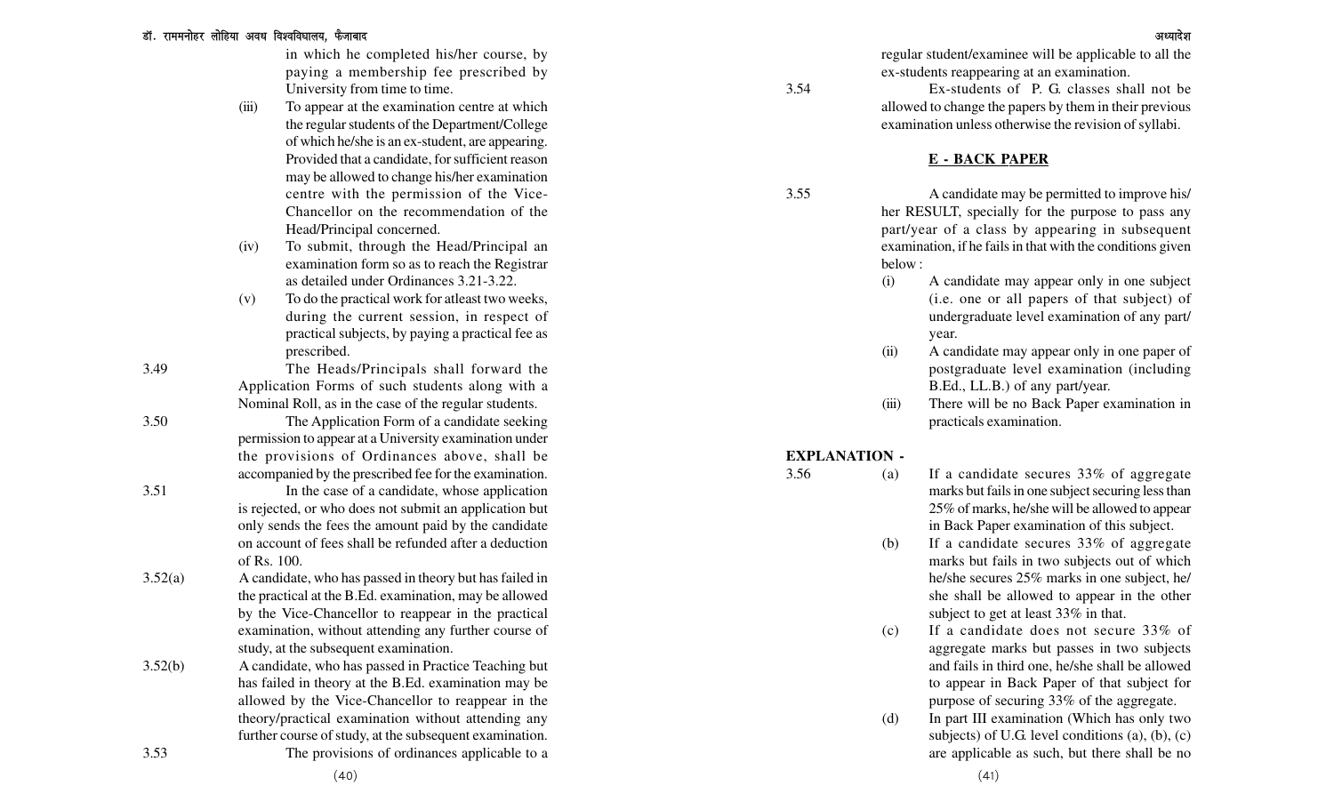in which he completed his/her course, by paying a membership fee prescribed by University from time to time.

(iii) To appear at the examination centre at which the regular students of the Department/College of which he/she is an ex-student, are appearing. Provided that a candidate, for sufficient reason may be allowed to change his/her examination centre with the permission of the Vice-Chancellor on the recommendation of the Head/Principal concerned.

(iv) To submit, through the Head/Principal an examination form so as to reach the Registrar as detailed under Ordinances 3.21-3.22.

(v) To do the practical work for atleast two weeks, during the current session, in respect of practical subjects, by paying a practical fee as prescribed.

3.49 The Heads/Principals shall forward the Application Forms of such students along with a Nominal Roll, as in the case of the regular students.

3.50 The Application Form of a candidate seeking permission to appear at a University examination under the provisions of Ordinances above, shall be accompanied by the prescribed fee for the examination.

3.51 In the case of a candidate, whose application is rejected, or who does not submit an application but only sends the fees the amount paid by the candidate on account of fees shall be refunded after a deduction of Rs. 100.

3.52(a) A candidate, who has passed in theory but has failed in the practical at the B.Ed. examination, may be allowed by the Vice-Chancellor to reappear in the practical examination, without attending any further course of study, at the subsequent examination.

3.52(b) A candidate, who has passed in Practice Teaching but has failed in theory at the B.Ed. examination may be allowed by the Vice-Chancellor to reappear in the theory/practical examination without attending any further course of study, at the subsequent examination.

3.53 The provisions of ordinances applicable to a regular student/examinee will be applicable to all the ex-students reappearing at an examination.

3.54 Ex-students of P. G. classes shall not be allowed to change the papers by them in their previous examination unless otherwise the revision of syllabi.

## E - BACK PAPER

3.55 A candidate may be permitted to improve his/her RESULT, specially for the purpose to pass any part/year of a class by appearing in subsequent examination, if he fails in that with the conditions given below :

(i) A candidate may appear only in one subject (i.e. one or all papers of that subject) of undergraduate level examination of any part/year.

(ii) A candidate may appear only in one paper of postgraduate level examination (including B.Ed., LL.B.) of any part/year.

(iii) There will be no Back Paper examination in practicals examination.

**EXPLANATION -**

3.56 (a) If a candidate secures 33% of aggregate marks but fails in one subject securing less than 25% of marks, he/she will be allowed to appear in Back Paper examination of this subject.

(b) If a candidate secures 33% of aggregate marks but fails in two subjects out of which he/she secures 25% marks in one subject, he/she shall be allowed to appear in the other subject to get at least 33% in that.

(c) If a candidate does not secure 33% of aggregate marks but passes in two subjects and fails in third one, he/she shall be allowed to appear in Back Paper of that subject for purpose of securing 33% of the aggregate.

(d) In part III examination (Which has only two subjects) of U.G. level conditions (a), (b), (c) are applicable as such, but there shall be no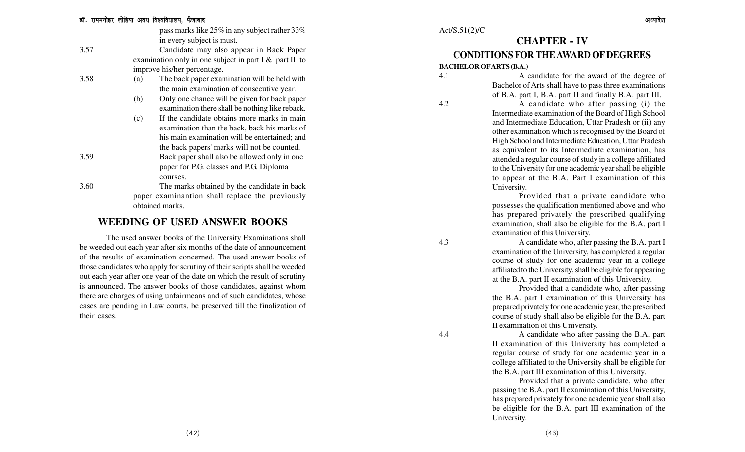pass marks like 25% in any subject rather 33% in every subject is must.

3.57 Candidate may also appear in Back Paper examination only in one subject in part I & part II to improve his/her percentage.

3.58 (a) The back paper examination will be held with the main examination of consecutive year.

(b) Only one chance will be given for back paper examination there shall be nothing like reback.

(c) If the candidate obtains more marks in main examination than the back, back his marks of his main examination will be entertained; and the back papers' marks will not be counted.

3.59 Back paper shall also be allowed only in one paper for P.G. classes and P.G. Diploma courses.

3.60 The marks obtained by the candidate in back paper examinantion shall replace the previously obtained marks.

## WEEDING OF USED ANSWER BOOKS

The used answer books of the University Examinations shall be weeded out each year after six months of the date of announcement of the results of examination concerned. The used answer books of those candidates who apply for scrutiny of their scripts shall be weeded out each year after one year of the date on which the result of scrutiny is announced. The answer books of those candidates, against whom there are charges of using unfairmeans and of such candidates, whose cases are pending in Law courts, be preserved till the finalization of their cases.

Act/S.51(2)/C

# CHAPTER - IV

# CONDITIONS FOR THE AWARD OF DEGREES

**BACHELOR OF ARTS (B.A.)**

4.1 A candidate for the award of the degree of Bachelor of Arts shall have to pass three examinations of B.A. part I, B.A. part II and finally B.A. part III.

4.2 A candidate who after passing (i) the Intermediate examination of the Board of High School and Intermediate Education, Uttar Pradesh or (ii) any other examination which is recognised by the Board of High School and Intermediate Education, Uttar Pradesh as equivalent to its Intermediate examination, has attended a regular course of study in a college affiliated to the University for one academic year shall be eligible to appear at the B.A. Part I examination of this University.

Provided that a private candidate who possesses the qualification mentioned above and who has prepared privately the prescribed qualifying examination, shall also be eligible for the B.A. part I examination of this University.

4.3 A candidate who, after passing the B.A. part I examination of the University, has completed a regular course of study for one academic year in a college affiliated to the University, shall be eligible for appearing at the B.A. part II examination of this University.

Provided that a candidate who, after passing the B.A. part I examination of this University has prepared privately for one academic year, the prescribed course of study shall also be eligible for the B.A. part II examination of this University.

4.4 A candidate who after passing the B.A. part II examination of this University has completed a regular course of study for one academic year in a college affiliated to the University shall be eligible for the B.A. part III examination of this University.

Provided that a private candidate, who after passing the B.A. part II examination of this University, has prepared privately for one academic year shall also be eligible for the B.A. part III examination of the University.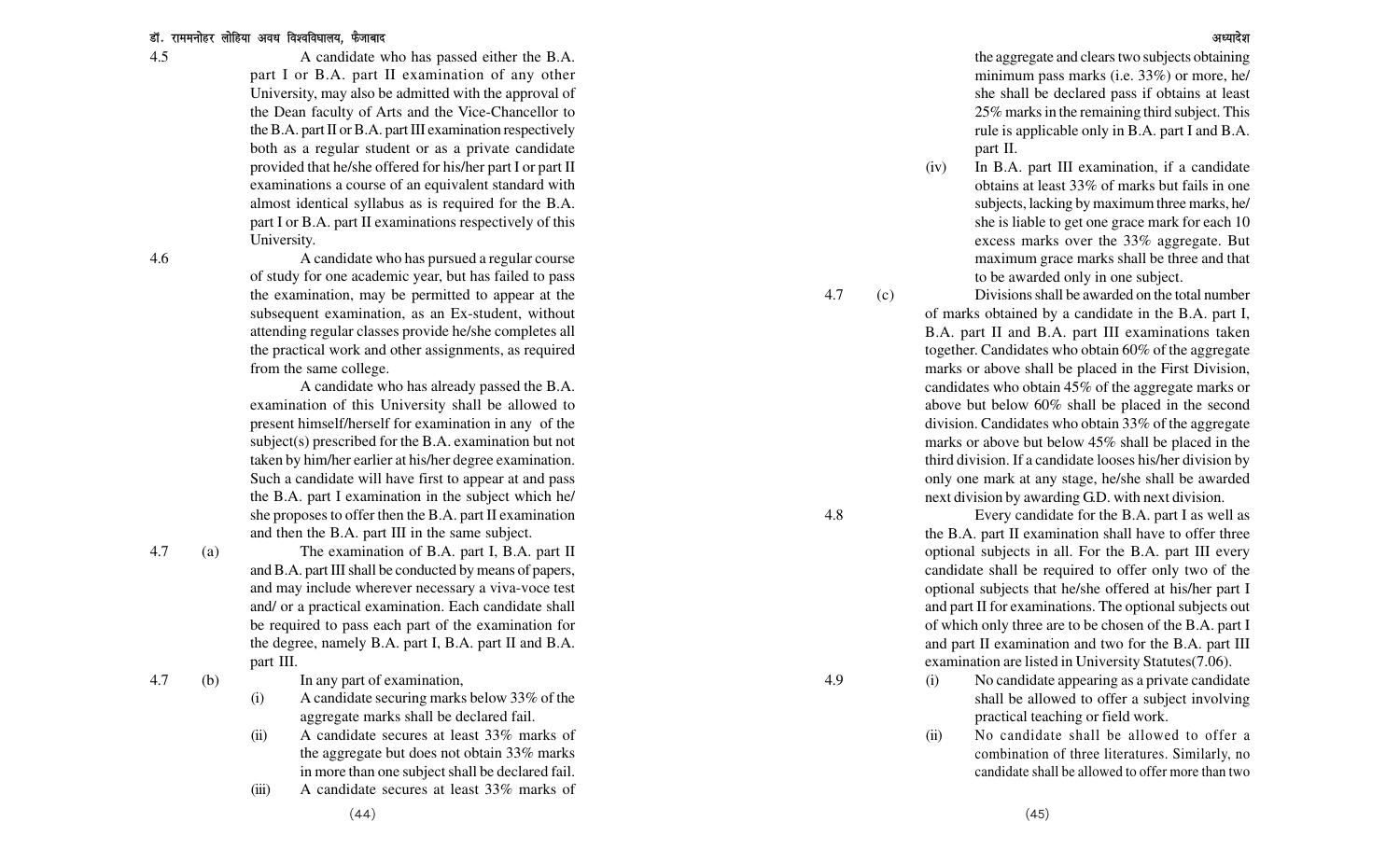4.5 A candidate who has passed either the B.A. part I or B.A. part II examination of any other University, may also be admitted with the approval of the Dean faculty of Arts and the Vice-Chancellor to the B.A. part II or B.A. part III examination respectively both as a regular student or as a private candidate provided that he/she offered for his/her part I or part II examinations a course of an equivalent standard with almost identical syllabus as is required for the B.A. part I or B.A. part II examinations respectively of this University.

4.6 A candidate who has pursued a regular course of study for one academic year, but has failed to pass the examination, may be permitted to appear at the subsequent examination, as an Ex-student, without attending regular classes provide he/she completes all the practical work and other assignments, as required from the same college.

A candidate who has already passed the B.A. examination of this University shall be allowed to present himself/herself for examination in any of the subject(s) prescribed for the B.A. examination but not taken by him/her earlier at his/her degree examination. Such a candidate will have first to appear at and pass the B.A. part I examination in the subject which he/she proposes to offer then the B.A. part II examination and then the B.A. part III in the same subject.

4.7 (a) The examination of B.A. part I, B.A. part II and B.A. part III shall be conducted by means of papers, and may include wherever necessary a viva-voce test and/ or a practical examination. Each candidate shall be required to pass each part of the examination for the degree, namely B.A. part I, B.A. part II and B.A. part III.

4.7 (b) In any part of examination,

(i) A candidate securing marks below 33% of the aggregate marks shall be declared fail.

(ii) A candidate secures at least 33% marks of the aggregate but does not obtain 33% marks in more than one subject shall be declared fail.

(iii) A candidate secures at least 33% marks of the aggregate and clears two subjects obtaining minimum pass marks (i.e. 33%) or more, he/she shall be declared pass if obtains at least 25% marks in the remaining third subject. This rule is applicable only in B.A. part I and B.A. part II.

(iv) In B.A. part III examination, if a candidate obtains at least 33% of marks but fails in one subjects, lacking by maximum three marks, he/she is liable to get one grace mark for each 10 excess marks over the 33% aggregate. But maximum grace marks shall be three and that to be awarded only in one subject.

4.7 (c) Divisions shall be awarded on the total number of marks obtained by a candidate in the B.A. part I, B.A. part II and B.A. part III examinations taken together. Candidates who obtain 60% of the aggregate marks or above shall be placed in the First Division, candidates who obtain 45% of the aggregate marks or above but below 60% shall be placed in the second division. Candidates who obtain 33% of the aggregate marks or above but below 45% shall be placed in the third division. If a candidate looses his/her division by only one mark at any stage, he/she shall be awarded next division by awarding G.D. with next division.

4.8 Every candidate for the B.A. part I as well as the B.A. part II examination shall have to offer three optional subjects in all. For the B.A. part III every candidate shall be required to offer only two of the optional subjects that he/she offered at his/her part I and part II for examinations. The optional subjects out of which only three are to be chosen of the B.A. part I and part II examination and two for the B.A. part III examination are listed in University Statutes(7.06).

4.9 (i) No candidate appearing as a private candidate shall be allowed to offer a subject involving practical teaching or field work.

(ii) No candidate shall be allowed to offer a combination of three literatures. Similarly, no candidate shall be allowed to offer more than two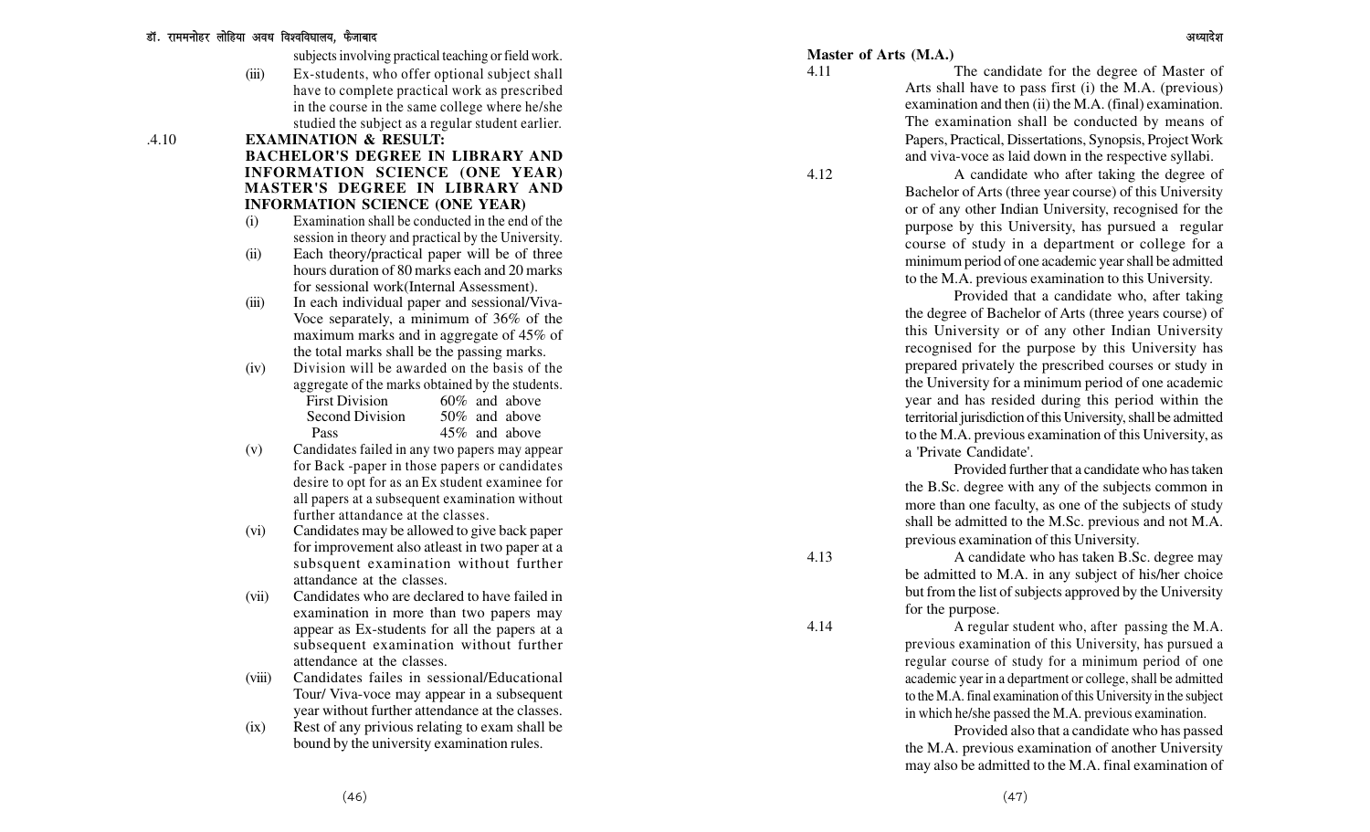subjects involving practical teaching or field work.

(iii) Ex-students, who offer optional subject shall have to complete practical work as prescribed in the course in the same college where he/she studied the subject as a regular student earlier.

.4.10 **EXAMINATION & RESULT:**

**BACHELOR'S DEGREE IN LIBRARY AND INFORMATION SCIENCE (ONE YEAR) MASTER'S DEGREE IN LIBRARY AND INFORMATION SCIENCE (ONE YEAR)**

(i) Examination shall be conducted in the end of the session in theory and practical by the University.

(ii) Each theory/practical paper will be of three hours duration of 80 marks each and 20 marks for sessional work(Internal Assessment).

(iii) In each individual paper and sessional/Viva-Voce separately, a minimum of 36% of the maximum marks and in aggregate of 45% of the total marks shall be the passing marks.

(iv) Division will be awarded on the basis of the aggregate of the marks obtained by the students.

| | |
|---|---|
| First Division | 60% and above |
| Second Division | 50% and above |
| Pass | 45% and above |

(v) Candidates failed in any two papers may appear for Back -paper in those papers or candidates desire to opt for as an Ex student examinee for all papers at a subsequent examination without further attandance at the classes.

(vi) Candidates may be allowed to give back paper for improvement also atleast in two paper at a subsequent examination without further attandance at the classes.

(vii) Candidates who are declared to have failed in examination in more than two papers may appear as Ex-students for all the papers at a subsequent examination without further attendance at the classes.

(viii) Candidates failes in sessional/Educational Tour/ Viva-voce may appear in a subsequent year without further attendance at the classes.

(ix) Rest of any privious relating to exam shall be bound by the university examination rules.

**Master of Arts (M.A.)**

4.11 The candidate for the degree of Master of Arts shall have to pass first (i) the M.A. (previous) examination and then (ii) the M.A. (final) examination. The examination shall be conducted by means of Papers, Practical, Dissertations, Synopsis, Project Work and viva-voce as laid down in the respective syllabi.

4.12 A candidate who after taking the degree of Bachelor of Arts (three year course) of this University or of any other Indian University, recognised for the purpose by this University, has pursued a regular course of study in a department or college for a minimum period of one academic year shall be admitted to the M.A. previous examination to this University.

Provided that a candidate who, after taking the degree of Bachelor of Arts (three years course) of this University or of any other Indian University recognised for the purpose by this University has prepared privately the prescribed courses or study in the University for a minimum period of one academic year and has resided during this period within the territorial jurisdiction of this University, shall be admitted to the M.A. previous examination of this University, as a 'Private Candidate'.

Provided further that a candidate who has taken the B.Sc. degree with any of the subjects common in more than one faculty, as one of the subjects of study shall be admitted to the M.Sc. previous and not M.A. previous examination of this University.

4.13 A candidate who has taken B.Sc. degree may be admitted to M.A. in any subject of his/her choice but from the list of subjects approved by the University for the purpose.

4.14 A regular student who, after passing the M.A. previous examination of this University, has pursued a regular course of study for a minimum period of one academic year in a department or college, shall be admitted to the M.A. final examination of this University in the subject in which he/she passed the M.A. previous examination.

Provided also that a candidate who has passed the M.A. previous examination of another University may also be admitted to the M.A. final examination of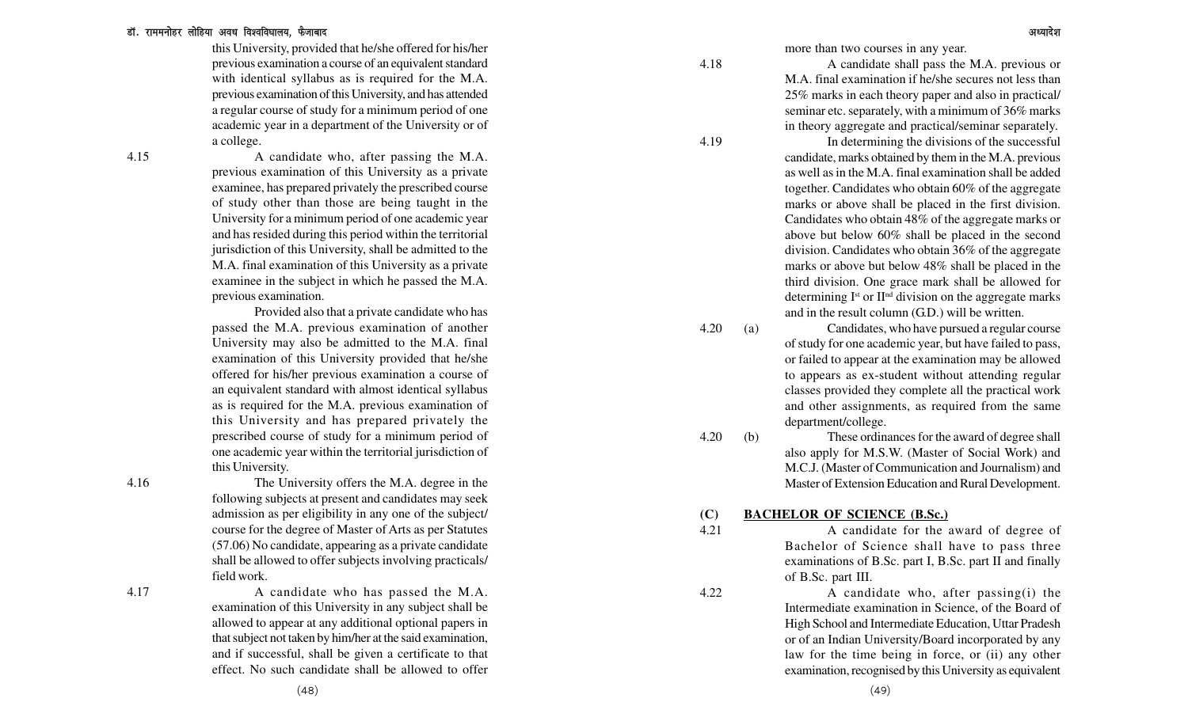this University, provided that he/she offered for his/her previous examination a course of an equivalent standard with identical syllabus as is required for the M.A. previous examination of this University, and has attended a regular course of study for a minimum period of one academic year in a department of the University or of a college.

4.15 A candidate who, after passing the M.A. previous examination of this University as a private examinee, has prepared privately the prescribed course of study other than those are being taught in the University for a minimum period of one academic year and has resided during this period within the territorial jurisdiction of this University, shall be admitted to the M.A. final examination of this University as a private examinee in the subject in which he passed the M.A. previous examination.

Provided also that a private candidate who has passed the M.A. previous examination of another University may also be admitted to the M.A. final examination of this University provided that he/she offered for his/her previous examination a course of an equivalent standard with almost identical syllabus as is required for the M.A. previous examination of this University and has prepared privately the prescribed course of study for a minimum period of one academic year within the territorial jurisdiction of this University.

4.16 The University offers the M.A. degree in the following subjects at present and candidates may seek admission as per eligibility in any one of the subject/course for the degree of Master of Arts as per Statutes (57.06) No candidate, appearing as a private candidate shall be allowed to offer subjects involving practicals/field work.

4.17 A candidate who has passed the M.A. examination of this University in any subject shall be allowed to appear at any additional optional papers in that subject not taken by him/her at the said examination, and if successful, shall be given a certificate to that effect. No such candidate shall be allowed to offer more than two courses in any year.

4.18 A candidate shall pass the M.A. previous or M.A. final examination if he/she secures not less than 25% marks in each theory paper and also in practical/seminar etc. separately, with a minimum of 36% marks in theory aggregate and practical/seminar separately.

4.19 In determining the divisions of the successful candidate, marks obtained by them in the M.A. previous as well as in the M.A. final examination shall be added together. Candidates who obtain 60% of the aggregate marks or above shall be placed in the first division. Candidates who obtain 48% of the aggregate marks or above but below 60% shall be placed in the second division. Candidates who obtain 36% of the aggregate marks or above but below 48% shall be placed in the third division. One grace mark shall be allowed for determining I[st] or II[nd] division on the aggregate marks and in the result column (G.D.) will be written.

4.20 (a) Candidates, who have pursued a regular course of study for one academic year, but have failed to pass, or failed to appear at the examination may be allowed to appears as ex-student without attending regular classes provided they complete all the practical work and other assignments, as required from the same department/college.

4.20 (b) These ordinances for the award of degree shall also apply for M.S.W. (Master of Social Work) and M.C.J. (Master of Communication and Journalism) and Master of Extension Education and Rural Development.

## (C) BACHELOR OF SCIENCE (B.Sc.)

4.21 A candidate for the award of degree of Bachelor of Science shall have to pass three examinations of B.Sc. part I, B.Sc. part II and finally of B.Sc. part III.

4.22 A candidate who, after passing(i) the Intermediate examination in Science, of the Board of High School and Intermediate Education, Uttar Pradesh or of an Indian University/Board incorporated by any law for the time being in force, or (ii) any other examination, recognised by this University as equivalent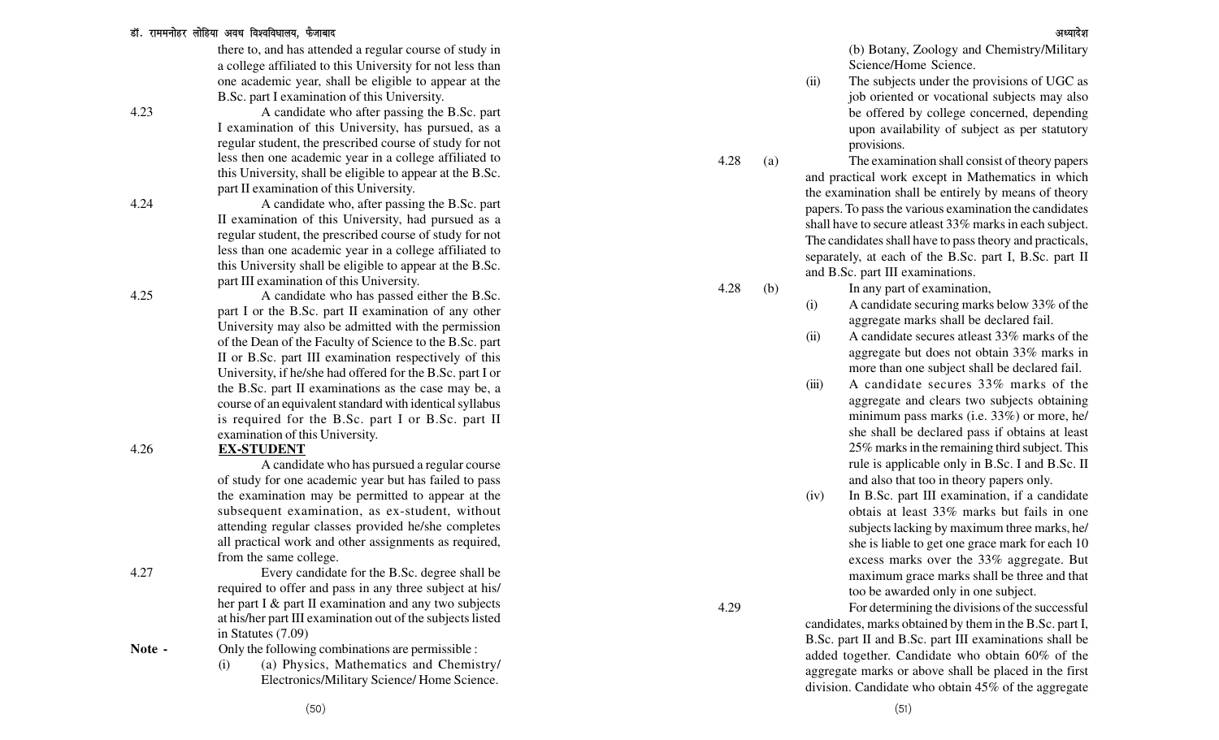there to, and has attended a regular course of study in a college affiliated to this University for not less than one academic year, shall be eligible to appear at the B.Sc. part I examination of this University.

4.23 A candidate who after passing the B.Sc. part I examination of this University, has pursued, as a regular student, the prescribed course of study for not less then one academic year in a college affiliated to this University, shall be eligible to appear at the B.Sc. part II examination of this University.

4.24 A candidate who, after passing the B.Sc. part II examination of this University, had pursued as a regular student, the prescribed course of study for not less than one academic year in a college affiliated to this University shall be eligible to appear at the B.Sc. part III examination of this University.

4.25 A candidate who has passed either the B.Sc. part I or the B.Sc. part II examination of any other University may also be admitted with the permission of the Dean of the Faculty of Science to the B.Sc. part II or B.Sc. part III examination respectively of this University, if he/she had offered for the B.Sc. part I or the B.Sc. part II examinations as the case may be, a course of an equivalent standard with identical syllabus is required for the B.Sc. part I or B.Sc. part II examination of this University.

4.26 **EX-STUDENT**

A candidate who has pursued a regular course of study for one academic year but has failed to pass the examination may be permitted to appear at the subsequent examination, as ex-student, without attending regular classes provided he/she completes all practical work and other assignments as required, from the same college.

4.27 Every candidate for the B.Sc. degree shall be required to offer and pass in any three subject at his/her part I & part II examination and any two subjects at his/her part III examination out of the subjects listed in Statutes (7.09)

**Note -** Only the following combinations are permissible :

(i) (a) Physics, Mathematics and Chemistry/Electronics/Military Science/ Home Science.

(b) Botany, Zoology and Chemistry/Military Science/Home Science.

(ii) The subjects under the provisions of UGC as job oriented or vocational subjects may also be offered by college concerned, depending upon availability of subject as per statutory provisions.

4.28 (a) The examination shall consist of theory papers and practical work except in Mathematics in which the examination shall be entirely by means of theory papers. To pass the various examination the candidates shall have to secure atleast 33% marks in each subject. The candidates shall have to pass theory and practicals, separately, at each of the B.Sc. part I, B.Sc. part II and B.Sc. part III examinations.

4.28 (b) In any part of examination,

(i) A candidate securing marks below 33% of the aggregate marks shall be declared fail.

(ii) A candidate secures atleast 33% marks of the aggregate but does not obtain 33% marks in more than one subject shall be declared fail.

(iii) A candidate secures 33% marks of the aggregate and clears two subjects obtaining minimum pass marks (i.e. 33%) or more, he/she shall be declared pass if obtains at least 25% marks in the remaining third subject. This rule is applicable only in B.Sc. I and B.Sc. II and also that too in theory papers only.

(iv) In B.Sc. part III examination, if a candidate obtais at least 33% marks but fails in one subjects lacking by maximum three marks, he/she is liable to get one grace mark for each 10 excess marks over the 33% aggregate. But maximum grace marks shall be three and that too be awarded only in one subject.

4.29 For determining the divisions of the successful candidates, marks obtained by them in the B.Sc. part I, B.Sc. part II and B.Sc. part III examinations shall be added together. Candidate who obtain 60% of the aggregate marks or above shall be placed in the first division. Candidate who obtain 45% of the aggregate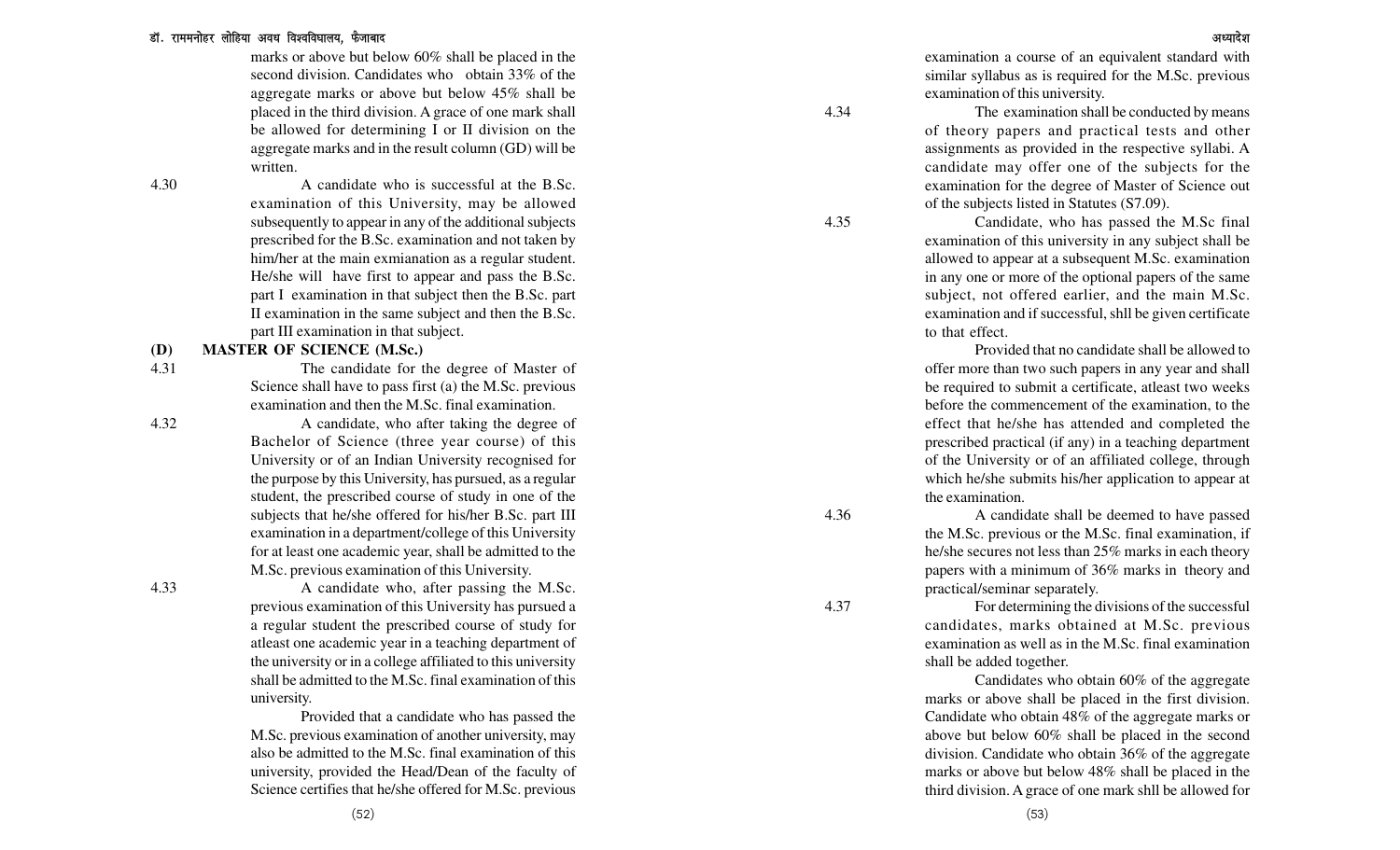marks or above but below 60% shall be placed in the second division. Candidates who obtain 33% of the aggregate marks or above but below 45% shall be placed in the third division. A grace of one mark shall be allowed for determining I or II division on the aggregate marks and in the result column (GD) will be written.

4.30 A candidate who is successful at the B.Sc. examination of this University, may be allowed subsequently to appear in any of the additional subjects prescribed for the B.Sc. examination and not taken by him/her at the main exmianation as a regular student. He/she will have first to appear and pass the B.Sc. part I examination in that subject then the B.Sc. part II examination in the same subject and then the B.Sc. part III examination in that subject.

## (D) MASTER OF SCIENCE (M.Sc.)

4.31 The candidate for the degree of Master of Science shall have to pass first (a) the M.Sc. previous examination and then the M.Sc. final examination.

4.32 A candidate, who after taking the degree of Bachelor of Science (three year course) of this University or of an Indian University recognised for the purpose by this University, has pursued, as a regular student, the prescribed course of study in one of the subjects that he/she offered for his/her B.Sc. part III examination in a department/college of this University for at least one academic year, shall be admitted to the M.Sc. previous examination of this University.

4.33 A candidate who, after passing the M.Sc. previous examination of this University has pursued a a regular student the prescribed course of study for atleast one academic year in a teaching department of the university or in a college affiliated to this university shall be admitted to the M.Sc. final examination of this university.

Provided that a candidate who has passed the M.Sc. previous examination of another university, may also be admitted to the M.Sc. final examination of this university, provided the Head/Dean of the faculty of Science certifies that he/she offered for M.Sc. previous examination a course of an equivalent standard with similar syllabus as is required for the M.Sc. previous examination of this university.

4.34 The examination shall be conducted by means of theory papers and practical tests and other assignments as provided in the respective syllabi. A candidate may offer one of the subjects for the examination for the degree of Master of Science out of the subjects listed in Statutes (S7.09).

4.35 Candidate, who has passed the M.Sc final examination of this university in any subject shall be allowed to appear at a subsequent M.Sc. examination in any one or more of the optional papers of the same subject, not offered earlier, and the main M.Sc. examination and if successful, shll be given certificate to that effect.

Provided that no candidate shall be allowed to offer more than two such papers in any year and shall be required to submit a certificate, atleast two weeks before the commencement of the examination, to the effect that he/she has attended and completed the prescribed practical (if any) in a teaching department of the University or of an affiliated college, through which he/she submits his/her application to appear at the examination.

4.36 A candidate shall be deemed to have passed the M.Sc. previous or the M.Sc. final examination, if he/she secures not less than 25% marks in each theory papers with a minimum of 36% marks in theory and practical/seminar separately.

4.37 For determining the divisions of the successful candidates, marks obtained at M.Sc. previous examination as well as in the M.Sc. final examination shall be added together.

Candidates who obtain 60% of the aggregate marks or above shall be placed in the first division. Candidate who obtain 48% of the aggregate marks or above but below 60% shall be placed in the second division. Candidate who obtain 36% of the aggregate marks or above but below 48% shall be placed in the third division. A grace of one mark shll be allowed for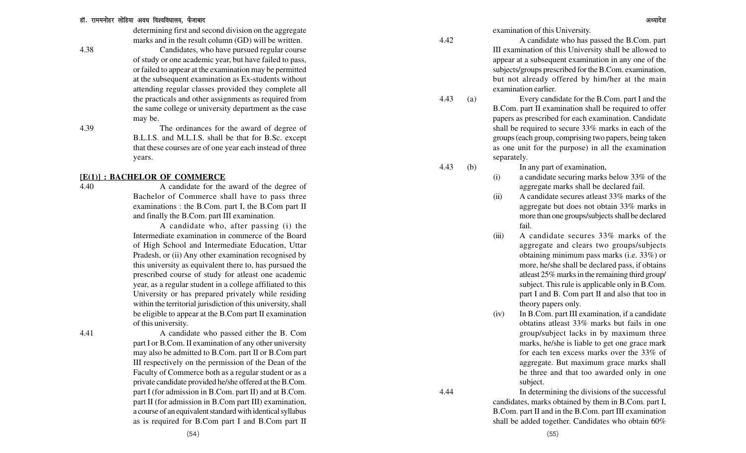determining first and second division on the aggregate marks and in the result column (GD) will be written.

4.38 Candidates, who have pursued regular course of study or one academic year, but have failed to pass, or failed to appear at the examination may be permitted at the subsequent examination as Ex-students without attending regular classes provided they complete all the practicals and other assignments as required from the same college or university department as the case may be.

4.39 The ordinances for the award of degree of B.L.I.S. and M.L.I.S. shall be that for B.Sc. except that these courses are of one year each instead of three years.

## [E(1)] : BACHELOR OF COMMERCE

4.40 A candidate for the award of the degree of Bachelor of Commerce shall have to pass three examinations : the B.Com. part I, the B.Com part II and finally the B.Com. part III examination.

A candidate who, after passing (i) the Intermediate examination in commerce of the Board of High School and Intermediate Education, Uttar Pradesh, or (ii) Any other examination recognised by this university as equivalent there to, has pursued the prescribed course of study for atleast one academic year, as a regular student in a college affiliated to this University or has prepared privately while residing within the territorial jurisdiction of this university, shall be eligible to appear at the B.Com part II examination of this university.

4.41 A candidate who passed either the B. Com part I or B.Com. II examination of any other university may also be admitted to B.Com. part II or B.Com part III respectively on the permission of the Dean of the Faculty of Commerce both as a regular student or as a private candidate provided he/she offered at the B.Com. part I (for admission in B.Com. part II) and at B.Com. part II (for admission in B.Com part III) examination, a course of an equivalent standard with identical syllabus as is required for B.Com part I and B.Com part II examination of this University.

4.42 A candidate who has passed the B.Com. part III examination of this University shall be allowed to appear at a subsequent examination in any one of the subjects/groups prescribed for the B.Com. examination, but not already offered by him/her at the main examination earlier.

4.43 (a) Every candidate for the B.Com. part I and the B.Com. part II examination shall be required to offer papers as prescribed for each examination. Candidate shall be required to secure 33% marks in each of the groups (each group, comprising two papers, being taken as one unit for the purpose) in all the examination separately.

4.43 (b) In any part of examination,

(i) a candidate securing marks below 33% of the aggregate marks shall be declared fail.

(ii) A candidate secures atleast 33% marks of the aggregate but does not obtain 33% marks in more than one groups/subjects shall be declared fail.

(iii) A candidate secures 33% marks of the aggregate and clears two groups/subjects obtaining minimum pass marks (i.e. 33%) or more, he/she shall be declared pass, if obtains atleast 25% marks in the remaining third group/ subject. This rule is applicable only in B.Com. part I and B. Com part II and also that too in theory papers only.

(iv) In B.Com. part III examination, if a candidate obtatins atleast 33% marks but fails in one group/subject lacks in by maximum three marks, he/she is liable to get one grace mark for each ten excess marks over the 33% of aggregate. But maximum grace marks shall be three and that too awarded only in one subject.

4.44 In determining the divisions of the successful candidates, marks obtained by them in B.Com. part I, B.Com. part II and in the B.Com. part III examination shall be added together. Candidates who obtain 60%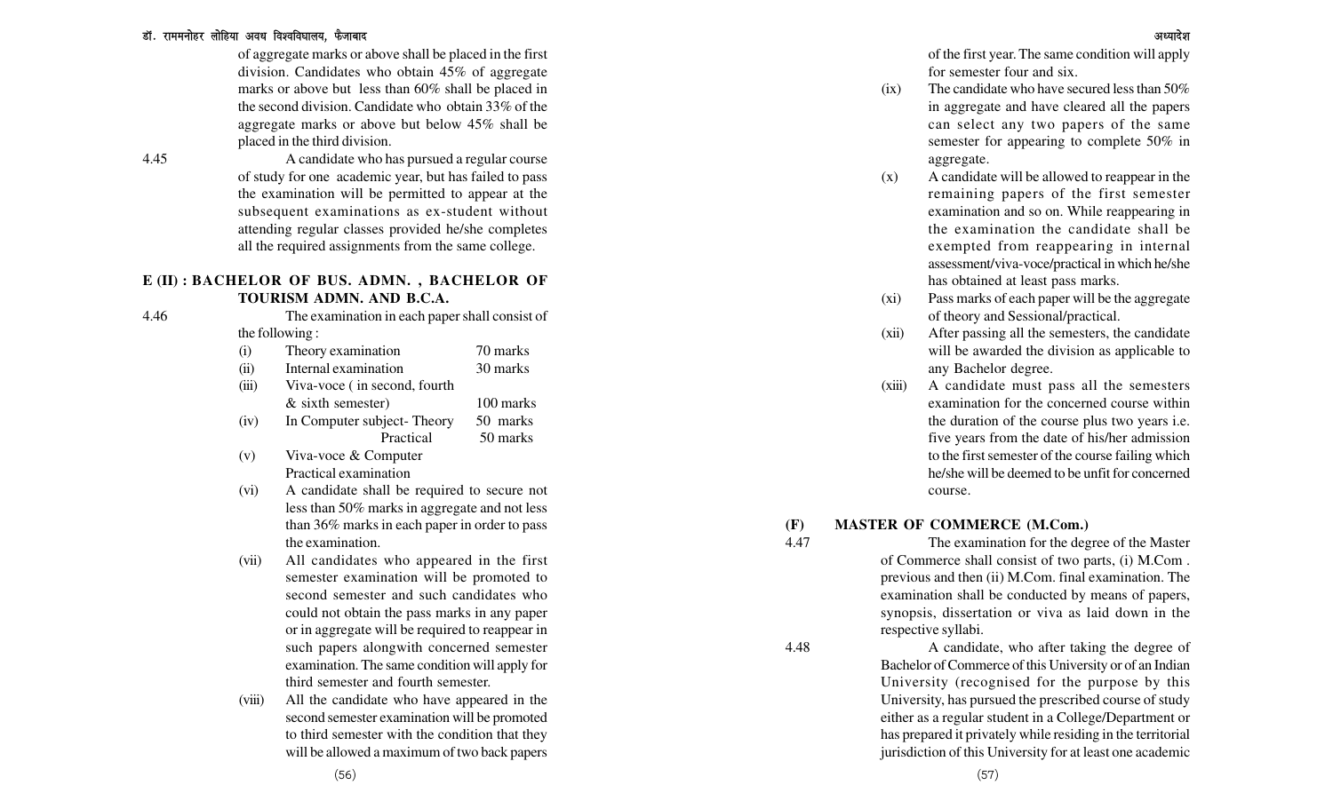of aggregate marks or above shall be placed in the first division. Candidates who obtain 45% of aggregate marks or above but less than 60% shall be placed in the second division. Candidate who obtain 33% of the aggregate marks or above but below 45% shall be placed in the third division.

4.45 A candidate who has pursued a regular course of study for one academic year, but has failed to pass the examination will be permitted to appear at the subsequent examinations as ex-student without attending regular classes provided he/she completes all the required assignments from the same college.

## E (II) : BACHELOR OF BUS. ADMN. , BACHELOR OF TOURISM ADMN. AND B.C.A.

4.46 The examination in each paper shall consist of the following :

(i) Theory examination 70 marks

(ii) Internal examination 30 marks

(iii) Viva-voce ( in second, fourth & sixth semester) 100 marks

(iv) In Computer subject- Theory 50 marks
Practical 50 marks

(v) Viva-voce & Computer Practical examination

(vi) A candidate shall be required to secure not less than 50% marks in aggregate and not less than 36% marks in each paper in order to pass the examination.

(vii) All candidates who appeared in the first semester examination will be promoted to second semester and such candidates who could not obtain the pass marks in any paper or in aggregate will be required to reappear in such papers alongwith concerned semester examination. The same condition will apply for third semester and fourth semester.

(viii) All the candidate who have appeared in the second semester examination will be promoted to third semester with the condition that they will be allowed a maximum of two back papers of the first year. The same condition will apply for semester four and six.

(ix) The candidate who have secured less than 50% in aggregate and have cleared all the papers can select any two papers of the same semester for appearing to complete 50% in aggregate.

(x) A candidate will be allowed to reappear in the remaining papers of the first semester examination and so on. While reappearing in the examination the candidate shall be exempted from reappearing in internal assessment/viva-voce/practical in which he/she has obtained at least pass marks.

(xi) Pass marks of each paper will be the aggregate of theory and Sessional/practical.

(xii) After passing all the semesters, the candidate will be awarded the division as applicable to any Bachelor degree.

(xiii) A candidate must pass all the semesters examination for the concerned course within the duration of the course plus two years i.e. five years from the date of his/her admission to the first semester of the course failing which he/she will be deemed to be unfit for concerned course.

## (F) MASTER OF COMMERCE (M.Com.)

4.47 The examination for the degree of the Master of Commerce shall consist of two parts, (i) M.Com . previous and then (ii) M.Com. final examination. The examination shall be conducted by means of papers, synopsis, dissertation or viva as laid down in the respective syllabi.

4.48 A candidate, who after taking the degree of Bachelor of Commerce of this University or of an Indian University (recognised for the purpose by this University, has pursued the prescribed course of study either as a regular student in a College/Department or has prepared it privately while residing in the territorial jurisdiction of this University for at least one academic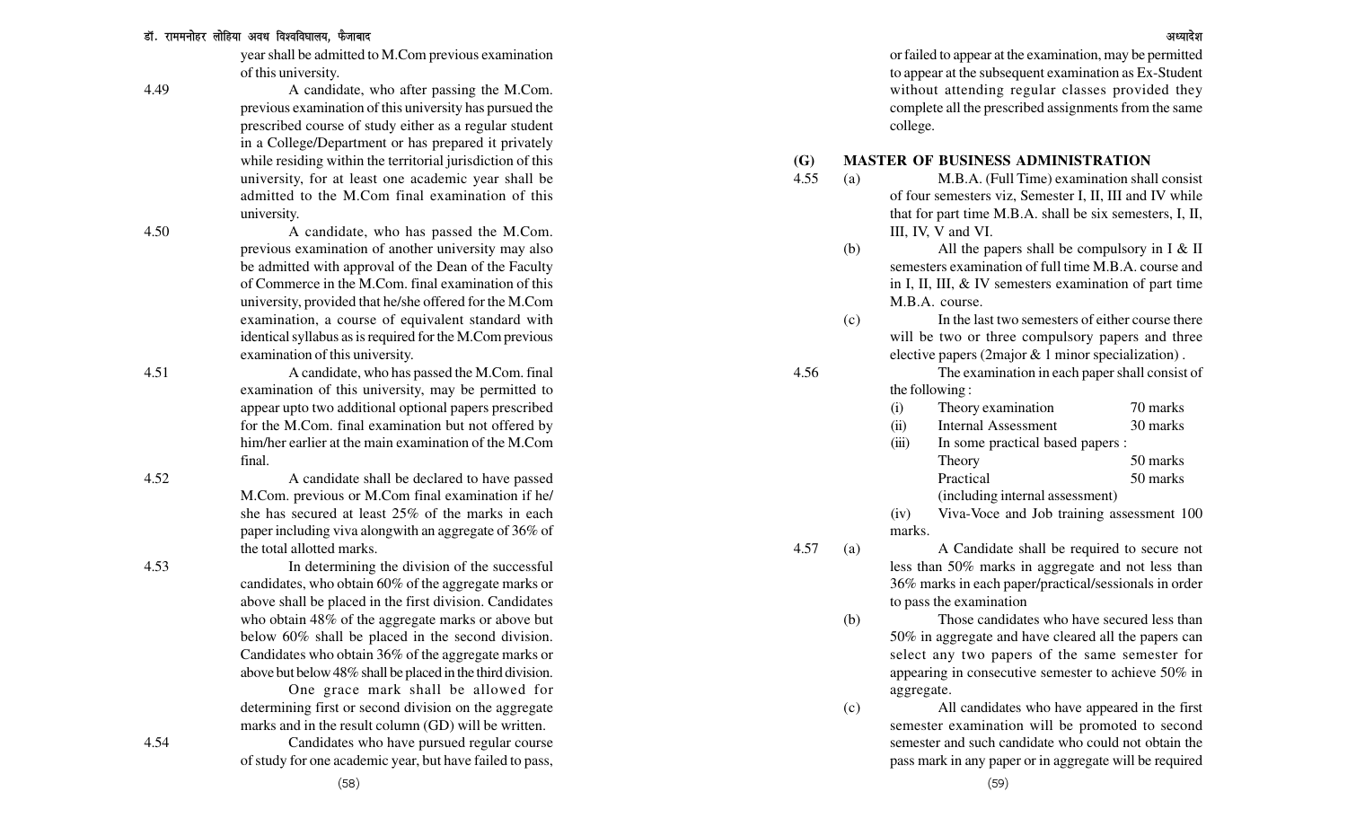year shall be admitted to M.Com previous examination of this university.

4.49 A candidate, who after passing the M.Com. previous examination of this university has pursued the prescribed course of study either as a regular student in a College/Department or has prepared it privately while residing within the territorial jurisdiction of this university, for at least one academic year shall be admitted to the M.Com final examination of this university.

4.50 A candidate, who has passed the M.Com. previous examination of another university may also be admitted with approval of the Dean of the Faculty of Commerce in the M.Com. final examination of this university, provided that he/she offered for the M.Com examination, a course of equivalent standard with identical syllabus as is required for the M.Com previous examination of this university.

4.51 A candidate, who has passed the M.Com. final examination of this university, may be permitted to appear upto two additional optional papers prescribed for the M.Com. final examination but not offered by him/her earlier at the main examination of the M.Com final.

4.52 A candidate shall be declared to have passed M.Com. previous or M.Com final examination if he/she has secured at least 25% of the marks in each paper including viva alongwith an aggregate of 36% of the total allotted marks.

4.53 In determining the division of the successful candidates, who obtain 60% of the aggregate marks or above shall be placed in the first division. Candidates who obtain 48% of the aggregate marks or above but below 60% shall be placed in the second division. Candidates who obtain 36% of the aggregate marks or above but below 48% shall be placed in the third division.

One grace mark shall be allowed for determining first or second division on the aggregate marks and in the result column (GD) will be written.

4.54 Candidates who have pursued regular course of study for one academic year, but have failed to pass, or failed to appear at the examination, may be permitted to appear at the subsequent examination as Ex-Student without attending regular classes provided they complete all the prescribed assignments from the same college.

## (G) MASTER OF BUSINESS ADMINISTRATION

4.55 (a) M.B.A. (Full Time) examination shall consist of four semesters viz, Semester I, II, III and IV while that for part time M.B.A. shall be six semesters, I, II, III, IV, V and VI.

(b) All the papers shall be compulsory in I & II semesters examination of full time M.B.A. course and in I, II, III, & IV semesters examination of part time M.B.A. course.

(c) In the last two semesters of either course there will be two or three compulsory papers and three elective papers (2major & 1 minor specialization) .

4.56 The examination in each paper shall consist of the following :

| | | |
|---|---|---|
| (i) | Theory examination | 70 marks |
| (ii) | Internal Assessment | 30 marks |
| (iii) | In some practical based papers : | |
| | Theory | 50 marks |
| | Practical | 50 marks |
| | (including internal assessment) | |

(iv) Viva-Voce and Job training assessment 100 marks.

4.57 (a) A Candidate shall be required to secure not less than 50% marks in aggregate and not less than 36% marks in each paper/practical/sessionals in order to pass the examination

(b) Those candidates who have secured less than 50% in aggregate and have cleared all the papers can select any two papers of the same semester for appearing in consecutive semester to achieve 50% in aggregate.

(c) All candidates who have appeared in the first semester examination will be promoted to second semester and such candidate who could not obtain the pass mark in any paper or in aggregate will be required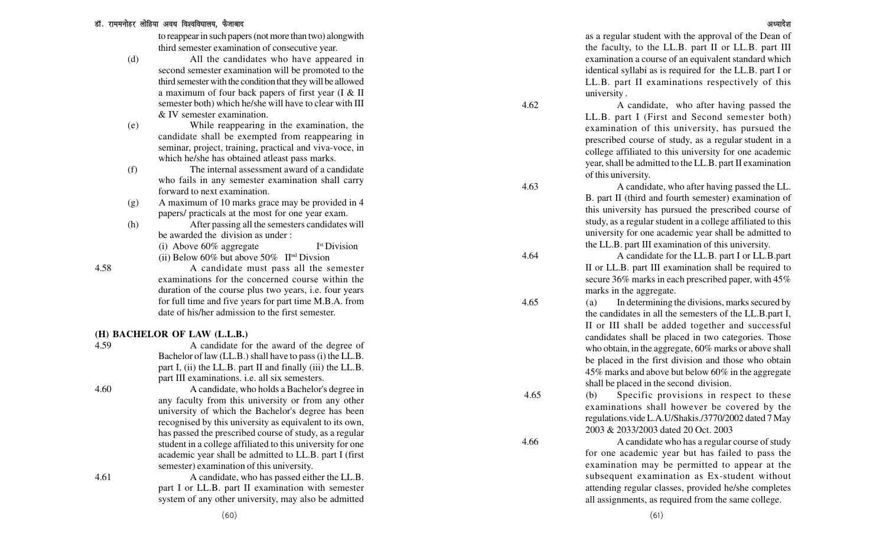to reappear in such papers (not more than two) alongwith third semester examination of consecutive year.

(d) All the candidates who have appeared in second semester examination will be promoted to the third semester with the condition that they will be allowed a maximum of four back papers of first year (I & II semester both) which he/she will have to clear with III & IV semester examination.

(e) While reappearing in the examination, the candidate shall be exempted from reappearing in seminar, project, training, practical and viva-voce, in which he/she has obtained atleast pass marks.

(f) The internal assessment award of a candidate who fails in any semester examination shall carry forward to next examination.

(g) A maximum of 10 marks grace may be provided in 4 papers/ practicals at the most for one year exam.

(h) After passing all the semesters candidates will be awarded the division as under :

(i) Above 60% aggregate — Ist Division

(ii) Below 60% but above 50% — IInd Divsion

4.58 A candidate must pass all the semester examinations for the concerned course within the duration of the course plus two years, i.e. four years for full time and five years for part time M.B.A. from date of his/her admission to the first semester.

## (H) BACHELOR OF LAW (L.L.B.)

4.59 A candidate for the award of the degree of Bachelor of law (LL.B.) shall have to pass (i) the LL.B. part I, (ii) the LL.B. part II and finally (iii) the LL.B. part III examinations. i.e. all six semesters.

4.60 A candidate, who holds a Bachelor's degree in any faculty from this university or from any other university of which the Bachelor's degree has been recognised by this university as equivalent to its own, has passed the prescribed course of study, as a regular student in a college affiliated to this university for one academic year shall be admitted to LL.B. part I (first semester) examination of this university.

4.61 A candidate, who has passed either the LL.B. part I or LL.B. part II examination with semester system of any other university, may also be admitted as a regular student with the approval of the Dean of the faculty, to the LL.B. part II or LL.B. part III examination a course of an equivalent standard which identical syllabi as is required for the LL.B. part I or LL.B. part II examinations respectively of this university .

4.62 A candidate, who after having passed the LL.B. part I (First and Second semester both) examination of this university, has pursued the prescribed course of study, as a regular student in a college affiliated to this university for one academic year, shall be admitted to the LL.B. part II examination of this university.

4.63 A candidate, who after having passed the LL. B. part II (third and fourth semester) examination of this university has pursued the prescribed course of study, as a regular student in a college affiliated to this university for one academic year shall be admitted to the LL.B. part III examination of this university.

4.64 A candidate for the LL.B. part I or LL.B.part II or LL.B. part III examination shall be required to secure 36% marks in each prescribed paper, with 45% marks in the aggregate.

4.65 (a) In determining the divisions, marks secured by the candidates in all the semesters of the LL.B.part I, II or III shall be added together and successful candidates shall be placed in two categories. Those who obtain, in the aggregate, 60% marks or above shall be placed in the first division and those who obtain 45% marks and above but below 60% in the aggregate shall be placed in the second division.

4.65 (b) Specific provisions in respect to these examinations shall however be covered by the regulations.vide L.A.U/Shakis./3770/2002 dated 7 May 2003 & 2033/2003 dated 20 Oct. 2003

4.66 A candidate who has a regular course of study for one academic year but has failed to pass the examination may be permitted to appear at the subsequent examination as Ex-student without attending regular classes, provided he/she completes all assignments, as required from the same college.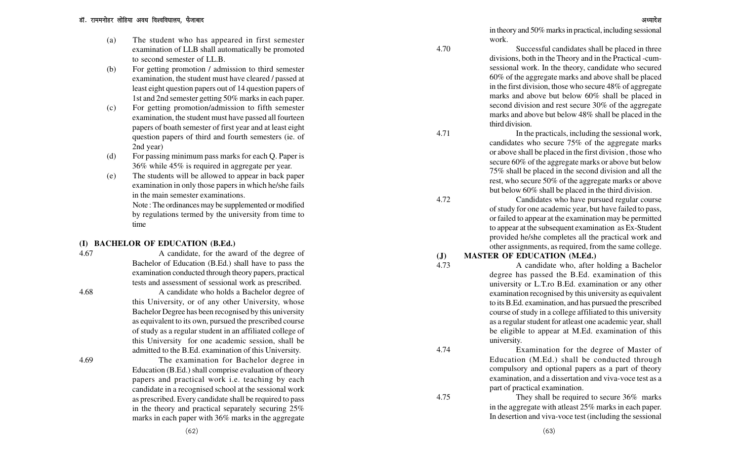(a) The student who has appeared in first semester examination of LLB shall automatically be promoted to second semester of LL.B.

(b) For getting promotion / admission to third semester examination, the student must have cleared / passed at least eight question papers out of 14 question papers of 1st and 2nd semester getting 50% marks in each paper.

(c) For getting promotion/admission to fifth semester examination, the student must have passed all fourteen papers of boath semester of first year and at least eight question papers of third and fourth semesters (ie. of 2nd year)

(d) For passing minimum pass marks for each Q. Paper is 36% while 45% is required in aggregate per year.

(e) The students will be allowed to appear in back paper examination in only those papers in which he/she fails in the main semester examinations.

Note : The ordinances may be supplemented or modified by regulations termed by the university from time to time

## (I) BACHELOR OF EDUCATION (B.Ed.)

4.67 A candidate, for the award of the degree of Bachelor of Education (B.Ed.) shall have to pass the examination conducted through theory papers, practical tests and assessment of sessional work as prescribed.

4.68 A candidate who holds a Bachelor degree of this University, or of any other University, whose Bachelor Degree has been recognised by this university as equivalent to its own, pursued the prescribed course of study as a regular student in an affiliated college of this University for one academic session, shall be admitted to the B.Ed. examination of this University.

4.69 The examination for Bachelor degree in Education (B.Ed.) shall comprise evaluation of theory papers and practical work i.e. teaching by each candidate in a recognised school at the sessional work as prescribed. Every candidate shall be required to pass in the theory and practical separately securing 25% marks in each paper with 36% marks in the aggregate in theory and 50% marks in practical, including sessional work.

4.70 Successful candidates shall be placed in three divisions, both in the Theory and in the Practical -cum-sessional work. In the theory, candidate who secured 60% of the aggregate marks and above shall be placed in the first division, those who secure 48% of aggregate marks and above but below 60% shall be placed in second division and rest secure 30% of the aggregate marks and above but below 48% shall be placed in the third division.

4.71 In the practicals, including the sessional work, candidates who secure 75% of the aggregate marks or above shall be placed in the first division , those who secure 60% of the aggregate marks or above but below 75% shall be placed in the second division and all the rest, who secure 50% of the aggregate marks or above but below 60% shall be placed in the third division.

4.72 Candidates who have pursued regular course of study for one academic year, but have failed to pass, or failed to appear at the examination may be permitted to appear at the subsequent examination as Ex-Student provided he/she completes all the practical work and other assignments, as required, from the same college.

## (J) MASTER OF EDUCATION (M.Ed.)

4.73 A candidate who, after holding a Bachelor degree has passed the B.Ed. examination of this university or L.T.ro B.Ed. examination or any other examination recognised by this university as equivalent to its B.Ed. examination, and has pursued the prescribed course of study in a college affiliated to this university as a regular student for atleast one academic year, shall be eligible to appear at M.Ed. examination of this university.

4.74 Examination for the degree of Master of Education (M.Ed.) shall be conducted through compulsory and optional papers as a part of theory examination, and a dissertation and viva-voce test as a part of practical examination.

4.75 They shall be required to secure 36% marks in the aggregate with atleast 25% marks in each paper. In desertion and viva-voce test (including the sessional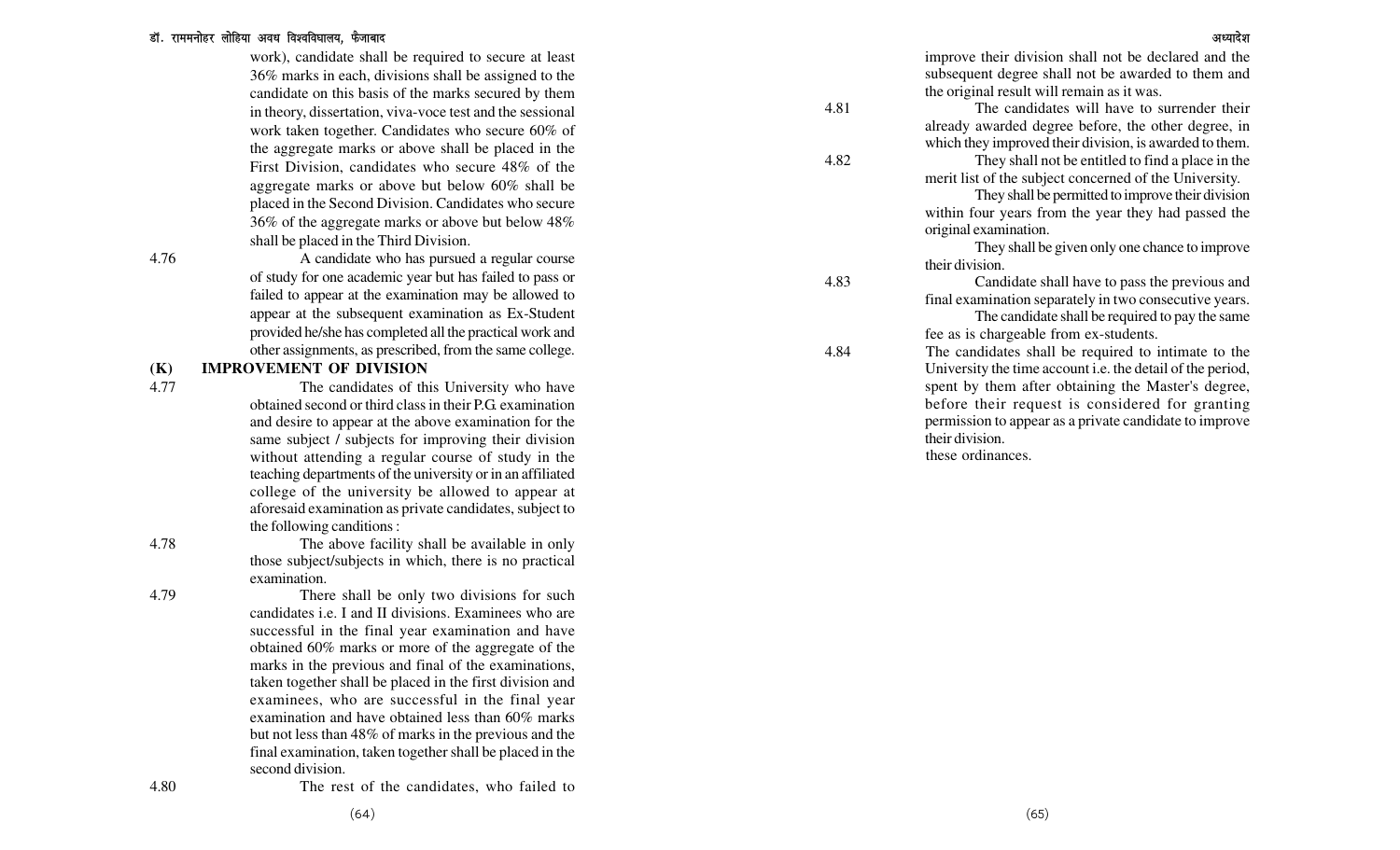work), candidate shall be required to secure at least 36% marks in each, divisions shall be assigned to the candidate on this basis of the marks secured by them in theory, dissertation, viva-voce test and the sessional work taken together. Candidates who secure 60% of the aggregate marks or above shall be placed in the First Division, candidates who secure 48% of the aggregate marks or above but below 60% shall be placed in the Second Division. Candidates who secure 36% of the aggregate marks or above but below 48% shall be placed in the Third Division.

4.76 A candidate who has pursued a regular course of study for one academic year but has failed to pass or failed to appear at the examination may be allowed to appear at the subsequent examination as Ex-Student provided he/she has completed all the practical work and other assignments, as prescribed, from the same college.

## (K) IMPROVEMENT OF DIVISION

4.77 The candidates of this University who have obtained second or third class in their P.G. examination and desire to appear at the above examination for the same subject / subjects for improving their division without attending a regular course of study in the teaching departments of the university or in an affiliated college of the university be allowed to appear at aforesaid examination as private candidates, subject to the following conditions :

4.78 The above facility shall be available in only those subject/subjects in which, there is no practical examination.

4.79 There shall be only two divisions for such candidates i.e. I and II divisions. Examinees who are successful in the final year examination and have obtained 60% marks or more of the aggregate of the marks in the previous and final of the examinations, taken together shall be placed in the first division and examinees, who are successful in the final year examination and have obtained less than 60% marks but not less than 48% of marks in the previous and the final examination, taken together shall be placed in the second division.

4.80 The rest of the candidates, who failed to improve their division shall not be declared and the subsequent degree shall not be awarded to them and the original result will remain as it was.

4.81 The candidates will have to surrender their already awarded degree before, the other degree, in which they improved their division, is awarded to them.

4.82 They shall not be entitled to find a place in the merit list of the subject concerned of the University.

They shall be permitted to improve their division within four years from the year they had passed the original examination.

They shall be given only one chance to improve their division.

4.83 Candidate shall have to pass the previous and final examination separately in two consecutive years.

The candidate shall be required to pay the same fee as is chargeable from ex-students.

4.84 The candidates shall be required to intimate to the University the time account i.e. the detail of the period, spent by them after obtaining the Master's degree, before their request is considered for granting permission to appear as a private candidate to improve their division.

these ordinances.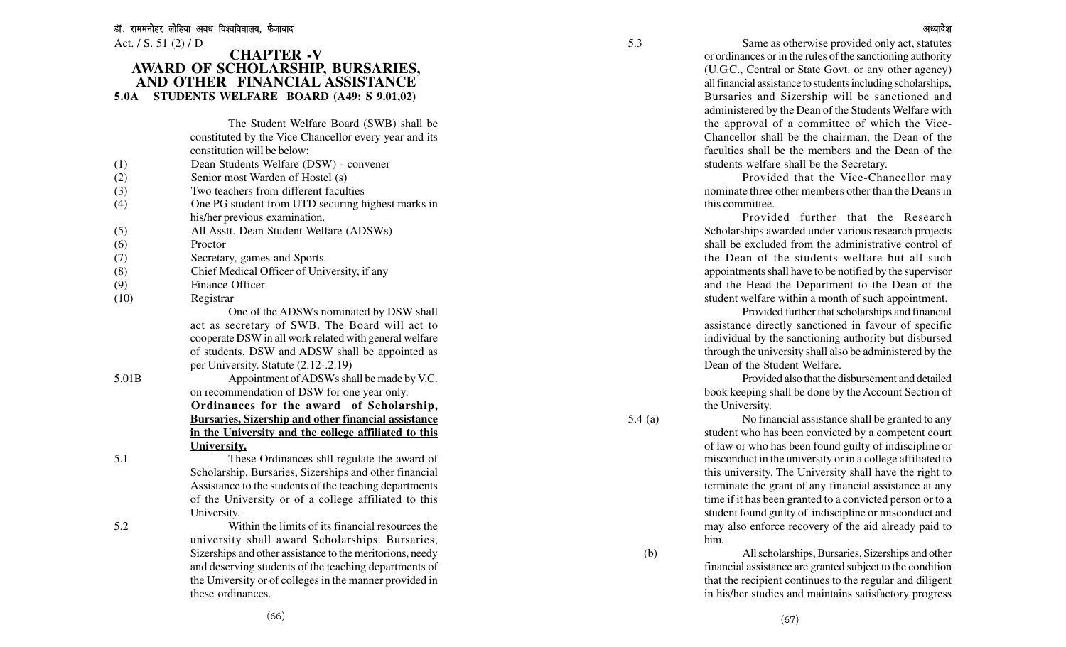Act. / S. 51 (2) / D

# CHAPTER -V
# AWARD OF SCHOLARSHIP, BURSARIES, AND OTHER FINANCIAL ASSISTANCE

## 5.0A STUDENTS WELFARE BOARD (A49: S 9.01,02)

The Student Welfare Board (SWB) shall be constituted by the Vice Chancellor every year and its constitution will be below:

(1) Dean Students Welfare (DSW) - convener
(2) Senior most Warden of Hostel (s)
(3) Two teachers from different faculties
(4) One PG student from UTD securing highest marks in his/her previous examination.
(5) All Asstt. Dean Student Welfare (ADSWs)
(6) Proctor
(7) Secretary, games and Sports.
(8) Chief Medical Officer of University, if any
(9) Finance Officer
(10) Registrar

One of the ADSWs nominated by DSW shall act as secretary of SWB. The Board will act to cooperate DSW in all work related with general welfare of students. DSW and ADSW shall be appointed as per University. Statute (2.12-.2.19)

5.01B Appointment of ADSWs shall be made by V.C. on recommendation of DSW for one year only.

**<u>Ordinances for the award of Scholarship, Bursaries, Sizership and other financial assistance in the University and the college affiliated to this University.</u>**

5.1 These Ordinances shll regulate the award of Scholarship, Bursaries, Sizerships and other financial Assistance to the students of the teaching departments of the University or of a college affiliated to this University.

5.2 Within the limits of its financial resources the university shall award Scholarships. Bursaries, Sizerships and other assistance to the meritorions, needy and deserving students of the teaching departments of the University or of colleges in the manner provided in these ordinances.

5.3 Same as otherwise provided only act, statutes or ordinances or in the rules of the sanctioning authority (U.G.C., Central or State Govt. or any other agency) all financial assistance to students including scholarships, Bursaries and Sizership will be sanctioned and administered by the Dean of the Students Welfare with the approval of a committee of which the Vice-Chancellor shall be the chairman, the Dean of the faculties shall be the members and the Dean of the students welfare shall be the Secretary.

Provided that the Vice-Chancellor may nominate three other members other than the Deans in this committee.

Provided further that the Research Scholarships awarded under various research projects shall be excluded from the administrative control of the Dean of the students welfare but all such appointments shall have to be notified by the supervisor and the Head the Department to the Dean of the student welfare within a month of such appointment.

Provided further that scholarships and financial assistance directly sanctioned in favour of specific individual by the sanctioning authority but disbursed through the university shall also be administered by the Dean of the Student Welfare.

Provided also that the disbursement and detailed book keeping shall be done by the Account Section of the University.

5.4 (a) No financial assistance shall be granted to any student who has been convicted by a competent court of law or who has been found guilty of indiscipline or misconduct in the university or in a college affiliated to this university. The University shall have the right to terminate the grant of any financial assistance at any time if it has been granted to a convicted person or to a student found guilty of indiscipline or misconduct and may also enforce recovery of the aid already paid to him.

(b) All scholarships, Bursaries, Sizerships and other financial assistance are granted subject to the condition that the recipient continues to the regular and diligent in his/her studies and maintains satisfactory progress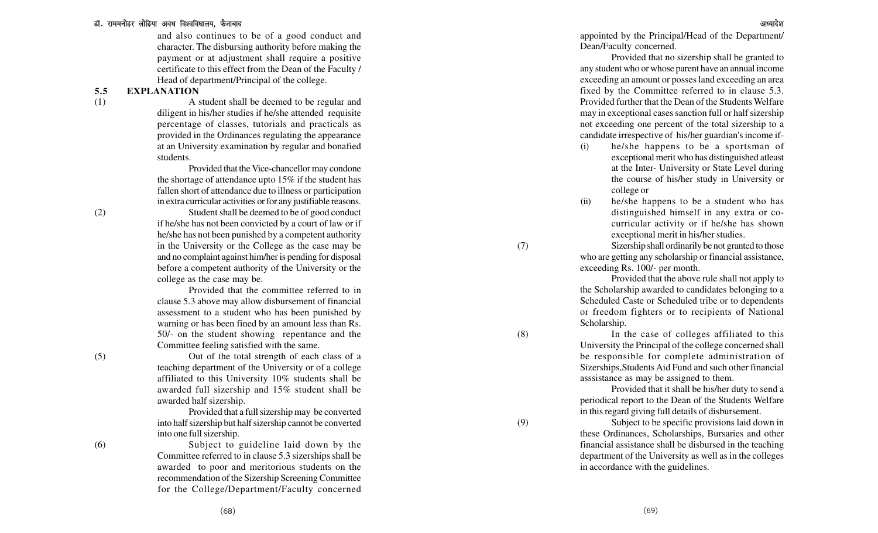and also continues to be of a good conduct and character. The disbursing authority before making the payment or at adjustment shall require a positive certificate to this effect from the Dean of the Faculty / Head of department/Principal of the college.

**5.5 EXPLANATION**

(1) A student shall be deemed to be regular and diligent in his/her studies if he/she attended requisite percentage of classes, tutorials and practicals as provided in the Ordinances regulating the appearance at an University examination by regular and bonafied students.

Provided that the Vice-chancellor may condone the shortage of attendance upto 15% if the student has fallen short of attendance due to illness or participation in extra curricular activities or for any justifiable reasons.

(2) Student shall be deemed to be of good conduct if he/she has not been convicted by a court of law or if he/she has not been punished by a competent authority in the University or the College as the case may be and no complaint against him/her is pending for disposal before a competent authority of the University or the college as the case may be.

Provided that the committee referred to in clause 5.3 above may allow disbursement of financial assessment to a student who has been punished by warning or has been fined by an amount less than Rs. 50/- on the student showing repentance and the Committee feeling satisfied with the same.

(5) Out of the total strength of each class of a teaching department of the University or of a college affiliated to this University 10% students shall be awarded full sizership and 15% student shall be awarded half sizership.

Provided that a full sizership may be converted into half sizership but half sizership cannot be converted into one full sizership.

(6) Subject to guideline laid down by the Committee referred to in clause 5.3 sizerships shall be awarded to poor and meritorious students on the recommendation of the Sizership Screening Committee for the College/Department/Faculty concerned appointed by the Principal/Head of the Department/ Dean/Faculty concerned.

Provided that no sizership shall be granted to any student who or whose parent have an annual income exceeding an amount or posses land exceeding an area fixed by the Committee referred to in clause 5.3. Provided further that the Dean of the Students Welfare may in exceptional cases sanction full or half sizership not exceeding one percent of the total sizership to a candidate irrespective of his/her guardian's income if-

(i) he/she happens to be a sportsman of exceptional merit who has distinguished atleast at the Inter- University or State Level during the course of his/her study in University or college or

(ii) he/she happens to be a student who has distinguished himself in any extra or co-curricular activity or if he/she has shown exceptional merit in his/her studies.

(7) Sizership shall ordinarily be not granted to those who are getting any scholarship or financial assistance, exceeding Rs. 100/- per month.

Provided that the above rule shall not apply to the Scholarship awarded to candidates belonging to a Scheduled Caste or Scheduled tribe or to dependents or freedom fighters or to recipients of National Scholarship.

(8) In the case of colleges affiliated to this University the Principal of the college concerned shall be responsible for complete administration of Sizerships,Students Aid Fund and such other financial asssistance as may be assigned to them.

Provided that it shall be his/her duty to send a periodical report to the Dean of the Students Welfare in this regard giving full details of disbursement.

(9) Subject to be specific provisions laid down in these Ordinances, Scholarships, Bursaries and other financial assistance shall be disbursed in the teaching department of the University as well as in the colleges in accordance with the guidelines.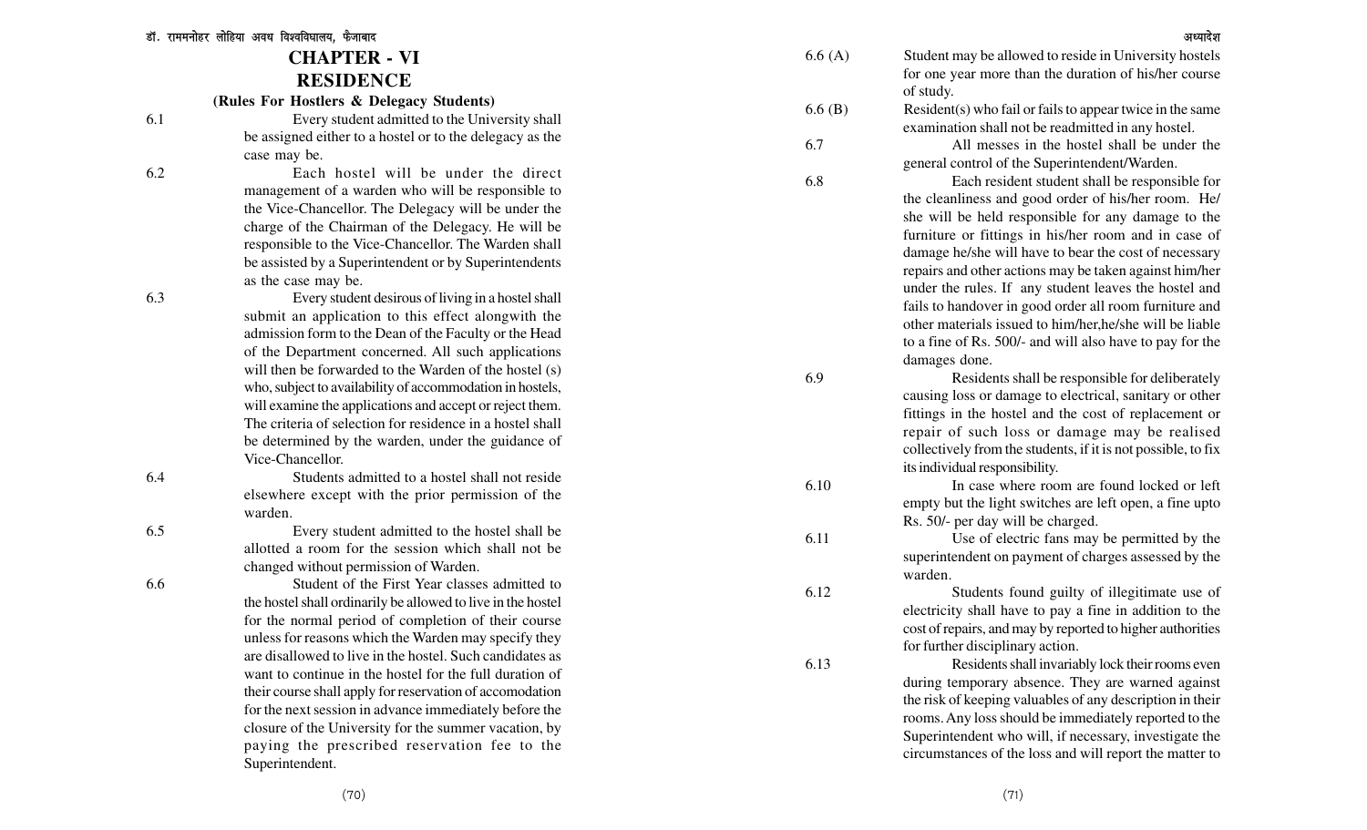# CHAPTER - VI

# RESIDENCE

### (Rules For Hostlers & Delegacy Students)

6.1 Every student admitted to the University shall be assigned either to a hostel or to the delegacy as the case may be.

6.2 Each hostel will be under the direct management of a warden who will be responsible to the Vice-Chancellor. The Delegacy will be under the charge of the Chairman of the Delegacy. He will be responsible to the Vice-Chancellor. The Warden shall be assisted by a Superintendent or by Superintendents as the case may be.

6.3 Every student desirous of living in a hostel shall submit an application to this effect alongwith the admission form to the Dean of the Faculty or the Head of the Department concerned. All such applications will then be forwarded to the Warden of the hostel (s) who, subject to availability of accommodation in hostels, will examine the applications and accept or reject them. The criteria of selection for residence in a hostel shall be determined by the warden, under the guidance of Vice-Chancellor.

6.4 Students admitted to a hostel shall not reside elsewhere except with the prior permission of the warden.

6.5 Every student admitted to the hostel shall be allotted a room for the session which shall not be changed without permission of Warden.

6.6 Student of the First Year classes admitted to the hostel shall ordinarily be allowed to live in the hostel for the normal period of completion of their course unless for reasons which the Warden may specify they are disallowed to live in the hostel. Such candidates as want to continue in the hostel for the full duration of their course shall apply for reservation of accomodation for the next session in advance immediately before the closure of the University for the summer vacation, by paying the prescribed reservation fee to the Superintendent.

6.6 (A) Student may be allowed to reside in University hostels for one year more than the duration of his/her course of study.

6.6 (B) Resident(s) who fail or fails to appear twice in the same examination shall not be readmitted in any hostel.

6.7 All messes in the hostel shall be under the general control of the Superintendent/Warden.

6.8 Each resident student shall be responsible for the cleanliness and good order of his/her room. He/she will be held responsible for any damage to the furniture or fittings in his/her room and in case of damage he/she will have to bear the cost of necessary repairs and other actions may be taken against him/her under the rules. If any student leaves the hostel and fails to handover in good order all room furniture and other materials issued to him/her,he/she will be liable to a fine of Rs. 500/- and will also have to pay for the damages done.

6.9 Residents shall be responsible for deliberately causing loss or damage to electrical, sanitary or other fittings in the hostel and the cost of replacement or repair of such loss or damage may be realised collectively from the students, if it is not possible, to fix its individual responsibility.

6.10 In case where room are found locked or left empty but the light switches are left open, a fine upto Rs. 50/- per day will be charged.

6.11 Use of electric fans may be permitted by the superintendent on payment of charges assessed by the warden.

6.12 Students found guilty of illegitimate use of electricity shall have to pay a fine in addition to the cost of repairs, and may by reported to higher authorities for further disciplinary action.

6.13 Residents shall invariably lock their rooms even during temporary absence. They are warned against the risk of keeping valuables of any description in their rooms. Any loss should be immediately reported to the Superintendent who will, if necessary, investigate the circumstances of the loss and will report the matter to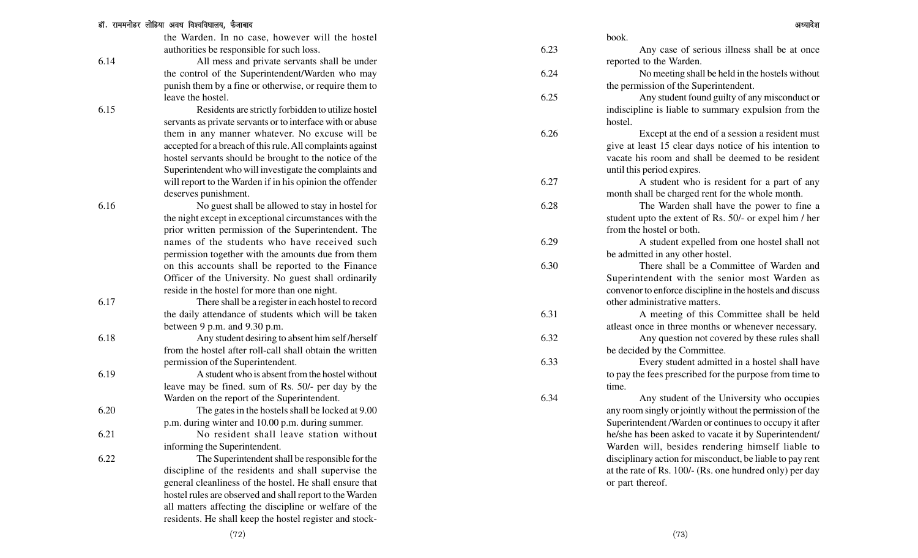the Warden. In no case, however will the hostel authorities be responsible for such loss.

6.14 All mess and private servants shall be under the control of the Superintendent/Warden who may punish them by a fine or otherwise, or require them to leave the hostel.

6.15 Residents are strictly forbidden to utilize hostel servants as private servants or to interface with or abuse them in any manner whatever. No excuse will be accepted for a breach of this rule. All complaints against hostel servants should be brought to the notice of the Superintendent who will investigate the complaints and will report to the Warden if in his opinion the offender deserves punishment.

6.16 No guest shall be allowed to stay in hostel for the night except in exceptional circumstances with the prior written permission of the Superintendent. The names of the students who have received such permission together with the amounts due from them on this accounts shall be reported to the Finance Officer of the University. No guest shall ordinarily reside in the hostel for more than one night.

6.17 There shall be a register in each hostel to record the daily attendance of students which will be taken between 9 p.m. and 9.30 p.m.

6.18 Any student desiring to absent him self /herself from the hostel after roll-call shall obtain the written permission of the Superintendent.

6.19 A student who is absent from the hostel without leave may be fined. sum of Rs. 50/- per day by the Warden on the report of the Superintendent.

6.20 The gates in the hostels shall be locked at 9.00 p.m. during winter and 10.00 p.m. during summer.

6.21 No resident shall leave station without informing the Superintendent.

6.22 The Superintendent shall be responsible for the discipline of the residents and shall supervise the general cleanliness of the hostel. He shall ensure that hostel rules are observed and shall report to the Warden all matters affecting the discipline or welfare of the residents. He shall keep the hostel register and stock-book.

6.23 Any case of serious illness shall be at once reported to the Warden.

6.24 No meeting shall be held in the hostels without the permission of the Superintendent.

6.25 Any student found guilty of any misconduct or indiscipline is liable to summary expulsion from the hostel.

6.26 Except at the end of a session a resident must give at least 15 clear days notice of his intention to vacate his room and shall be deemed to be resident until this period expires.

6.27 A student who is resident for a part of any month shall be charged rent for the whole month.

6.28 The Warden shall have the power to fine a student upto the extent of Rs. 50/- or expel him / her from the hostel or both.

6.29 A student expelled from one hostel shall not be admitted in any other hostel.

6.30 There shall be a Committee of Warden and Superintendent with the senior most Warden as convenor to enforce discipline in the hostels and discuss other administrative matters.

6.31 A meeting of this Committee shall be held atleast once in three months or whenever necessary.

6.32 Any question not covered by these rules shall be decided by the Committee.

6.33 Every student admitted in a hostel shall have to pay the fees prescribed for the purpose from time to time.

6.34 Any student of the University who occupies any room singly or jointly without the permission of the Superintendent /Warden or continues to occupy it after he/she has been asked to vacate it by Superintendent/ Warden will, besides rendering himself liable to disciplinary action for misconduct, be liable to pay rent at the rate of Rs. 100/- (Rs. one hundred only) per day or part thereof.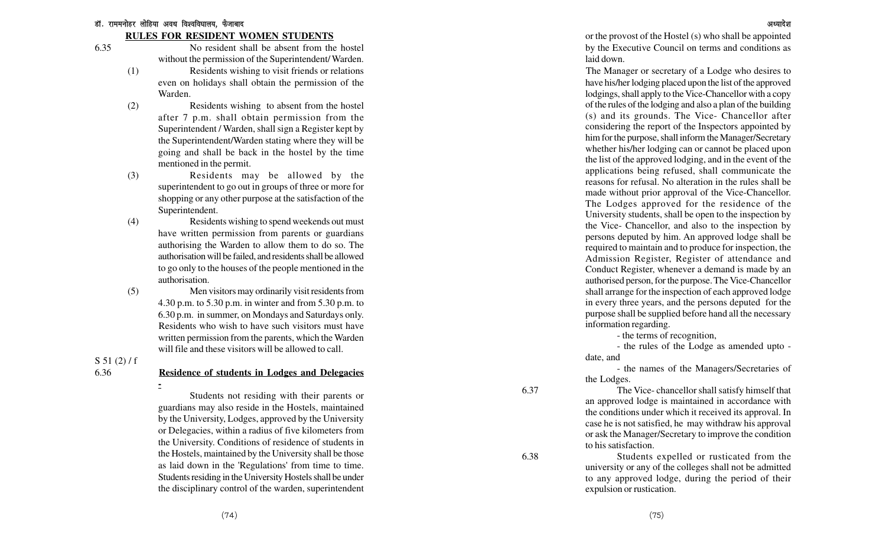## RULES FOR RESIDENT WOMEN STUDENTS

6.35 No resident shall be absent from the hostel without the permission of the Superintendent/ Warden.

(1) Residents wishing to visit friends or relations even on holidays shall obtain the permission of the Warden.

(2) Residents wishing to absent from the hostel after 7 p.m. shall obtain permission from the Superintendent / Warden, shall sign a Register kept by the Superintendent/Warden stating where they will be going and shall be back in the hostel by the time mentioned in the permit.

(3) Residents may be allowed by the superintendent to go out in groups of three or more for shopping or any other purpose at the satisfaction of the Superintendent.

(4) Residents wishing to spend weekends out must have written permission from parents or guardians authorising the Warden to allow them to do so. The authorisation will be failed, and residents shall be allowed to go only to the houses of the people mentioned in the authorisation.

(5) Men visitors may ordinarily visit residents from 4.30 p.m. to 5.30 p.m. in winter and from 5.30 p.m. to 6.30 p.m. in summer, on Mondays and Saturdays only. Residents who wish to have such visitors must have written permission from the parents, which the Warden will file and these visitors will be allowed to call.

S 51 (2) / f

6.36 **Residence of students in Lodges and Delegacies -**

Students not residing with their parents or guardians may also reside in the Hostels, maintained by the University, Lodges, approved by the University or Delegacies, within a radius of five kilometers from the University. Conditions of residence of students in the Hostels, maintained by the University shall be those as laid down in the 'Regulations' from time to time. Students residing in the University Hostels shall be under the disciplinary control of the warden, superintendent or the provost of the Hostel (s) who shall be appointed by the Executive Council on terms and conditions as laid down.

The Manager or secretary of a Lodge who desires to have his/her lodging placed upon the list of the approved lodgings, shall apply to the Vice-Chancellor with a copy of the rules of the lodging and also a plan of the building (s) and its grounds. The Vice- Chancellor after considering the report of the Inspectors appointed by him for the purpose, shall inform the Manager/Secretary whether his/her lodging can or cannot be placed upon the list of the approved lodging, and in the event of the applications being refused, shall communicate the reasons for refusal. No alteration in the rules shall be made without prior approval of the Vice-Chancellor. The Lodges approved for the residence of the University students, shall be open to the inspection by the Vice- Chancellor, and also to the inspection by persons deputed by him. An approved lodge shall be required to maintain and to produce for inspection, the Admission Register, Register of attendance and Conduct Register, whenever a demand is made by an authorised person, for the purpose. The Vice-Chancellor shall arrange for the inspection of each approved lodge in every three years, and the persons deputed for the purpose shall be supplied before hand all the necessary information regarding.

- the terms of recognition,
- the rules of the Lodge as amended upto - date, and
- the names of the Managers/Secretaries of the Lodges.

6.37 The Vice- chancellor shall satisfy himself that an approved lodge is maintained in accordance with the conditions under which it received its approval. In case he is not satisfied, he may withdraw his approval or ask the Manager/Secretary to improve the condition to his satisfaction.

6.38 Students expelled or rusticated from the university or any of the colleges shall not be admitted to any approved lodge, during the period of their expulsion or rustication.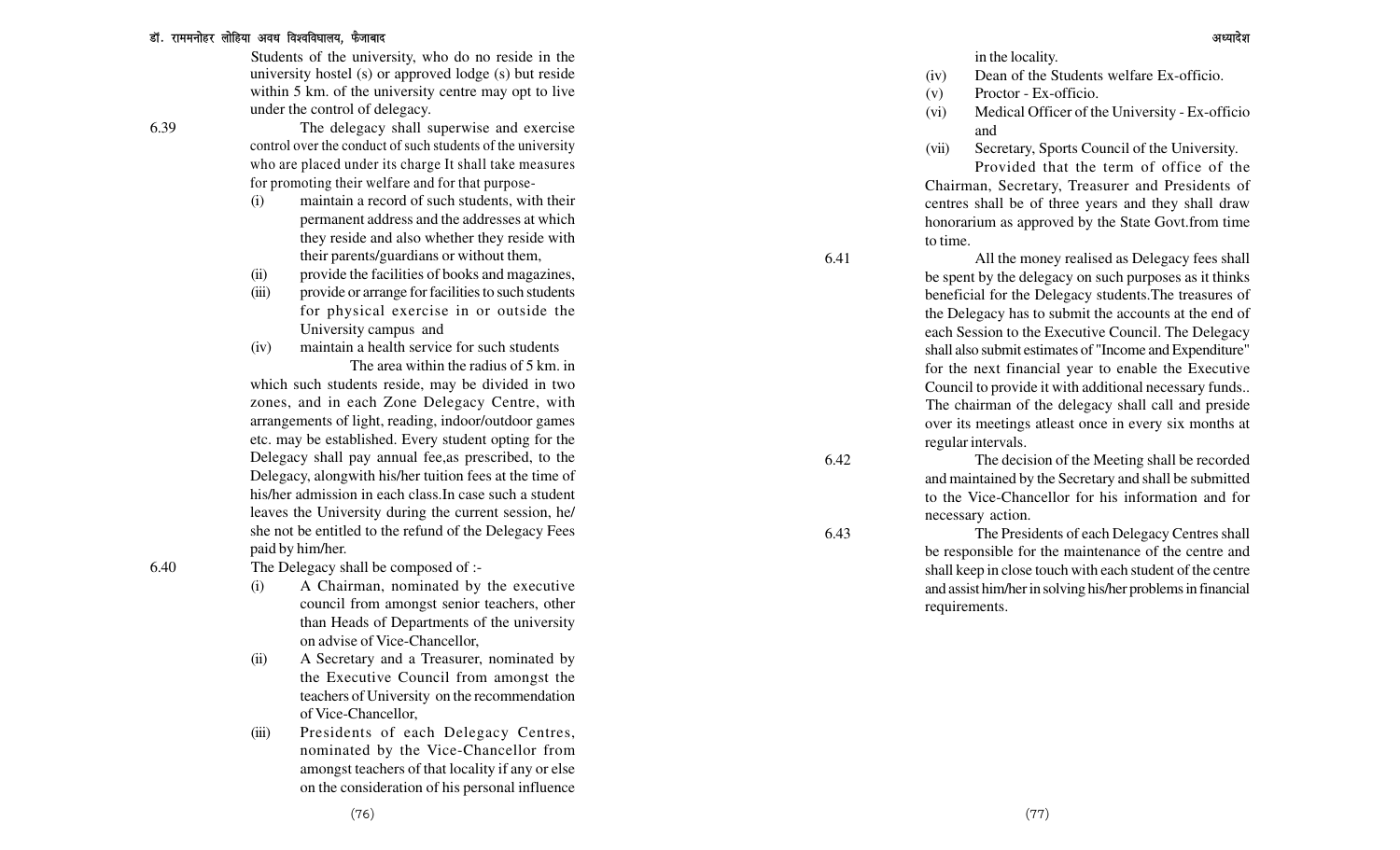Students of the university, who do no reside in the university hostel (s) or approved lodge (s) but reside within 5 km. of the university centre may opt to live under the control of delegacy.

6.39 The delegacy shall superwise and exercise control over the conduct of such students of the university who are placed under its charge It shall take measures for promoting their welfare and for that purpose-

(i) maintain a record of such students, with their permanent address and the addresses at which they reside and also whether they reside with their parents/guardians or without them,

(ii) provide the facilities of books and magazines,

(iii) provide or arrange for facilities to such students for physical exercise in or outside the University campus and

(iv) maintain a health service for such students

The area within the radius of 5 km. in which such students reside, may be divided in two zones, and in each Zone Delegacy Centre, with arrangements of light, reading, indoor/outdoor games etc. may be established. Every student opting for the Delegacy shall pay annual fee,as prescribed, to the Delegacy, alongwith his/her tuition fees at the time of his/her admission in each class.In case such a student leaves the University during the current session, he/she not be entitled to the refund of the Delegacy Fees paid by him/her.

6.40 The Delegacy shall be composed of :-

(i) A Chairman, nominated by the executive council from amongst senior teachers, other than Heads of Departments of the university on advise of Vice-Chancellor,

(ii) A Secretary and a Treasurer, nominated by the Executive Council from amongst the teachers of University on the recommendation of Vice-Chancellor,

(iii) Presidents of each Delegacy Centres, nominated by the Vice-Chancellor from amongst teachers of that locality if any or else on the consideration of his personal influence in the locality.

(iv) Dean of the Students welfare Ex-officio.

(v) Proctor - Ex-officio.

(vi) Medical Officer of the University - Ex-officio and

(vii) Secretary, Sports Council of the University.

Provided that the term of office of the Chairman, Secretary, Treasurer and Presidents of centres shall be of three years and they shall draw honorarium as approved by the State Govt.from time to time.

6.41 All the money realised as Delegacy fees shall be spent by the delegacy on such purposes as it thinks beneficial for the Delegacy students.The treasures of the Delegacy has to submit the accounts at the end of each Session to the Executive Council. The Delegacy shall also submit estimates of "Income and Expenditure" for the next financial year to enable the Executive Council to provide it with additional necessary funds.. The chairman of the delegacy shall call and preside over its meetings atleast once in every six months at regular intervals.

6.42 The decision of the Meeting shall be recorded and maintained by the Secretary and shall be submitted to the Vice-Chancellor for his information and for necessary action.

6.43 The Presidents of each Delegacy Centres shall be responsible for the maintenance of the centre and shall keep in close touch with each student of the centre and assist him/her in solving his/her problems in financial requirements.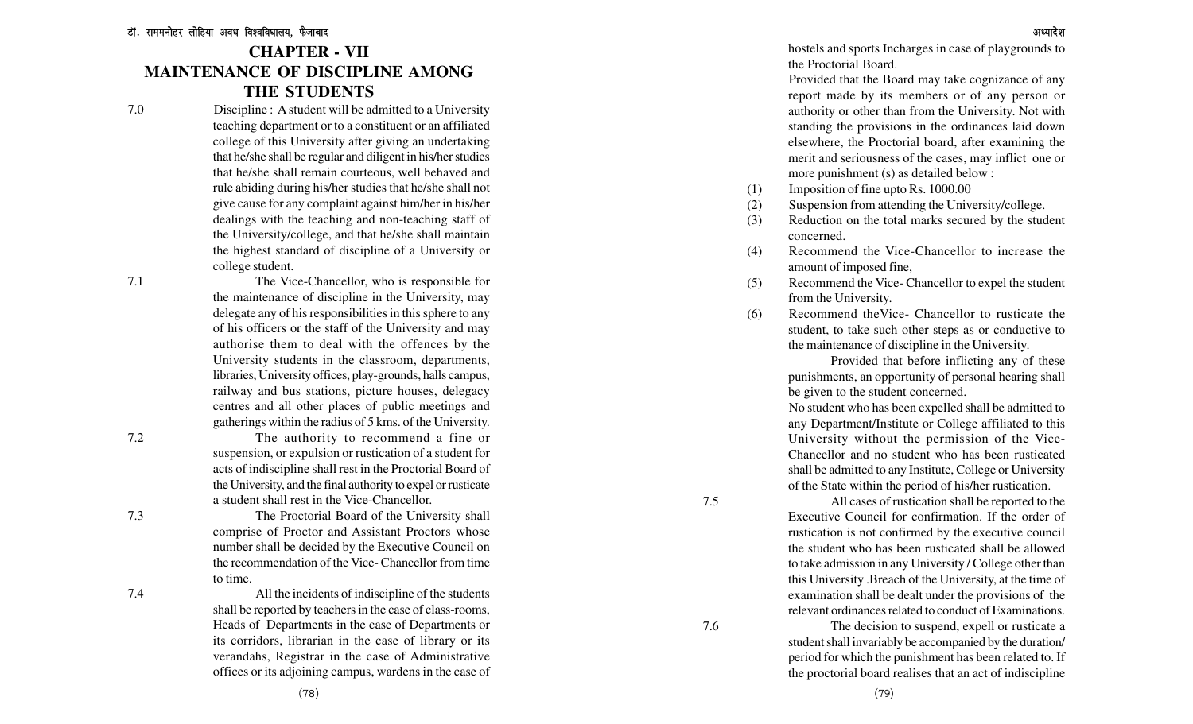# CHAPTER - VII
# MAINTENANCE OF DISCIPLINE AMONG THE STUDENTS

7.0 Discipline : A student will be admitted to a University teaching department or to a constituent or an affiliated college of this University after giving an undertaking that he/she shall be regular and diligent in his/her studies that he/she shall remain courteous, well behaved and rule abiding during his/her studies that he/she shall not give cause for any complaint against him/her in his/her dealings with the teaching and non-teaching staff of the University/college, and that he/she shall maintain the highest standard of discipline of a University or college student.

7.1 The Vice-Chancellor, who is responsible for the maintenance of discipline in the University, may delegate any of his responsibilities in this sphere to any of his officers or the staff of the University and may authorise them to deal with the offences by the University students in the classroom, departments, libraries, University offices, play-grounds, halls campus, railway and bus stations, picture houses, delegacy centres and all other places of public meetings and gatherings within the radius of 5 kms. of the University.

7.2 The authority to recommend a fine or suspension, or expulsion or rustication of a student for acts of indiscipline shall rest in the Proctorial Board of the University, and the final authority to expel or rusticate a student shall rest in the Vice-Chancellor.

7.3 The Proctorial Board of the University shall comprise of Proctor and Assistant Proctors whose number shall be decided by the Executive Council on the recommendation of the Vice- Chancellor from time to time.

7.4 All the incidents of indiscipline of the students shall be reported by teachers in the case of class-rooms, Heads of Departments in the case of Departments or its corridors, librarian in the case of library or its verandahs, Registrar in the case of Administrative offices or its adjoining campus, wardens in the case of hostels and sports Incharges in case of playgrounds to the Proctorial Board.

Provided that the Board may take cognizance of any report made by its members or of any person or authority or other than from the University. Not with standing the provisions in the ordinances laid down elsewhere, the Proctorial board, after examining the merit and seriousness of the cases, may inflict one or more punishment (s) as detailed below :

(1) Imposition of fine upto Rs. 1000.00

(2) Suspension from attending the University/college.

(3) Reduction on the total marks secured by the student concerned.

(4) Recommend the Vice-Chancellor to increase the amount of imposed fine,

(5) Recommend the Vice- Chancellor to expel the student from the University.

(6) Recommend theVice- Chancellor to rusticate the student, to take such other steps as or conductive to the maintenance of discipline in the University.

Provided that before inflicting any of these punishments, an opportunity of personal hearing shall be given to the student concerned.

No student who has been expelled shall be admitted to any Department/Institute or College affiliated to this University without the permission of the Vice-Chancellor and no student who has been rusticated shall be admitted to any Institute, College or University of the State within the period of his/her rustication.

7.5 All cases of rustication shall be reported to the Executive Council for confirmation. If the order of rustication is not confirmed by the executive council the student who has been rusticated shall be allowed to take admission in any University / College other than this University .Breach of the University, at the time of examination shall be dealt under the provisions of the relevant ordinances related to conduct of Examinations.

7.6 The decision to suspend, expell or rusticate a student shall invariably be accompanied by the duration/ period for which the punishment has been related to. If the proctorial board realises that an act of indiscipline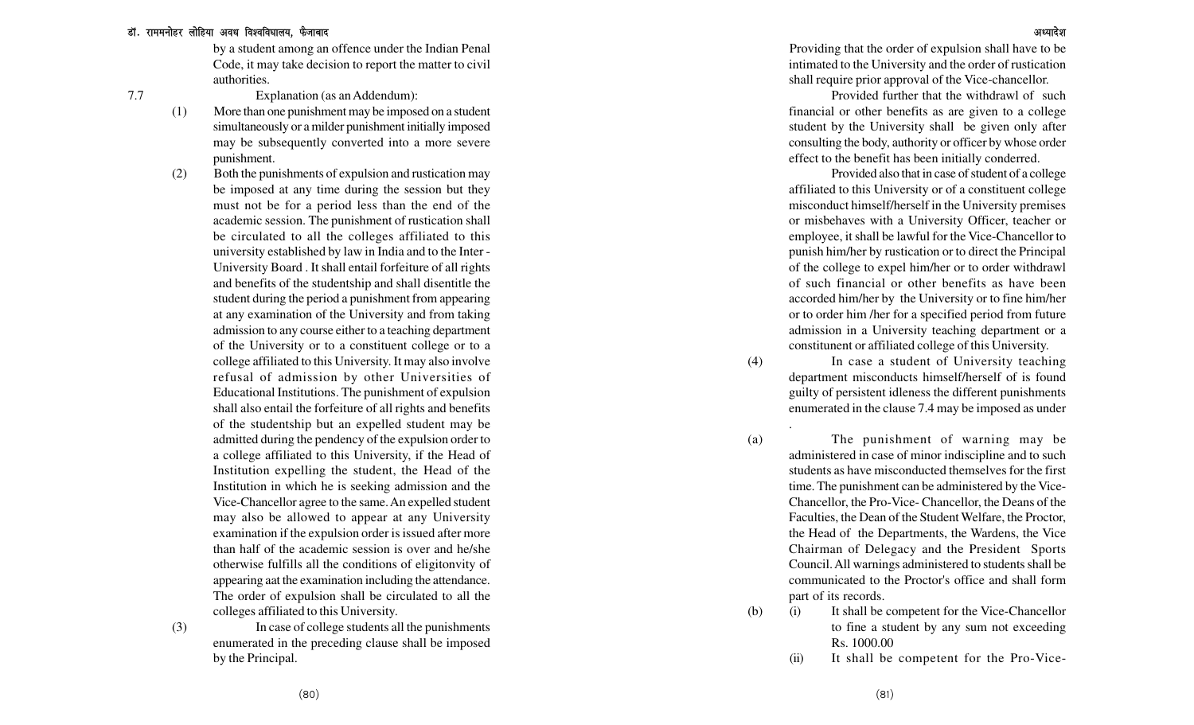by a student among an offence under the Indian Penal Code, it may take decision to report the matter to civil authorities.

7.7 Explanation (as an Addendum):

(1) More than one punishment may be imposed on a student simultaneously or a milder punishment initially imposed may be subsequently converted into a more severe punishment.

(2) Both the punishments of expulsion and rustication may be imposed at any time during the session but they must not be for a period less than the end of the academic session. The punishment of rustication shall be circulated to all the colleges affiliated to this university established by law in India and to the Inter - University Board . It shall entail forfeiture of all rights and benefits of the studentship and shall disentitle the student during the period a punishment from appearing at any examination of the University and from taking admission to any course either to a teaching department of the University or to a constituent college or to a college affiliated to this University. It may also involve refusal of admission by other Universities of Educational Institutions. The punishment of expulsion shall also entail the forfeiture of all rights and benefits of the studentship but an expelled student may be admitted during the pendency of the expulsion order to a college affiliated to this University, if the Head of Institution expelling the student, the Head of the Institution in which he is seeking admission and the Vice-Chancellor agree to the same. An expelled student may also be allowed to appear at any University examination if the expulsion order is issued after more than half of the academic session is over and he/she otherwise fulfills all the conditions of eligitonvity of appearing aat the examination including the attendance. The order of expulsion shall be circulated to all the colleges affiliated to this University.

(3) In case of college students all the punishments enumerated in the preceding clause shall be imposed by the Principal.

Providing that the order of expulsion shall have to be intimated to the University and the order of rustication shall require prior approval of the Vice-chancellor.

Provided further that the withdrawl of such financial or other benefits as are given to a college student by the University shall be given only after consulting the body, authority or officer by whose order effect to the benefit has been initially conderred.

Provided also that in case of student of a college affiliated to this University or of a constituent college misconduct himself/herself in the University premises or misbehaves with a University Officer, teacher or employee, it shall be lawful for the Vice-Chancellor to punish him/her by rustication or to direct the Principal of the college to expel him/her or to order withdrawl of such financial or other benefits as have been accorded him/her by the University or to fine him/her or to order him /her for a specified period from future admission in a University teaching department or a constitunent or affiliated college of this University.

(4) In case a student of University teaching department misconducts himself/herself of is found guilty of persistent idleness the different punishments enumerated in the clause 7.4 may be imposed as under.

(a) The punishment of warning may be administered in case of minor indiscipline and to such students as have misconducted themselves for the first time. The punishment can be administered by the Vice-Chancellor, the Pro-Vice- Chancellor, the Deans of the Faculties, the Dean of the Student Welfare, the Proctor, the Head of the Departments, the Wardens, the Vice Chairman of Delegacy and the President Sports Council. All warnings administered to students shall be communicated to the Proctor's office and shall form part of its records.

(b) (i) It shall be competent for the Vice-Chancellor to fine a student by any sum not exceeding Rs. 1000.00

(ii) It shall be competent for the Pro-Vice-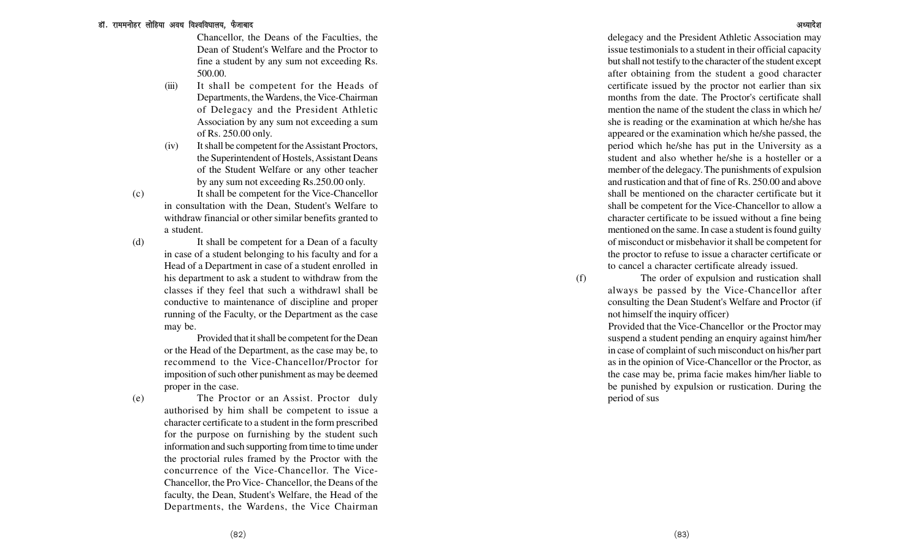Chancellor, the Deans of the Faculties, the Dean of Student's Welfare and the Proctor to fine a student by any sum not exceeding Rs. 500.00.

(iii) It shall be competent for the Heads of Departments, the Wardens, the Vice-Chairman of Delegacy and the President Athletic Association by any sum not exceeding a sum of Rs. 250.00 only.

(iv) It shall be competent for the Assistant Proctors, the Superintendent of Hostels, Assistant Deans of the Student Welfare or any other teacher by any sum not exceeding Rs.250.00 only.

(c) It shall be competent for the Vice-Chancellor in consultation with the Dean, Student's Welfare to withdraw financial or other similar benefits granted to a student.

(d) It shall be competent for a Dean of a faculty in case of a student belonging to his faculty and for a Head of a Department in case of a student enrolled in his department to ask a student to withdraw from the classes if they feel that such a withdrawl shall be conductive to maintenance of discipline and proper running of the Faculty, or the Department as the case may be.

Provided that it shall be competent for the Dean or the Head of the Department, as the case may be, to recommend to the Vice-Chancellor/Proctor for imposition of such other punishment as may be deemed proper in the case.

(e) The Proctor or an Assist. Proctor duly authorised by him shall be competent to issue a character certificate to a student in the form prescribed for the purpose on furnishing by the student such information and such supporting from time to time under the proctorial rules framed by the Proctor with the concurrence of the Vice-Chancellor. The Vice-Chancellor, the Pro Vice- Chancellor, the Deans of the faculty, the Dean, Student's Welfare, the Head of the Departments, the Wardens, the Vice Chairman delegacy and the President Athletic Association may issue testimonials to a student in their official capacity but shall not testify to the character of the student except after obtaining from the student a good character certificate issued by the proctor not earlier than six months from the date. The Proctor's certificate shall mention the name of the student the class in which he/she is reading or the examination at which he/she has appeared or the examination which he/she passed, the period which he/she has put in the University as a student and also whether he/she is a hosteller or a member of the delegacy. The punishments of expulsion and rustication and that of fine of Rs. 250.00 and above shall be mentioned on the character certificate but it shall be competent for the Vice-Chancellor to allow a character certificate to be issued without a fine being mentioned on the same. In case a student is found guilty of misconduct or misbehavior it shall be competent for the proctor to refuse to issue a character certificate or to cancel a character certificate already issued.

(f) The order of expulsion and rustication shall always be passed by the Vice-Chancellor after consulting the Dean Student's Welfare and Proctor (if not himself the inquiry officer)

Provided that the Vice-Chancellor or the Proctor may suspend a student pending an enquiry against him/her in case of complaint of such misconduct on his/her part as in the opinion of Vice-Chancellor or the Proctor, as the case may be, prima facie makes him/her liable to be punished by expulsion or rustication. During the period of sus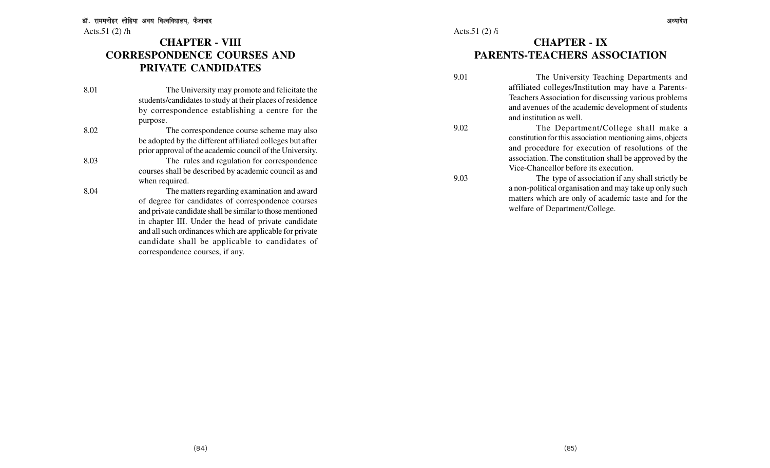Acts.51 (2) /h

## CHAPTER - VIII
## CORRESPONDENCE COURSES AND PRIVATE CANDIDATES

8.01 The University may promote and felicitate the students/candidates to study at their places of residence by correspondence establishing a centre for the purpose.

8.02 The correspondence course scheme may also be adopted by the different affiliated colleges but after prior approval of the academic council of the University.

8.03 The rules and regulation for correspondence courses shall be described by academic council as and when required.

8.04 The matters regarding examination and award of degree for candidates of correspondence courses and private candidate shall be similar to those mentioned in chapter III. Under the head of private candidate and all such ordinances which are applicable for private candidate shall be applicable to candidates of correspondence courses, if any.

Acts.51 (2) /i

## CHAPTER - IX
## PARENTS-TEACHERS ASSOCIATION

9.01 The University Teaching Departments and affiliated colleges/Institution may have a Parents-Teachers Association for discussing various problems and avenues of the academic development of students and institution as well.

9.02 The Department/College shall make a constitution for this association mentioning aims, objects and procedure for execution of resolutions of the association. The constitution shall be approved by the Vice-Chancellor before its execution.

9.03 The type of association if any shall strictly be a non-political organisation and may take up only such matters which are only of academic taste and for the welfare of Department/College.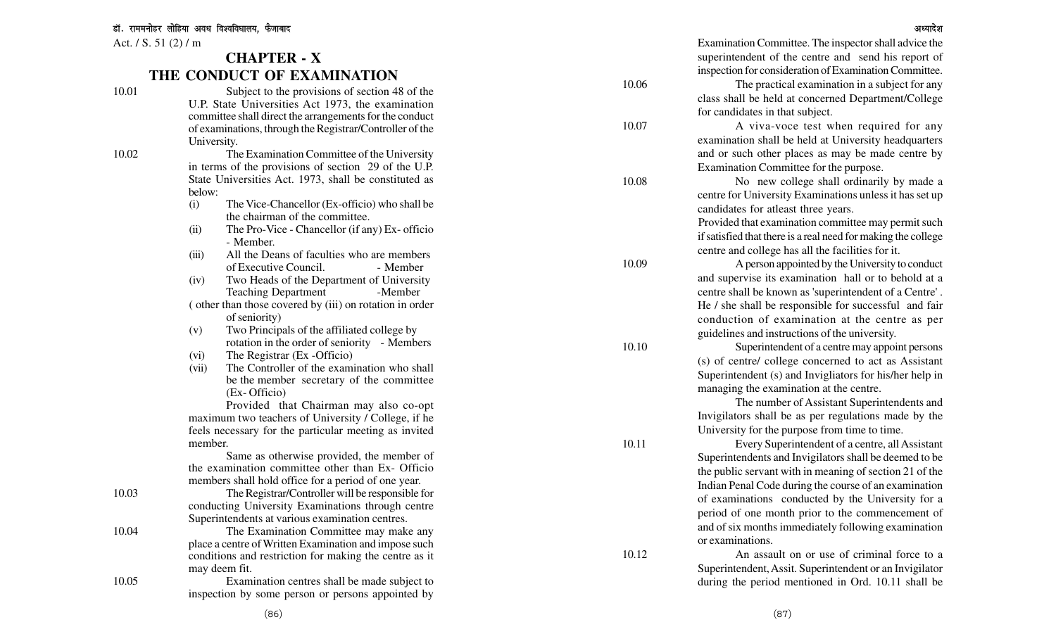# CHAPTER - X

## THE CONDUCT OF EXAMINATION

10.01 Subject to the provisions of section 48 of the U.P. State Universities Act 1973, the examination committee shall direct the arrangements for the conduct of examinations, through the Registrar/Controller of the University.

10.02 The Examination Committee of the University in terms of the provisions of section 29 of the U.P. State Universities Act. 1973, shall be constituted as below:

- (i) The Vice-Chancellor (Ex-officio) who shall be the chairman of the committee.
- (ii) The Pro-Vice - Chancellor (if any) Ex- officio - Member.
- (iii) All the Deans of faculties who are members of Executive Council. - Member
- (iv) Two Heads of the Department of University Teaching Department -Member
  ( other than those covered by (iii) on rotation in order of seniority)
- (v) Two Principals of the affiliated college by rotation in the order of seniority - Members
- (vi) The Registrar (Ex -Officio)
- (vii) The Controller of the examination who shall be the member secretary of the committee (Ex- Officio)

Provided that Chairman may also co-opt maximum two teachers of University / College, if he feels necessary for the particular meeting as invited member.

Same as otherwise provided, the member of the examination committee other than Ex- Officio members shall hold office for a period of one year.

10.03 The Registrar/Controller will be responsible for conducting University Examinations through centre Superintendents at various examination centres.

10.04 The Examination Committee may make any place a centre of Written Examination and impose such conditions and restriction for making the centre as it may deem fit.

10.05 Examination centres shall be made subject to inspection by some person or persons appointed by Examination Committee. The inspector shall advice the superintendent of the centre and send his report of inspection for consideration of Examination Committee.

10.06 The practical examination in a subject for any class shall be held at concerned Department/College for candidates in that subject.

10.07 A viva-voce test when required for any examination shall be held at University headquarters and or such other places as may be made centre by Examination Committee for the purpose.

10.08 No new college shall ordinarily by made a centre for University Examinations unless it has set up candidates for atleast three years.

Provided that examination committee may permit such if satisfied that there is a real need for making the college centre and college has all the facilities for it.

10.09 A person appointed by the University to conduct and supervise its examination hall or to behold at a centre shall be known as 'superintendent of a Centre' . He / she shall be responsible for successful and fair conduction of examination at the centre as per guidelines and instructions of the university.

10.10 Superintendent of a centre may appoint persons (s) of centre/ college concerned to act as Assistant Superintendent (s) and Invigliators for his/her help in managing the examination at the centre.

The number of Assistant Superintendents and Invigilators shall be as per regulations made by the University for the purpose from time to time.

10.11 Every Superintendent of a centre, all Assistant Superintendents and Invigilators shall be deemed to be the public servant with in meaning of section 21 of the Indian Penal Code during the course of an examination of examinations conducted by the University for a period of one month prior to the commencement of and of six months immediately following examination or examinations.

10.12 An assault on or use of criminal force to a Superintendent, Assit. Superintendent or an Invigilator during the period mentioned in Ord. 10.11 shall be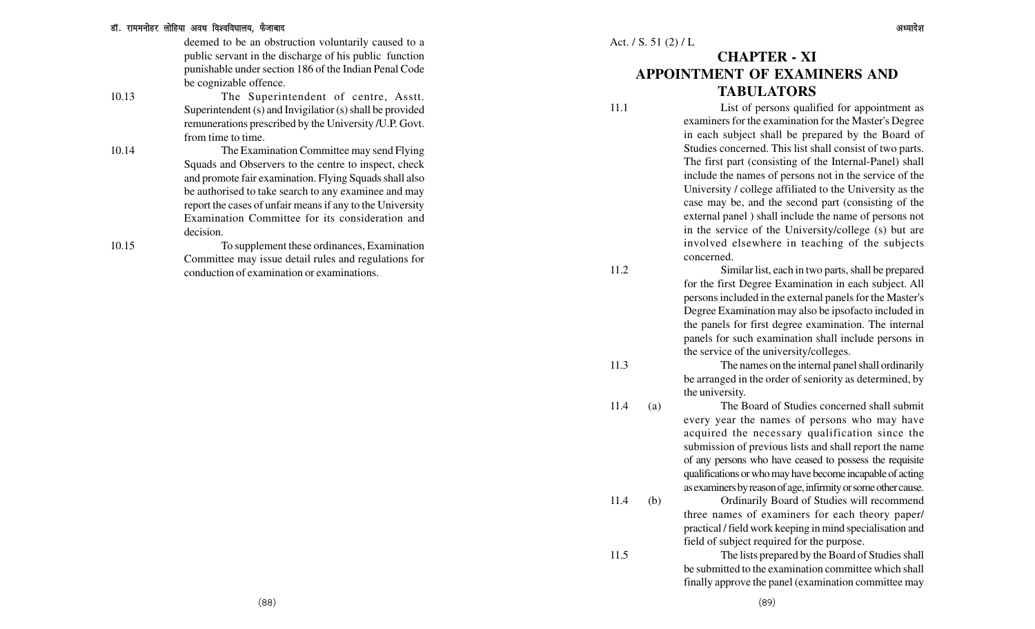deemed to be an obstruction voluntarily caused to a public servant in the discharge of his public function punishable under section 186 of the Indian Penal Code be cognizable offence.

10.13 The Superintendent of centre, Asstt. Superintendent (s) and Invigilatior (s) shall be provided remunerations prescribed by the University /U.P. Govt. from time to time.

10.14 The Examination Committee may send Flying Squads and Observers to the centre to inspect, check and promote fair examination. Flying Squads shall also be authorised to take search to any examinee and may report the cases of unfair means if any to the University Examination Committee for its consideration and decision.

10.15 To supplement these ordinances, Examination Committee may issue detail rules and regulations for conduction of examination or examinations.

Act. / S. 51 (2) / L

# CHAPTER - XI
# APPOINTMENT OF EXAMINERS AND TABULATORS

11.1 List of persons qualified for appointment as examiners for the examination for the Master's Degree in each subject shall be prepared by the Board of Studies concerned. This list shall consist of two parts. The first part (consisting of the Internal-Panel) shall include the names of persons not in the service of the University / college affiliated to the University as the case may be, and the second part (consisting of the external panel ) shall include the name of persons not in the service of the University/college (s) but are involved elsewhere in teaching of the subjects concerned.

11.2 Similar list, each in two parts, shall be prepared for the first Degree Examination in each subject. All persons included in the external panels for the Master's Degree Examination may also be ipsofacto included in the panels for first degree examination. The internal panels for such examination shall include persons in the service of the university/colleges.

11.3 The names on the internal panel shall ordinarily be arranged in the order of seniority as determined, by the university.

11.4 (a) The Board of Studies concerned shall submit every year the names of persons who may have acquired the necessary qualification since the submission of previous lists and shall report the name of any persons who have ceased to possess the requisite qualifications or who may have become incapable of acting as examiners by reason of age, infirmity or some other cause.

11.4 (b) Ordinarily Board of Studies will recommend three names of examiners for each theory paper/ practical / field work keeping in mind specialisation and field of subject required for the purpose.

11.5 The lists prepared by the Board of Studies shall be submitted to the examination committee which shall finally approve the panel (examination committee may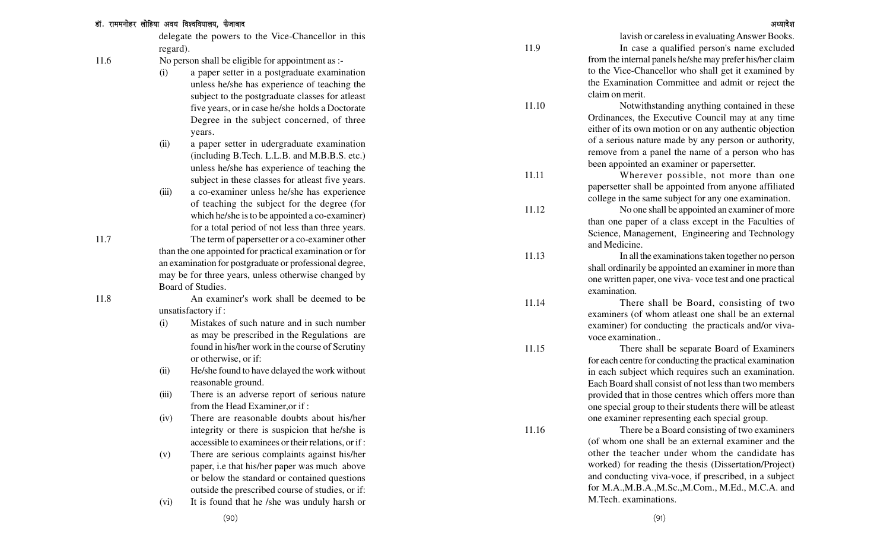delegate the powers to the Vice-Chancellor in this regard).

11.6 No person shall be eligible for appointment as :-

(i) a paper setter in a postgraduate examination unless he/she has experience of teaching the subject to the postgraduate classes for atleast five years, or in case he/she holds a Doctorate Degree in the subject concerned, of three years.

(ii) a paper setter in udergraduate examination (including B.Tech. L.L.B. and M.B.B.S. etc.) unless he/she has experience of teaching the subject in these classes for atleast five years.

(iii) a co-examiner unless he/she has experience of teaching the subject for the degree (for which he/she is to be appointed a co-examiner) for a total period of not less than three years.

11.7 The term of papersetter or a co-examiner other than the one appointed for practical examination or for an examination for postgraduate or professional degree, may be for three years, unless otherwise changed by Board of Studies.

11.8 An examiner's work shall be deemed to be unsatisfactory if :

(i) Mistakes of such nature and in such number as may be prescribed in the Regulations are found in his/her work in the course of Scrutiny or otherwise, or if:

(ii) He/she found to have delayed the work without reasonable ground.

(iii) There is an adverse report of serious nature from the Head Examiner,or if :

(iv) There are reasonable doubts about his/her integrity or there is suspicion that he/she is accessible to examinees or their relations, or if :

(v) There are serious complaints against his/her paper, i.e that his/her paper was much above or below the standard or contained questions outside the prescribed course of studies, or if:

(vi) It is found that he /she was unduly harsh or lavish or careless in evaluating Answer Books.

11.9 In case a qualified person's name excluded from the internal panels he/she may prefer his/her claim to the Vice-Chancellor who shall get it examined by the Examination Committee and admit or reject the claim on merit.

11.10 Notwithstanding anything contained in these Ordinances, the Executive Council may at any time either of its own motion or on any authentic objection of a serious nature made by any person or authority, remove from a panel the name of a person who has been appointed an examiner or papersetter.

11.11 Wherever possible, not more than one papersetter shall be appointed from anyone affiliated college in the same subject for any one examination.

11.12 No one shall be appointed an examiner of more than one paper of a class except in the Faculties of Science, Management, Engineering and Technology and Medicine.

11.13 In all the examinations taken together no person shall ordinarily be appointed an examiner in more than one written paper, one viva- voce test and one practical examination.

11.14 There shall be Board, consisting of two examiners (of whom atleast one shall be an external examiner) for conducting the practicals and/or viva-voce examination..

11.15 There shall be separate Board of Examiners for each centre for conducting the practical examination in each subject which requires such an examination. Each Board shall consist of not less than two members provided that in those centres which offers more than one special group to their students there will be atleast one examiner representing each special group.

11.16 There be a Board consisting of two examiners (of whom one shall be an external examiner and the other the teacher under whom the candidate has worked) for reading the thesis (Dissertation/Project) and conducting viva-voce, if prescribed, in a subject for M.A.,M.B.A.,M.Sc.,M.Com., M.Ed., M.C.A. and M.Tech. examinations.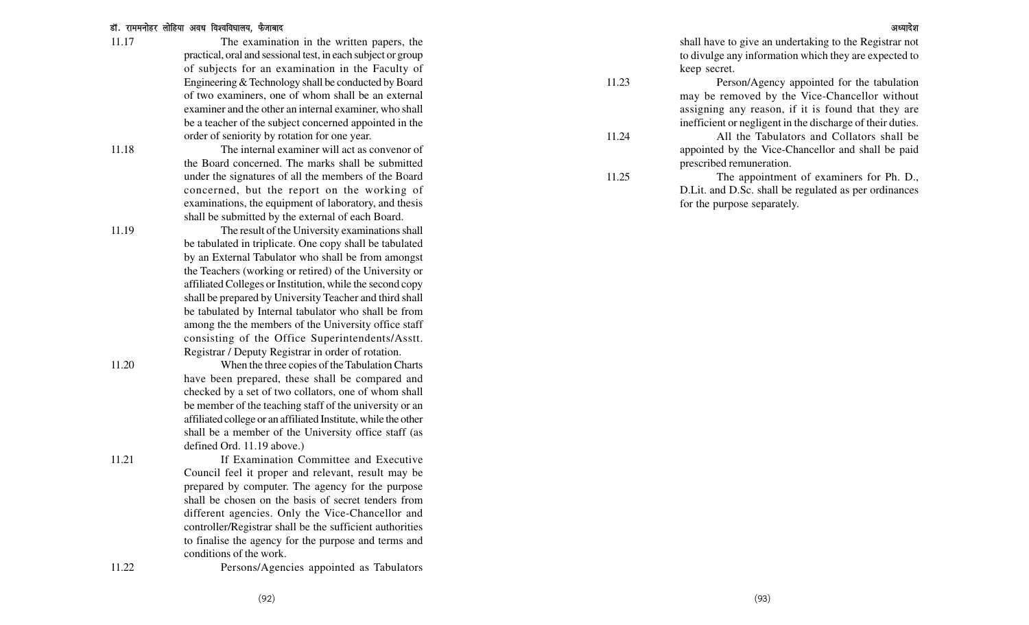11.17 The examination in the written papers, the practical, oral and sessional test, in each subject or group of subjects for an examination in the Faculty of Engineering & Technology shall be conducted by Board of two examiners, one of whom shall be an external examiner and the other an internal examiner, who shall be a teacher of the subject concerned appointed in the order of seniority by rotation for one year.

11.18 The internal examiner will act as convenor of the Board concerned. The marks shall be submitted under the signatures of all the members of the Board concerned, but the report on the working of examinations, the equipment of laboratory, and thesis shall be submitted by the external of each Board.

11.19 The result of the University examinations shall be tabulated in triplicate. One copy shall be tabulated by an External Tabulator who shall be from amongst the Teachers (working or retired) of the University or affiliated Colleges or Institution, while the second copy shall be prepared by University Teacher and third shall be tabulated by Internal tabulator who shall be from among the the members of the University office staff consisting of the Office Superintendents/Asstt. Registrar / Deputy Registrar in order of rotation.

11.20 When the three copies of the Tabulation Charts have been prepared, these shall be compared and checked by a set of two collators, one of whom shall be member of the teaching staff of the university or an affiliated college or an affiliated Institute, while the other shall be a member of the University office staff (as defined Ord. 11.19 above.)

11.21 If Examination Committee and Executive Council feel it proper and relevant, result may be prepared by computer. The agency for the purpose shall be chosen on the basis of secret tenders from different agencies. Only the Vice-Chancellor and controller/Registrar shall be the sufficient authorities to finalise the agency for the purpose and terms and conditions of the work.

11.22 Persons/Agencies appointed as Tabulators shall have to give an undertaking to the Registrar not to divulge any information which they are expected to keep secret.

11.23 Person/Agency appointed for the tabulation may be removed by the Vice-Chancellor without assigning any reason, if it is found that they are inefficient or negligent in the discharge of their duties.

11.24 All the Tabulators and Collators shall be appointed by the Vice-Chancellor and shall be paid prescribed remuneration.

11.25 The appointment of examiners for Ph. D., D.Lit. and D.Sc. shall be regulated as per ordinances for the purpose separately.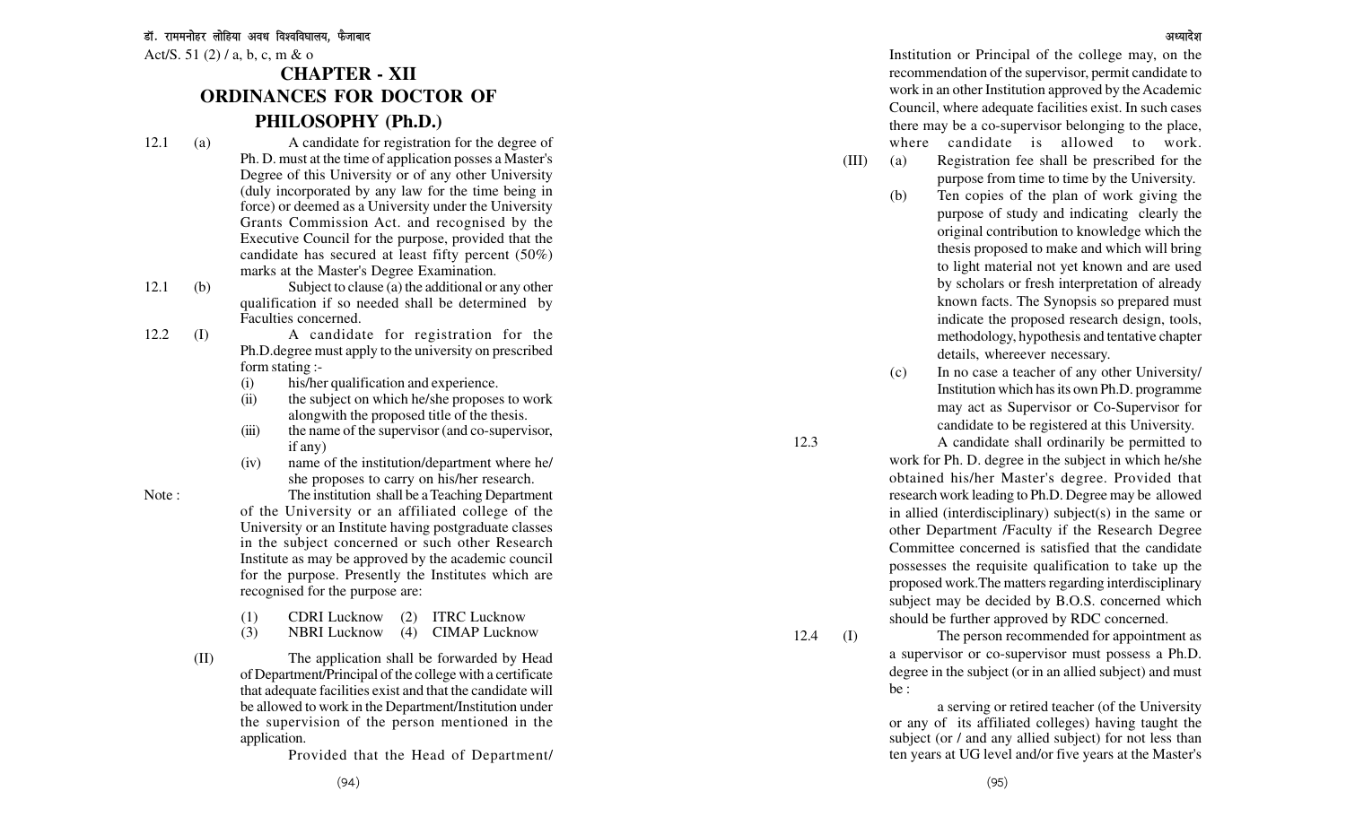Act/S. 51 (2) / a, b, c, m & o

# CHAPTER - XII

# ORDINANCES FOR DOCTOR OF PHILOSOPHY (Ph.D.)

12.1 (a) A candidate for registration for the degree of Ph. D. must at the time of application posses a Master's Degree of this University or of any other University (duly incorporated by any law for the time being in force) or deemed as a University under the University Grants Commission Act. and recognised by the Executive Council for the purpose, provided that the candidate has secured at least fifty percent (50%) marks at the Master's Degree Examination.

12.1 (b) Subject to clause (a) the additional or any other qualification if so needed shall be determined by Faculties concerned.

12.2 (I) A candidate for registration for the Ph.D.degree must apply to the university on prescribed form stating :-

- (i) his/her qualification and experience.
- (ii) the subject on which he/she proposes to work alongwith the proposed title of the thesis.
- (iii) the name of the supervisor (and co-supervisor, if any)
- (iv) name of the institution/department where he/she proposes to carry on his/her research.

Note : The institution shall be a Teaching Department of the University or an affiliated college of the University or an Institute having postgraduate classes in the subject concerned or such other Research Institute as may be approved by the academic council for the purpose. Presently the Institutes which are recognised for the purpose are:

(1) CDRI Lucknow (2) ITRC Lucknow
(3) NBRI Lucknow (4) CIMAP Lucknow

(II) The application shall be forwarded by Head of Department/Principal of the college with a certificate that adequate facilities exist and that the candidate will be allowed to work in the Department/Institution under the supervision of the person mentioned in the application.

Provided that the Head of Department/ Institution or Principal of the college may, on the recommendation of the supervisor, permit candidate to work in an other Institution approved by the Academic Council, where adequate facilities exist. In such cases there may be a co-supervisor belonging to the place, where candidate is allowed to work.

(III) (a) Registration fee shall be prescribed for the purpose from time to time by the University.

(b) Ten copies of the plan of work giving the purpose of study and indicating clearly the original contribution to knowledge which the thesis proposed to make and which will bring to light material not yet known and are used by scholars or fresh interpretation of already known facts. The Synopsis so prepared must indicate the proposed research design, tools, methodology, hypothesis and tentative chapter details, whereever necessary.

(c) In no case a teacher of any other University/ Institution which has its own Ph.D. programme may act as Supervisor or Co-Supervisor for candidate to be registered at this University.

12.3 A candidate shall ordinarily be permitted to work for Ph. D. degree in the subject in which he/she obtained his/her Master's degree. Provided that research work leading to Ph.D. Degree may be allowed in allied (interdisciplinary) subject(s) in the same or other Department /Faculty if the Research Degree Committee concerned is satisfied that the candidate possesses the requisite qualification to take up the proposed work.The matters regarding interdisciplinary subject may be decided by B.O.S. concerned which should be further approved by RDC concerned.

12.4 (I) The person recommended for appointment as a supervisor or co-supervisor must possess a Ph.D. degree in the subject (or in an allied subject) and must be :

a serving or retired teacher (of the University or any of its affiliated colleges) having taught the subject (or / and any allied subject) for not less than ten years at UG level and/or five years at the Master's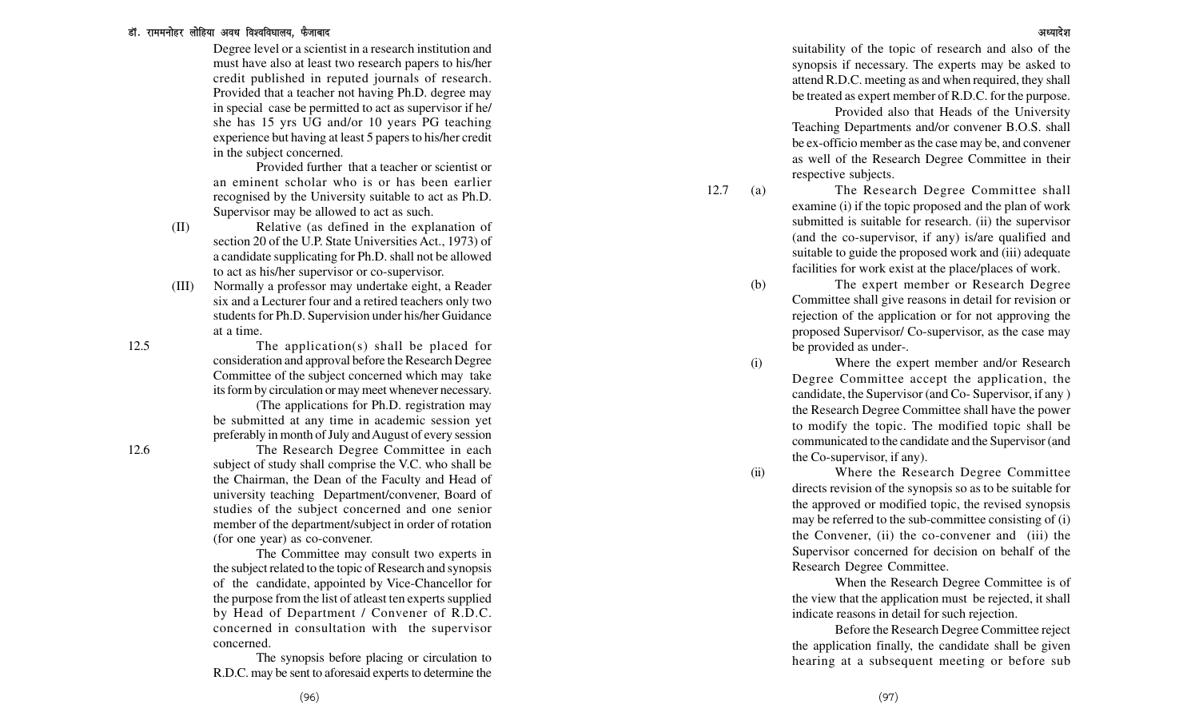Degree level or a scientist in a research institution and must have also at least two research papers to his/her credit published in reputed journals of research. Provided that a teacher not having Ph.D. degree may in special case be permitted to act as supervisor if he/ she has 15 yrs UG and/or 10 years PG teaching experience but having at least 5 papers to his/her credit in the subject concerned.

Provided further that a teacher or scientist or an eminent scholar who is or has been earlier recognised by the University suitable to act as Ph.D. Supervisor may be allowed to act as such.

(II) Relative (as defined in the explanation of section 20 of the U.P. State Universities Act., 1973) of a candidate supplicating for Ph.D. shall not be allowed to act as his/her supervisor or co-supervisor.

(III) Normally a professor may undertake eight, a Reader six and a Lecturer four and a retired teachers only two students for Ph.D. Supervision under his/her Guidance at a time.

12.5 The application(s) shall be placed for consideration and approval before the Research Degree Committee of the subject concerned which may take its form by circulation or may meet whenever necessary.

(The applications for Ph.D. registration may be submitted at any time in academic session yet preferably in month of July and August of every session

12.6 The Research Degree Committee in each subject of study shall comprise the V.C. who shall be the Chairman, the Dean of the Faculty and Head of university teaching Department/convener, Board of studies of the subject concerned and one senior member of the department/subject in order of rotation (for one year) as co-convener.

The Committee may consult two experts in the subject related to the topic of Research and synopsis of the candidate, appointed by Vice-Chancellor for the purpose from the list of atleast ten experts supplied by Head of Department / Convener of R.D.C. concerned in consultation with the supervisor concerned.

The synopsis before placing or circulation to R.D.C. may be sent to aforesaid experts to determine the suitability of the topic of research and also of the synopsis if necessary. The experts may be asked to attend R.D.C. meeting as and when required, they shall be treated as expert member of R.D.C. for the purpose.

Provided also that Heads of the University Teaching Departments and/or convener B.O.S. shall be ex-officio member as the case may be, and convener as well of the Research Degree Committee in their respective subjects.

12.7 (a) The Research Degree Committee shall examine (i) if the topic proposed and the plan of work submitted is suitable for research. (ii) the supervisor (and the co-supervisor, if any) is/are qualified and suitable to guide the proposed work and (iii) adequate facilities for work exist at the place/places of work.

(b) The expert member or Research Degree Committee shall give reasons in detail for revision or rejection of the application or for not approving the proposed Supervisor/ Co-supervisor, as the case may be provided as under-.

(i) Where the expert member and/or Research Degree Committee accept the application, the candidate, the Supervisor (and Co- Supervisor, if any ) the Research Degree Committee shall have the power to modify the topic. The modified topic shall be communicated to the candidate and the Supervisor (and the Co-supervisor, if any).

(ii) Where the Research Degree Committee directs revision of the synopsis so as to be suitable for the approved or modified topic, the revised synopsis may be referred to the sub-committee consisting of (i) the Convener, (ii) the co-convener and (iii) the Supervisor concerned for decision on behalf of the Research Degree Committee.

When the Research Degree Committee is of the view that the application must be rejected, it shall indicate reasons in detail for such rejection.

Before the Research Degree Committee reject the application finally, the candidate shall be given hearing at a subsequent meeting or before sub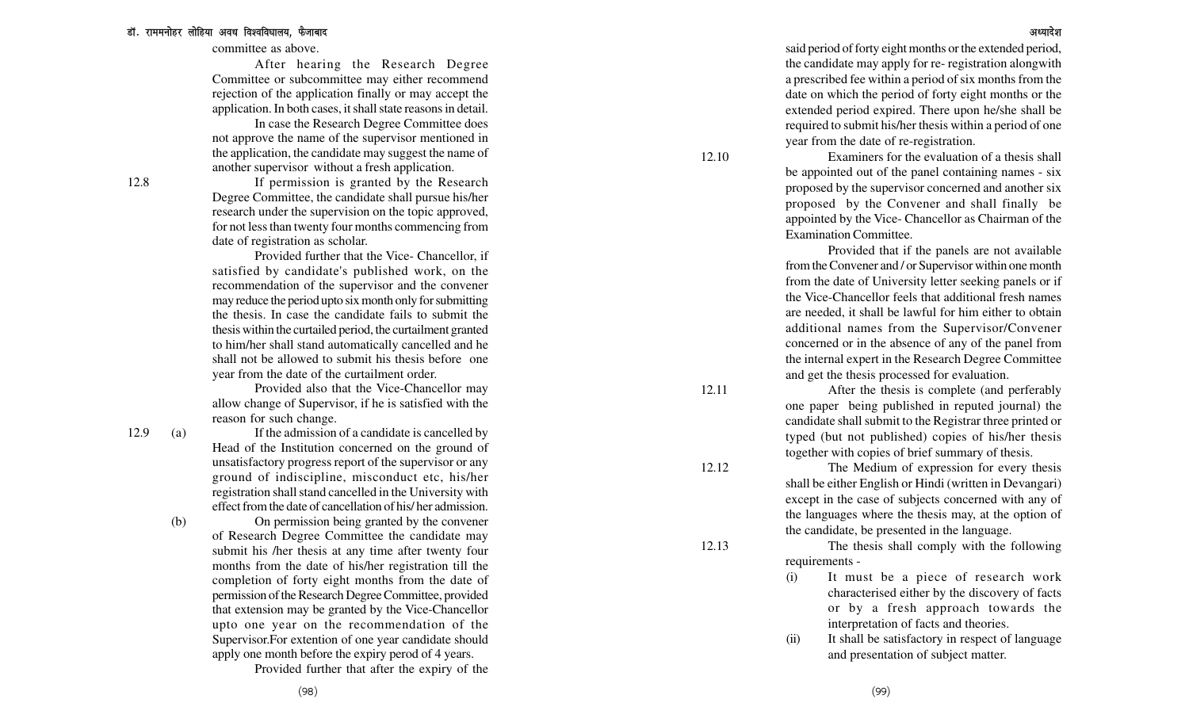committee as above.

After hearing the Research Degree Committee or subcommittee may either recommend rejection of the application finally or may accept the application. In both cases, it shall state reasons in detail.

In case the Research Degree Committee does not approve the name of the supervisor mentioned in the application, the candidate may suggest the name of another supervisor without a fresh application.

12.8 If permission is granted by the Research Degree Committee, the candidate shall pursue his/her research under the supervision on the topic approved, for not less than twenty four months commencing from date of registration as scholar.

Provided further that the Vice- Chancellor, if satisfied by candidate's published work, on the recommendation of the supervisor and the convener may reduce the period upto six month only for submitting the thesis. In case the candidate fails to submit the thesis within the curtailed period, the curtailment granted to him/her shall stand automatically cancelled and he shall not be allowed to submit his thesis before one year from the date of the curtailment order.

Provided also that the Vice-Chancellor may allow change of Supervisor, if he is satisfied with the reason for such change.

12.9 (a) If the admission of a candidate is cancelled by Head of the Institution concerned on the ground of unsatisfactory progress report of the supervisor or any ground of indiscipline, misconduct etc, his/her registration shall stand cancelled in the University with effect from the date of cancellation of his/ her admission.

(b) On permission being granted by the convener of Research Degree Committee the candidate may submit his /her thesis at any time after twenty four months from the date of his/her registration till the completion of forty eight months from the date of permission of the Research Degree Committee, provided that extension may be granted by the Vice-Chancellor upto one year on the recommendation of the Supervisor.For extention of one year candidate should apply one month before the expiry perod of 4 years.

Provided further that after the expiry of the said period of forty eight months or the extended period, the candidate may apply for re- registration alongwith a prescribed fee within a period of six months from the date on which the period of forty eight months or the extended period expired. There upon he/she shall be required to submit his/her thesis within a period of one year from the date of re-registration.

12.10 Examiners for the evaluation of a thesis shall be appointed out of the panel containing names - six proposed by the supervisor concerned and another six proposed by the Convener and shall finally be appointed by the Vice- Chancellor as Chairman of the Examination Committee.

Provided that if the panels are not available from the Convener and / or Supervisor within one month from the date of University letter seeking panels or if the Vice-Chancellor feels that additional fresh names are needed, it shall be lawful for him either to obtain additional names from the Supervisor/Convener concerned or in the absence of any of the panel from the internal expert in the Research Degree Committee and get the thesis processed for evaluation.

12.11 After the thesis is complete (and perferably one paper being published in reputed journal) the candidate shall submit to the Registrar three printed or typed (but not published) copies of his/her thesis together with copies of brief summary of thesis.

12.12 The Medium of expression for every thesis shall be either English or Hindi (written in Devangari) except in the case of subjects concerned with any of the languages where the thesis may, at the option of the candidate, be presented in the language.

12.13 The thesis shall comply with the following requirements -

(i) It must be a piece of research work characterised either by the discovery of facts or by a fresh approach towards the interpretation of facts and theories.

(ii) It shall be satisfactory in respect of language and presentation of subject matter.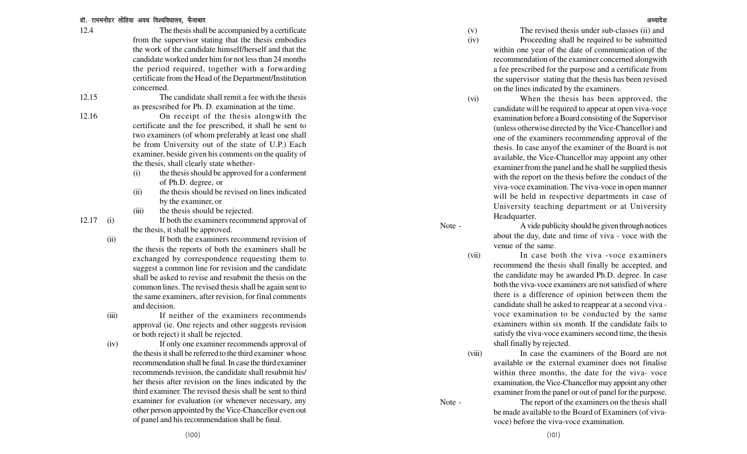12.4 The thesis shall be accompanied by a certificate from the supervisor stating that the thesis embodies the work of the candidate himself/herself and that the candidate worked under him for not less than 24 months the period required, together with a forwarding certificate from the Head of the Department/Institution concerned.

12.15 The candidate shall remit a fee with the thesis as prescsribed for Ph. D. examination at the time.

12.16 On receipt of the thesis alongwith the certificate and the fee prescribed, it shall be sent to two examiners (of whom preferably at least one shall be from University out of the state of U.P.) Each examiner, beside given his comments on the quality of the thesis, shall clearly state whether-

- (i) the thesis should be approved for a conferment of Ph.D. degree, or
- (ii) the thesis should be revised on lines indicated by the examiner, or
- (iii) the thesis should be rejected.

12.17 (i) If both the examiners recommend approval of the thesis, it shall be approved.

(ii) If both the examiners recommend revision of the thesis the reports of both the examiners shall be exchanged by correspondence requesting them to suggest a common line for revision and the candidate shall be asked to revise and resubmit the thesis on the common lines. The revised thesis shall be again sent to the same examiners, after revision, for final comments and decision.

(iii) If neither of the examiners recommends approval (ie. One rejects and other suggests revision or both reject) it shall be rejected.

(iv) If only one examiner recommends approval of the thesis it shall be referred to the third examiner whose recommendation shall be final. In case the third examiner recommends revision, the candidate shall resubmit his/her thesis after revision on the lines indicated by the third examiner. The revised thesis shall be sent to third examiner for evaluation (or whenever necessary, any other person appointed by the Vice-Chancellor even out of panel and his recommendation shall be final.

(v) The revised thesis under sub-classes (ii) and

(iv) Proceeding shall be required to be submitted within one year of the date of communication of the recommendation of the examiner concerned alongwith a fee prescribed for the purpose and a certificate from the supervisor stating that the thesis has been revised on the lines indicated by the examiners.

(vi) When the thesis has been approved, the candidate will be required to appear at open viva-voce examination before a Board consisting of the Supervisor (unless otherwise directed by the Vice-Chancellor) and one of the examiners recommending approval of the thesis. In case anyof the examiner of the Board is not available, the Vice-Chancellor may appoint any other examiner from the panel and he shall be supplied thesis with the report on the thesis before the conduct of the viva-voce examination. The viva-voce in open manner will be held in respective departments in case of University teaching department or at University Headquarter.

Note - A vide publicity should be given through notices about the day, date and time of viva - voce with the venue of the same.

(vii) In case both the viva -voce examiners recommend the thesis shall finally be accepted, and the candidate may be awarded Ph.D. degree. In case both the viva-voce examiners are not satisfied of where there is a difference of opinion between them the candidate shall be asked to reappear at a second viva - voce examination to be conducted by the same examiners within six month. If the candidate fails to satisfy the viva-voce examiners second time, the thesis shall finally by rejected.

(viii) In case the examiners of the Board are not available or the external examiner does not finalise within three months, the date for the viva- voce examination, the Vice-Chancellor may appoint any other examiner from the panel or out of panel for the purpose.

Note - The report of the examiners on the thesis shall be made available to the Board of Examiners (of viva-voce) before the viva-voce examination.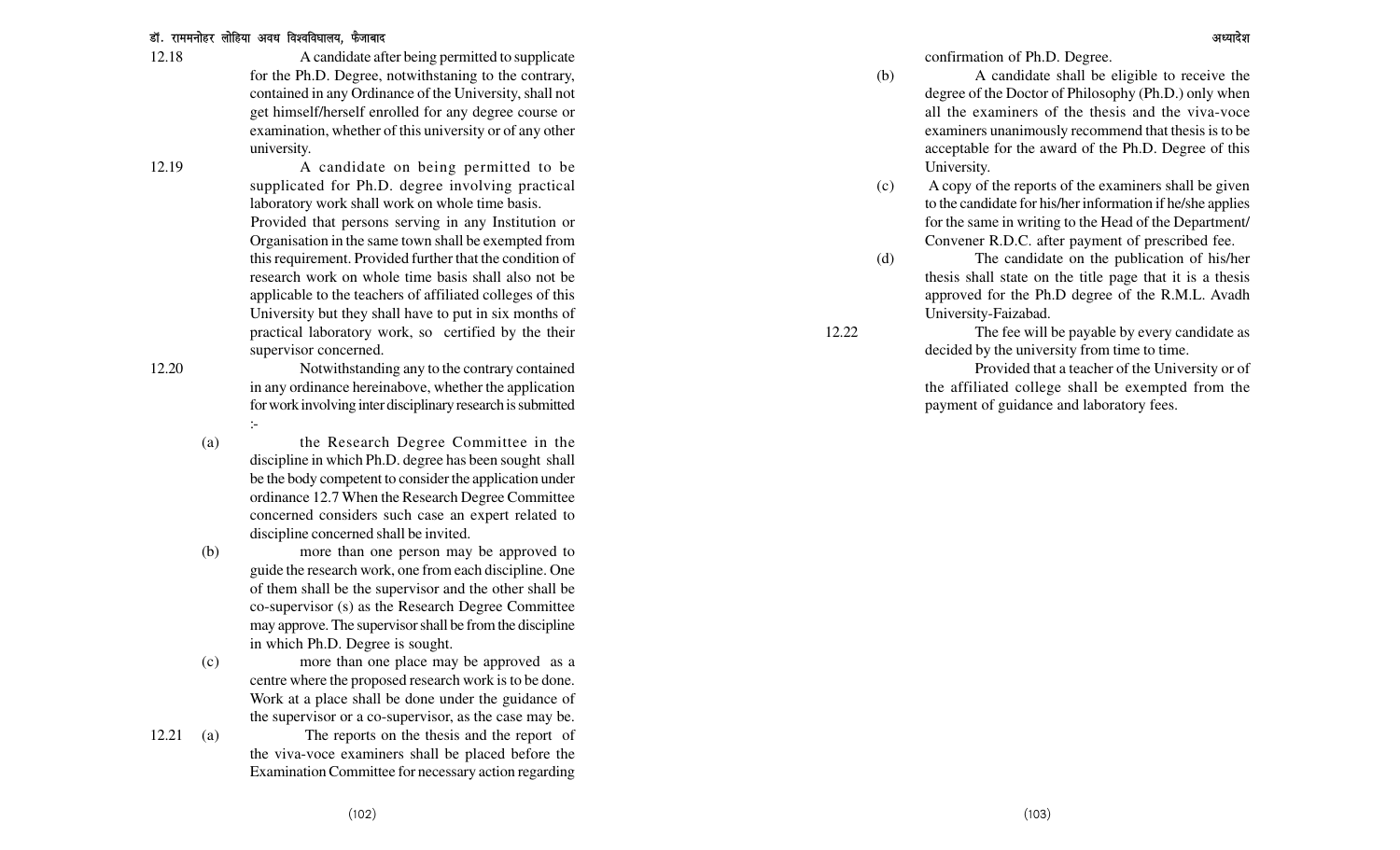12.18 A candidate after being permitted to supplicate for the Ph.D. Degree, notwithstaning to the contrary, contained in any Ordinance of the University, shall not get himself/herself enrolled for any degree course or examination, whether of this university or of any other university.

12.19 A candidate on being permitted to be supplicated for Ph.D. degree involving practical laboratory work shall work on whole time basis. Provided that persons serving in any Institution or Organisation in the same town shall be exempted from this requirement. Provided further that the condition of research work on whole time basis shall also not be applicable to the teachers of affiliated colleges of this University but they shall have to put in six months of practical laboratory work, so certified by the their supervisor concerned.

12.20 Notwithstanding any to the contrary contained in any ordinance hereinabove, whether the application for work involving inter disciplinary research is submitted :-

(a) the Research Degree Committee in the discipline in which Ph.D. degree has been sought shall be the body competent to consider the application under ordinance 12.7 When the Research Degree Committee concerned considers such case an expert related to discipline concerned shall be invited.

(b) more than one person may be approved to guide the research work, one from each discipline. One of them shall be the supervisor and the other shall be co-supervisor (s) as the Research Degree Committee may approve. The supervisor shall be from the discipline in which Ph.D. Degree is sought.

(c) more than one place may be approved as a centre where the proposed research work is to be done. Work at a place shall be done under the guidance of the supervisor or a co-supervisor, as the case may be.

12.21 (a) The reports on the thesis and the report of the viva-voce examiners shall be placed before the Examination Committee for necessary action regarding confirmation of Ph.D. Degree.

(b) A candidate shall be eligible to receive the degree of the Doctor of Philosophy (Ph.D.) only when all the examiners of the thesis and the viva-voce examiners unanimously recommend that thesis is to be acceptable for the award of the Ph.D. Degree of this University.

(c) A copy of the reports of the examiners shall be given to the candidate for his/her information if he/she applies for the same in writing to the Head of the Department/ Convener R.D.C. after payment of prescribed fee.

(d) The candidate on the publication of his/her thesis shall state on the title page that it is a thesis approved for the Ph.D degree of the R.M.L. Avadh University-Faizabad.

12.22 The fee will be payable by every candidate as decided by the university from time to time.

Provided that a teacher of the University or of the affiliated college shall be exempted from the payment of guidance and laboratory fees.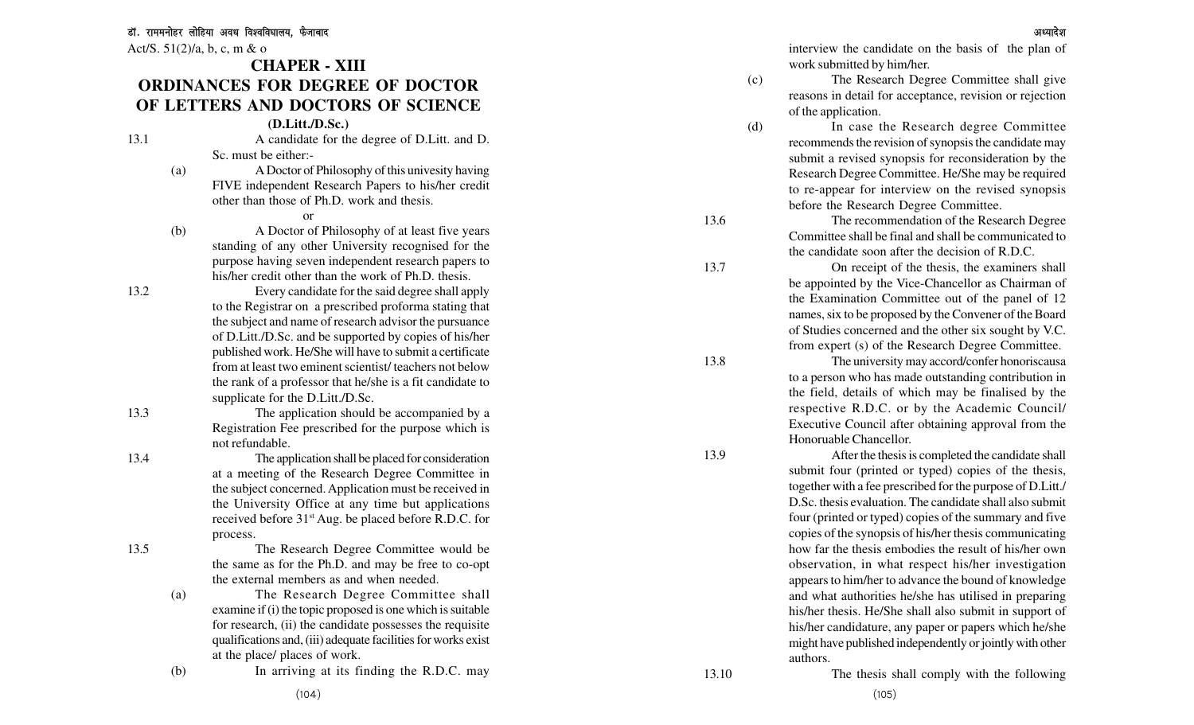Act/S. 51(2)/a, b, c, m & o

# CHAPER - XIII

# ORDINANCES FOR DEGREE OF DOCTOR OF LETTERS AND DOCTORS OF SCIENCE

## (D.Litt./D.Sc.)

13.1 A candidate for the degree of D.Litt. and D. Sc. must be either:-

(a) A Doctor of Philosophy of this univesity having FIVE independent Research Papers to his/her credit other than those of Ph.D. work and thesis.

or

(b) A Doctor of Philosophy of at least five years standing of any other University recognised for the purpose having seven independent research papers to his/her credit other than the work of Ph.D. thesis.

13.2 Every candidate for the said degree shall apply to the Registrar on a prescribed proforma stating that the subject and name of research advisor the pursuance of D.Litt./D.Sc. and be supported by copies of his/her published work. He/She will have to submit a certificate from at least two eminent scientist/ teachers not below the rank of a professor that he/she is a fit candidate to supplicate for the D.Litt./D.Sc.

13.3 The application should be accompanied by a Registration Fee prescribed for the purpose which is not refundable.

13.4 The application shall be placed for consideration at a meeting of the Research Degree Committee in the subject concerned. Application must be received in the University Office at any time but applications received before 31st Aug. be placed before R.D.C. for process.

13.5 The Research Degree Committee would be the same as for the Ph.D. and may be free to co-opt the external members as and when needed.

(a) The Research Degree Committee shall examine if (i) the topic proposed is one which is suitable for research, (ii) the candidate possesses the requisite qualifications and, (iii) adequate facilities for works exist at the place/ places of work.

(b) In arriving at its finding the R.D.C. may interview the candidate on the basis of the plan of work submitted by him/her.

(c) The Research Degree Committee shall give reasons in detail for acceptance, revision or rejection of the application.

(d) In case the Research degree Committee recommends the revision of synopsis the candidate may submit a revised synopsis for reconsideration by the Research Degree Committee. He/She may be required to re-appear for interview on the revised synopsis before the Research Degree Committee.

13.6 The recommendation of the Research Degree Committee shall be final and shall be communicated to the candidate soon after the decision of R.D.C.

13.7 On receipt of the thesis, the examiners shall be appointed by the Vice-Chancellor as Chairman of the Examination Committee out of the panel of 12 names, six to be proposed by the Convener of the Board of Studies concerned and the other six sought by V.C. from expert (s) of the Research Degree Committee.

13.8 The university may accord/confer honoriscausa to a person who has made outstanding contribution in the field, details of which may be finalised by the respective R.D.C. or by the Academic Council/ Executive Council after obtaining approval from the Honoruable Chancellor.

13.9 After the thesis is completed the candidate shall submit four (printed or typed) copies of the thesis, together with a fee prescribed for the purpose of D.Litt./ D.Sc. thesis evaluation. The candidate shall also submit four (printed or typed) copies of the summary and five copies of the synopsis of his/her thesis communicating how far the thesis embodies the result of his/her own observation, in what respect his/her investigation appears to him/her to advance the bound of knowledge and what authorities he/she has utilised in preparing his/her thesis. He/She shall also submit in support of his/her candidature, any paper or papers which he/she might have published independently or jointly with other authors.

13.10 The thesis shall comply with the following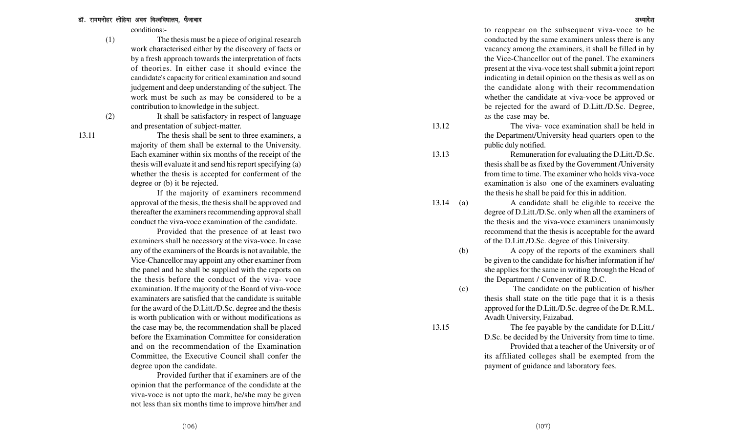conditions:-

(1) The thesis must be a piece of original research work characterised either by the discovery of facts or by a fresh approach towards the interpretation of facts of theories. In either case it should evince the candidate's capacity for critical examination and sound judgement and deep understanding of the subject. The work must be such as may be considered to be a contribution to knowledge in the subject.

(2) It shall be satisfactory in respect of language and presentation of subject-matter.

13.11 The thesis shall be sent to three examiners, a majority of them shall be external to the University. Each examiner within six months of the receipt of the thesis will evaluate it and send his report specifying (a) whether the thesis is accepted for conferment of the degree or (b) it be rejected.

If the majority of examiners recommend approval of the thesis, the thesis shall be approved and thereafter the examiners recommending approval shall conduct the viva-voce examination of the candidate.

Provided that the presence of at least two examiners shall be necessory at the viva-voce. In case any of the examiners of the Boards is not available, the Vice-Chancellor may appoint any other examiner from the panel and he shall be supplied with the reports on the thesis before the conduct of the viva- voce examination. If the majority of the Board of viva-voce examinaters are satisfied that the candidate is suitable for the award of the D.Litt./D.Sc. degree and the thesis is worth publication with or without modifications as the case may be, the recommendation shall be placed before the Examination Committee for consideration and on the recommendation of the Examination Committee, the Executive Council shall confer the degree upon the candidate.

Provided further that if examiners are of the opinion that the performance of the condidate at the viva-voce is not upto the mark, he/she may be given not less than six months time to improve him/her and to reappear on the subsequent viva-voce to be conducted by the same examiners unless there is any vacancy among the examiners, it shall be filled in by the Vice-Chancellor out of the panel. The examiners present at the viva-voce test shall submit a joint report indicating in detail opinion on the thesis as well as on the candidate along with their recommendation whether the candidate at viva-voce be approved or be rejected for the award of D.Litt./D.Sc. Degree, as the case may be.

13.12 The viva- voce examination shall be held in the Department/University head quarters open to the public duly notified.

13.13 Remuneration for evaluating the D.Litt./D.Sc. thesis shall be as fixed by the Government /University from time to time. The examiner who holds viva-voce examination is also one of the examiners evaluating the thesis he shall be paid for this in addition.

13.14 (a) A candidate shall be eligible to receive the degree of D.Litt./D.Sc. only when all the examiners of the thesis and the viva-voce examiners unanimously recommend that the thesis is acceptable for the award of the D.Litt./D.Sc. degree of this University.

(b) A copy of the reports of the examiners shall be given to the candidate for his/her information if he/she applies for the same in writing through the Head of the Department / Convener of R.D.C.

(c) The candidate on the publication of his/her thesis shall state on the title page that it is a thesis approved for the D.Litt./D.Sc. degree of the Dr. R.M.L. Avadh University, Faizabad.

13.15 The fee payable by the candidate for D.Litt./D.Sc. be decided by the University from time to time.

Provided that a teacher of the University or of its affiliated colleges shall be exempted from the payment of guidance and laboratory fees.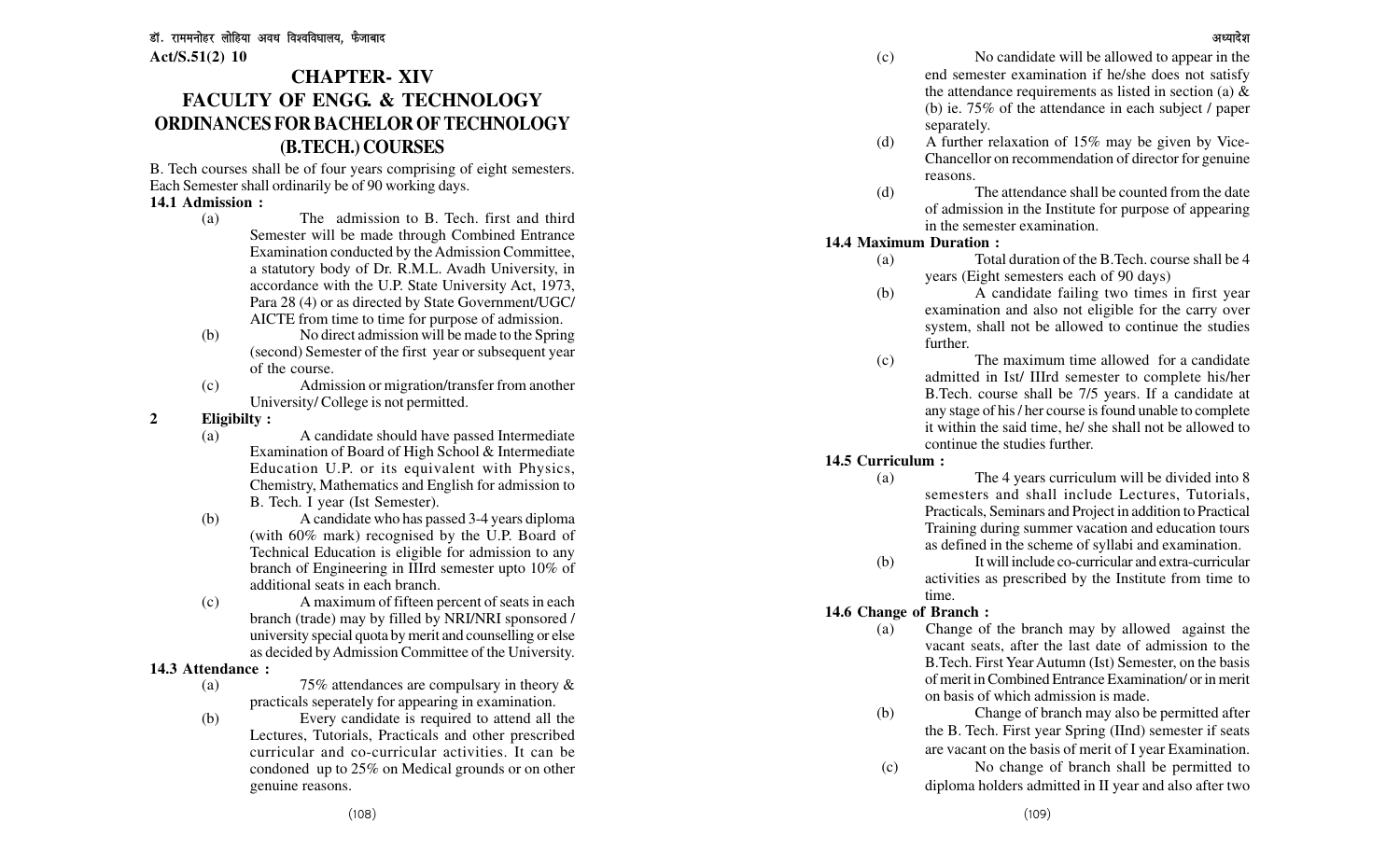Act/S.51(2) 10

# CHAPTER- XIV
# FACULTY OF ENGG. & TECHNOLOGY
# ORDINANCES FOR BACHELOR OF TECHNOLOGY (B.TECH.) COURSES

B. Tech courses shall be of four years comprising of eight semesters. Each Semester shall ordinarily be of 90 working days.

**14.1 Admission :**

(a) The admission to B. Tech. first and third Semester will be made through Combined Entrance Examination conducted by the Admission Committee, a statutory body of Dr. R.M.L. Avadh University, in accordance with the U.P. State University Act, 1973, Para 28 (4) or as directed by State Government/UGC/ AICTE from time to time for purpose of admission.

(b) No direct admission will be made to the Spring (second) Semester of the first year or subsequent year of the course.

(c) Admission or migration/transfer from another University/ College is not permitted.

**2 Eligibilty :**

(a) A candidate should have passed Intermediate Examination of Board of High School & Intermediate Education U.P. or its equivalent with Physics, Chemistry, Mathematics and English for admission to B. Tech. I year (Ist Semester).

(b) A candidate who has passed 3-4 years diploma (with 60% mark) recognised by the U.P. Board of Technical Education is eligible for admission to any branch of Engineering in IIIrd semester upto 10% of additional seats in each branch.

(c) A maximum of fifteen percent of seats in each branch (trade) may by filled by NRI/NRI sponsored / university special quota by merit and counselling or else as decided by Admission Committee of the University.

**14.3 Attendance :**

(a) 75% attendances are compulsary in theory & practicals seperately for appearing in examination.

(b) Every candidate is required to attend all the Lectures, Tutorials, Practicals and other prescribed curricular and co-curricular activities. It can be condoned up to 25% on Medical grounds or on other genuine reasons.

(c) No candidate will be allowed to appear in the end semester examination if he/she does not satisfy the attendance requirements as listed in section (a) & (b) ie. 75% of the attendance in each subject / paper separately.

(d) A further relaxation of 15% may be given by Vice-Chancellor on recommendation of director for genuine reasons.

(d) The attendance shall be counted from the date of admission in the Institute for purpose of appearing in the semester examination.

**14.4 Maximum Duration :**

(a) Total duration of the B.Tech. course shall be 4 years (Eight semesters each of 90 days)

(b) A candidate failing two times in first year examination and also not eligible for the carry over system, shall not be allowed to continue the studies further.

(c) The maximum time allowed for a candidate admitted in Ist/ IIIrd semester to complete his/her B.Tech. course shall be 7/5 years. If a candidate at any stage of his / her course is found unable to complete it within the said time, he/ she shall not be allowed to continue the studies further.

**14.5 Curriculum :**

(a) The 4 years curriculum will be divided into 8 semesters and shall include Lectures, Tutorials, Practicals, Seminars and Project in addition to Practical Training during summer vacation and education tours as defined in the scheme of syllabi and examination.

(b) It will include co-curricular and extra-curricular activities as prescribed by the Institute from time to time.

**14.6 Change of Branch :**

(a) Change of the branch may by allowed against the vacant seats, after the last date of admission to the B.Tech. First Year Autumn (Ist) Semester, on the basis of merit in Combined Entrance Examination/ or in merit on basis of which admission is made.

(b) Change of branch may also be permitted after the B. Tech. First year Spring (IInd) semester if seats are vacant on the basis of merit of I year Examination.

(c) No change of branch shall be permitted to diploma holders admitted in II year and also after two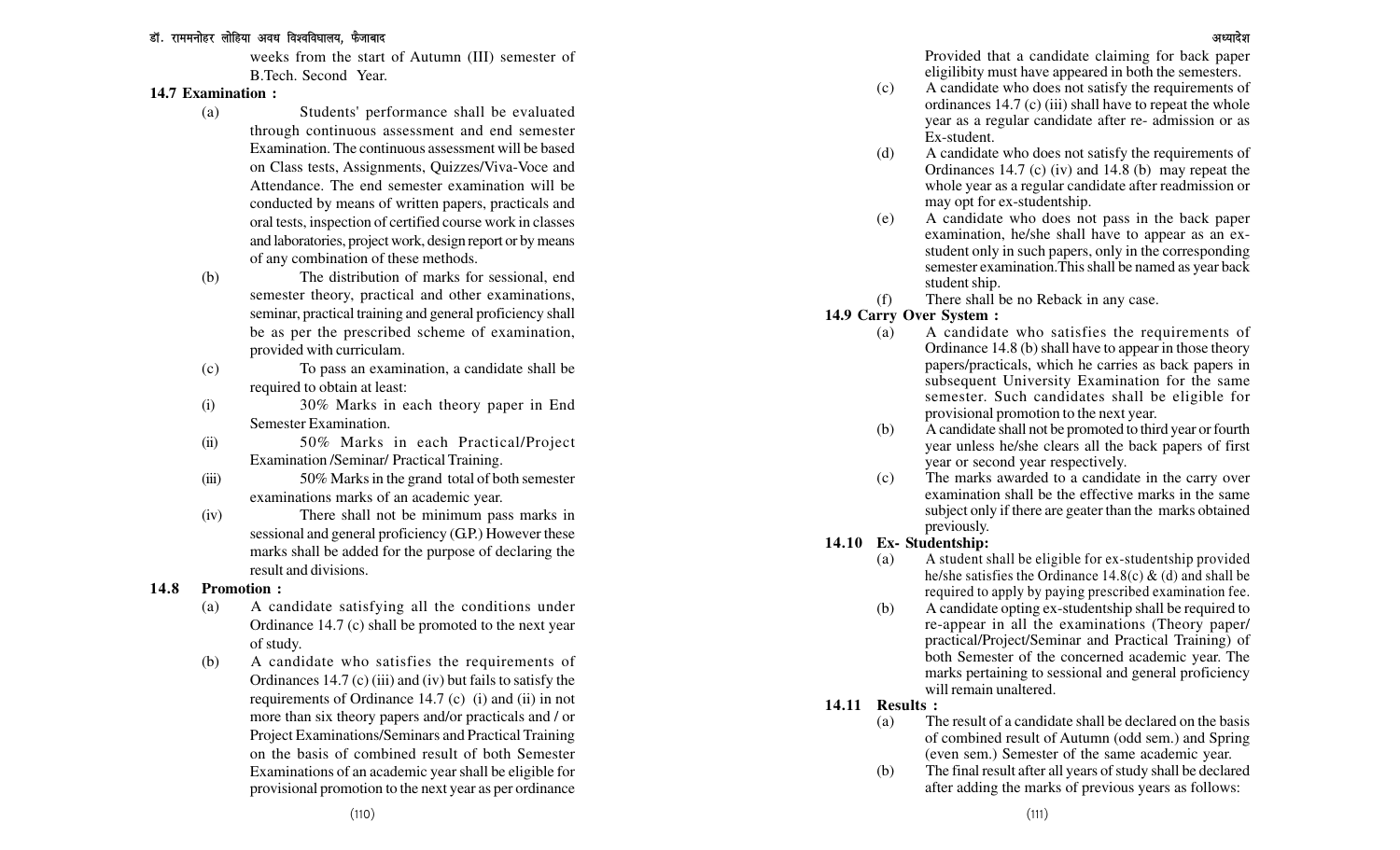weeks from the start of Autumn (III) semester of B.Tech. Second Year.

**14.7 Examination :**

(a) Students' performance shall be evaluated through continuous assessment and end semester Examination. The continuous assessment will be based on Class tests, Assignments, Quizzes/Viva-Voce and Attendance. The end semester examination will be conducted by means of written papers, practicals and oral tests, inspection of certified course work in classes and laboratories, project work, design report or by means of any combination of these methods.

(b) The distribution of marks for sessional, end semester theory, practical and other examinations, seminar, practical training and general proficiency shall be as per the prescribed scheme of examination, provided with curriculam.

(c) To pass an examination, a candidate shall be required to obtain at least:

(i) 30% Marks in each theory paper in End Semester Examination.

(ii) 50% Marks in each Practical/Project Examination /Seminar/ Practical Training.

(iii) 50% Marks in the grand total of both semester examinations marks of an academic year.

(iv) There shall not be minimum pass marks in sessional and general proficiency (G.P.) However these marks shall be added for the purpose of declaring the result and divisions.

**14.8 Promotion :**

(a) A candidate satisfying all the conditions under Ordinance 14.7 (c) shall be promoted to the next year of study.

(b) A candidate who satisfies the requirements of Ordinances 14.7 (c) (iii) and (iv) but fails to satisfy the requirements of Ordinance 14.7 (c) (i) and (ii) in not more than six theory papers and/or practicals and / or Project Examinations/Seminars and Practical Training on the basis of combined result of both Semester Examinations of an academic year shall be eligible for provisional promotion to the next year as per ordinance

Provided that a candidate claiming for back paper eligilibity must have appeared in both the semesters.

(c) A candidate who does not satisfy the requirements of ordinances 14.7 (c) (iii) shall have to repeat the whole year as a regular candidate after re- admission or as Ex-student.

(d) A candidate who does not satisfy the requirements of Ordinances 14.7 (c) (iv) and 14.8 (b) may repeat the whole year as a regular candidate after readmission or may opt for ex-studentship.

(e) A candidate who does not pass in the back paper examination, he/she shall have to appear as an ex-student only in such papers, only in the corresponding semester examination.This shall be named as year back student ship.

(f) There shall be no Reback in any case.

**14.9 Carry Over System :**

(a) A candidate who satisfies the requirements of Ordinance 14.8 (b) shall have to appear in those theory papers/practicals, which he carries as back papers in subsequent University Examination for the same semester. Such candidates shall be eligible for provisional promotion to the next year.

(b) A candidate shall not be promoted to third year or fourth year unless he/she clears all the back papers of first year or second year respectively.

(c) The marks awarded to a candidate in the carry over examination shall be the effective marks in the same subject only if there are geater than the marks obtained previously.

**14.10 Ex- Studentship:**

(a) A student shall be eligible for ex-studentship provided he/she satisfies the Ordinance 14.8(c) & (d) and shall be required to apply by paying prescribed examination fee.

(b) A candidate opting ex-studentship shall be required to re-appear in all the examinations (Theory paper/ practical/Project/Seminar and Practical Training) of both Semester of the concerned academic year. The marks pertaining to sessional and general proficiency will remain unaltered.

**14.11 Results :**

(a) The result of a candidate shall be declared on the basis of combined result of Autumn (odd sem.) and Spring (even sem.) Semester of the same academic year.

(b) The final result after all years of study shall be declared after adding the marks of previous years as follows: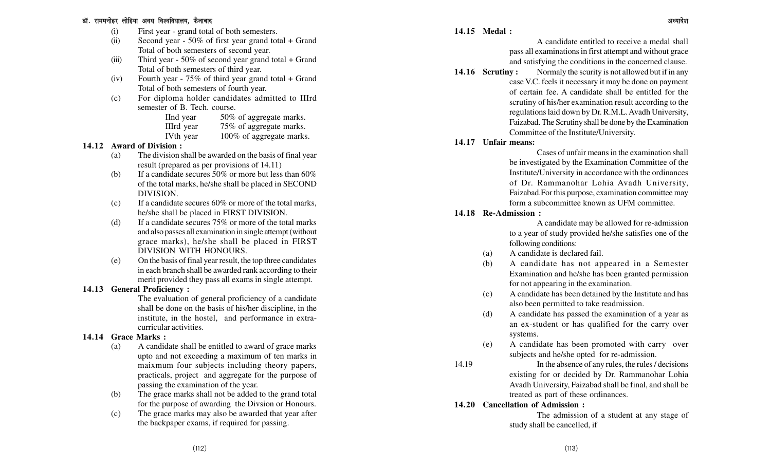(i) First year - grand total of both semesters.

(ii) Second year - 50% of first year grand total + Grand Total of both semesters of second year.

(iii) Third year - 50% of second year grand total + Grand Total of both semesters of third year.

(iv) Fourth year - 75% of third year grand total + Grand Total of both semesters of fourth year.

(c) For diploma holder candidates admitted to IIIrd semester of B. Tech. course.

| | |
|---|---|
| IInd year | 50% of aggregate marks. |
| IIIrd year | 75% of aggregate marks. |
| IVth year | 100% of aggregate marks. |

**14.12 Award of Division :**

(a) The division shall be awarded on the basis of final year result (prepared as per provisions of 14.11)

(b) If a candidate secures 50% or more but less than 60% of the total marks, he/she shall be placed in SECOND DIVISION.

(c) If a candidate secures 60% or more of the total marks, he/she shall be placed in FIRST DIVISION.

(d) If a candidate secures 75% or more of the total marks and also passes all examination in single attempt (without grace marks), he/she shall be placed in FIRST DIVISION WITH HONOURS.

(e) On the basis of final year result, the top three candidates in each branch shall be awarded rank according to their merit provided they pass all exams in single attempt.

**14.13 General Proficiency :**

The evaluation of general proficiency of a candidate shall be done on the basis of his/her discipline, in the institute, in the hostel, and performance in extra-curricular activities.

**14.14 Grace Marks :**

(a) A candidate shall be entitled to award of grace marks upto and not exceeding a maximum of ten marks in maixmum four subjects including theory papers, practicals, project and aggregate for the purpose of passing the examination of the year.

(b) The grace marks shall not be added to the grand total for the purpose of awarding the Divsion or Honours.

(c) The grace marks may also be awarded that year after the backpaper exams, if required for passing.

**14.15 Medal :**

A candidate entitled to receive a medal shall pass all examinations in first attempt and without grace and satisfying the conditions in the concerned clause.

**14.16 Scrutiny :** Normaly the scurity is not allowed but if in any case V.C. feels it necessary it may be done on payment of certain fee. A candidate shall be entitled for the scrutiny of his/her examination result according to the regulations laid down by Dr. R.M.L. Avadh University, Faizabad. The Scrutiny shall be done by the Examination Committee of the Institute/University.

**14.17 Unfair means:**

Cases of unfair means in the examination shall be investigated by the Examination Committee of the Institute/University in accordance with the ordinances of Dr. Rammanohar Lohia Avadh University, Faizabad.For this purpose, examination committee may form a subcommittee known as UFM committee.

**14.18 Re-Admission :**

A candidate may be allowed for re-admission to a year of study provided he/she satisfies one of the following conditions:

(a) A candidate is declared fail.

(b) A candidate has not appeared in a Semester Examination and he/she has been granted permission for not appearing in the examination.

(c) A candidate has been detained by the Institute and has also been permitted to take readmission.

(d) A candidate has passed the examination of a year as an ex-student or has qualified for the carry over systems.

(e) A candidate has been promoted with carry over subjects and he/she opted for re-admission.

14.19 In the absence of any rules, the rules / decisions existing for or decided by Dr. Rammanohar Lohia Avadh University, Faizabad shall be final, and shall be treated as part of these ordinances.

**14.20 Cancellation of Admission :**

The admission of a student at any stage of study shall be cancelled, if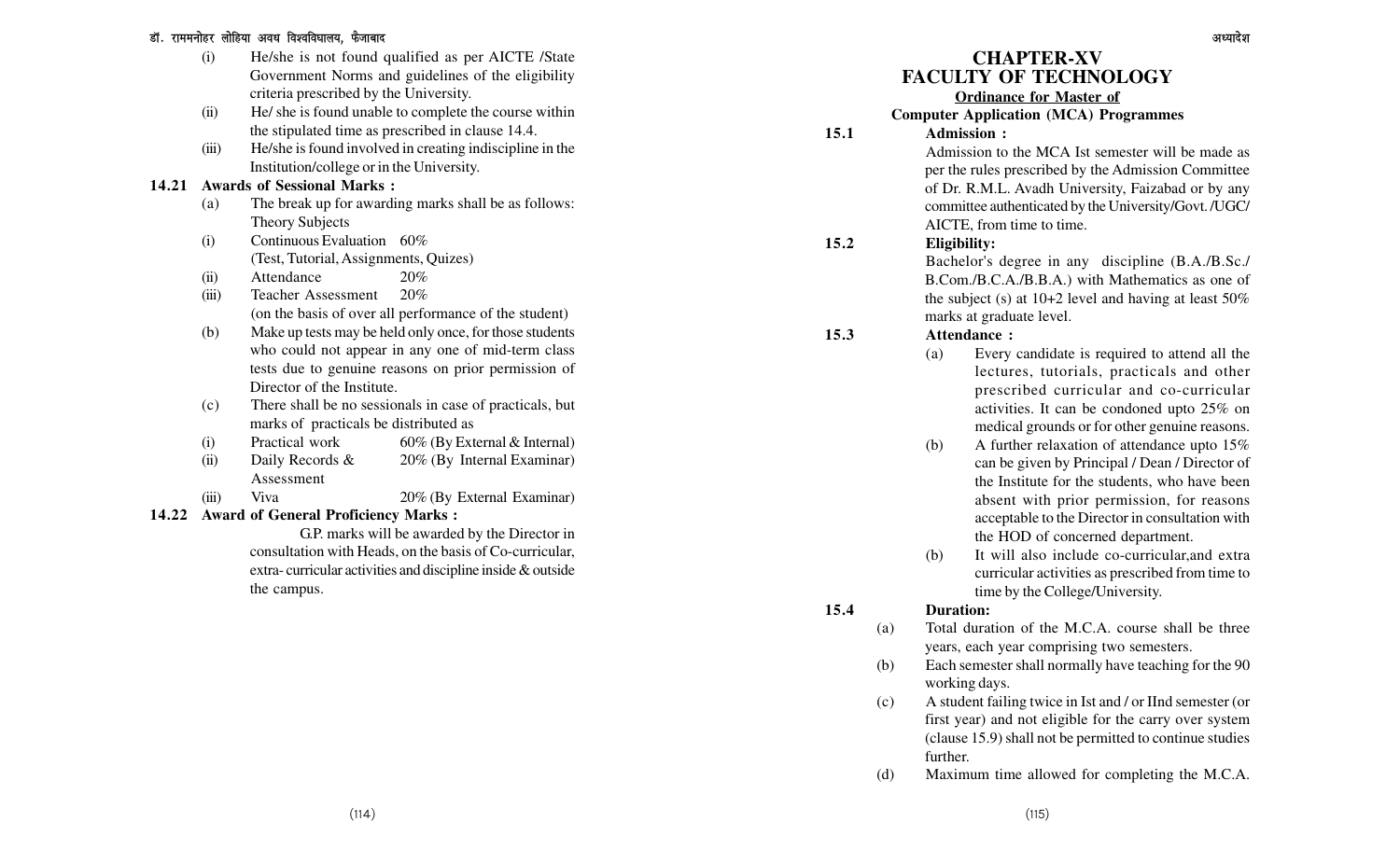(i) He/she is not found qualified as per AICTE /State Government Norms and guidelines of the eligibility criteria prescribed by the University.

(ii) He/ she is found unable to complete the course within the stipulated time as prescribed in clause 14.4.

(iii) He/she is found involved in creating indiscipline in the Institution/college or in the University.

**14.21 Awards of Sessional Marks :**

(a) The break up for awarding marks shall be as follows:

Theory Subjects

(i) Continuous Evaluation 60%
(Test, Tutorial, Assignments, Quizes)

(ii) Attendance 20%

(iii) Teacher Assessment 20%
(on the basis of over all performance of the student)

(b) Make up tests may be held only once, for those students who could not appear in any one of mid-term class tests due to genuine reasons on prior permission of Director of the Institute.

(c) There shall be no sessionals in case of practicals, but marks of practicals be distributed as

(i) Practical work 60% (By External & Internal)

(ii) Daily Records & Assessment 20% (By Internal Examinar)

(iii) Viva 20% (By External Examinar)

**14.22 Award of General Proficiency Marks :**

G.P. marks will be awarded by the Director in consultation with Heads, on the basis of Co-curricular, extra- curricular activities and discipline inside & outside the campus.

# CHAPTER-XV
# FACULTY OF TECHNOLOGY

**Ordinance for Master of Computer Application (MCA) Programmes**

**15.1 Admission :**

Admission to the MCA Ist semester will be made as per the rules prescribed by the Admission Committee of Dr. R.M.L. Avadh University, Faizabad or by any committee authenticated by the University/Govt. /UGC/ AICTE, from time to time.

**15.2 Eligibility:**

Bachelor's degree in any discipline (B.A./B.Sc./ B.Com./B.C.A./B.B.A.) with Mathematics as one of the subject (s) at 10+2 level and having at least 50% marks at graduate level.

**15.3 Attendance :**

(a) Every candidate is required to attend all the lectures, tutorials, practicals and other prescribed curricular and co-curricular activities. It can be condoned upto 25% on medical grounds or for other genuine reasons.

(b) A further relaxation of attendance upto 15% can be given by Principal / Dean / Director of the Institute for the students, who have been absent with prior permission, for reasons acceptable to the Director in consultation with the HOD of concerned department.

(b) It will also include co-curricular,and extra curricular activities as prescribed from time to time by the College/University.

**15.4 Duration:**

(a) Total duration of the M.C.A. course shall be three years, each year comprising two semesters.

(b) Each semester shall normally have teaching for the 90 working days.

(c) A student failing twice in Ist and / or IInd semester (or first year) and not eligible for the carry over system (clause 15.9) shall not be permitted to continue studies further.

(d) Maximum time allowed for completing the M.C.A.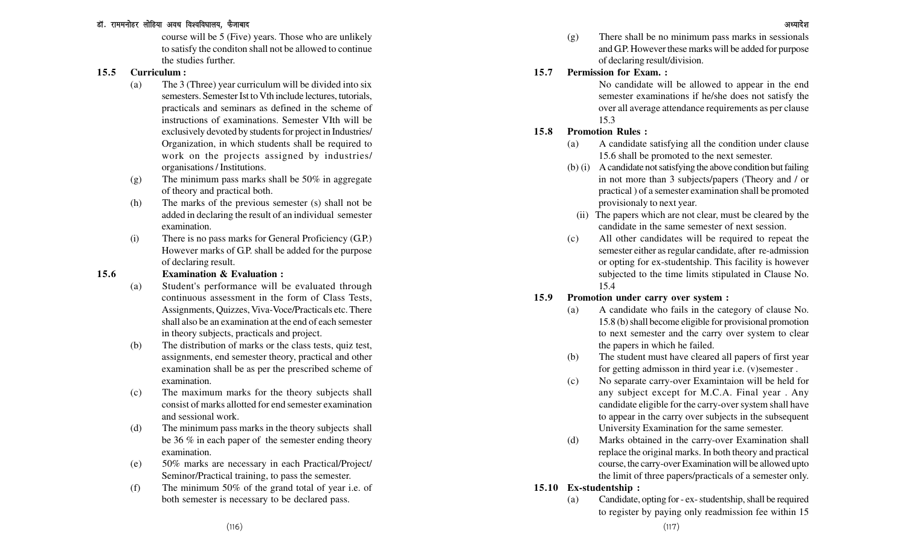course will be 5 (Five) years. Those who are unlikely to satisfy the conditon shall not be allowed to continue the studies further.

**15.5 Curriculum :**

(a) The 3 (Three) year curriculum will be divided into six semesters. Semester Ist to Vth include lectures, tutorials, practicals and seminars as defined in the scheme of instructions of examinations. Semester VIth will be exclusively devoted by students for project in Industries/ Organization, in which students shall be required to work on the projects assigned by industries/ organisations / Institutions.

(g) The minimum pass marks shall be 50% in aggregate of theory and practical both.

(h) The marks of the previous semester (s) shall not be added in declaring the result of an individual semester examination.

(i) There is no pass marks for General Proficiency (G.P.) However marks of G.P. shall be added for the purpose of declaring result.

**15.6 Examination & Evaluation :**

(a) Student's performance will be evaluated through continuous assessment in the form of Class Tests, Assignments, Quizzes, Viva-Voce/Practicals etc. There shall also be an examination at the end of each semester in theory subjects, practicals and project.

(b) The distribution of marks or the class tests, quiz test, assignments, end semester theory, practical and other examination shall be as per the prescribed scheme of examination.

(c) The maximum marks for the theory subjects shall consist of marks allotted for end semester examination and sessional work.

(d) The minimum pass marks in the theory subjects shall be 36 % in each paper of the semester ending theory examination.

(e) 50% marks are necessary in each Practical/Project/ Seminor/Practical training, to pass the semester.

(f) The minimum 50% of the grand total of year i.e. of both semester is necessary to be declared pass.

(g) There shall be no minimum pass marks in sessionals and G.P. However these marks will be added for purpose of declaring result/division.

**15.7 Permission for Exam. :**

No candidate will be allowed to appear in the end semester examinations if he/she does not satisfy the over all average attendance requirements as per clause 15.3

**15.8 Promotion Rules :**

(a) A candidate satisfying all the condition under clause 15.6 shall be promoted to the next semester.

(b) (i) A candidate not satisfying the above condition but failing in not more than 3 subjects/papers (Theory and / or practical ) of a semester examination shall be promoted provisionaly to next year.

(ii) The papers which are not clear, must be cleared by the candidate in the same semester of next session.

(c) All other candidates will be required to repeat the semester either as regular candidate, after re-admission or opting for ex-studentship. This facility is however subjected to the time limits stipulated in Clause No. 15.4

**15.9 Promotion under carry over system :**

(a) A candidate who fails in the category of clause No. 15.8 (b) shall become eligible for provisional promotion to next semester and the carry over system to clear the papers in which he failed.

(b) The student must have cleared all papers of first year for getting admisson in third year i.e. (v)semester .

(c) No separate carry-over Examintaion will be held for any subject except for M.C.A. Final year . Any candidate eligible for the carry-over system shall have to appear in the carry over subjects in the subsequent University Examination for the same semester.

(d) Marks obtained in the carry-over Examination shall replace the original marks. In both theory and practical course, the carry-over Examination will be allowed upto the limit of three papers/practicals of a semester only.

**15.10 Ex-studentship :**

(a) Candidate, opting for - ex- studentship, shall be required to register by paying only readmission fee within 15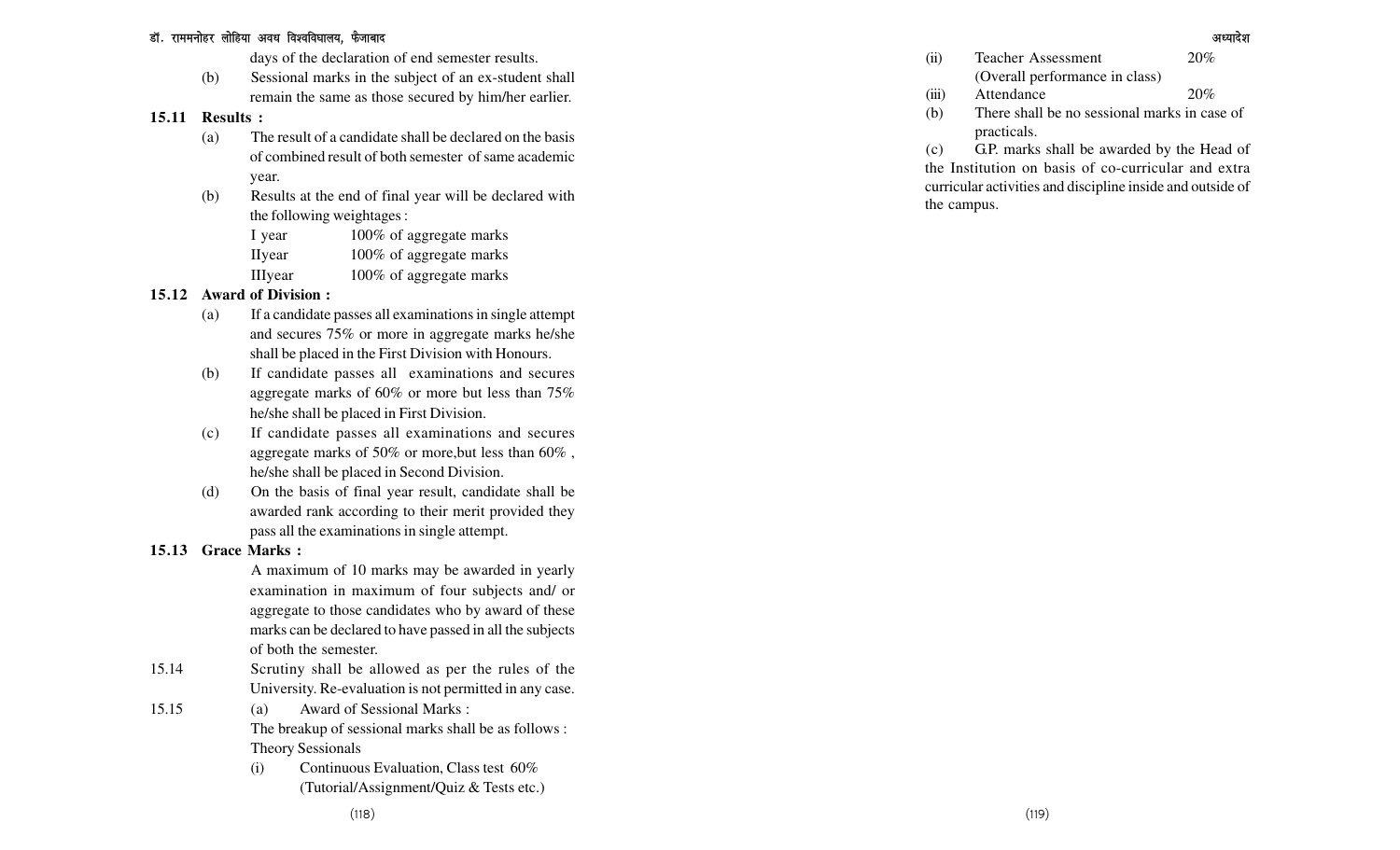days of the declaration of end semester results.

(b) Sessional marks in the subject of an ex-student shall remain the same as those secured by him/her earlier.

**15.11 Results :**

(a) The result of a candidate shall be declared on the basis of combined result of both semester of same academic year.

(b) Results at the end of final year will be declared with the following weightages :

| | |
|---|---|
| I year | 100% of aggregate marks |
| IIyear | 100% of aggregate marks |
| IIIyear | 100% of aggregate marks |

**15.12 Award of Division :**

(a) If a candidate passes all examinations in single attempt and secures 75% or more in aggregate marks he/she shall be placed in the First Division with Honours.

(b) If candidate passes all examinations and secures aggregate marks of 60% or more but less than 75% he/she shall be placed in First Division.

(c) If candidate passes all examinations and secures aggregate marks of 50% or more,but less than 60% , he/she shall be placed in Second Division.

(d) On the basis of final year result, candidate shall be awarded rank according to their merit provided they pass all the examinations in single attempt.

**15.13 Grace Marks :**

A maximum of 10 marks may be awarded in yearly examination in maximum of four subjects and/ or aggregate to those candidates who by award of these marks can be declared to have passed in all the subjects of both the semester.

15.14 Scrutiny shall be allowed as per the rules of the University. Re-evaluation is not permitted in any case.

15.15 (a) Award of Sessional Marks :

The breakup of sessional marks shall be as follows :

Theory Sessionals

(i) Continuous Evaluation, Class test 60%
(Tutorial/Assignment/Quiz & Tests etc.)

(ii) Teacher Assessment 20%
(Overall performance in class)

(iii) Attendance 20%

(b) There shall be no sessional marks in case of practicals.

(c) G.P. marks shall be awarded by the Head of the Institution on basis of co-curricular and extra curricular activities and discipline inside and outside of the campus.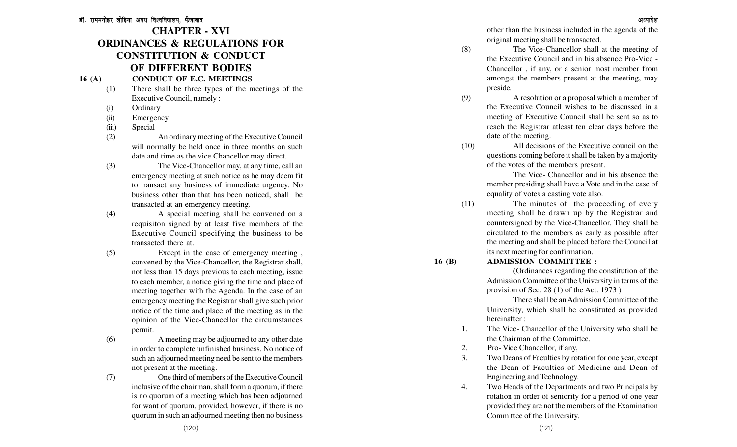# CHAPTER - XVI
# ORDINANCES & REGULATIONS FOR CONSTITUTION & CONDUCT OF DIFFERENT BODIES

## 16 (A) CONDUCT OF E.C. MEETINGS

(1) There shall be three types of the meetings of the Executive Council, namely :

(i) Ordinary

(ii) Emergency

(iii) Special

(2) An ordinary meeting of the Executive Council will normally be held once in three months on such date and time as the vice Chancellor may direct.

(3) The Vice-Chancellor may, at any time, call an emergency meeting at such notice as he may deem fit to transact any business of immediate urgency. No business other than that has been noticed, shall be transacted at an emergency meeting.

(4) A special meeting shall be convened on a requisiton signed by at least five members of the Executive Council specifying the business to be transacted there at.

(5) Except in the case of emergency meeting , convened by the Vice-Chancellor, the Registrar shall, not less than 15 days previous to each meeting, issue to each member, a notice giving the time and place of meeting together with the Agenda. In the case of an emergency meeting the Registrar shall give such prior notice of the time and place of the meeting as in the opinion of the Vice-Chancellor the circumstances permit.

(6) A meeting may be adjourned to any other date in order to complete unfinished business. No notice of such an adjourned meeting need be sent to the members not present at the meeting.

(7) One third of members of the Executive Council inclusive of the chairman, shall form a quorum, if there is no quorum of a meeting which has been adjourned for want of quorum, provided, however, if there is no quorum in such an adjourned meeting then no business other than the business included in the agenda of the original meeting shall be transacted.

(8) The Vice-Chancellor shall at the meeting of the Executive Council and in his absence Pro-Vice - Chancellor , if any, or a senior most member from amongst the members present at the meeting, may preside.

(9) A resolution or a proposal which a member of the Executive Council wishes to be discussed in a meeting of Executive Council shall be sent so as to reach the Registrar atleast ten clear days before the date of the meeting.

(10) All decisions of the Executive council on the questions coming before it shall be taken by a majority of the votes of the members present.

The Vice- Chancellor and in his absence the member presiding shall have a Vote and in the case of equality of votes a casting vote also.

(11) The minutes of the proceeding of every meeting shall be drawn up by the Registrar and countersigned by the Vice-Chancellor. They shall be circulated to the members as early as possible after the meeting and shall be placed before the Council at its next meeting for confirmation.

## 16 (B) ADMISSION COMMITTEE :

(Ordinances regarding the constitution of the Admission Committee of the University in terms of the provision of Sec. 28 (1) of the Act. 1973 )

There shall be an Admission Committee of the University, which shall be constituted as provided hereinafter :

1. The Vice- Chancellor of the University who shall be the Chairman of the Committee.
2. Pro- Vice Chancellor, if any,
3. Two Deans of Faculties by rotation for one year, except the Dean of Faculties of Medicine and Dean of Engineering and Technology.
4. Two Heads of the Departments and two Principals by rotation in order of seniority for a period of one year provided they are not the members of the Examination Committee of the University.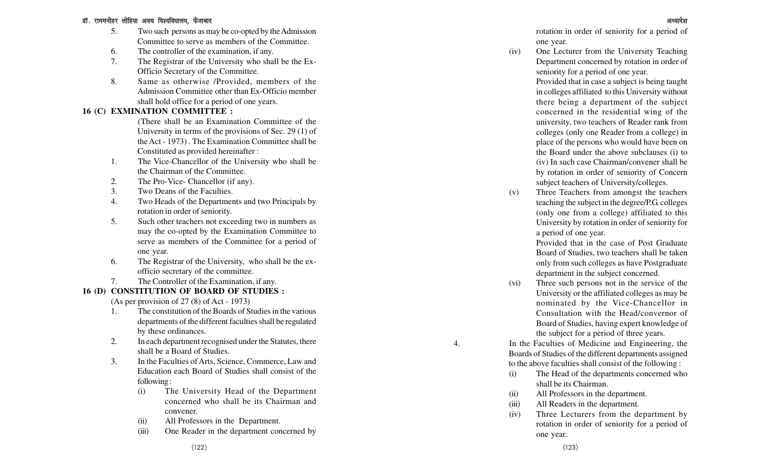5. Two such persons as may be co-opted by the Admission Committee to serve as members of the Committee.
6. The controller of the examination, if any.
7. The Registrar of the University who shall be the Ex-Officio Secretary of the Committee.
8. Same as otherwise /Provided, members of the Admission Committee other than Ex-Officio member shall hold office for a period of one years.

## 16 (C) EXMINATION COMMITTEE :

(There shall be an Examination Committee of the University in terms of the provisions of Sec. 29 (1) of the Act - 1973) . The Examination Committee shall be Constituted as provided hereinafter :

1. The Vice-Chancellor of the University who shall be the Chairman of the Committee.
2. The Pro-Vice- Chancellor (if any).
3. Two Deans of the Faculties.
4. Two Heads of the Departments and two Principals by rotation in order of seniority.
5. Such other teachers not exceeding two in numbers as may the co-opted by the Examination Committee to serve as members of the Committee for a period of one year.
6. The Registrar of the University, who shall be the ex-officio secretary of the committee.
7. The Controller of the Examination, if any.

## 16 (D) CONSTITUTION OF BOARD OF STUDIES :

(As per provision of 27 (8) of Act - 1973)

1. The constitution of the Boards of Studies in the various departments of the different faculties shall be regulated by these ordinances.
2. In each department recognised under the Statutes, there shall be a Board of Studies.
3. In the Faculties of Arts, Science, Commerce, Law and Education each Board of Studies shall consist of the following :
   - (i) The University Head of the Department concerned who shall be its Chairman and convener.
   - (ii) All Professors in the Department.
   - (iii) One Reader in the department concerned by rotation in order of seniority for a period of one year.
   - (iv) One Lecturer from the University Teaching Department concerned by rotation in order of seniority for a period of one year.

     Provided that in case a subject is being taught in colleges affiliated to this University without there being a department of the subject concerned in the residential wing of the university, two teachers of Reader rank from colleges (only one Reader from a college) in place of the persons who would have been on the Board under the above subclauses (i) to (iv) In such case Chairman/convener shall be by rotation in order of seniority of Concern subject teachers of University/colleges.
   - (v) Three Teachers from amongst the teachers teaching the subject in the degree/P.G. colleges (only one from a college) affiliated to this University by rotation in order of seniority for a period of one year.

     Provided that in the case of Post Graduate Board of Studies, two teachers shall be taken only from such colleges as have Postgraduate department in the subject concerned.
   - (vi) Three such persons not in the service of the University or the affiliated colleges as may be nominated by the Vice-Chancellor in Consultation with the Head/convernor of Board of Studies, having expert knowledge of the subject for a period of three years.
4. In the Faculties of Medicine and Engineering, the Boards of Studies of the different departments assigned to the above faculties shall consist of the following :
   - (i) The Head of the departments concerned who shall be its Chairman.
   - (ii) All Professors in the department.
   - (iii) All Readers in the department.
   - (iv) Three Lecturers from the department by rotation in order of seniority for a period of one year.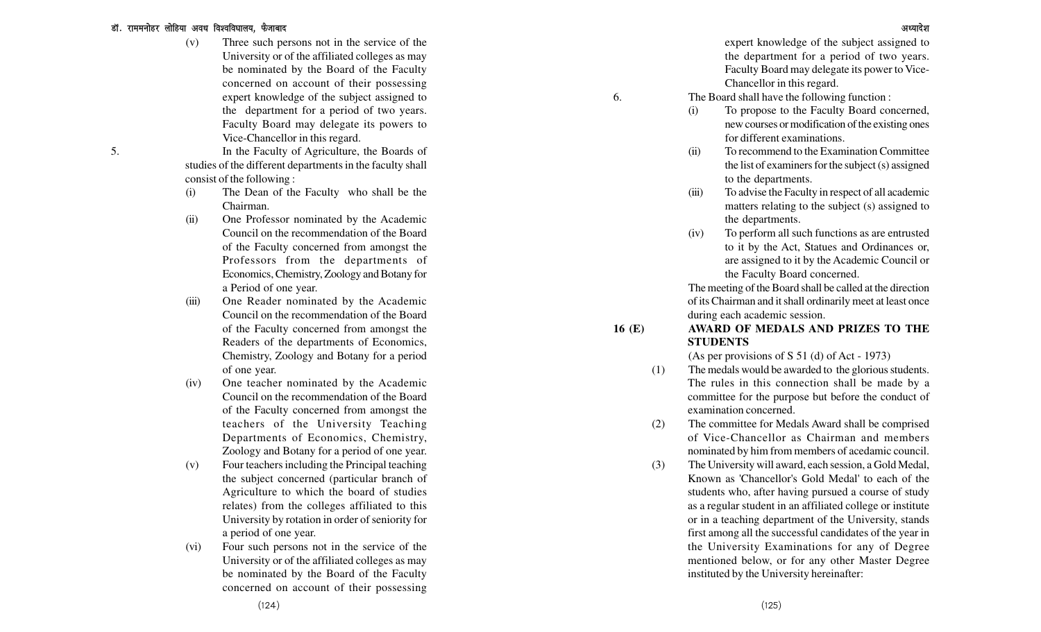(v) Three such persons not in the service of the University or of the affiliated colleges as may be nominated by the Board of the Faculty concerned on account of their possessing expert knowledge of the subject assigned to the department for a period of two years. Faculty Board may delegate its powers to Vice-Chancellor in this regard.

5. In the Faculty of Agriculture, the Boards of studies of the different departments in the faculty shall consist of the following :

(i) The Dean of the Faculty who shall be the Chairman.

(ii) One Professor nominated by the Academic Council on the recommendation of the Board of the Faculty concerned from amongst the Professors from the departments of Economics, Chemistry, Zoology and Botany for a Period of one year.

(iii) One Reader nominated by the Academic Council on the recommendation of the Board of the Faculty concerned from amongst the Readers of the departments of Economics, Chemistry, Zoology and Botany for a period of one year.

(iv) One teacher nominated by the Academic Council on the recommendation of the Board of the Faculty concerned from amongst the teachers of the University Teaching Departments of Economics, Chemistry, Zoology and Botany for a period of one year.

(v) Four teachers including the Principal teaching the subject concerned (particular branch of Agriculture to which the board of studies relates) from the colleges affiliated to this University by rotation in order of seniority for a period of one year.

(vi) Four such persons not in the service of the University or of the affiliated colleges as may be nominated by the Board of the Faculty concerned on account of their possessing expert knowledge of the subject assigned to the department for a period of two years. Faculty Board may delegate its power to Vice-Chancellor in this regard.

6. The Board shall have the following function :

(i) To propose to the Faculty Board concerned, new courses or modification of the existing ones for different examinations.

(ii) To recommend to the Examination Committee the list of examiners for the subject (s) assigned to the departments.

(iii) To advise the Faculty in respect of all academic matters relating to the subject (s) assigned to the departments.

(iv) To perform all such functions as are entrusted to it by the Act, Statues and Ordinances or, are assigned to it by the Academic Council or the Faculty Board concerned.

The meeting of the Board shall be called at the direction of its Chairman and it shall ordinarily meet at least once during each academic session.

## 16 (E) AWARD OF MEDALS AND PRIZES TO THE STUDENTS

(As per provisions of S 51 (d) of Act - 1973)

(1) The medals would be awarded to the glorious students. The rules in this connection shall be made by a committee for the purpose but before the conduct of examination concerned.

(2) The committee for Medals Award shall be comprised of Vice-Chancellor as Chairman and members nominated by him from members of acedamic council.

(3) The University will award, each session, a Gold Medal, Known as 'Chancellor's Gold Medal' to each of the students who, after having pursued a course of study as a regular student in an affiliated college or institute or in a teaching department of the University, stands first among all the successful candidates of the year in the University Examinations for any of Degree mentioned below, or for any other Master Degree instituted by the University hereinafter: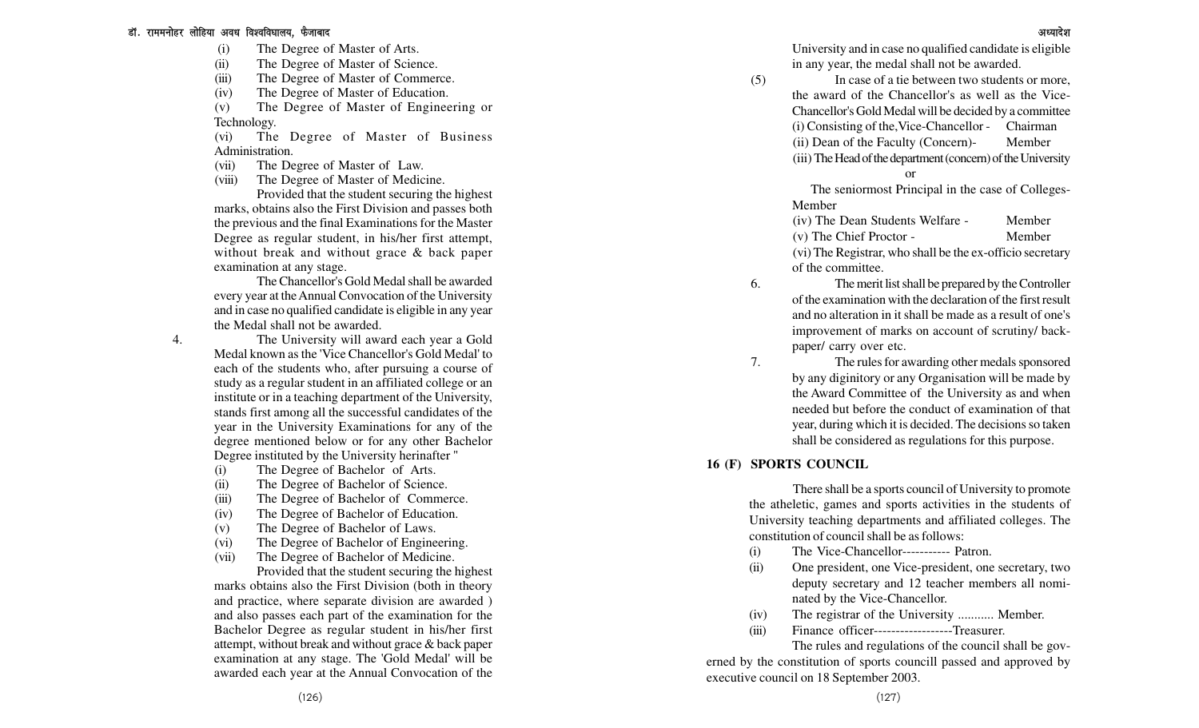(i) The Degree of Master of Arts.

(ii) The Degree of Master of Science.

(iii) The Degree of Master of Commerce.

(iv) The Degree of Master of Education.

(v) The Degree of Master of Engineering or Technology.

(vi) The Degree of Master of Business Administration.

(vii) The Degree of Master of Law.

(viii) The Degree of Master of Medicine.

Provided that the student securing the highest marks, obtains also the First Division and passes both the previous and the final Examinations for the Master Degree as regular student, in his/her first attempt, without break and without grace & back paper examination at any stage.

The Chancellor's Gold Medal shall be awarded every year at the Annual Convocation of the University and in case no qualified candidate is eligible in any year the Medal shall not be awarded.

4. The University will award each year a Gold Medal known as the 'Vice Chancellor's Gold Medal' to each of the students who, after pursuing a course of study as a regular student in an affiliated college or an institute or in a teaching department of the University, stands first among all the successful candidates of the year in the University Examinations for any of the degree mentioned below or for any other Bachelor Degree instituted by the University herinafter "

(i) The Degree of Bachelor of Arts.

(ii) The Degree of Bachelor of Science.

(iii) The Degree of Bachelor of Commerce.

(iv) The Degree of Bachelor of Education.

(v) The Degree of Bachelor of Laws.

(vi) The Degree of Bachelor of Engineering.

(vii) The Degree of Bachelor of Medicine.

Provided that the student securing the highest marks obtains also the First Division (both in theory and practice, where separate division are awarded ) and also passes each part of the examination for the Bachelor Degree as regular student in his/her first attempt, without break and without grace & back paper examination at any stage. The 'Gold Medal' will be awarded each year at the Annual Convocation of the University and in case no qualified candidate is eligible in any year, the medal shall not be awarded.

(5) In case of a tie between two students or more, the award of the Chancellor's as well as the Vice-Chancellor's Gold Medal will be decided by a committee

(i) Consisting of the,Vice-Chancellor - Chairman

(ii) Dean of the Faculty (Concern)- Member

(iii) The Head of the department (concern) of the University

or

The seniormost Principal in the case of Colleges- Member

(iv) The Dean Students Welfare - Member

(v) The Chief Proctor - Member

(vi) The Registrar, who shall be the ex-officio secretary of the committee.

6. The merit list shall be prepared by the Controller of the examination with the declaration of the first result and no alteration in it shall be made as a result of one's improvement of marks on account of scrutiny/ back-paper/ carry over etc.

7. The rules for awarding other medals sponsored by any diginitory or any Organisation will be made by the Award Committee of the University as and when needed but before the conduct of examination of that year, during which it is decided. The decisions so taken shall be considered as regulations for this purpose.

## 16 (F) SPORTS COUNCIL

There shall be a sports council of University to promote the atheletic, games and sports activities in the students of University teaching departments and affiliated colleges. The constitution of council shall be as follows:

(i) The Vice-Chancellor----------- Patron.

(ii) One president, one Vice-president, one secretary, two deputy secretary and 12 teacher members all nominated by the Vice-Chancellor.

(iv) The registrar of the University ........... Member.

(iii) Finance officer------------------Treasurer.

The rules and regulations of the council shall be governed by the constitution of sports councill passed and approved by executive council on 18 September 2003.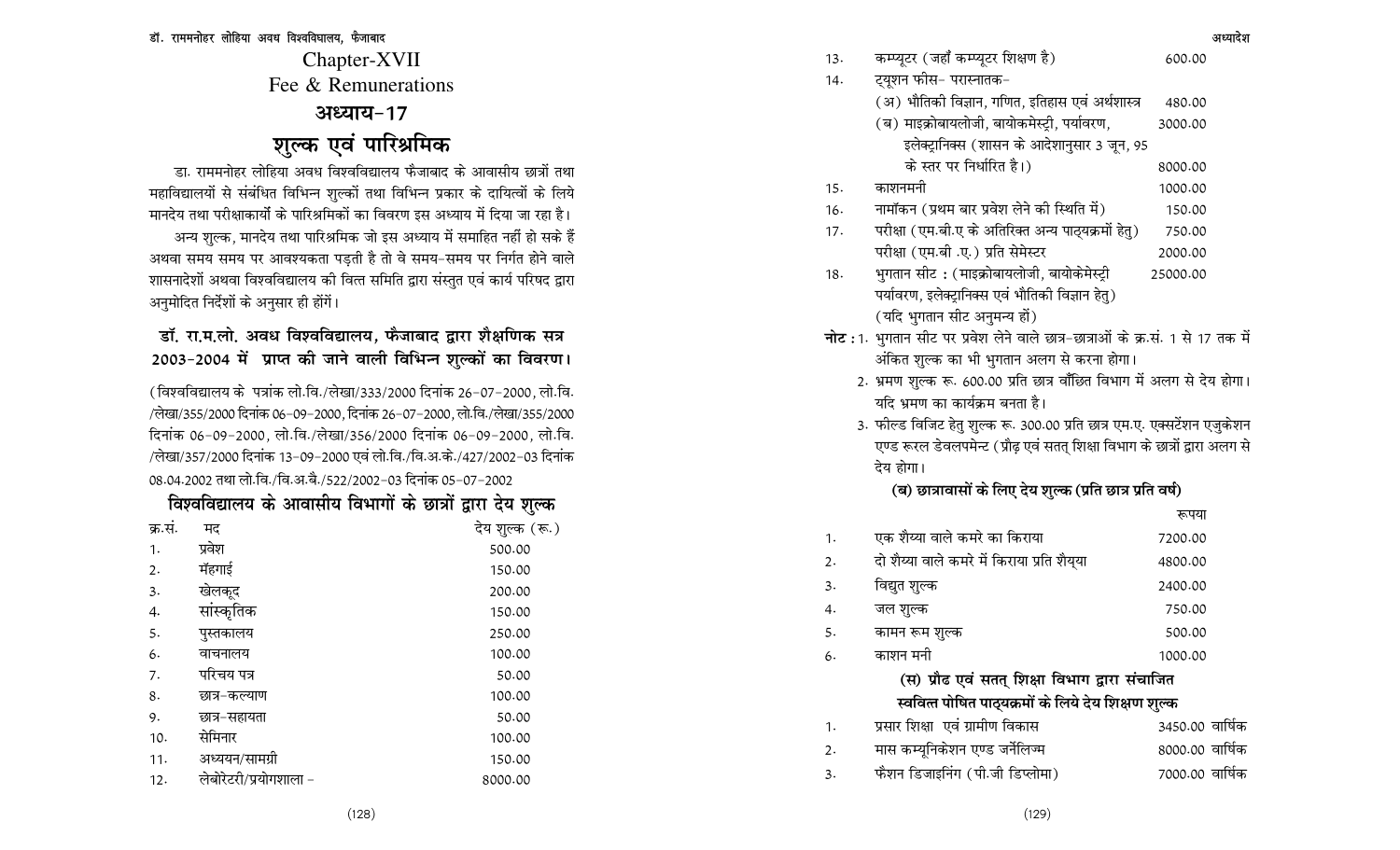# Chapter-XVII

# Fee & Remunerations

# अध्याय-17

# शुल्क एवं पारिश्रमिक

डा. राममनोहर लोहिया अवध विश्वविद्यालय फैजाबाद के आवासीय छात्रों तथा महाविद्यालयों से संबंधित विभिन्न शुल्कों तथा विभिन्न प्रकार के दायित्वों के लिये मानदेय तथा परीक्षाकार्यों के पारिश्रमिकों का विवरण इस अध्याय में दिया जा रहा है।

अन्य शुल्क, मानदेय तथा पारिश्रमिक जो इस अध्याय में समाहित नहीं हो सके हैं अथवा समय समय पर आवश्यकता पड़ती है तो वे समय-समय पर निर्गत होने वाले शासनादेशों अथवा विश्वविद्यालय की वित्त समिति द्वारा संस्तुत एवं कार्य परिषद द्वारा अनुमोदित निर्देशों के अनुसार ही होंगें।

## डॉ. रा.म.लो. अवध विश्वविद्यालय, फैजाबाद द्वारा शैक्षणिक सत्र 2003-2004 में प्राप्त की जाने वाली विभिन्न शुल्कों का विवरण।

(विश्वविद्यालय के पत्रांक लो.वि./लेखा/333/2000 दिनांक 26-07-2000, लो.वि. /लेखा/355/2000 दिनांक 06-09-2000, दिनांक 26-07-2000, लो.वि./लेखा/355/2000 दिनांक 06-09-2000, लो.वि./लेखा/356/2000 दिनांक 06-09-2000, लो.वि. /लेखा/357/2000 दिनांक 13-09-2000 एवं लो.वि./वि.अ.के./427/2002-03 दिनांक 08.04.2002 तथा लो.वि./वि.अ.बै./522/2002-03 दिनांक 05-07-2002

### विश्वविद्यालय के आवासीय विभागों के छात्रों द्वारा देय शुल्क

| क्र.सं. | मद | देय शुल्क (रू.) |
|---|---|---|
| 1. | प्रवेश | 500.00 |
| 2. | मँहगाई | 150.00 |
| 3. | खेलकूद | 200.00 |
| 4. | सांस्कृतिक | 150.00 |
| 5. | पुस्तकालय | 250.00 |
| 6. | वाचनालय | 100.00 |
| 7. | परिचय पत्र | 50.00 |
| 8. | छात्र-कल्याण | 100.00 |
| 9. | छात्र-सहायता | 50.00 |
| 10. | सेमिनार | 100.00 |
| 11. | अध्ययन/सामग्री | 150.00 |
| 12. | लेबोरेटरी/प्रयोगशाला - | 8000.00 |
| 13. | कम्प्यूटर (जहाँ कम्प्यूटर शिक्षण है) | 600.00 |
| 14. | ट्यूशन फीस- परास्नातक- | |
| | (अ) भौतिकी विज्ञान, गणित, इतिहास एवं अर्थशास्त्र | 480.00 |
| | (ब) माइक्रोबायलोजी, बायोकमेस्ट्री, पर्यावरण, | 3000.00 |
| | इलेक्ट्रानिक्स (शासन के आदेशानुसार 3 जून, 95 के स्तर पर निर्धारित है।) | 8000.00 |
| 15. | काशनमनी | 1000.00 |
| 16. | नामाँकन (प्रथम बार प्रवेश लेने की स्थिति में) | 150.00 |
| 17. | परीक्षा (एम.बी.ए के अतिरिक्त अन्य पाठ्यक्रमों हेतु) | 750.00 |
| | परीक्षा (एम.बी .ए.) प्रति सेमेस्टर | 2000.00 |
| 18. | भुगतान सीट : (माइक्रोबायलोजी, बायोकेमेस्ट्री पर्यावरण, इलेक्ट्रानिक्स एवं भौतिकी विज्ञान हेतु) (यदि भुगतान सीट अनुमन्य हों) | 25000.00 |

**नोट :** 1. भुगतान सीट पर प्रवेश लेने वाले छात्र-छात्राओं के क्र.सं. 1 से 17 तक में अंकित शुल्क का भी भुगतान अलग से करना होगा।

2. भ्रमण शुल्क रू. 600.00 प्रति छात्र वाँछित विभाग में अलग से देय होगा। यदि भ्रमण का कार्यक्रम बनता है।

3. फील्ड विजिट हेतु शुल्क रू. 300.00 प्रति छात्र एम.ए. एक्सटेंशन एजुकेशन एण्ड रूरल डेवलपमेन्ट (प्रौढ़ एवं सतत् शिक्षा विभाग के छात्रों द्वारा अलग से देय होगा।

### (ब) छात्रावासों के लिए देय शुल्क (प्रति छात्र प्रति वर्ष)

| | | रूपया |
|---|---|---|
| 1. | एक शैय्या वाले कमरे का किराया | 7200.00 |
| 2. | दो शैय्या वाले कमरे में किराया प्रति शैय्या | 4800.00 |
| 3. | विद्युत शुल्क | 2400.00 |
| 4. | जल शुल्क | 750.00 |
| 5. | कामन रूम शुल्क | 500.00 |
| 6. | काशन मनी | 1000.00 |

### (स) प्रौढ एवं सतत् शिक्षा विभाग द्वारा संचालित स्ववित्त पोषित पाठ्यक्रमों के लिये देय शिक्षण शुल्क

| | | |
|---|---|---|
| 1. | प्रसार शिक्षा एवं ग्रामीण विकास | 3450.00 वार्षिक |
| 2. | मास कम्यूनिकेशन एण्ड जर्नेलिज्म | 8000.00 वार्षिक |
| 3. | फैशन डिजाइनिंग (पी.जी डिप्लोमा) | 7000.00 वार्षिक |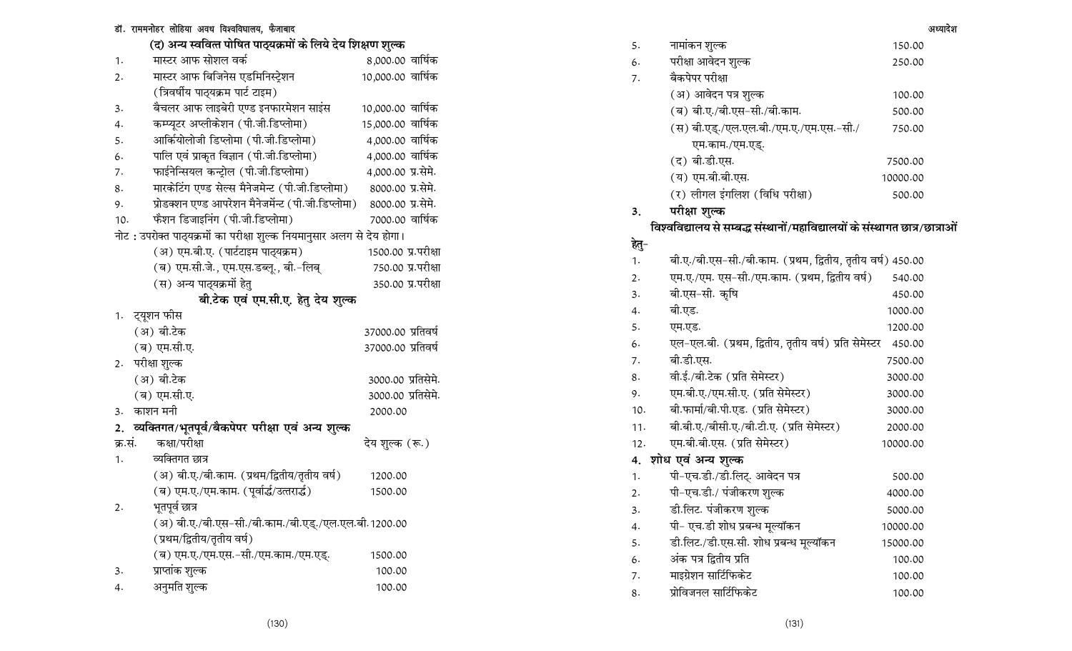### (द) अन्य स्ववित्त पोषित पाठ्यक्रमों के लिये देय शिक्षण शुल्क

| | | |
|---|---|---|
| 1. | मास्टर आफ सोशल वर्क | 8,000.00 वार्षिक |
| 2. | मास्टर आफ बिजिनेस एडमिनिस्ट्रेशन (त्रिवर्षीय पाठ्यक्रम पार्ट टाइम) | 10,000.00 वार्षिक |
| 3. | बैचलर आफ लाइबेरी एण्ड इनफारमेशन साइंस | 10,000.00 वार्षिक |
| 4. | कम्प्यूटर अप्लीकेशन (पी.जी.डिप्लोमा) | 15,000.00 वार्षिक |
| 5. | आर्कियोलोजी डिप्लोमा (पी.जी.डिप्लोमा) | 4,000.00 वार्षिक |
| 6. | पालि एवं प्राकृत विज्ञान (पी.जी.डिप्लोमा) | 4,000.00 वार्षिक |
| 7. | फाईनेन्सियल कन्ट्रोल (पी.जी.डिप्लोमा) | 4,000.00 प्र.सेमे. |
| 8. | मारकेटिंग एण्ड सेल्स मैनेजमेन्ट (पी.जी.डिप्लोमा) | 8000.00 प्र.सेमे. |
| 9. | प्रोडक्शन एण्ड आपरेशन मैनेजमेंन्ट (पी.जी.डिप्लोमा) | 8000.00 प्र.सेमे. |
| 10. | फैशन डिजाइनिंग (पी.जी.डिप्लोमा) | 7000.00 वार्षिक |

नोट : उपरोक्त पाठ्यक्रमों का परीक्षा शुल्क नियमानुसार अलग से देय होगा।

| | |
|---|---|
| (अ) एम.बी.ए. (पार्टटाइम पाठ्यक्रम) | 1500.00 प्र.परीक्षा |
| (ब) एम.सी.जे., एम.एस.डब्लू., बी.-लिब् | 750.00 प्र.परीक्षा |
| (स) अन्य पाठ्यक्रमों हेतु | 350.00 प्र.परीक्षा |

### बी.टेक एवं एम.सी.ए. हेतु देय शुल्क

1. ट्यूशन फीस

| | |
|---|---|
| (अ) बी.टेक | 37000.00 प्रतिवर्ष |
| (ब) एम.सी.ए. | 37000.00 प्रतिवर्ष |

2. परीक्षा शुल्क

| | |
|---|---|
| (अ) बी.टेक | 3000.00 प्रतिसेमे. |
| (ब) एम.सी.ए. | 3000.00 प्रतिसेमे. |

3. काशन मनी — 2000.00

### 2. व्यक्तिगत/भूतपूर्व/बैकपेपर परीक्षा एवं अन्य शुल्क

| क्र.सं. | कक्षा/परीक्षा | देय शुल्क (रू.) |
|---|---|---|
| 1. | व्यक्तिगत छात्र | |
| | (अ) बी.ए./बी.काम. (प्रथम/द्वितीय/तृतीय वर्ष) | 1200.00 |
| | (ब) एम.ए./एम.काम. (पूर्वार्द्ध/उत्तरार्द्ध) | 1500.00 |
| 2. | भूतपूर्व छात्र | |
| | (अ) बी.ए./बी.एस-सी./बी.काम./बी.एड्./एल.एल.बी. (प्रथम/द्वितीय/तृतीय वर्ष) | 1200.00 |
| | (ब) एम.ए./एम.एस.-सी./एम.काम./एम.एड्. | 1500.00 |
| 3. | प्राप्तांक शुल्क | 100.00 |
| 4. | अनुमति शुल्क | 100.00 |
| 5. | नामांकन शुल्क | 150.00 |
| 6. | परीक्षा आवेदन शुल्क | 250.00 |
| 7. | बैकपेपर परीक्षा | |
| | (अ) आवेदन पत्र शुल्क | 100.00 |
| | (ब) बी.ए./बी.एस-सी./बी.काम. | 500.00 |
| | (स) बी.एड्./एल.एल.बी./एम.ए./एम.एस.-सी./ एम.काम./एम.एड्. | 750.00 |
| | (द) बी.डी.एस. | 7500.00 |
| | (य) एम.बी.बी.एस. | 10000.00 |
| | (र) लीगल इंगलिश (विधि परीक्षा) | 500.00 |

### 3. परीक्षा शुल्क

**विश्वविद्यालय से सम्बद्ध संस्थानों/महाविद्यालयों के संस्थागत छात्र/छात्राओं हेतु-**

| | | |
|---|---|---|
| 1. | बी.ए./बी.एस-सी./बी.काम. (प्रथम, द्वितीय, तृतीय वर्ष) | 450.00 |
| 2. | एम.ए./एम. एस-सी./एम.काम. (प्रथम, द्वितीय वर्ष) | 540.00 |
| 3. | बी.एस-सी. कृषि | 450.00 |
| 4. | बी.एड. | 1000.00 |
| 5. | एम.एड. | 1200.00 |
| 6. | एल-एल.बी. (प्रथम, द्वितीय, तृतीय वर्ष) प्रति सेमेस्टर | 450.00 |
| 7. | बी.डी.एस. | 7500.00 |
| 8. | वी.ई./बी.टेक (प्रति सेमेस्टर) | 3000.00 |
| 9. | एम.बी.ए./एम.सी.ए. (प्रति सेमेस्टर) | 3000.00 |
| 10. | बी.फार्मा/बी.पी.एड. (प्रति सेमेस्टर) | 3000.00 |
| 11. | बी.बी.ए./बीसी.ए./बी.टी.ए. (प्रति सेमेस्टर) | 2000.00 |
| 12. | एम.बी.बी.एस. (प्रति सेमेस्टर) | 10000.00 |

### 4. शोध एवं अन्य शुल्क

| | | |
|---|---|---|
| 1. | पी-एच.डी./डी.लिट्. आवेदन पत्र | 500.00 |
| 2. | पी-एच.डी./ पंजीकरण शुल्क | 4000.00 |
| 3. | डी.लिट. पंजीकरण शुल्क | 5000.00 |
| 4. | पी- एच.डी शोध प्रबन्ध मूल्यॉकन | 10000.00 |
| 5. | डी.लिट./डी.एस.सी. शोध प्रबन्ध मूल्यॉकन | 15000.00 |
| 6. | अंक पत्र द्वितीय प्रति | 100.00 |
| 7. | माइग्रेशन सार्टिफिकेट | 100.00 |
| 8. | प्रोविजनल सार्टिफिकेट | 100.00 |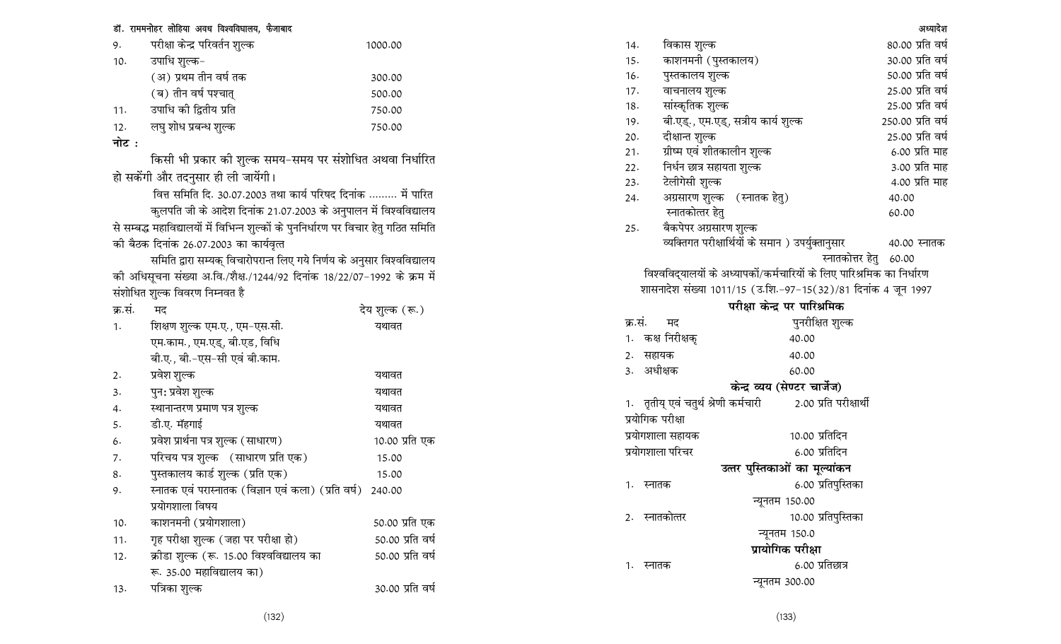| | | |
|---|---|---|
| 9. | परीक्षा केन्द्र परिवर्तन शुल्क | 1000.00 |
| 10. | उपाधि शुल्क– | |
| | (अ) प्रथम तीन वर्ष तक | 300.00 |
| | (ब) तीन वर्ष पश्चात् | 500.00 |
| 11. | उपाधि की द्वितीय प्रति | 750.00 |
| 12. | लघु शोध प्रबन्ध शुल्क | 750.00 |

**नोट :**

किसी भी प्रकार की शुल्क समय-समय पर संशोधित अथवा निर्धारित हो सकेंगी और तदनुसार ही ली जायेंगी।

वित्त समिति दि. 30.07.2003 तथा कार्य परिषद दिनांक ......... में पारित

कुलपति जी के आदेश दिनांक 21.07.2003 के अनुपालन में विश्वविद्यालय से सम्बद्ध महाविद्यालयों में विभिन्न शुल्कों के पुनर्निर्धारण पर विचार हेतु गठित समिति की बैठक दिनांक 26.07.2003 का कार्यवृत्त

समिति द्वारा सम्यक् विचारोपरान्त लिए गये निर्णय के अनुसार विश्वविद्यालय की अधिसूचना संख्या अ.वि./शैक्ष./1244/92 दिनांक 18/22/07-1992 के क्रम में संशोधित शुल्क विवरण निम्नवत है

| क्र.सं. | मद | देय शुल्क (रू.) |
|---|---|---|
| 1. | शिक्षण शुल्क एम.ए., एम-एस.सी. एम.काम., एम.एड्, बी.एड, विधि बी.ए., बी.-एस-सी एवं बी.काम. | यथावत |
| 2. | प्रवेश शुल्क | यथावत |
| 3. | पुनः प्रवेश शुल्क | यथावत |
| 4. | स्थानान्तरण प्रमाण पत्र शुल्क | यथावत |
| 5. | डी.ए. मँहगाई | यथावत |
| 6. | प्रवेश प्रार्थना पत्र शुल्क (साधारण) | 10.00 प्रति एक |
| 7. | परिचय पत्र शुल्क (साधारण प्रति एक) | 15.00 |
| 8. | पुस्तकालय कार्ड शुल्क (प्रति एक) | 15.00 |
| 9. | स्नातक एवं परास्नातक (विज्ञान एवं कला) (प्रति वर्ष) प्रयोगशाला विषय | 240.00 |
| 10. | काशनमनी (प्रयोगशाला) | 50.00 प्रति एक |
| 11. | गृह परीक्षा शुल्क (जहा पर परीक्षा हो) | 50.00 प्रति वर्ष |
| 12. | क्रीडा शुल्क (रू. 15.00 विश्वविद्यालय का रू. 35.00 महाविद्यालय का) | 50.00 प्रति वर्ष |
| 13. | पत्रिका शुल्क | 30.00 प्रति वर्ष |
| 14. | विकास शुल्क | 80.00 प्रति वर्ष |
| 15. | काशनमनी (पुस्तकालय) | 30.00 प्रति वर्ष |
| 16. | पुस्तकालय शुल्क | 50.00 प्रति वर्ष |
| 17. | वाचनालय शुल्क | 25.00 प्रति वर्ष |
| 18. | सांस्कृतिक शुल्क | 25.00 प्रति वर्ष |
| 19. | बी.एड्., एम.एड्, सत्रीय कार्य शुल्क | 250.00 प्रति वर्ष |
| 20. | दीक्षान्त शुल्क | 25.00 प्रति वर्ष |
| 21. | ग्रीष्म एवं शीतकालीन शुल्क | 6.00 प्रति माह |
| 22. | निर्धन छात्र सहायता शुल्क | 3.00 प्रति माह |
| 23. | टेलीगेसी शुल्क | 4.00 प्रति माह |
| 24. | अग्रसारण शुल्क (स्नातक हेतु) | 40.00 |
| | स्नातकोत्तर हेतु | 60.00 |
| 25. | बैकपेपर अग्रसारण शुल्क व्यक्तिगत परीक्षार्थियों के समान) उपर्युक्तानुसार | 40.00 स्नातक |
| | स्नातकोत्तर हेतु | 60.00 |

विश्वविद्यालयों के अध्यापकों/कर्मचारियों के लिए पारिश्रमिक का निर्धारण

शासनादेश संख्या 1011/15 (उ.शि.-97-15(32)/81 दिनांक 4 जून 1997

### परीक्षा केन्द्र पर पारिश्रमिक

| क्र.सं. | मद | पुनरीक्षित शुल्क |
|---|---|---|
| 1. | कक्ष निरीक्षक् | 40.00 |
| 2. | सहायक | 40.00 |
| 3. | अधीक्षक | 60.00 |

### केन्द्र व्यय (सेण्टर चार्जेज)

| | | |
|---|---|---|
| 1. | तृतीय् एवं चतुर्थ श्रेणी कर्मचारी | 2.00 प्रति परीक्षार्थी |
| | प्रयोगिक परीक्षा | |
| | प्रयोगशाला सहायक | 10.00 प्रतिदिन |
| | प्रयोगशाला परिचर | 6.00 प्रतिदिन |

### उत्तर पुस्तिकाओं का मूल्यांकन

| | | |
|---|---|---|
| 1. | स्नातक | 6.00 प्रतिपुस्तिका |
| | | न्यूनतम 150.00 |
| 2. | स्नातकोत्तर | 10.00 प्रतिपुस्तिका |
| | | न्यूनतम 150.0 |

### प्रायोगिक परीक्षा

| | | |
|---|---|---|
| 1. | स्नातक | 6.00 प्रतिछात्र |
| | | न्यूनतम 300.00 |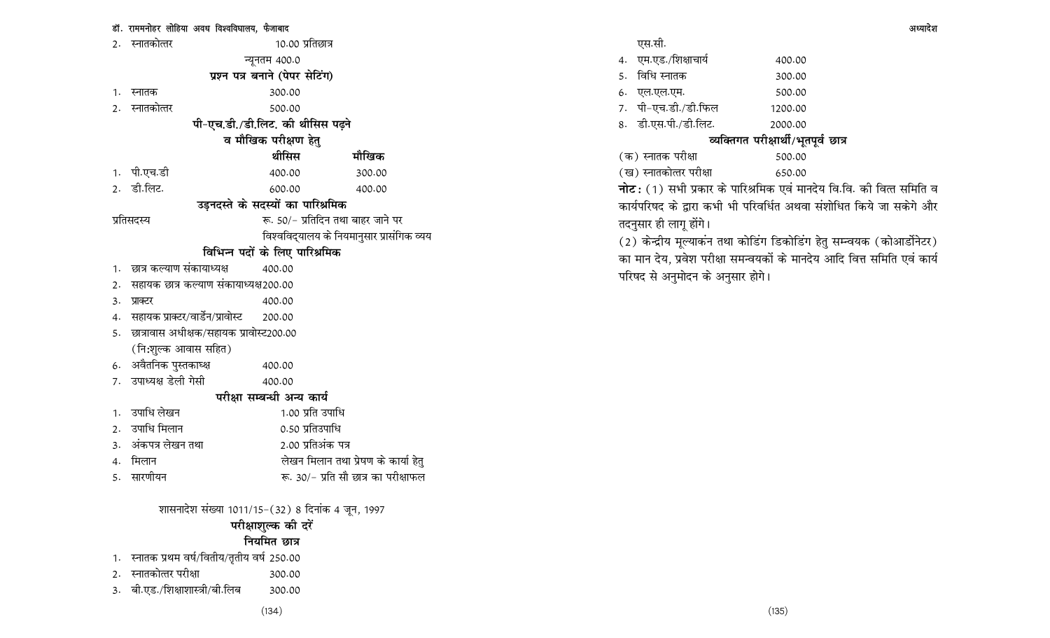2. स्नातकोत्तर 10.00 प्रतिछात्र

न्यूनतम 400.0

### प्रश्न पत्र बनाने (पेपर सेटिंग)

1. स्नातक 300.00
2. स्नातकोत्तर 500.00

### पी-एच.डी./डी.लिट. की थीसिस पढ़ने व मौखिक परीक्षण हेतु

| | थीसिस | मौखिक |
|---|---|---|
| 1. पी.एच.डी | 400.00 | 300.00 |
| 2. डी.लिट. | 600.00 | 400.00 |

### उड़नदस्ते के सदस्यों का पारिश्रमिक

प्रतिसदस्य रू. 50/- प्रतिदिन तथा बाहर जाने पर विश्वविद्यालय के नियमानुसार प्रासंगिक व्यय

### विभिन्न पदों के लिए पारिश्रमिक

1. छात्र कल्याण संकायाध्यक्ष 400.00
2. सहायक छात्र कल्याण संकायाध्यक्ष 200.00
3. प्राक्टर 400.00
4. सहायक प्राक्टर/वार्डेन/प्रावोस्ट 200.00
5. छात्रावास अधीक्षक/सहायक प्रावोस्ट 200.00 (नि:शुल्क आवास सहित)
6. अवैतनिक पुस्तकाध्क्ष 400.00
7. उपाध्यक्ष डेली गेसी 400.00

### परीक्षा सम्बन्धी अन्य कार्य

1. उपाधि लेखन 1.00 प्रति उपाधि
2. उपाधि मिलान 0.50 प्रतिउपाधि
3. अंकपत्र लेखन तथा 2.00 प्रतिअंक पत्र
4. मिलान लेखन मिलान तथा प्रेषण के कार्या हेतु
5. सारणीयन रू. 30/- प्रति सौ छात्र का परीक्षाफल

शासनादेश संख्या 1011/15-(32) 8 दिनांक 4 जून, 1997

### परीक्षाशुल्क की दरें

### नियमित छात्र

1. स्नातक प्रथम वर्ष/वितीय/तृतीय वर्ष 250.00
2. स्नातकोत्तर परीक्षा 300.00
3. बी.एड./शिक्षाशास्त्री/बी.लिब 300.00 एस.सी.
4. एम.एड./शिक्षाचार्य 400.00
5. विधि स्नातक 300.00
6. एल.एल.एम. 500.00
7. पी-एच.डी./डी.फिल 1200.00
8. डी.एस.पी./डी.लिट. 2000.00

### व्यक्तिगत परीक्षार्थी/भूतपूर्व छात्र

(क) स्नातक परीक्षा 500.00

(ख) स्नातकोत्तर परीक्षा 650.00

**नोट:** (1) सभी प्रकार के पारिश्रमिक एवं मानदेय वि.वि. की वित्त समिति व कार्यपरिषद के द्वारा कभी भी परिवर्धित अथवा संशोधित किये जा सकेगे और तदनुसार ही लागू होंगे।

(2) केन्द्रीय मूल्याकंन तथा कोडिंग डिकोडिंग हेतु सम्न्वयक (कोआर्डिनेटर) का मान देय, प्रवेश परीक्षा समन्वयकों के मानदेय आदि वित्त समिति एवं कार्य परिषद से अनुमोदन के अनुसार होगे।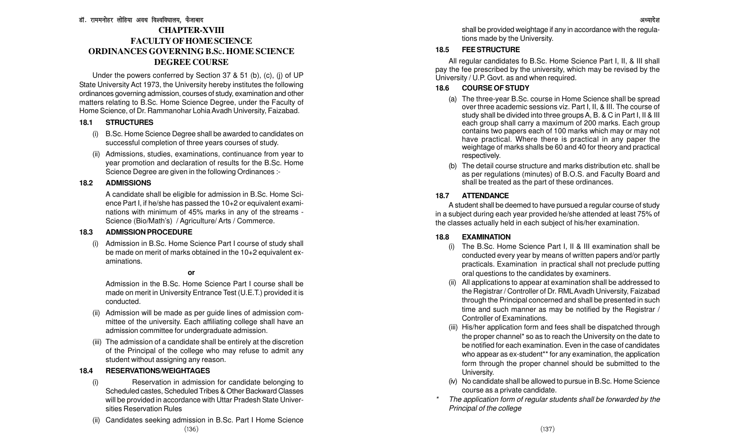# CHAPTER-XVIII

# FACULTY OF HOME SCIENCE

# ORDINANCES GOVERNING B.Sc. HOME SCIENCE DEGREE COURSE

Under the powers conferred by Section 37 & 51 (b), (c), (j) of UP State University Act 1973, the University hereby institutes the following ordinances governing admission, courses of study, examination and other matters relating to B.Sc. Home Science Degree, under the Faculty of Home Science, of Dr. Rammanohar Lohia Avadh University, Faizabad.

## 18.1 STRUCTURES

(i) B.Sc. Home Science Degree shall be awarded to candidates on successful completion of three years courses of study.

(ii) Admissions, studies, examinations, continuance from year to year promotion and declaration of results for the B.Sc. Home Science Degree are given in the following Ordinances :-

## 18.2 ADMISSIONS

A candidate shall be eligible for admission in B.Sc. Home Science Part I, if he/she has passed the 10+2 or equivalent examinations with minimum of 45% marks in any of the streams - Science (Bio/Math's) / Agriculture/ Arts / Commerce.

## 18.3 ADMISSION PROCEDURE

(i) Admission in B.Sc. Home Science Part I course of study shall be made on merit of marks obtained in the 10+2 equivalent examinations.

**or**

Admission in the B.Sc. Home Science Part I course shall be made on merit in University Entrance Test (U.E.T.) provided it is conducted.

(ii) Admission will be made as per guide lines of admission committee of the university. Each affiliating college shall have an admission committee for undergraduate admission.

(iii) The admission of a candidate shall be entirely at the discretion of the Principal of the college who may refuse to admit any student without assigning any reason.

## 18.4 RESERVATIONS/WEIGHTAGES

(i) Reservation in admission for candidate belonging to Scheduled castes, Scheduled Tribes & Other Backward Classes will be provided in accordance with Uttar Pradesh State Universities Reservation Rules

(ii) Candidates seeking admission in B.Sc. Part I Home Science shall be provided weightage if any in accordance with the regulations made by the University.

## 18.5 FEE STRUCTURE

All regular candidates fo B.Sc. Home Science Part I, II, & III shall pay the fee prescribed by the university, which may be revised by the University / U.P. Govt. as and when required.

## 18.6 COURSE OF STUDY

(a) The three-year B.Sc. course in Home Science shall be spread over three academic sessions viz. Part I, II, & III. The course of study shall be divided into three groups A, B. & C in Part I, II & III each group shall carry a maximum of 200 marks. Each group contains two papers each of 100 marks which may or may not have practical. Where there is practical in any paper the weightage of marks shalls be 60 and 40 for theory and practical respectively.

(b) The detail course structure and marks distribution etc. shall be as per regulations (minutes) of B.O.S. and Faculty Board and shall be treated as the part of these ordinances.

## 18.7 ATTENDANCE

A student shall be deemed to have pursued a regular course of study in a subject during each year provided he/she attended at least 75% of the classes actually held in each subject of his/her examination.

## 18.8 EXAMINATION

(i) The B.Sc. Home Science Part I, II & III examination shall be conducted every year by means of written papers and/or partly practicals. Examination in practical shall not preclude putting oral questions to the candidates by examiners.

(ii) All applications to appear at examination shall be addressed to the Registrar / Controller of Dr. RML Avadh University, Faizabad through the Principal concerned and shall be presented in such time and such manner as may be notified by the Registrar / Controller of Examinations.

(iii) His/her application form and fees shall be dispatched through the proper channel* so as to reach the University on the date to be notified for each examination. Even in the case of candidates who appear as ex-student** for any examination, the application form through the proper channel should be submitted to the University.

(iv) No candidate shall be allowed to pursue in B.Sc. Home Science course as a private candidate.

\* *The application form of regular students shall be forwarded by the Principal of the college*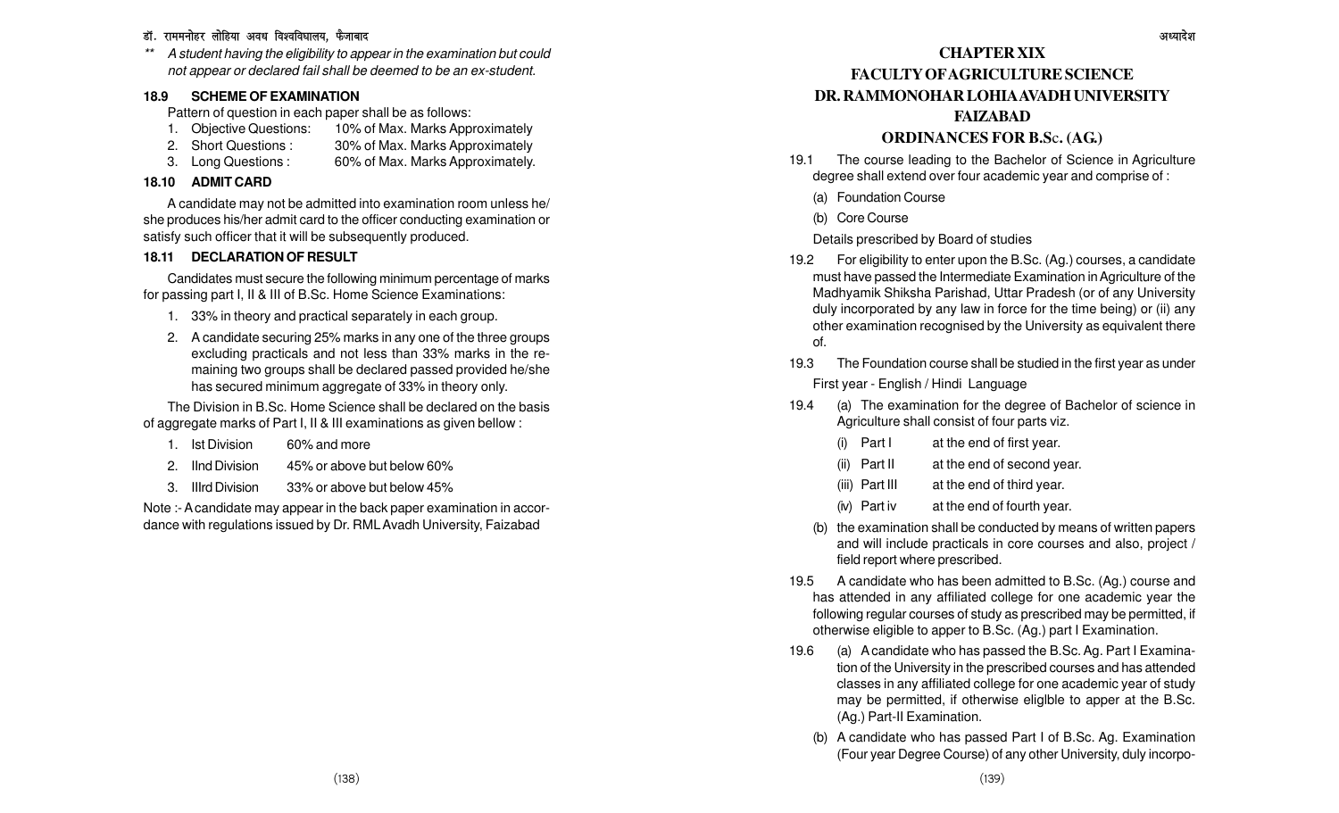** *A student having the eligibility to appear in the examination but could not appear or declared fail shall be deemed to be an ex-student.*

### 18.9 SCHEME OF EXAMINATION

Pattern of question in each paper shall be as follows:

1. Objective Questions: 10% of Max. Marks Approximately
2. Short Questions : 30% of Max. Marks Approximately
3. Long Questions : 60% of Max. Marks Approximately.

### 18.10 ADMIT CARD

A candidate may not be admitted into examination room unless he/she produces his/her admit card to the officer conducting examination or satisfy such officer that it will be subsequently produced.

### 18.11 DECLARATION OF RESULT

Candidates must secure the following minimum percentage of marks for passing part I, II & III of B.Sc. Home Science Examinations:

1. 33% in theory and practical separately in each group.
2. A candidate securing 25% marks in any one of the three groups excluding practicals and not less than 33% marks in the remaining two groups shall be declared passed provided he/she has secured minimum aggregate of 33% in theory only.

The Division in B.Sc. Home Science shall be declared on the basis of aggregate marks of Part I, II & III examinations as given bellow :

1. Ist Division 60% and more
2. IInd Division 45% or above but below 60%
3. IIIrd Division 33% or above but below 45%

Note :- A candidate may appear in the back paper examination in accordance with regulations issued by Dr. RML Avadh University, Faizabad

# CHAPTER XIX

## FACULTY OF AGRICULTURE SCIENCE
## DR. RAMMONOHAR LOHIA AVADH UNIVERSITY
## FAIZABAD
## ORDINANCES FOR B.Sc. (AG.)

19.1 The course leading to the Bachelor of Science in Agriculture degree shall extend over four academic year and comprise of :

(a) Foundation Course

(b) Core Course

Details prescribed by Board of studies

19.2 For eligibility to enter upon the B.Sc. (Ag.) courses, a candidate must have passed the Intermediate Examination in Agriculture of the Madhyamik Shiksha Parishad, Uttar Pradesh (or of any University duly incorporated by any law in force for the time being) or (ii) any other examination recognised by the University as equivalent there of.

19.3 The Foundation course shall be studied in the first year as under

First year - English / Hindi Language

19.4 (a) The examination for the degree of Bachelor of science in Agriculture shall consist of four parts viz.

(i) Part I at the end of first year.

(ii) Part II at the end of second year.

(iii) Part III at the end of third year.

(iv) Part iv at the end of fourth year.

(b) the examination shall be conducted by means of written papers and will include practicals in core courses and also, project / field report where prescribed.

19.5 A candidate who has been admitted to B.Sc. (Ag.) course and has attended in any affiliated college for one academic year the following regular courses of study as prescribed may be permitted, if otherwise eligible to apper to B.Sc. (Ag.) part I Examination.

19.6 (a) A candidate who has passed the B.Sc. Ag. Part I Examination of the University in the prescribed courses and has attended classes in any affiliated college for one academic year of study may be permitted, if otherwise eliglble to apper at the B.Sc. (Ag.) Part-II Examination.

(b) A candidate who has passed Part I of B.Sc. Ag. Examination (Four year Degree Course) of any other University, duly incorpo-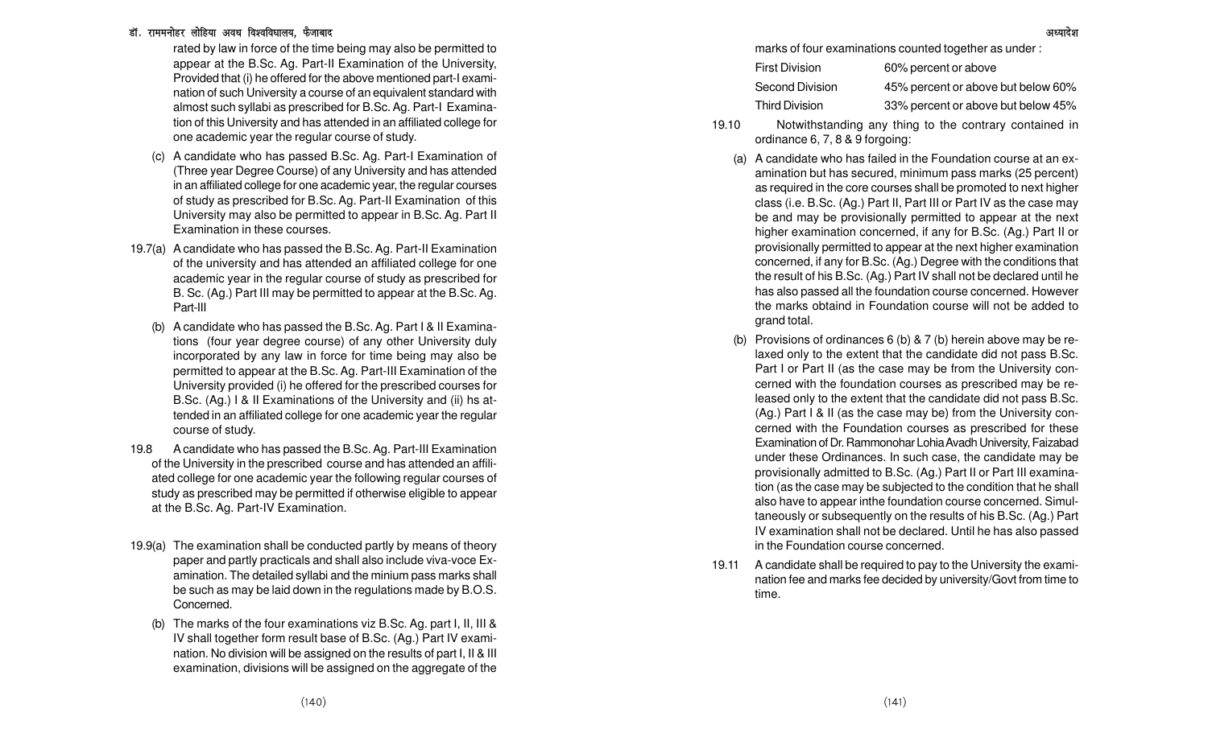rated by law in force of the time being may also be permitted to appear at the B.Sc. Ag. Part-II Examination of the University, Provided that (i) he offered for the above mentioned part-I examination of such University a course of an equivalent standard with almost such syllabi as prescribed for B.Sc. Ag. Part-I Examination of this University and has attended in an affiliated college for one academic year the regular course of study.

(c) A candidate who has passed B.Sc. Ag. Part-I Examination of (Three year Degree Course) of any University and has attended in an affiliated college for one academic year, the regular courses of study as prescribed for B.Sc. Ag. Part-II Examination of this University may also be permitted to appear in B.Sc. Ag. Part II Examination in these courses.

19.7(a) A candidate who has passed the B.Sc. Ag. Part-II Examination of the university and has attended an affiliated college for one academic year in the regular course of study as prescribed for B. Sc. (Ag.) Part III may be permitted to appear at the B.Sc. Ag. Part-III

(b) A candidate who has passed the B.Sc. Ag. Part I & II Examinations (four year degree course) of any other University duly incorporated by any law in force for time being may also be permitted to appear at the B.Sc. Ag. Part-III Examination of the University provided (i) he offered for the prescribed courses for B.Sc. (Ag.) I & II Examinations of the University and (ii) hs attended in an affiliated college for one academic year the regular course of study.

19.8 A candidate who has passed the B.Sc. Ag. Part-III Examination of the University in the prescribed course and has attended an affiliated college for one academic year the following regular courses of study as prescribed may be permitted if otherwise eligible to appear at the B.Sc. Ag. Part-IV Examination.

19.9(a) The examination shall be conducted partly by means of theory paper and partly practicals and shall also include viva-voce Examination. The detailed syllabi and the minium pass marks shall be such as may be laid down in the regulations made by B.O.S. Concerned.

(b) The marks of the four examinations viz B.Sc. Ag. part I, II, III & IV shall together form result base of B.Sc. (Ag.) Part IV examination. No division will be assigned on the results of part I, II & III examination, divisions will be assigned on the aggregate of the marks of four examinations counted together as under :

| | |
|---|---|
| First Division | 60% percent or above |
| Second Division | 45% percent or above but below 60% |
| Third Division | 33% percent or above but below 45% |

19.10 Notwithstanding any thing to the contrary contained in ordinance 6, 7, 8 & 9 forgoing:

(a) A candidate who has failed in the Foundation course at an examination but has secured, minimum pass marks (25 percent) as required in the core courses shall be promoted to next higher class (i.e. B.Sc. (Ag.) Part II, Part III or Part IV as the case may be and may be provisionally permitted to appear at the next higher examination concerned, if any for B.Sc. (Ag.) Part II or provisionally permitted to appear at the next higher examination concerned, if any for B.Sc. (Ag.) Degree with the conditions that the result of his B.Sc. (Ag.) Part IV shall not be declared until he has also passed all the foundation course concerned. However the marks obtaind in Foundation course will not be added to grand total.

(b) Provisions of ordinances 6 (b) & 7 (b) herein above may be relaxed only to the extent that the candidate did not pass B.Sc. Part I or Part II (as the case may be from the University concerned with the foundation courses as prescribed may be released only to the extent that the candidate did not pass B.Sc. (Ag.) Part I & II (as the case may be) from the University concerned with the Foundation courses as prescribed for these Examination of Dr. Rammonohar Lohia Avadh University, Faizabad under these Ordinances. In such case, the candidate may be provisionally admitted to B.Sc. (Ag.) Part II or Part III examination (as the case may be subjected to the condition that he shall also have to appear inthe foundation course concerned. Simultaneously or subsequently on the results of his B.Sc. (Ag.) Part IV examination shall not be declared. Until he has also passed in the Foundation course concerned.

19.11 A candidate shall be required to pay to the University the examination fee and marks fee decided by university/Govt from time to time.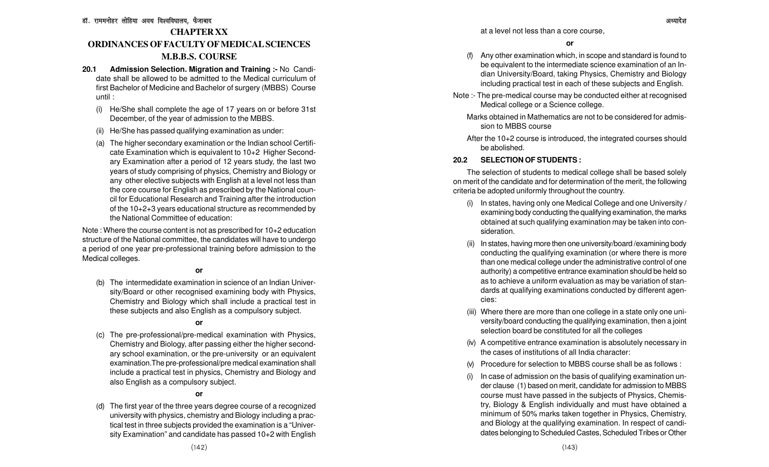# CHAPTER XX

# ORDINANCES OF FACULTY OF MEDICAL SCIENCES

## M.B.B.S. COURSE

**20.1 Admission Selection. Migration and Training :-** No Candidate shall be allowed to be admitted to the Medical curriculum of first Bachelor of Medicine and Bachelor of surgery (MBBS) Course until :

(i) He/She shall complete the age of 17 years on or before 31st December, of the year of admission to the MBBS.

(ii) He/She has passed qualifying examination as under:

(a) The higher secondary examination or the Indian school Certificate Examination which is equivalent to 10+2 Higher Secondary Examination after a period of 12 years study, the last two years of study comprising of physics, Chemistry and Biology or any other elective subjects with English at a level not less than the core course for English as prescribed by the National council for Educational Research and Training after the introduction of the 10+2+3 years educational structure as recommended by the National Committee of education:

Note : Where the course content is not as prescribed for 10+2 education structure of the National committee, the candidates will have to undergo a period of one year pre-professional training before admission to the Medical colleges.

**or**

(b) The intermedidate examination in science of an Indian University/Board or other recognised examining body with Physics, Chemistry and Biology which shall include a practical test in these subjects and also English as a compulsory subject.

**or**

(c) The pre-professional/pre-medical examination with Physics, Chemistry and Biology, after passing either the higher secondary school examination, or the pre-university or an equivalent examination.The pre-professional/pre medical examination shall include a practical test in physics, Chemistry and Biology and also English as a compulsory subject.

**or**

(d) The first year of the three years degree course of a recognized university with physics, chemistry and Biology including a practical test in three subjects provided the examination is a "University Examination" and candidate has passed 10+2 with English at a level not less than a core course,

**or**

(f) Any other examination which, in scope and standard is found to be equivalent to the intermediate science examination of an Indian University/Board, taking Physics, Chemistry and Biology including practical test in each of these subjects and English.

Note :- The pre-medical course may be conducted either at recognised Medical college or a Science college.

Marks obtained in Mathematics are not to be considered for admission to MBBS course

After the 10+2 course is introduced, the integrated courses should be abolished.

**20.2 SELECTION OF STUDENTS :**

The selection of students to medical college shall be based solely on merit of the candidate and for determination of the merit, the following criteria be adopted uniformly throughout the country.

(i) In states, having only one Medical College and one University / examining body conducting the qualifying examination, the marks obtained at such qualifying examination may be taken into consideration.

(ii) In states, having more then one university/board /examining body conducting the qualifying examination (or where there is more than one medical college under the administrative control of one authority) a competitive entrance examination should be held so as to achieve a uniform evaluation as may be variation of standards at qualifying examinations conducted by different agencies:

(iii) Where there are more than one college in a state only one university/board conducting the qualifying examination, then a joint selection board be constituted for all the colleges

(iv) A competitive entrance examination is absolutely necessary in the cases of institutions of all India character:

(v) Procedure for selection to MBBS course shall be as follows :

(i) In case of admission on the basis of qualifying examination under clause (1) based on merit, candidate for admission to MBBS course must have passed in the subjects of Physics, Chemistry, Biology & English individually and must have obtained a minimum of 50% marks taken together in Physics, Chemistry, and Biology at the qualifying examination. In respect of candidates belonging to Scheduled Castes, Scheduled Tribes or Other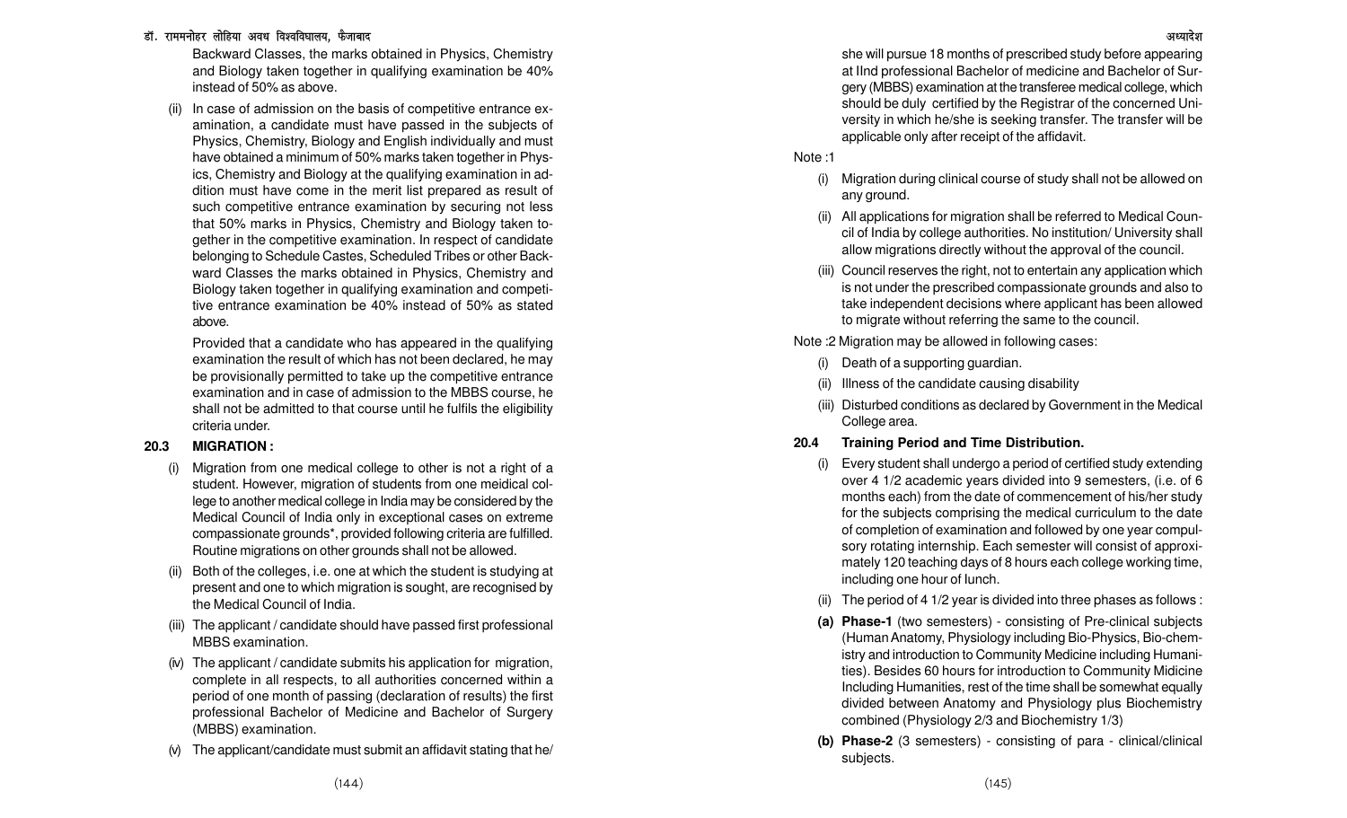Backward Classes, the marks obtained in Physics, Chemistry and Biology taken together in qualifying examination be 40% instead of 50% as above.

(ii) In case of admission on the basis of competitive entrance examination, a candidate must have passed in the subjects of Physics, Chemistry, Biology and English individually and must have obtained a minimum of 50% marks taken together in Physics, Chemistry and Biology at the qualifying examination in addition must have come in the merit list prepared as result of such competitive entrance examination by securing not less that 50% marks in Physics, Chemistry and Biology taken together in the competitive examination. In respect of candidate belonging to Schedule Castes, Scheduled Tribes or other Backward Classes the marks obtained in Physics, Chemistry and Biology taken together in qualifying examination and competitive entrance examination be 40% instead of 50% as stated above.

Provided that a candidate who has appeared in the qualifying examination the result of which has not been declared, he may be provisionally permitted to take up the competitive entrance examination and in case of admission to the MBBS course, he shall not be admitted to that course until he fulfils the eligibility criteria under.

## 20.3 MIGRATION :

(i) Migration from one medical college to other is not a right of a student. However, migration of students from one meidical college to another medical college in India may be considered by the Medical Council of India only in exceptional cases on extreme compassionate grounds*, provided following criteria are fulfilled. Routine migrations on other grounds shall not be allowed.

(ii) Both of the colleges, i.e. one at which the student is studying at present and one to which migration is sought, are recognised by the Medical Council of India.

(iii) The applicant / candidate should have passed first professional MBBS examination.

(iv) The applicant / candidate submits his application for migration, complete in all respects, to all authorities concerned within a period of one month of passing (declaration of results) the first professional Bachelor of Medicine and Bachelor of Surgery (MBBS) examination.

(v) The applicant/candidate must submit an affidavit stating that he/she will pursue 18 months of prescribed study before appearing at IInd professional Bachelor of medicine and Bachelor of Surgery (MBBS) examination at the transferee medical college, which should be duly certified by the Registrar of the concerned University in which he/she is seeking transfer. The transfer will be applicable only after receipt of the affidavit.

Note :1

(i) Migration during clinical course of study shall not be allowed on any ground.

(ii) All applications for migration shall be referred to Medical Council of India by college authorities. No institution/ University shall allow migrations directly without the approval of the council.

(iii) Council reserves the right, not to entertain any application which is not under the prescribed compassionate grounds and also to take independent decisions where applicant has been allowed to migrate without referring the same to the council.

Note :2 Migration may be allowed in following cases:

(i) Death of a supporting guardian.

(ii) Illness of the candidate causing disability

(iii) Disturbed conditions as declared by Government in the Medical College area.

## 20.4 Training Period and Time Distribution.

(i) Every student shall undergo a period of certified study extending over 4 1/2 academic years divided into 9 semesters, (i.e. of 6 months each) from the date of commencement of his/her study for the subjects comprising the medical curriculum to the date of completion of examination and followed by one year compulsory rotating internship. Each semester will consist of approximately 120 teaching days of 8 hours each college working time, including one hour of lunch.

(ii) The period of 4 1/2 year is divided into three phases as follows :

**(a) Phase-1** (two semesters) - consisting of Pre-clinical subjects (Human Anatomy, Physiology including Bio-Physics, Bio-chemistry and introduction to Community Medicine including Humanities). Besides 60 hours for introduction to Community Midicine Including Humanities, rest of the time shall be somewhat equally divided between Anatomy and Physiology plus Biochemistry combined (Physiology 2/3 and Biochemistry 1/3)

**(b) Phase-2** (3 semesters) - consisting of para - clinical/clinical subjects.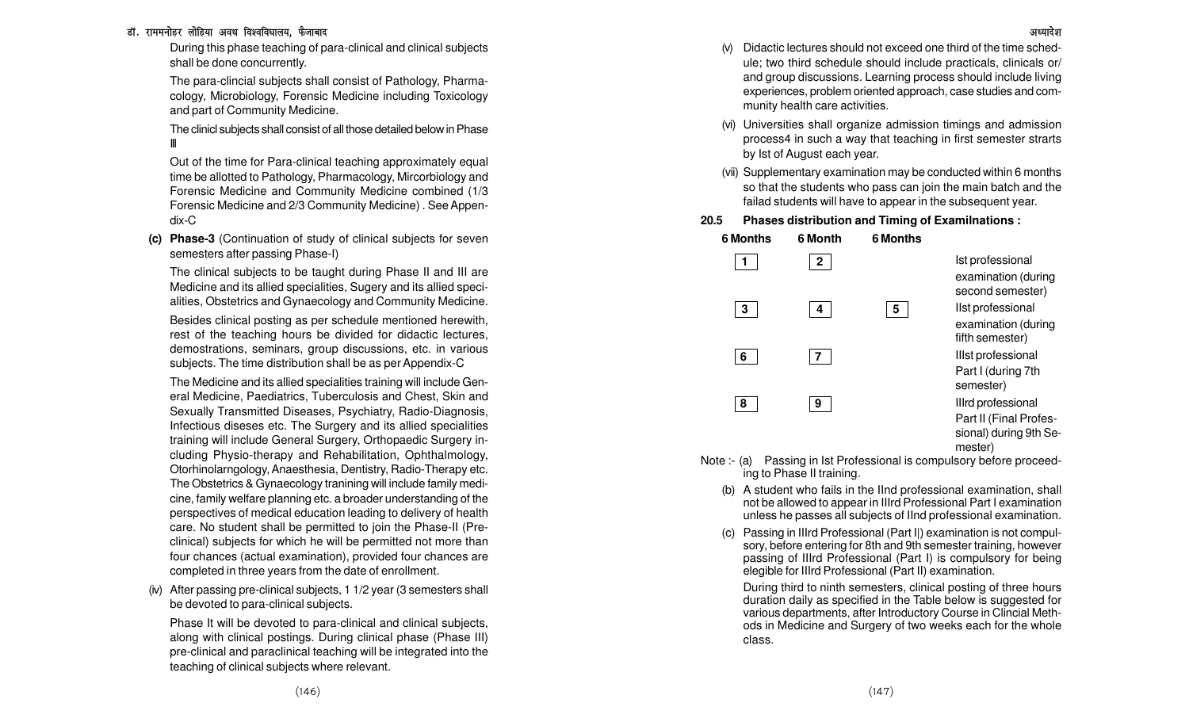During this phase teaching of para-clinical and clinical subjects shall be done concurrently.

The para-clincial subjects shall consist of Pathology, Pharmacology, Microbiology, Forensic Medicine including Toxicology and part of Community Medicine.

The clinicl subjects shall consist of all those detailed below in Phase III

Out of the time for Para-clinical teaching approximately equal time be allotted to Pathology, Pharmacology, Mircorbiology and Forensic Medicine and Community Medicine combined (1/3 Forensic Medicine and 2/3 Community Medicine) . See Appendix-C

**(c) Phase-3** (Continuation of study of clinical subjects for seven semesters after passing Phase-I)

The clinical subjects to be taught during Phase II and III are Medicine and its allied specialities, Sugery and its allied specialities, Obstetrics and Gynaecology and Community Medicine.

Besides clinical posting as per schedule mentioned herewith, rest of the teaching hours be divided for didactic lectures, demostrations, seminars, group discussions, etc. in various subjects. The time distribution shall be as per Appendix-C

The Medicine and its allied specialities training will include General Medicine, Paediatrics, Tuberculosis and Chest, Skin and Sexually Transmitted Diseases, Psychiatry, Radio-Diagnosis, Infectious diseses etc. The Surgery and its allied specialities training will include General Surgery, Orthopaedic Surgery including Physio-therapy and Rehabilitation, Ophthalmology, Otorhinolarngology, Anaesthesia, Dentistry, Radio-Therapy etc. The Obstetrics & Gynaecology tranining will include family medicine, family welfare planning etc. a broader understanding of the perspectives of medical education leading to delivery of health care. No student shall be permitted to join the Phase-II (Pre-clinical) subjects for which he will be permitted not more than four chances (actual examination), provided four chances are completed in three years from the date of enrollment.

(iv) After passing pre-clinical subjects, 1 1/2 year (3 semesters shall be devoted to para-clinical subjects.

Phase It will be devoted to para-clinical and clinical subjects, along with clinical postings. During clinical phase (Phase III) pre-clinical and paraclinical teaching will be integrated into the teaching of clinical subjects where relevant.

(v) Didactic lectures should not exceed one third of the time schedule; two third schedule should include practicals, clinicals or/ and group discussions. Learning process should include living experiences, problem oriented approach, case studies and community health care activities.

(vi) Universities shall organize admission timings and admission process4 in such a way that teaching in first semester strarts by Ist of August each year.

(vii) Supplementary examination may be conducted within 6 months so that the students who pass can join the main batch and the failad students will have to appear in the subsequent year.

**20.5 Phases distribution and Timing of Examilnations :**

| 6 Months | 6 Month | 6 Months | |
|---|---|---|---|
| 1 | 2 | | Ist professional examination (during second semester) |
| 3 | 4 | 5 | IIst professional examination (during fifth semester) |
| 6 | 7 | | IIIst professional Part I (during 7th semester) |
| 8 | 9 | | IIIrd professional Part II (Final Professional) during 9th Semester) |

Note :- (a) Passing in Ist Professional is compulsory before proceeding to Phase II training.

(b) A student who fails in the IInd professional examination, shall not be allowed to appear in IIIrd Professional Part I examination unless he passes all subjects of IInd professional examination.

(c) Passing in IIIrd Professional (Part I|) examination is not compulsory, before entering for 8th and 9th semester training, however passing of IIIrd Professional (Part I) is compulsory for being elegible for IIIrd Professional (Part II) examination.

During third to ninth semesters, clinical posting of three hours duration daily as specified in the Table below is suggested for various departments, after Introductory Course in Clincial Methods in Medicine and Surgery of two weeks each for the whole class.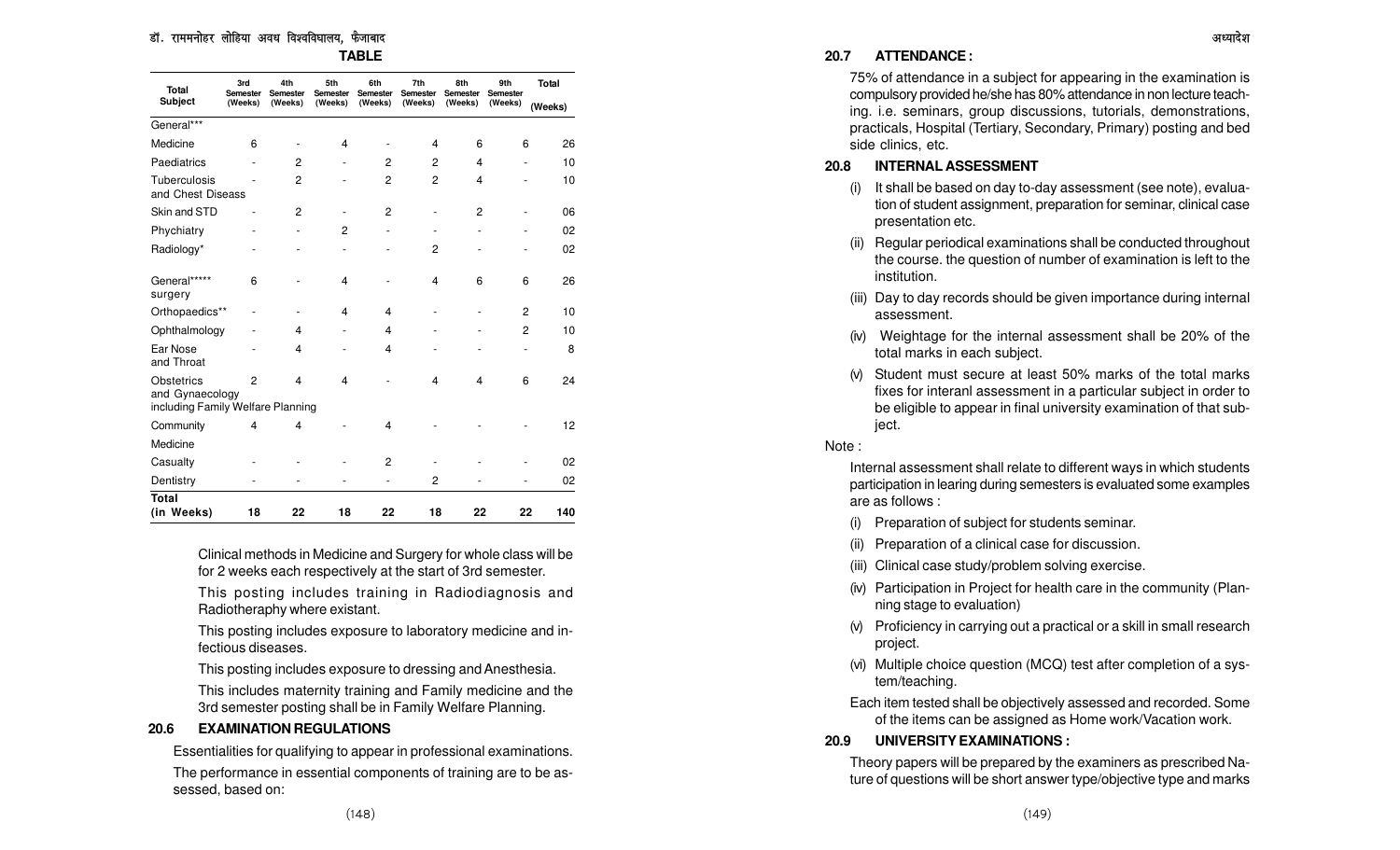**TABLE**

| Total Subject | 3rd Semester (Weeks) | 4th Semester (Weeks) | 5th Semester (Weeks) | 6th Semester (Weeks) | 7th Semester (Weeks) | 8th Semester (Weeks) | 9th Semester (Weeks) | Total (Weeks) |
|---|---|---|---|---|---|---|---|---|
| General*** | | | | | | | | |
| Medicine | 6 | - | 4 | - | 4 | 6 | 6 | 26 |
| Paediatrics | - | 2 | - | 2 | 2 | 4 | - | 10 |
| Tuberculosis and Chest Diseass | - | 2 | - | 2 | 2 | 4 | - | 10 |
| Skin and STD | - | 2 | - | 2 | - | 2 | - | 06 |
| Phychiatry | - | - | 2 | - | - | - | - | 02 |
| Radiology* | - | - | - | - | 2 | - | - | 02 |
| General***** surgery | 6 | - | 4 | - | 4 | 6 | 6 | 26 |
| Orthopaedics** | - | - | 4 | 4 | - | - | 2 | 10 |
| Ophthalmology | - | 4 | - | 4 | - | - | 2 | 10 |
| Ear Nose and Throat | - | 4 | - | 4 | - | - | - | 8 |
| Obstetrics and Gynaecology including Family Welfare Planning | 2 | 4 | 4 | - | 4 | 4 | 6 | 24 |
| Community Medicine | 4 | 4 | - | 4 | - | - | - | 12 |
| Casualty | - | - | - | 2 | - | - | - | 02 |
| Dentistry | - | - | - | - | 2 | - | - | 02 |
| **Total (in Weeks)** | **18** | **22** | **18** | **22** | **18** | **22** | **22** | **140** |

Clinical methods in Medicine and Surgery for whole class will be for 2 weeks each respectively at the start of 3rd semester.

This posting includes training in Radiodiagnosis and Radiotheraphy where existant.

This posting includes exposure to laboratory medicine and infectious diseases.

This posting includes exposure to dressing and Anesthesia.

This includes maternity training and Family medicine and the 3rd semester posting shall be in Family Welfare Planning.

## 20.6 EXAMINATION REGULATIONS

Essentialities for qualifying to appear in professional examinations.

The performance in essential components of training are to be assessed, based on:

## 20.7 ATTENDANCE :

75% of attendance in a subject for appearing in the examination is compulsory provided he/she has 80% attendance in non lecture teaching. i.e. seminars, group discussions, tutorials, demonstrations, practicals, Hospital (Tertiary, Secondary, Primary) posting and bed side clinics, etc.

## 20.8 INTERNAL ASSESSMENT

(i) It shall be based on day to-day assessment (see note), evaluation of student assignment, preparation for seminar, clinical case presentation etc.

(ii) Regular periodical examinations shall be conducted throughout the course. the question of number of examination is left to the institution.

(iii) Day to day records should be given importance during internal assessment.

(iv) Weightage for the internal assessment shall be 20% of the total marks in each subject.

(v) Student must secure at least 50% marks of the total marks fixes for interanl assessment in a particular subject in order to be eligible to appear in final university examination of that subject.

Note :

Internal assessment shall relate to different ways in which students participation in learing during semesters is evaluated some examples are as follows :

(i) Preparation of subject for students seminar.

(ii) Preparation of a clinical case for discussion.

(iii) Clinical case study/problem solving exercise.

(iv) Participation in Project for health care in the community (Planning stage to evaluation)

(v) Proficiency in carrying out a practical or a skill in small research project.

(vi) Multiple choice question (MCQ) test after completion of a system/teaching.

Each item tested shall be objectively assessed and recorded. Some of the items can be assigned as Home work/Vacation work.

## 20.9 UNIVERSITY EXAMINATIONS :

Theory papers will be prepared by the examiners as prescribed Nature of questions will be short answer type/objective type and marks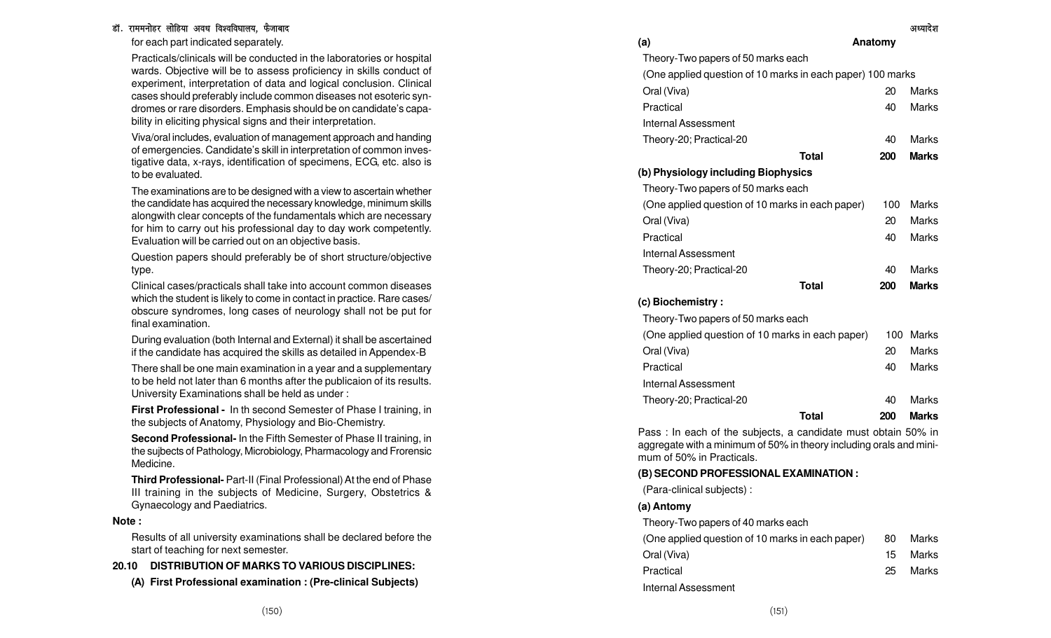for each part indicated separately.

Practicals/clinicals will be conducted in the laboratories or hospital wards. Objective will be to assess proficiency in skills conduct of experiment, interpretation of data and logical conclusion. Clinical cases should preferably include common diseases not esoteric syndromes or rare disorders. Emphasis should be on candidate's capability in eliciting physical signs and their interpretation.

Viva/oral includes, evaluation of management approach and handing of emergencies. Candidate's skill in interpretation of common investigative data, x-rays, identification of specimens, ECG, etc. also is to be evaluated.

The examinations are to be designed with a view to ascertain whether the candidate has acquired the necessary knowledge, minimum skills alongwith clear concepts of the fundamentals which are necessary for him to carry out his professional day to day work competently. Evaluation will be carried out on an objective basis.

Question papers should preferably be of short structure/objective type.

Clinical cases/practicals shall take into account common diseases which the student is likely to come in contact in practice. Rare cases/obscure syndromes, long cases of neurology shall not be put for final examination.

During evaluation (both Internal and External) it shall be ascertained if the candidate has acquired the skills as detailed in Appendex-B

There shall be one main examination in a year and a supplementary to be held not later than 6 months after the publicaion of its results. University Examinations shall be held as under :

**First Professional -** In th second Semester of Phase I training, in the subjects of Anatomy, Physiology and Bio-Chemistry.

**Second Professional-** In the Fifth Semester of Phase II training, in the sujbects of Pathology, Microbiology, Pharmacology and Frorensic Medicine.

**Third Professional-** Part-II (Final Professional) At the end of Phase III training in the subjects of Medicine, Surgery, Obstetrics & Gynaecology and Paediatrics.

**Note :**

Results of all university examinations shall be declared before the start of teaching for next semester.

## 20.10 DISTRIBUTION OF MARKS TO VARIOUS DISCIPLINES:

### (A) First Professional examination : (Pre-clinical Subjects)

**(a) Anatomy**

| | | |
|---|---|---|
| Theory-Two papers of 50 marks each | | |
| (One applied question of 10 marks in each paper) 100 marks | | |
| Oral (Viva) | 20 | Marks |
| Practical | 40 | Marks |
| Internal Assessment | | |
| Theory-20; Practical-20 | 40 | Marks |
| **Total** | **200** | **Marks** |

**(b) Physiology including Biophysics**

| | | |
|---|---|---|
| Theory-Two papers of 50 marks each | | |
| (One applied question of 10 marks in each paper) | 100 | Marks |
| Oral (Viva) | 20 | Marks |
| Practical | 40 | Marks |
| Internal Assessment | | |
| Theory-20; Practical-20 | 40 | Marks |
| **Total** | **200** | **Marks** |

**(c) Biochemistry :**

| | | |
|---|---|---|
| Theory-Two papers of 50 marks each | | |
| (One applied question of 10 marks in each paper) | 100 | Marks |
| Oral (Viva) | 20 | Marks |
| Practical | 40 | Marks |
| Internal Assessment | | |
| Theory-20; Practical-20 | 40 | Marks |
| **Total** | **200** | **Marks** |

Pass : In each of the subjects, a candidate must obtain 50% in aggregate with a minimum of 50% in theory including orals and minimum of 50% in Practicals.

### (B) SECOND PROFESSIONAL EXAMINATION :

(Para-clinical subjects) :

**(a) Antomy**

| | | |
|---|---|---|
| Theory-Two papers of 40 marks each | | |
| (One applied question of 10 marks in each paper) | 80 | Marks |
| Oral (Viva) | 15 | Marks |
| Practical | 25 | Marks |
| Internal Assessment | | |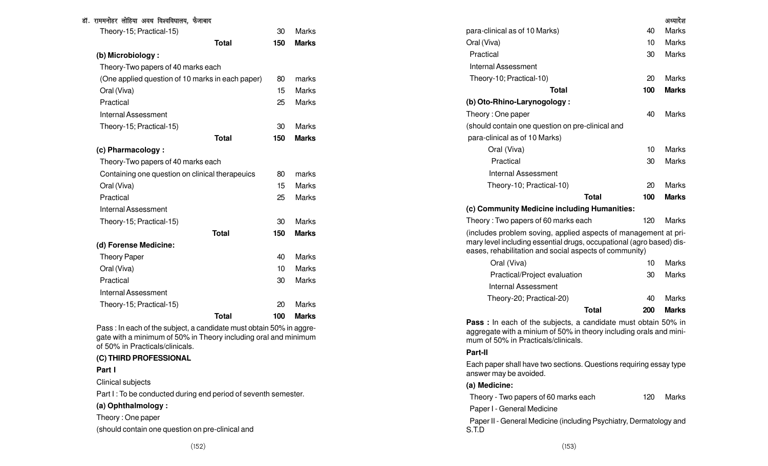| | | |
|---|---|---|
| Theory-15; Practical-15) | 30 | Marks |
| **Total** | **150** | **Marks** |

**(b) Microbiology :**

| | | |
|---|---|---|
| Theory-Two papers of 40 marks each | | |
| (One applied question of 10 marks in each paper) | 80 | marks |
| Oral (Viva) | 15 | Marks |
| Practical | 25 | Marks |
| Internal Assessment | | |
| Theory-15; Practical-15) | 30 | Marks |
| **Total** | **150** | **Marks** |

**(c) Pharmacology :**

| | | |
|---|---|---|
| Theory-Two papers of 40 marks each | | |
| Containing one question on clinical therapeuics | 80 | marks |
| Oral (Viva) | 15 | Marks |
| Practical | 25 | Marks |
| Internal Assessment | | |
| Theory-15; Practical-15) | 30 | Marks |
| **Total** | **150** | **Marks** |

**(d) Forense Medicine:**

| | | |
|---|---|---|
| Theory Paper | 40 | Marks |
| Oral (Viva) | 10 | Marks |
| Practical | 30 | Marks |
| Internal Assessment | | |
| Theory-15; Practical-15) | 20 | Marks |
| **Total** | **100** | **Marks** |

Pass : In each of the subject, a candidate must obtain 50% in aggregate with a minimum of 50% in Theory including oral and minimum of 50% in Practicals/clinicals.

**(C) THIRD PROFESSIONAL**

**Part I**

Clinical subjects

Part I : To be conducted during end period of seventh semester.

**(a) Ophthalmology :**

| | | |
|---|---|---|
| Theory : One paper | | |
| (should contain one question on pre-clinical and para-clinical as of 10 Marks) | 40 | Marks |
| Oral (Viva) | 10 | Marks |
| Practical | 30 | Marks |
| Internal Assessment | | |
| Theory-10; Practical-10) | 20 | Marks |
| **Total** | **100** | **Marks** |

**(b) Oto-Rhino-Larynogology :**

| | | |
|---|---|---|
| Theory : One paper | 40 | Marks |
| (should contain one question on pre-clinical and para-clinical as of 10 Marks) | | |
| Oral (Viva) | 10 | Marks |
| Practical | 30 | Marks |
| Internal Assessment | | |
| Theory-10; Practical-10) | 20 | Marks |
| **Total** | **100** | **Marks** |

**(c) Community Medicine including Humanities:**

| | | |
|---|---|---|
| Theory : Two papers of 60 marks each | 120 | Marks |

(includes problem soving, applied aspects of management at primary level including essential drugs, occupational (agro based) diseases, rehabilitation and social aspects of community)

| | | |
|---|---|---|
| Oral (Viva) | 10 | Marks |
| Practical/Project evaluation | 30 | Marks |
| Internal Assessment | | |
| Theory-20; Practical-20) | 40 | Marks |
| **Total** | **200** | **Marks** |

**Pass :** In each of the subjects, a candidate must obtain 50% in aggregate with a minium of 50% in theory including orals and minimum of 50% in Practicals/clinicals.

**Part-II**

Each paper shall have two sections. Questions requiring essay type answer may be avoided.

**(a) Medicine:**

| | | |
|---|---|---|
| Theory - Two papers of 60 marks each | 120 | Marks |

Paper I - General Medicine

Paper II - General Medicine (including Psychiatry, Dermatology and S.T.D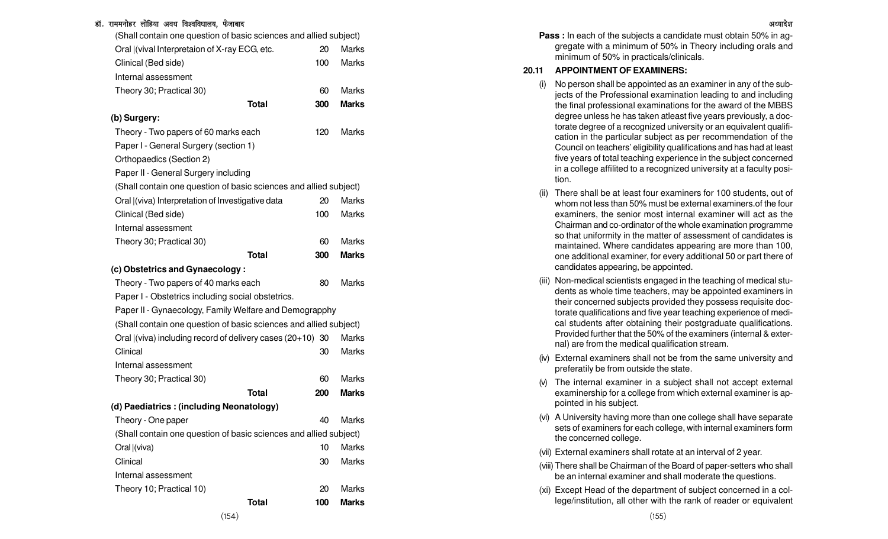(Shall contain one question of basic sciences and allied subject)

| | | |
|---|---|---|
| Oral \|(vival Interpretaion of X-ray ECG, etc. | 20 | Marks |
| Clinical (Bed side) | 100 | Marks |
| Internal assessment | | |
| Theory 30; Practical 30) | 60 | Marks |
| **Total** | **300** | **Marks** |

**(b) Surgery:**

| | | |
|---|---|---|
| Theory - Two papers of 60 marks each | 120 | Marks |
| Paper I - General Surgery (section 1) | | |
| Orthopaedics (Section 2) | | |
| Paper II - General Surgery including | | |
| (Shall contain one question of basic sciences and allied subject) | | |
| Oral \|(viva) Interpretation of Investigative data | 20 | Marks |
| Clinical (Bed side) | 100 | Marks |
| Internal assessment | | |
| Theory 30; Practical 30) | 60 | Marks |
| **Total** | **300** | **Marks** |

**(c) Obstetrics and Gynaecology :**

| | | |
|---|---|---|
| Theory - Two papers of 40 marks each | 80 | Marks |
| Paper I - Obstetrics including social obstetrics. | | |
| Paper II - Gynaecology, Family Welfare and Demogrophy | | |
| (Shall contain one question of basic sciences and allied subject) | | |
| Oral \|(viva) including record of delivery cases (20+10) | 30 | Marks |
| Clinical | 30 | Marks |
| Internal assessment | | |
| Theory 30; Practical 30) | 60 | Marks |
| **Total** | **200** | **Marks** |

**(d) Paediatrics : (including Neonatology)**

| | | |
|---|---|---|
| Theory - One paper | 40 | Marks |
| (Shall contain one question of basic sciences and allied subject) | | |
| Oral \|(viva) | 10 | Marks |
| Clinical | 30 | Marks |
| Internal assessment | | |
| Theory 10; Practical 10) | 20 | Marks |
| **Total** | **100** | **Marks** |

**Pass :** In each of the subjects a candidate must obtain 50% in aggregate with a minimum of 50% in Theory including orals and minimum of 50% in practicals/clinicals.

### 20.11 APPOINTMENT OF EXAMINERS:

(i) No person shall be appointed as an examiner in any of the subjects of the Professional examination leading to and including the final professional examinations for the award of the MBBS degree unless he has taken atleast five years previously, a doctorate degree of a recognized university or an equivalent qualification in the particular subject as per recommendation of the Council on teachers' eligibility qualifications and has had at least five years of total teaching experience in the subject concerned in a college affilited to a recognized university at a faculty position.

(ii) There shall be at least four examiners for 100 students, out of whom not less than 50% must be external examiners.of the four examiners, the senior most internal examiner will act as the Chairman and co-ordinator of the whole examination programme so that uniformity in the matter of assessment of candidates is maintained. Where candidates appearing are more than 100, one additional examiner, for every additional 50 or part there of candidates appearing, be appointed.

(iii) Non-medical scientists engaged in the teaching of medical students as whole time teachers, may be appointed examiners in their concerned subjects provided they possess requisite doctorate qualifications and five year teaching experience of medical students after obtaining their postgraduate qualifications. Provided further that the 50% of the examiners (internal & external) are from the medical qualification stream.

(iv) External examiners shall not be from the same university and preferatily be from outside the state.

(v) The internal examiner in a subject shall not accept external examinership for a college from which external examiner is appointed in his subject.

(vi) A University having more than one college shall have separate sets of examiners for each college, with internal examiners form the concerned college.

(vii) External examiners shall rotate at an interval of 2 year.

(viii) There shall be Chairman of the Board of paper-setters who shall be an internal examiner and shall moderate the questions.

(xi) Except Head of the department of subject concerned in a college/institution, all other with the rank of reader or equivalent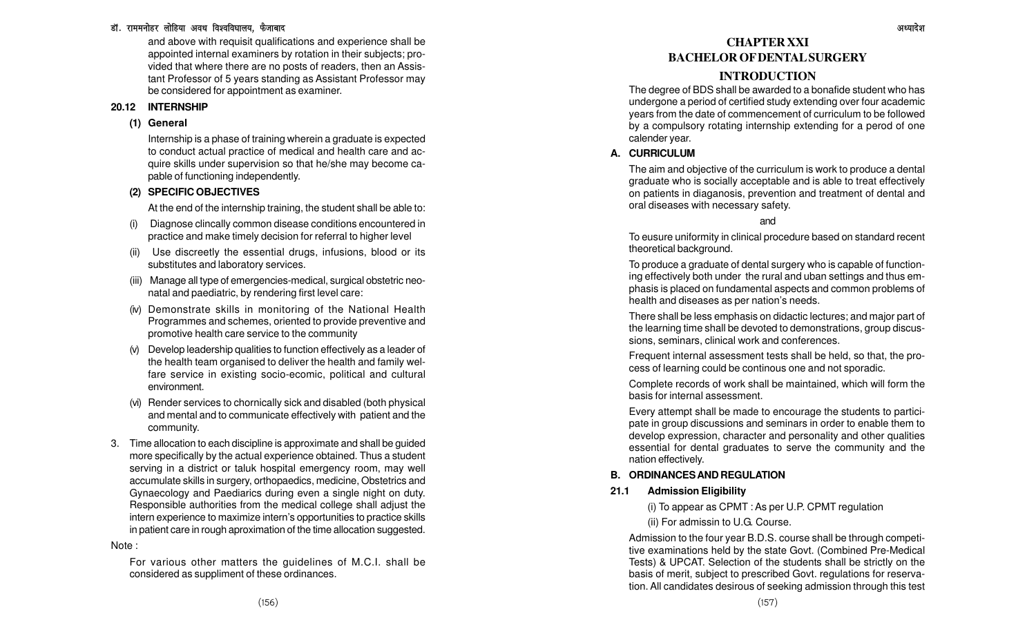and above with requisit qualifications and experience shall be appointed internal examiners by rotation in their subjects; provided that where there are no posts of readers, then an Assistant Professor of 5 years standing as Assistant Professor may be considered for appointment as examiner.

### 20.12 INTERNSHIP

**(1) General**

Internship is a phase of training wherein a graduate is expected to conduct actual practice of medical and health care and acquire skills under supervision so that he/she may become capable of functioning independently.

**(2) SPECIFIC OBJECTIVES**

At the end of the internship training, the student shall be able to:

(i) Diagnose clincally common disease conditions encountered in practice and make timely decision for referral to higher level

(ii) Use discreetly the essential drugs, infusions, blood or its substitutes and laboratory services.

(iii) Manage all type of emergencies-medical, surgical obstetric neonatal and paediatric, by rendering first level care:

(iv) Demonstrate skills in monitoring of the National Health Programmes and schemes, oriented to provide preventive and promotive health care service to the community

(v) Develop leadership qualities to function effectively as a leader of the health team organised to deliver the health and family welfare service in existing socio-ecomic, political and cultural environment.

(vi) Render services to chornically sick and disabled (both physical and mental and to communicate effectively with patient and the community.

3. Time allocation to each discipline is approximate and shall be guided more specifically by the actual experience obtained. Thus a student serving in a district or taluk hospital emergency room, may well accumulate skills in surgery, orthopaedics, medicine, Obstetrics and Gynaecology and Paediarics during even a single night on duty. Responsible authorities from the medical college shall adjust the intern experience to maximize intern's opportunities to practice skills in patient care in rough aproximation of the time allocation suggested.

Note :

For various other matters the guidelines of M.C.I. shall be considered as suppliment of these ordinances.

# CHAPTER XXI
# BACHELOR OF DENTAL SURGERY

## INTRODUCTION

The degree of BDS shall be awarded to a bonafide student who has undergone a period of certified study extending over four academic years from the date of commencement of curriculum to be followed by a compulsory rotating internship extending for a perod of one calender year.

### A. CURRICULUM

The aim and objective of the curriculum is work to produce a dental graduate who is socially acceptable and is able to treat effectively on patients in diaganosis, prevention and treatment of dental and oral diseases with necessary safety.

and

To eusure uniformity in clinical procedure based on standard recent theoretical background.

To produce a graduate of dental surgery who is capable of functioning effectively both under the rural and uban settings and thus emphasis is placed on fundamental aspects and common problems of health and diseases as per nation's needs.

There shall be less emphasis on didactic lectures; and major part of the learning time shall be devoted to demonstrations, group discussions, seminars, clinical work and conferences.

Frequent internal assessment tests shall be held, so that, the process of learning could be continous one and not sporadic.

Complete records of work shall be maintained, which will form the basis for internal assessment.

Every attempt shall be made to encourage the students to participate in group discussions and seminars in order to enable them to develop expression, character and personality and other qualities essential for dental graduates to serve the community and the nation effectively.

### B. ORDINANCES AND REGULATION

### 21.1 Admission Eligibility

(i) To appear as CPMT : As per U.P. CPMT regulation

(ii) For admissin to U.G. Course.

Admission to the four year B.D.S. course shall be through competitive examinations held by the state Govt. (Combined Pre-Medical Tests) & UPCAT. Selection of the students shall be strictly on the basis of merit, subject to prescribed Govt. regulations for reservation. All candidates desirous of seeking admission through this test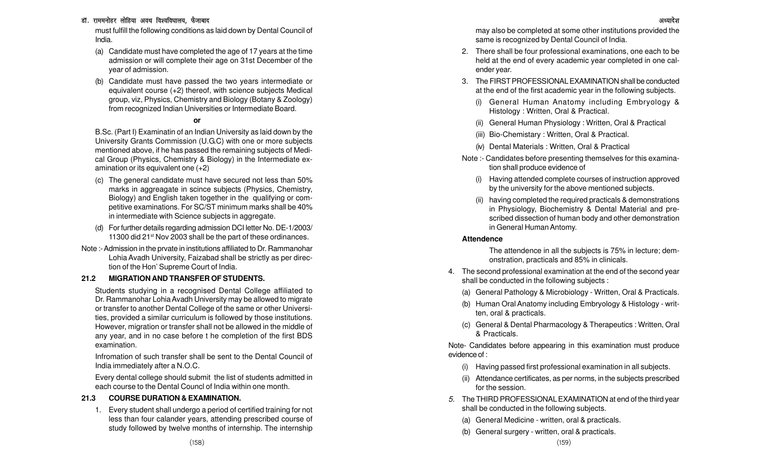must fulfill the following conditions as laid down by Dental Council of India.

(a) Candidate must have completed the age of 17 years at the time admission or will complete their age on 31st December of the year of admission.

(b) Candidate must have passed the two years intermediate or equivalent course (+2) thereof, with science subjects Medical group, viz, Physics, Chemistry and Biology (Botany & Zoology) from recognized Indian Universities or Intermediate Board.

**or**

B.Sc. (Part I) Examinatin of an Indian University as laid down by the University Grants Commission (U.G.C) with one or more subjects mentioned above, if he has passed the remaining subjects of Medical Group (Physics, Chemistry & Biology) in the Intermediate examination or its equivalent one (+2)

(c) The general candidate must have secured not less than 50% marks in aggreagate in scince subjects (Physics, Chemistry, Biology) and English taken together in the qualifying or competitive examinations. For SC/ST minimum marks shall be 40% in intermediate with Science subjects in aggregate.

(d) For further details regarding admission DCI letter No. DE-1/2003/ 11300 did 21st Nov 2003 shall be the part of these ordinances.

Note :- Admission in the prvate in institutions affiliated to Dr. Rammanohar Lohia Avadh University, Faizabad shall be strictly as per direction of the Hon' Supreme Court of India.

### 21.2 MIGRATION AND TRANSFER OF STUDENTS.

Students studying in a recognised Dental College affiliated to Dr. Rammanohar Lohia Avadh University may be allowed to migrate or transfer to another Dental College of the same or other Universities, provided a similar curriculum is followed by those institutions. However, migration or transfer shall not be allowed in the middle of any year, and in no case before t he completion of the first BDS examination.

Infromation of such transfer shall be sent to the Dental Council of India immediately after a N.O.C.

Every dental college should submit the list of students admitted in each course to the Dental Councl of India within one month.

### 21.3 COURSE DURATION & EXAMINATION.

1. Every student shall undergo a period of certified training for not less than four calander years, attending prescribed course of study followed by twelve months of internship. The internship may also be completed at some other institutions provided the same is recognized by Dental Council of India.

2. There shall be four professional examinations, one each to be held at the end of every academic year completed in one calender year.

3. The FIRST PROFESSIONAL EXAMINATION shall be conducted at the end of the first academic year in the following subjects.

   (i) General Human Anatomy including Embryology & Histology : Written, Oral & Practical.

   (ii) General Human Physiology : Written, Oral & Practical

   (iii) Bio-Chemistary : Written, Oral & Practical.

   (iv) Dental Materials : Written, Oral & Practical

   Note :- Candidates before presenting themselves for this examination shall produce evidence of

   (i) Having attended complete courses of instruction approved by the university for the above mentioned subjects.

   (ii) having completed the required practicals & demonstrations in Physiology, Biochemistry & Dental Material and prescribed dissection of human body and other demonstration in General Human Antomy.

   **Attendence**

   The attendence in all the subjects is 75% in lecture; demonstration, practicals and 85% in clinicals.

4. The second professional examination at the end of the second year shall be conducted in the following subjects :

   (a) General Pathology & Microbiology - Written, Oral & Practicals.

   (b) Human Oral Anatomy including Embryology & Histology - written, oral & practicals.

   (c) General & Dental Pharmacology & Therapeutics : Written, Oral & Practicals.

Note- Candidates before appearing in this examination must produce evidence of :

   (i) Having passed first professional examination in all subjects.

   (ii) Attendance certificates, as per norms, in the subjects prescribed for the session.

5. The THIRD PROFESSIONAL EXAMINATION at end of the third year shall be conducted in the following subjects.

   (a) General Medicine - written, oral & practicals.

   (b) General surgery - written, oral & practicals.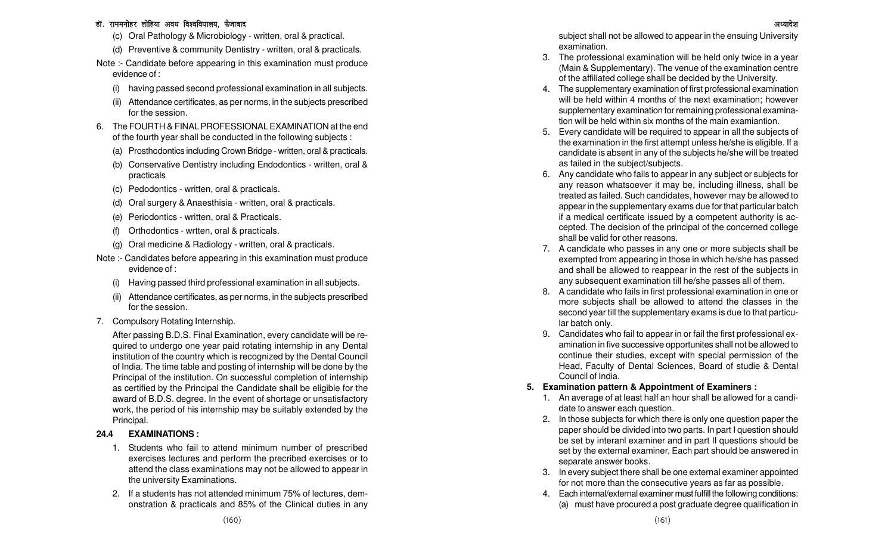(c) Oral Pathology & Microbiology - written, oral & practical.

(d) Preventive & community Dentistry - written, oral & practicals.

Note :- Candidate before appearing in this examination must produce evidence of :

(i) having passed second professional examination in all subjects.

(ii) Attendance certificates, as per norms, in the subjects prescribed for the session.

6. The FOURTH & FINAL PROFESSIONAL EXAMINATION at the end of the fourth year shall be conducted in the following subjects :

(a) Prosthodontics including Crown Bridge - written, oral & practicals.

(b) Conservative Dentistry including Endodontics - written, oral & practicals

(c) Pedodontics - written, oral & practicals.

(d) Oral surgery & Anaesthisia - written, oral & practicals.

(e) Periodontics - written, oral & Practicals.

(f) Orthodontics - wrtten, oral & practicals.

(g) Oral medicine & Radiology - written, oral & practicals.

Note :- Candidates before appearing in this examination must produce evidence of :

(i) Having passed third professional examination in all subjects.

(ii) Attendance certificates, as per norms, in the subjects prescribed for the session.

7. Compulsory Rotating Internship.

After passing B.D.S. Final Examination, every candidate will be required to undergo one year paid rotating internship in any Dental institution of the country which is recognized by the Dental Council of India. The time table and posting of internship will be done by the Principal of the institution. On successful completion of internship as certified by the Principal the Candidate shall be eligible for the award of B.D.S. degree. In the event of shortage or unsatisfactory work, the period of his internship may be suitably extended by the Principal.

### 24.4 EXAMINATIONS :

1. Students who fail to attend minimum number of prescribed exercises lectures and perform the precribed exercises or to attend the class examinations may not be allowed to appear in the university Examinations.
2. If a students has not attended minimum 75% of lectures, demonstration & practicals and 85% of the Clinical duties in any subject shall not be allowed to appear in the ensuing University examination.
3. The professional examination will be held only twice in a year (Main & Supplementary). The venue of the examination centre of the affiliated college shall be decided by the University.
4. The supplementary examination of first professional examination will be held within 4 months of the next examination; however supplementary examination for remaining professional examination will be held within six months of the main examiantion.
5. Every candidate will be required to appear in all the subjects of the examination in the first attempt unless he/she is eligible. If a candidate is absent in any of the subjects he/she will be treated as failed in the subject/subjects.
6. Any candidate who fails to appear in any subject or subjects for any reason whatsoever it may be, including illness, shall be treated as failed. Such candidates, however may be allowed to appear in the supplementary exams due for that particular batch if a medical certificate issued by a competent authority is accepted. The decision of the principal of the concerned college shall be valid for other reasons.
7. A candidate who passes in any one or more subjects shall be exempted from appearing in those in which he/she has passed and shall be allowed to reappear in the rest of the subjects in any subsequent examination till he/she passes all of them.
8. A candidate who fails in first professional examination in one or more subjects shall be allowed to attend the classes in the second year till the supplementary exams is due to that particular batch only.
9. Candidates who fail to appear in or fail the first professional examination in five successive opportunites shall not be allowed to continue their studies, except with special permission of the Head, Faculty of Dental Sciences, Board of studie & Dental Council of India.

### 5. Examination pattern & Appointment of Examiners :

1. An average of at least half an hour shall be allowed for a candidate to answer each question.
2. In those subjects for which there is only one question paper the paper should be divided into two parts. In part I question should be set by interanl examiner and in part II questions should be set by the external examiner, Each part should be answered in separate answer books.
3. In every subject there shall be one external examiner appointed for not more than the consecutive years as far as possible.
4. Each internal/external examiner must fulfill the following conditions:

   (a) must have procured a post graduate degree qualification in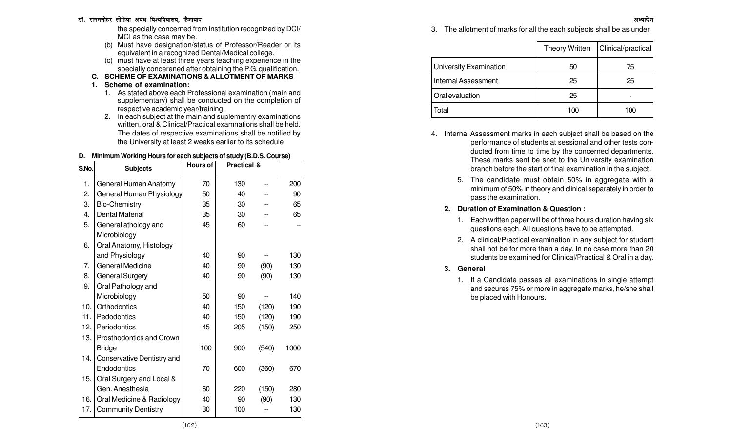the specially concerned from institution recognized by DCI/ MCI as the case may be.

(b) Must have designation/status of Professor/Reader or its equivalent in a recognized Dental/Medical college.

(c) must have at least three years teaching experience in the specially concerened after obtaining the P.G. qualification.

## C. SCHEME OF EXAMINATIONS & ALLOTMENT OF MARKS

### 1. Scheme of examination:

1. As stated above each Professional examination (main and supplementary) shall be conducted on the completion of respective academic year/training.
2. In each subject at the main and suplementry examinations written, oral & Clinical/Practical examnations shall be held. The dates of respective examinations shall be notified by the University at least 2 weaks earlier to its schedule

## D. Minimum Working Hours for each subjects of study (B.D.S. Course)

| S.No. | Subjects | Hours of | Practical & | | |
|---|---|---|---|---|---|
| 1. | General Human Anatomy | 70 | 130 | -- | 200 |
| 2. | General Human Physiology | 50 | 40 | -- | 90 |
| 3. | Bio-Chemistry | 35 | 30 | -- | 65 |
| 4. | Dental Material | 35 | 30 | -- | 65 |
| 5. | General athology and Microbiology | 45 | 60 | -- | -- |
| 6. | Oral Anatomy, Histology and Physiology | 40 | 90 | -- | 130 |
| 7. | General Medicine | 40 | 90 | (90) | 130 |
| 8. | General Surgery | 40 | 90 | (90) | 130 |
| 9. | Oral Pathology and Microbiology | 50 | 90 | -- | 140 |
| 10. | Orthodontics | 40 | 150 | (120) | 190 |
| 11. | Pedodontics | 40 | 150 | (120) | 190 |
| 12. | Periodontics | 45 | 205 | (150) | 250 |
| 13. | Prosthodontics and Crown Bridge | 100 | 900 | (540) | 1000 |
| 14. | Conservative Dentistry and Endodontics | 70 | 600 | (360) | 670 |
| 15. | Oral Surgery and Local & Gen. Anesthesia | 60 | 220 | (150) | 280 |
| 16. | Oral Medicine & Radiology | 40 | 90 | (90) | 130 |
| 17. | Community Dentistry | 30 | 100 | -- | 130 |

3. The allotment of marks for all the each subjects shall be as under

| | Theory Written | Clinical/practical |
|---|---|---|
| University Examination | 50 | 75 |
| Internal Assessment | 25 | 25 |
| Oral evaluation | 25 | - |
| Total | 100 | 100 |

4. Internal Assessment marks in each subject shall be based on the performance of students at sessional and other tests conducted from time to time by the concerned departments. These marks sent be snet to the University examination branch before the start of final examination in the subject.

5. The candidate must obtain 50% in aggregate with a minimum of 50% in theory and clinical separately in order to pass the examination.

### 2. Duration of Examination & Question :

1. Each written paper will be of three hours duration having six questions each. All questions have to be attempted.
2. A clinical/Practical examination in any subject for student shall not be for more than a day. In no case more than 20 students be examined for Clinical/Practical & Oral in a day.

### 3. General

1. If a Candidate passes all examinations in single attempt and secures 75% or more in aggregate marks, he/she shall be placed with Honours.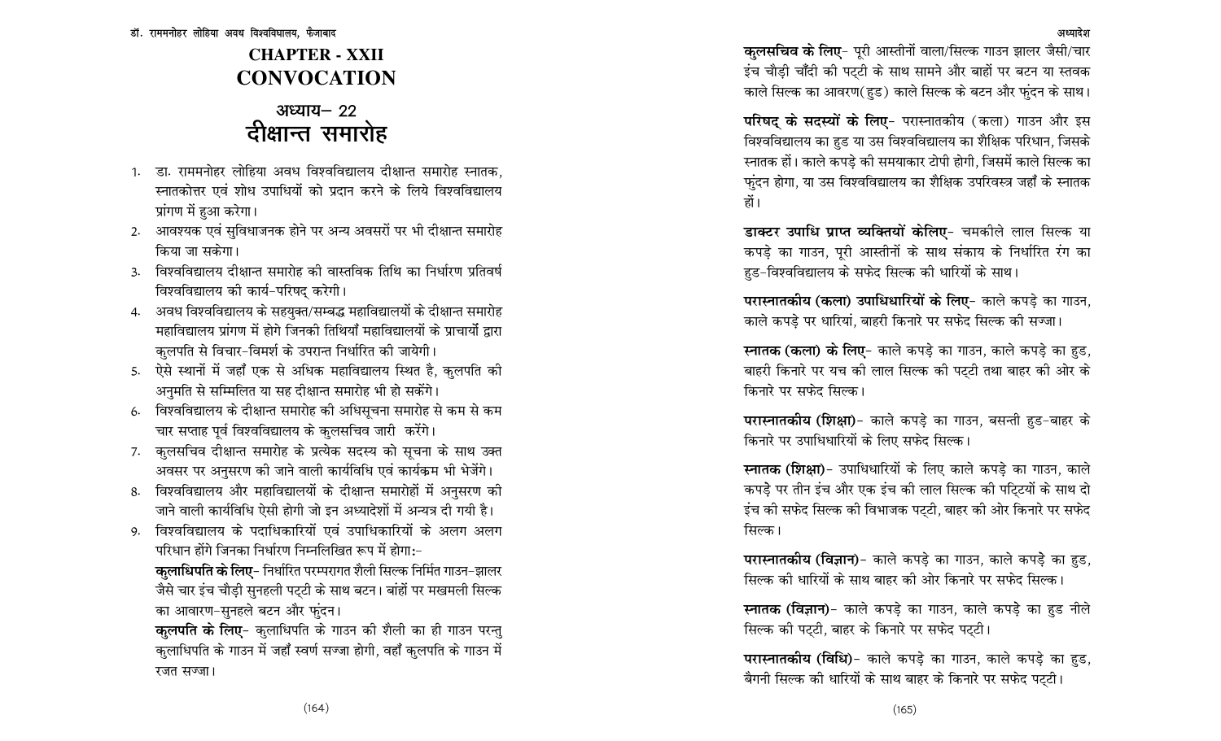# CHAPTER - XXII
# CONVOCATION

## अध्याय– 22
## दीक्षान्त समारोह

1. डा. राममनोहर लोहिया अवध विश्वविद्यालय दीक्षान्त समारोह स्नातक, स्नातकोत्तर एवं शोध उपाधियों को प्रदान करने के लिये विश्वविद्यालय प्रांगण में हुआ करेगा।
2. आवश्यक एवं सुविधाजनक होने पर अन्य अवसरों पर भी दीक्षान्त समारोह किया जा सकेगा।
3. विश्वविद्यालय दीक्षान्त समारोह की वास्तविक तिथि का निर्धारण प्रतिवर्ष विश्वविद्यालय की कार्य–परिषद् करेगी।
4. अवध विश्वविद्यालय के सहयुक्त/सम्बद्ध महाविद्यालयों के दीक्षान्त समारोह महाविद्यालय प्रांगण में होगे जिनकी तिथियाँ महाविद्यालयों के प्राचार्यो द्वारा कुलपति से विचार–विमर्श के उपरान्त निर्धारित की जायेगी।
5. ऐसे स्थानों में जहाँ एक से अधिक महाविद्यालय स्थित है, कुलपति की अनुमति से सम्मिलित या सह दीक्षान्त समारोह भी हो सकेंगे।
6. विश्वविद्यालय के दीक्षान्त समारोह की अधिसूचना समारोह से कम से कम चार सप्ताह पूर्व विश्वविद्यालय के कुलसचिव जारी करेंगे।
7. कुलसचिव दीक्षान्त समारोह के प्रत्येक सदस्य को सूचना के साथ उक्त अवसर पर अनुसरण की जाने वाली कार्यविधि एवं कार्यक्रम भी भेजेंगे।
8. विश्वविद्यालय और महाविद्यालयों के दीक्षान्त समारोहों में अनुसरण की जाने वाली कार्यविधि ऐसी होगी जो इन अध्यादेशों में अन्यत्र दी गयी है।
9. विश्वविद्यालय के पदाधिकारियों एवं उपाधिकारियों के अलग अलग परिधान होंगे जिनका निर्धारण निम्नलिखित रूप में होगा:–

**कुलाधिपति के लिए**– निर्धारित परम्परागत शैली सिल्क निर्मित गाउन–झालर जैसे चार इंच चौड़ी सुनहली पट्टी के साथ बटन। बांहों पर मखमली सिल्क का आवारण–सुनहले बटन और फुंदन।

**कुलपति के लिए**– कुलाधिपति के गाउन की शैली का ही गाउन परन्तु कुलाधिपति के गाउन में जहाँ स्वर्ण सज्जा होगी, वहाँ कुलपति के गाउन में रजत सज्जा।

**कुलसचिव के लिए**– पूरी आस्तीनों वाला/सिल्क गाउन झालर जैसी/चार इंच चौड़ी चाँदी की पट्टी के साथ सामने और बाहों पर बटन या स्तवक काले सिल्क का आवरण(हुड) काले सिल्क के बटन और फुंदन के साथ।

**परिषद् के सदस्यों के लिए**– परास्नातकीय (कला) गाउन और इस विश्वविद्यालय का हुड या उस विश्वविद्यालय का शैक्षिक परिधान, जिसके स्नातक हों। काले कपड़े की समयाकार टोपी होगी, जिसमें काले सिल्क का फुंदन होगा, या उस विश्वविद्यालय का शैक्षिक उपरिवस्त्र जहाँ के स्नातक हों।

**डाक्टर उपाधि प्राप्त व्यक्तियों केलिए**– चमकीले लाल सिल्क या कपड़े का गाउन, पूरी आस्तीनों के साथ संकाय के निर्धारित रंग का हुड–विश्वविद्यालय के सफेद सिल्क की धारियों के साथ।

**परास्नातकीय (कला) उपाधिधारियों के लिए**– काले कपड़े का गाउन, काले कपड़े पर धारियां, बाहरी किनारे पर सफेद सिल्क की सज्जा।

**स्नातक (कला) के लिए**– काले कपड़े का गाउन, काले कपड़े का हुड, बाहरी किनारे पर यच की लाल सिल्क की पट्टी तथा बाहर की ओर के किनारे पर सफेद सिल्क।

**परास्नातकीय (शिक्षा)**– काले कपड़े का गाउन, बसन्ती हुड–बाहर के किनारे पर उपाधिधारियों के लिए सफेद सिल्क।

**स्नातक (शिक्षा)**– उपाधिधारियों के लिए काले कपड़े का गाउन, काले कपड़े पर तीन इंच और एक इंच की लाल सिल्क की पट्टियों के साथ दो इंच की सफेद सिल्क की विभाजक पट्टी, बाहर की ओर किनारे पर सफेद सिल्क।

**परास्नातकीय (विज्ञान)**– काले कपड़े का गाउन, काले कपड़े का हुड, सिल्क की धारियों के साथ बाहर की ओर किनारे पर सफेद सिल्क।

**स्नातक (विज्ञान)**– काले कपड़े का गाउन, काले कपड़े का हुड नीले सिल्क की पट्टी, बाहर के किनारे पर सफेद पट्टी।

**परास्नातकीय (विधि)**– काले कपड़े का गाउन, काले कपड़े का हुड, बैगनी सिल्क की धारियों के साथ बाहर के किनारे पर सफेद पट्टी।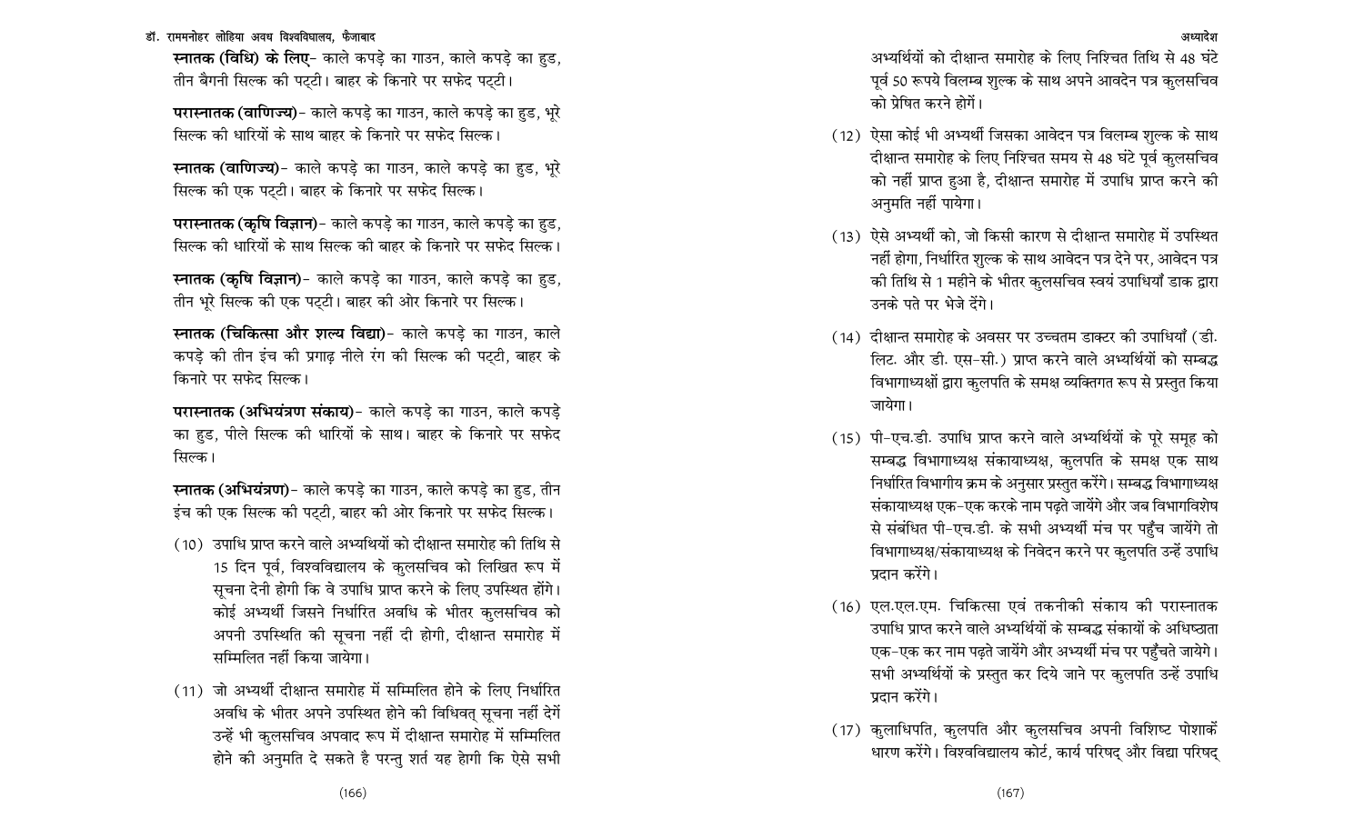**स्नातक (विधि) के लिए**- काले कपड़े का गाउन, काले कपड़े का हुड, तीन बैगनी सिल्क की पट्टी। बाहर के किनारे पर सफेद पट्टी।

**परास्नातक (वाणिज्य)**- काले कपड़े का गाउन, काले कपड़े का हुड, भूरे सिल्क की धारियों के साथ बाहर के किनारे पर सफेद सिल्क।

**स्नातक (वाणिज्य)**- काले कपड़े का गाउन, काले कपड़े का हुड, भूरे सिल्क की एक पट्टी। बाहर के किनारे पर सफेद सिल्क।

**परास्नातक (कृषि विज्ञान)**- काले कपड़े का गाउन, काले कपड़े का हुड, सिल्क की धारियों के साथ सिल्क की बाहर के किनारे पर सफेद सिल्क।

**स्नातक (कृषि विज्ञान)**- काले कपड़े का गाउन, काले कपड़े का हुड, तीन भूरे सिल्क की एक पट्टी। बाहर की ओर किनारे पर सिल्क।

**स्नातक (चिकित्सा और शल्य विद्या)**- काले कपड़े का गाउन, काले कपड़े की तीन इंच की प्रगाढ़ नीले रंग की सिल्क की पट्टी, बाहर के किनारे पर सफेद सिल्क।

**परास्नातक (अभियंत्रण संकाय)**- काले कपड़े का गाउन, काले कपड़े का हुड, पीले सिल्क की धारियों के साथ। बाहर के किनारे पर सफेद सिल्क।

**स्नातक (अभियंत्रण)**- काले कपड़े का गाउन, काले कपड़े का हुड, तीन इंच की एक सिल्क की पट्टी, बाहर की ओर किनारे पर सफेद सिल्क।

(10) उपाधि प्राप्त करने वाले अभ्यर्थियों को दीक्षान्त समारोह की तिथि से 15 दिन पूर्व, विश्वविद्यालय के कुलसचिव को लिखित रूप में सूचना देनी होगी कि वे उपाधि प्राप्त करने के लिए उपस्थित होंगे। कोई अभ्यर्थी जिसने निर्धारित अवधि के भीतर कुलसचिव को अपनी उपस्थिति की सूचना नहीं दी होगी, दीक्षान्त समारोह में सम्मिलित नहीं किया जायेगा।

(11) जो अभ्यर्थी दीक्षान्त समारोह में सम्मिलित होने के लिए निर्धारित अवधि के भीतर अपने उपस्थित होने की विधिवत् सूचना नहीं देगें उन्हें भी कुलसचिव अपवाद रूप में दीक्षान्त समारोह में सम्मिलित होने की अनुमति दे सकते है परन्तु शर्त यह होगी कि ऐसे सभी अभ्यर्थियों को दीक्षान्त समारोह के लिए निश्चित तिथि से 48 घंटे पूर्व 50 रूपये विलम्ब शुल्क के साथ अपने आवदेन पत्र कुलसचिव को प्रेषित करने होगें।

(12) ऐसा कोई भी अभ्यर्थी जिसका आवेदन पत्र विलम्ब शुल्क के साथ दीक्षान्त समारोह के लिए निश्चित समय से 48 घंटे पूर्व कुलसचिव को नहीं प्राप्त हुआ है, दीक्षान्त समारोह में उपाधि प्राप्त करने की अनुमति नहीं पायेगा।

(13) ऐसे अभ्यर्थी को, जो किसी कारण से दीक्षान्त समारोह में उपस्थित नहीं होगा, निर्धारित शुल्क के साथ आवेदन पत्र देने पर, आवेदन पत्र की तिथि से 1 महीने के भीतर कुलसचिव स्वयं उपाधियाँ डाक द्वारा उनके पते पर भेजे देंगे।

(14) दीक्षान्त समारोह के अवसर पर उच्चतम डाक्टर की उपाधियाँ (डी. लिट. और डी. एस-सी.) प्राप्त करने वाले अभ्यर्थियों को सम्बद्ध विभागाध्यक्षों द्वारा कुलपति के समक्ष व्यक्तिगत रूप से प्रस्तुत किया जायेगा।

(15) पी-एच.डी. उपाधि प्राप्त करने वाले अभ्यर्थियों के पूरे समूह को सम्बद्ध विभागाध्यक्ष संकायाध्यक्ष, कुलपति के समक्ष एक साथ निर्धारित विभागीय क्रम के अनुसार प्रस्तुत करेंगे। सम्बद्ध विभागाध्यक्ष संकायाध्यक्ष एक-एक करके नाम पढ़ते जायेंगे और जब विभागविशेष से संबंधित पी-एच.डी. के सभी अभ्यर्थी मंच पर पहुँच जायेंगे तो विभागाध्यक्ष/संकायाध्यक्ष के निवेदन करने पर कुलपति उन्हें उपाधि प्रदान करेंगे।

(16) एल.एल.एम. चिकित्सा एवं तकनीकी संकाय की परास्नातक उपाधि प्राप्त करने वाले अभ्यर्थियों के सम्बद्ध संकायों के अधिष्ठाता एक-एक कर नाम पढ़ते जायेंगे और अभ्यर्थी मंच पर पहुँचते जायेगे। सभी अभ्यर्थियों के प्रस्तुत कर दिये जाने पर कुलपति उन्हें उपाधि प्रदान करेंगे।

(17) कुलाधिपति, कुलपति और कुलसचिव अपनी विशिष्ट पोशाकें धारण करेंगे। विश्वविद्यालय कोर्ट, कार्य परिषद् और विद्या परिषद्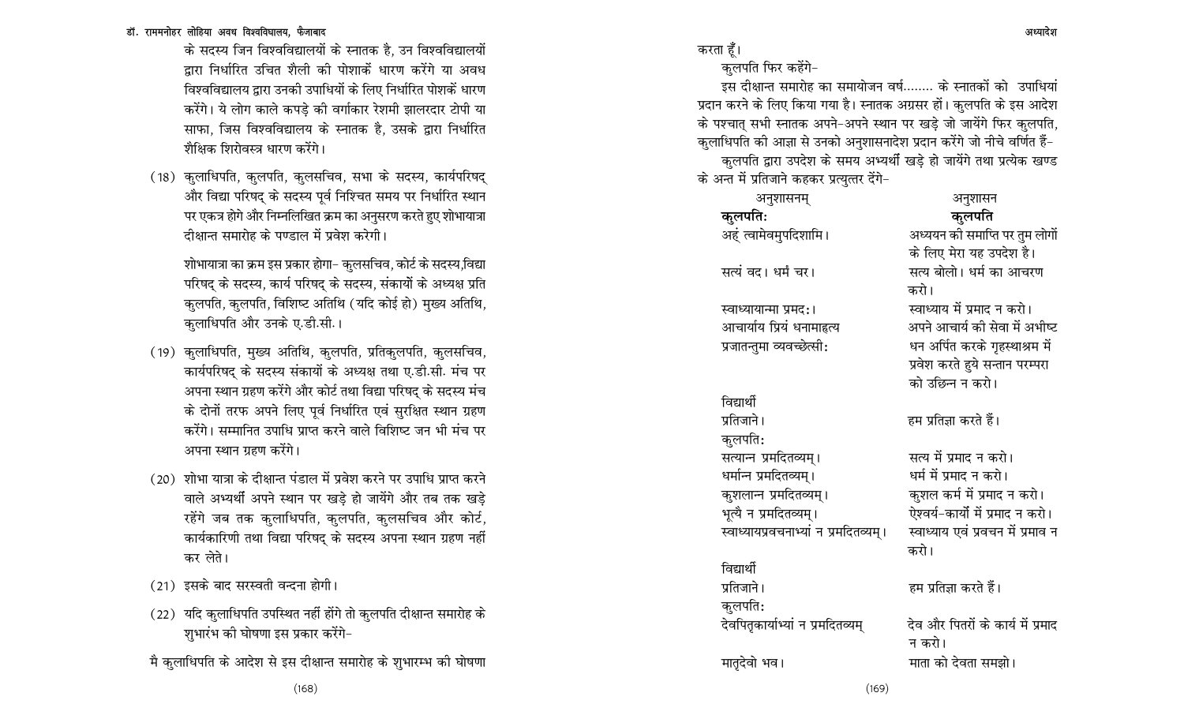के सदस्य जिन विश्वविद्यालयों के स्नातक है, उन विश्वविद्यालयों द्वारा निर्धारित उचित शैली की पोशाकें धारण करेंगे या अवध विश्वविद्यालय द्वारा उनकी उपाधियों के लिए निर्धारित पोशाकें धारण करेंगे। ये लोग काले कपड़े की वर्गाकार रेशमी झालरदार टोपी या साफा, जिस विश्वविद्यालय के स्नातक है, उसके द्वारा निर्धारित शैक्षिक शिरोवस्त्र धारण करेंगे।

(18) कुलाधिपति, कुलपति, कुलसचिव, सभा के सदस्य, कार्यपरिषद् और विद्या परिषद् के सदस्य पूर्व निश्चित समय पर निर्धारित स्थान पर एकत्र होगे और निम्नलिखित क्रम का अनुसरण करते हुए शोभायात्रा दीक्षान्त समारोह के पण्डाल में प्रवेश करेगी।

शोभायात्रा का क्रम इस प्रकार होगा- कुलसचिव, कोर्ट के सदस्य,विद्या परिषद् के सदस्य, कार्य परिषद् के सदस्य, संकायों के अध्यक्ष प्रति कुलपति, कुलपति, विशिष्ट अतिथि (यदि कोई हो) मुख्य अतिथि, कुलाधिपति और उनके ए.डी.सी.।

(19) कुलाधिपति, मुख्य अतिथि, कुलपति, प्रतिकुलपति, कुलसचिव, कार्यपरिषद् के सदस्य संकायों के अध्यक्ष तथा ए.डी.सी. मंच पर अपना स्थान ग्रहण करेंगे और कोर्ट तथा विद्या परिषद् के सदस्य मंच के दोनों तरफ अपने लिए पूर्व निर्धारित एवं सुरक्षित स्थान ग्रहण करेंगे। सम्मानित उपाधि प्राप्त करने वाले विशिष्ट जन भी मंच पर अपना स्थान ग्रहण करेंगे।

(20) शोभा यात्रा के दीक्षान्त पंडाल में प्रवेश करने पर उपाधि प्राप्त करने वाले अभ्यर्थी अपने स्थान पर खड़े हो जायेंगे और तब तक खड़े रहेंगे जब तक कुलाधिपति, कुलपति, कुलसचिव और कोर्ट, कार्यकारिणी तथा विद्या परिषद् के सदस्य अपना स्थान ग्रहण नहीं कर लेते।

(21) इसके बाद सरस्वती वन्दना होगी।

(22) यदि कुलाधिपति उपस्थित नहीं होंगे तो कुलपति दीक्षान्त समारोह के शुभारंभ की घोषणा इस प्रकार करेंगे-

मै कुलाधिपति के आदेश से इस दीक्षान्त समारोह के शुभारम्भ की घोषणा करता हूँ।

कुलपति फिर कहेंगे-

इस दीक्षान्त समारोह का समायोजन वर्ष........ के स्नातकों को उपाधियां प्रदान करने के लिए किया गया है। स्नातक अग्रसर हों। कुलपति के इस आदेश के पश्चात् सभी स्नातक अपने-अपने स्थान पर खड़े जो जायेंगे फिर कुलपति, कुलाधिपति की आज्ञा से उनको अनुशासनादेश प्रदान करेंगे जो नीचे वर्णित हैं-

कुलपति द्वारा उपदेश के समय अभ्यर्थी खड़े हो जायेंगे तथा प्रत्येक खण्ड के अन्त में प्रतिजाने कहकर प्रत्युत्तर देंगे-

| अनुशासनम् | अनुशासन |
|---|---|
| **कुलपतिः** | **कुलपति** |
| अहं त्वामेवमुपदिशामि। | अध्ययन की समाप्ति पर तुम लोगों के लिए मेरा यह उपदेश है। |
| सत्यं वद। धर्मं चर। | सत्य बोलो। धर्म का आचरण करो। |
| स्वाध्यायान्मा प्रमदः। | स्वाध्याय में प्रमाद न करो। |
| आचार्याय प्रियं धनामाहृत्य प्रजातन्तुमा व्यवच्छेत्सीः | अपने आचार्य की सेवा में अभीष्ट धन अर्पित करके गृहस्थाश्रम में प्रवेश करते हुये सन्तान परम्परा को उच्छिन्न न करो। |
| विद्यार्थी | |
| प्रतिजाने। | हम प्रतिज्ञा करते हैं। |
| कुलपतिः | |
| सत्यान्न प्रमदितव्यम्। | सत्य में प्रमाद न करो। |
| धर्मान्न प्रमदितव्यम्। | धर्म में प्रमाद न करो। |
| कुशलान्न प्रमदितव्यम्। | कुशल कर्म में प्रमाद न करो। |
| भूत्यै न प्रमदितव्यम्। | ऐश्वर्य-कार्यों में प्रमाद न करो। |
| स्वाध्यायप्रवचनाभ्यां न प्रमदितव्यम्। | स्वाध्याय एवं प्रवचन में प्रमाव न करो। |
| विद्यार्थी | |
| प्रतिजाने। | हम प्रतिज्ञा करते हैं। |
| कुलपतिः | |
| देवपितृकार्याभ्यां न प्रमदितव्यम् | देव और पितरों के कार्य में प्रमाद न करो। |
| मातृदेवो भव। | माता को देवता समझो। |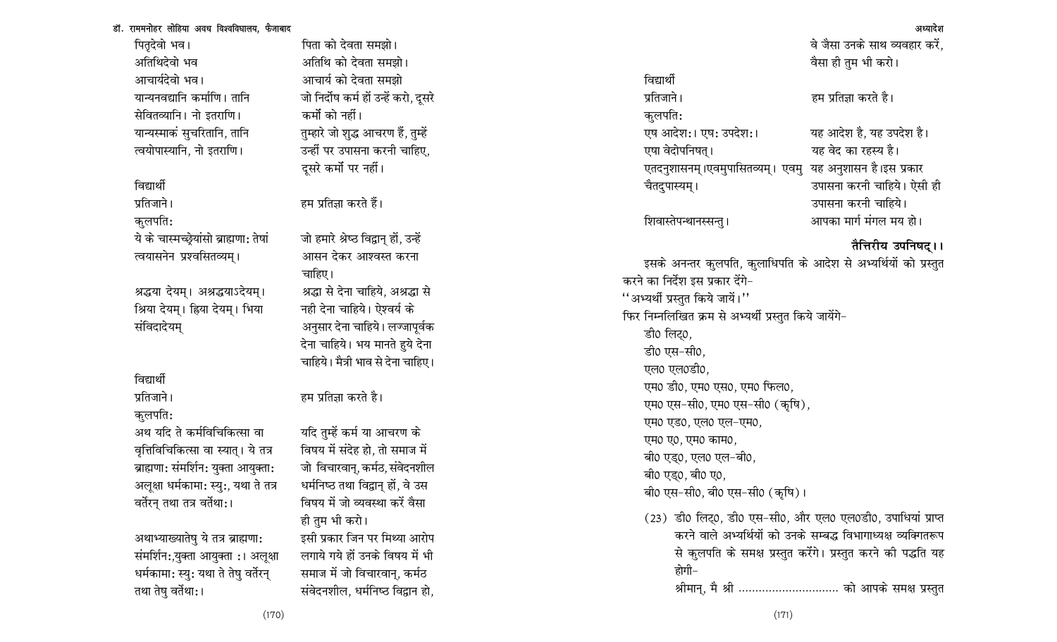| | |
|---|---|
| पितृदेवो भव। | पिता को देवता समझो। |
| अतिथिदेवो भव | अतिथि को देवता समझो। |
| आचार्यदेवो भव। | आचार्य को देवता समझो |
| यान्यनवद्यानि कर्माणि। तानि सेवितव्यानि। नो इतराणि। | जो निर्दोष कर्म हों उन्हें करो, दूसरे कर्मों को नहीं। |
| यान्यस्माकं सुचरितानि, तानि त्वयोपास्यानि, नो इतराणि। | तुम्हारे जो शुद्ध आचरण हैं, तुम्हें उन्हीं पर उपासना करनी चाहिए, दूसरे कर्मों पर नहीं। |

विद्यार्थी

| | |
|---|---|
| प्रतिजाने। | हम प्रतिज्ञा करते हैं। |

कुलपति:

| | |
|---|---|
| ये के चास्मच्छ्रेयांसो ब्राह्मणाः तेषां त्वयासनेन प्रश्वसितव्यम्। | जो हमारे श्रेष्ठ विद्वान् हों, उन्हें आसन देकर आश्वस्त करना चाहिए। |
| श्रद्धया देयम्। अश्रद्धयाऽदेयम्। श्रिया देयम्। ह्रिया देयम्। भिया संविदादेयम् | श्रद्धा से देना चाहिये, अश्रद्धा से नही देना चाहिये। ऐश्वर्य के अनुसार देना चाहिये। लज्जापूर्वक देना चाहिये। भय मानते हुये देना चाहिये। मैत्री भाव से देना चाहिए। |

विद्यार्थी

| | |
|---|---|
| प्रतिजाने। | हम प्रतिज्ञा करते है। |

कुलपति:

| | |
|---|---|
| अथ यदि ते कर्मविचिकित्सा वा वृत्तिविचिकित्सा वा स्यात्। ये तत्र ब्राह्मणाः संमर्शिनः युक्ता आयुक्ताः अलूक्षा धर्मकामाः स्युः, यथा ते तत्र वर्तेरन् तथा तत्र वर्तेथाः। | यदि तुम्हें कर्म या आचरण के विषय में संदेह हो, तो समाज में जो विचारवान्, कर्मठ, संवेदनशील धर्मनिष्ठ तथा विद्वान् हों, वे उस विषय में जो व्यवस्था करें वैसा ही तुम भी करो। |
| अथाभ्याख्यातेषु ये तत्र ब्राह्मणाः संमर्शिनः,युक्ता आयुक्ता :। अलूक्षा धर्मकामाः स्युः यथा ते तेषु वर्तेरन् तथा तेषु वर्तेथाः। | इसी प्रकार जिन पर मिथ्या आरोप लगाये गये हों उनके विषय में भी समाज में जो विचारवान्, कर्मठ संवेदनशील, धर्मनिष्ठ विद्वान हो, वे जैसा उनके साथ व्यवहार करें, वैसा ही तुम भी करो। |

विद्यार्थी

| | |
|---|---|
| प्रतिजाने। | हम प्रतिज्ञा करते है। |

कुलपति:

| | |
|---|---|
| एष आदेशः। एषः उपदेशः। | यह आदेश है, यह उपदेश है। |
| एषा वेदोपनिषत्। | यह वेद का रहस्य है। |
| एतदनुशासनम्।एवमुपासितव्यम्। एवमु चैतदुपास्यम्। | यह अनुशासन है।इस प्रकार उपासना करनी चाहिये। ऐसी ही उपासना करनी चाहिये। |
| शिवास्तेपन्थानस्सन्तु। | आपका मार्ग मंगल मय हो। |

**तैत्तिरीय उपनिषद्।।**

इसके अनन्तर कुलपति, कुलाधिपति के आदेश से अभ्यर्थियों को प्रस्तुत करने का निर्देश इस प्रकार देंगे-

''अभ्यर्थी प्रस्तुत किये जायें।''

फिर निम्नलिखित क्रम से अभ्यर्थी प्रस्तुत किये जायेंगे-

डी0 लिट्0,
डी0 एस-सी0,
एल0 एल0डी0,
एम0 डी0, एम0 एस0, एम0 फिल0,
एम0 एस-सी0, एम0 एस-सी0 (कृषि),
एम0 एड0, एल0 एल-एम0,
एम0 ए0, एम0 काम0,
बी0 एड्0, एल0 एल-बी0,
बी0 एड्0, बी0 ए0,
बी0 एस-सी0, बी0 एस-सी0 (कृषि)।

(23) डी0 लिट्0, डी0 एस-सी0, और एल0 एल0डी0, उपाधियां प्राप्त करने वाले अभ्यर्थियों को उनके सम्बद्ध विभागाध्यक्ष व्यक्तिगतरूप से कुलपति के समक्ष प्रस्तुत करेंगे। प्रस्तुत करने की पद्धति यह होगी-

श्रीमान्, मै श्री .............................. को आपके समक्ष प्रस्तुत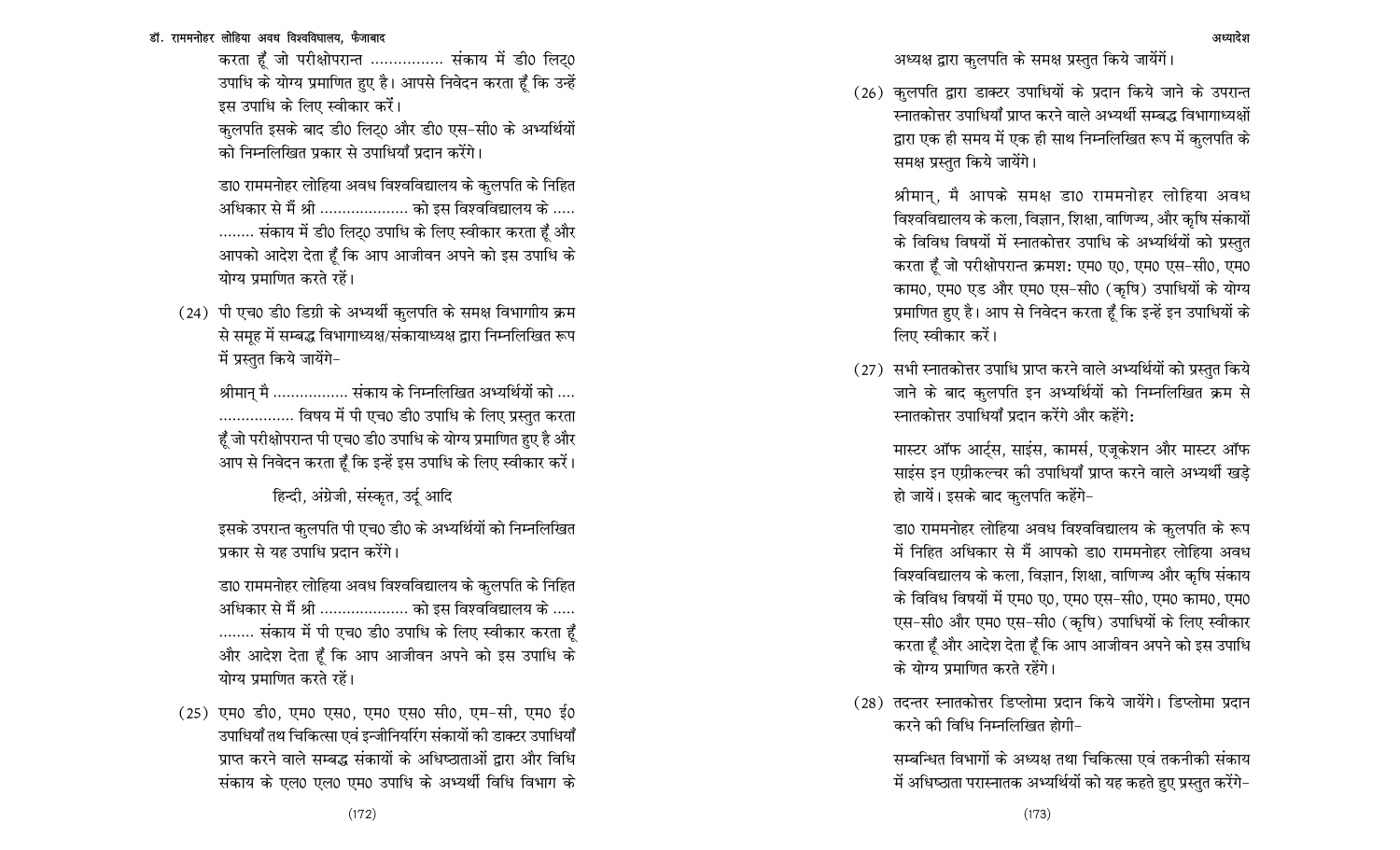करता हूँ जो परीक्षोपरान्त ................ संकाय में डी0 लिट्0 उपाधि के योग्य प्रमाणित हुए है। आपसे निवेदन करता हूँ कि उन्हें इस उपाधि के लिए स्वीकार करें।

कुलपति इसके बाद डी0 लिट्0 और डी0 एस-सी0 के अभ्यर्थियों को निम्नलिखित प्रकार से उपाधियाँ प्रदान करेंगे।

डा0 राममनोहर लोहिया अवध विश्वविद्यालय के कुलपति के निहित अधिकार से मैं श्री .................... को इस विश्वविद्यालय के ..... ........ संकाय में डी0 लिट्0 उपाधि के लिए स्वीकार करता हूँ और आपको आदेश देता हूँ कि आप आजीवन अपने को इस उपाधि के योग्य प्रमाणित करते रहें।

(24) पी एच0 डी0 डिग्री के अभ्यर्थी कुलपति के समक्ष विभागीय क्रम से समूह में सम्बद्ध विभागाध्यक्ष/संकायाध्यक्ष द्वारा निम्नलिखित रूप में प्रस्तुत किये जायेंगे-

श्रीमान् मै ................. संकाय के निम्नलिखित अभ्यर्थियों को .... ................. विषय में पी एच0 डी0 उपाधि के लिए प्रस्तुत करता हूँ जो परीक्षोपरान्त पी एच0 डी0 उपाधि के योग्य प्रमाणित हुए है और आप से निवेदन करता हूँ कि इन्हें इस उपाधि के लिए स्वीकार करें।

हिन्दी, अंग्रेजी, संस्कृत, उर्दू आदि

इसके उपरान्त कुलपति पी एच0 डी0 के अभ्यर्थियों को निम्नलिखित प्रकार से यह उपाधि प्रदान करेंगे।

डा0 राममनोहर लोहिया अवध विश्वविद्यालय के कुलपति के निहित अधिकार से मैं श्री .................... को इस विश्वविद्यालय के ..... ........ संकाय में पी एच0 डी0 उपाधि के लिए स्वीकार करता हूँ और आदेश देता हूँ कि आप आजीवन अपने को इस उपाधि के योग्य प्रमाणित करते रहें।

(25) एम0 डी0, एम0 एस0, एम0 एस0 सी0, एम-सी, एम0 ई0 उपाधियाँ तथ चिकित्सा एवं इन्जीनियरिंग संकायों की डाक्टर उपाधियाँ प्राप्त करने वाले सम्बद्ध संकायों के अधिष्ठाताओं द्वारा और विधि संकाय के एल0 एल0 एम0 उपाधि के अभ्यर्थी विधि विभाग के अध्यक्ष द्वारा कुलपति के समक्ष प्रस्तुत किये जायेगें।

(26) कुलपति द्वारा डाक्टर उपाधियों के प्रदान किये जाने के उपरान्त स्नातकोत्तर उपाधियाँ प्राप्त करने वाले अभ्यर्थी सम्बद्ध विभागाध्यक्षों द्वारा एक ही समय में एक ही साथ निम्नलिखित रूप में कुलपति के समक्ष प्रस्तुत किये जायेंगे।

श्रीमान्, मै आपके समक्ष डा0 राममनोहर लोहिया अवध विश्वविद्यालय के कला, विज्ञान, शिक्षा, वाणिज्य, और कृषि संकायों के विविध विषयों में स्नातकोत्तर उपाधि के अभ्यर्थियों को प्रस्तुत करता हूँ जो परीक्षोपरान्त क्रमशः एम0 ए0, एम0 एस-सी0, एम0 काम0, एम0 एड और एम0 एस-सी0 (कृषि) उपाधियों के योग्य प्रमाणित हुए है। आप से निवेदन करता हूँ कि इन्हें इन उपाधियों के लिए स्वीकार करें।

(27) सभी स्नातकोत्तर उपाधि प्राप्त करने वाले अभ्यर्थियों को प्रस्तुत किये जाने के बाद कुलपति इन अभ्यर्थियों को निम्नलिखित क्रम से स्नातकोत्तर उपाधियाँ प्रदान करेंगे और कहेंगे:

मास्टर ऑफ आर्ट्स, साइंस, कामर्स, एजूकेशन और मास्टर ऑफ साइंस इन एग्रीकल्चर की उपाधियाँ प्राप्त करने वाले अभ्यर्थी खड़े हो जायें। इसके बाद कुलपति कहेंगे-

डा0 राममनोहर लोहिया अवध विश्वविद्यालय के कुलपति के रूप में निहित अधिकार से मैं आपको डा0 राममनोहर लोहिया अवध विश्वविद्यालय के कला, विज्ञान, शिक्षा, वाणिज्य और कृषि संकाय के विविध विषयों में एम0 ए0, एम0 एस-सी0, एम0 काम0, एम0 एस-सी0 और एम0 एस-सी0 (कृषि) उपाधियों के लिए स्वीकार करता हूँ और आदेश देता हूँ कि आप आजीवन अपने को इस उपाधि के योग्य प्रमाणित करते रहेंगे।

(28) तदन्तर स्नातकोत्तर डिप्लोमा प्रदान किये जायेंगे। डिप्लोमा प्रदान करने की विधि निम्नलिखित होगी-

सम्बन्धित विभागों के अध्यक्ष तथा चिकित्सा एवं तकनीकी संकाय में अधिष्ठाता परास्नातक अभ्यर्थियों को यह कहते हुए प्रस्तुत करेंगे-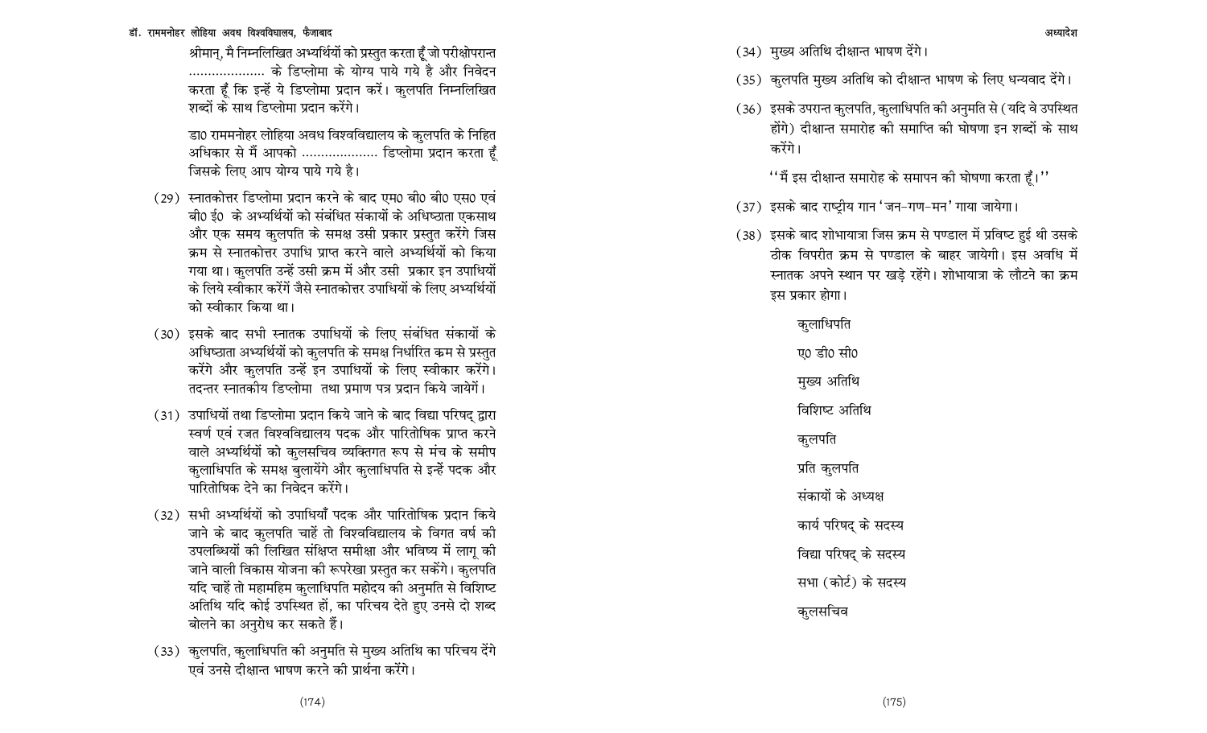श्रीमान्, मै निम्नलिखित अभ्यर्थियों को प्रस्तुत करता हूँ जो परीक्षोपरान्त .................... के डिप्लोमा के योग्य पाये गये है और निवेदन करता हूँ कि इन्हें ये डिप्लोमा प्रदान करें। कुलपति निम्नलिखित शब्दों के साथ डिप्लोमा प्रदान करेंगे।

डा0 राममनोहर लोहिया अवध विश्वविद्यालय के कुलपति के निहित अधिकार से मैं आपको .................... डिप्लोमा प्रदान करता हूँ जिसके लिए आप योग्य पाये गये है।

(29) स्नातकोत्तर डिप्लोमा प्रदान करने के बाद एम0 बी0 बी0 एस0 एवं बी0 ई0 के अभ्यर्थियों को संबंधित संकायों के अधिष्ठाता एकसाथ और एक समय कुलपति के समक्ष उसी प्रकार प्रस्तुत करेंगे जिस क्रम से स्नातकोत्तर उपाधि प्राप्त करने वाले अभ्यर्थियों को किया गया था। कुलपति उन्हें उसी क्रम में और उसी प्रकार इन उपाधियों के लिये स्वीकार करेंगें जैसे स्नातकोत्तर उपाधियों के लिए अभ्यर्थियों को स्वीकार किया था।

(30) इसके बाद सभी स्नातक उपाधियों के लिए संबंधित संकायों के अधिष्ठाता अभ्यर्थियों को कुलपति के समक्ष निर्धारित क्रम से प्रस्तुत करेंगे और कुलपति उन्हें इन उपाधियों के लिए स्वीकार करेंगे। तदन्तर स्नातकीय डिप्लोमा तथा प्रमाण पत्र प्रदान किये जायेगें।

(31) उपाधियों तथा डिप्लोमा प्रदान किये जाने के बाद विद्या परिषद् द्वारा स्वर्ण एवं रजत विश्वविद्यालय पदक और पारितोषिक प्राप्त करने वाले अभ्यर्थियों को कुलसचिव व्यक्तिगत रूप से मंच के समीप कुलाधिपति के समक्ष बुलायेंगे और कुलाधिपति से इन्हें पदक और पारितोषिक देने का निवेदन करेंगे।

(32) सभी अभ्यर्थियों को उपाधियाँ पदक और पारितोषिक प्रदान किये जाने के बाद कुलपति चाहें तो विश्वविद्यालय के विगत वर्ष की उपलब्धियों की लिखित संक्षिप्त समीक्षा और भविष्य में लागू की जाने वाली विकास योजना की रूपरेखा प्रस्तुत कर सकेंगे। कुलपति यदि चाहें तो महामहिम कुलाधिपति महोदय की अनुमति से विशिष्ट अतिथि यदि कोई उपस्थित हों, का परिचय देते हुए उनसे दो शब्द बोलने का अनुरोध कर सकते हैं।

(33) कुलपति, कुलाधिपति की अनुमति से मुख्य अतिथि का परिचय देंगे एवं उनसे दीक्षान्त भाषण करने की प्रार्थना करेंगे।

(34) मुख्य अतिथि दीक्षान्त भाषण देंगे।

(35) कुलपति मुख्य अतिथि को दीक्षान्त भाषण के लिए धन्यवाद देंगे।

(36) इसके उपरान्त कुलपति, कुलाधिपति की अनुमति से (यदि वे उपस्थित होंगे) दीक्षान्त समारोह की समाप्ति की घोषणा इन शब्दों के साथ करेंगे।

"मैं इस दीक्षान्त समारोह के समापन की घोषणा करता हूँ।"

(37) इसके बाद राष्ट्रीय गान 'जन-गण-मन' गाया जायेगा।

(38) इसके बाद शोभायात्रा जिस क्रम से पण्डाल में प्रविष्ट हुई थी उसके ठीक विपरीत क्रम से पण्डाल के बाहर जायेगी। इस अवधि में स्नातक अपने स्थान पर खड़े रहेंगे। शोभायात्रा के लौटने का क्रम इस प्रकार होगा।

कुलाधिपति

ए0 डी0 सी0

मुख्य अतिथि

विशिष्ट अतिथि

कुलपति

प्रति कुलपति

संकायों के अध्यक्ष

कार्य परिषद् के सदस्य

विद्या परिषद् के सदस्य

सभा (कोर्ट) के सदस्य

कुलसचिव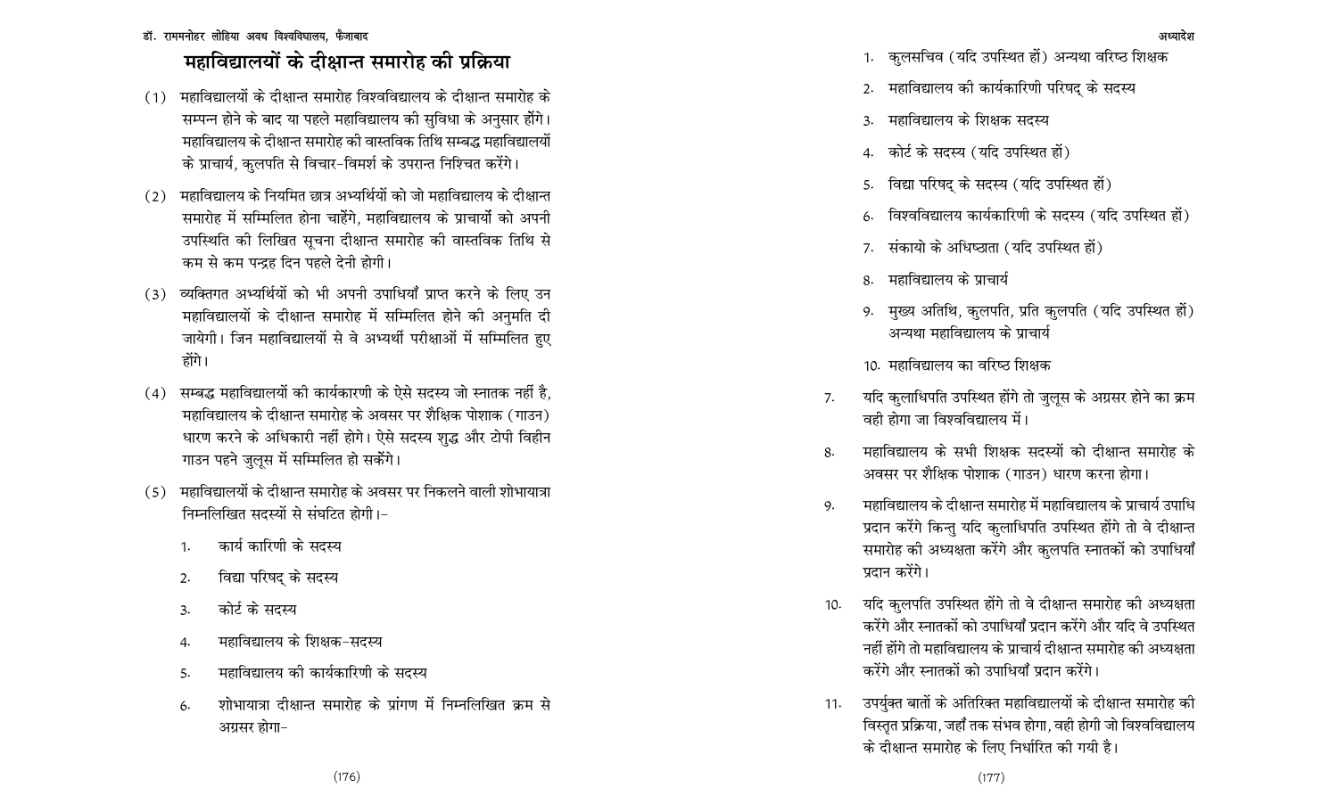## महाविद्यालयों के दीक्षान्त समारोह की प्रक्रिया

(1) महाविद्यालयों के दीक्षान्त समारोह विश्वविद्यालय के दीक्षान्त समारोह के सम्पन्न होने के बाद या पहले महाविद्यालय की सुविधा के अनुसार होंगे। महाविद्यालय के दीक्षान्त समारोह की वास्तविक तिथि सम्बद्ध महाविद्यालयों के प्राचार्य, कुलपति से विचार-विमर्श के उपरान्त निश्चित करेंगे।

(2) महाविद्यालय के नियमित छात्र अभ्यर्थियों को जो महाविद्यालय के दीक्षान्त समारोह में सम्मिलित होना चाहेंगे, महाविद्यालय के प्राचार्यों को अपनी उपस्थिति की लिखित सूचना दीक्षान्त समारोह की वास्तविक तिथि से कम से कम पन्द्रह दिन पहले देनी होगी।

(3) व्यक्तिगत अभ्यर्थियों को भी अपनी उपाधियाँ प्राप्त करने के लिए उन महाविद्यालयों के दीक्षान्त समारोह में सम्मिलित होने की अनुमति दी जायेगी। जिन महाविद्यालयों से वे अभ्यर्थी परीक्षाओं में सम्मिलित हुए होंगे।

(4) सम्बद्ध महाविद्यालयों की कार्यकारणी के ऐसे सदस्य जो स्नातक नहीं है, महाविद्यालय के दीक्षान्त समारोह के अवसर पर शैक्षिक पोशाक (गाउन) धारण करने के अधिकारी नहीं होगे। ऐसे सदस्य शुद्ध और टोपी विहीन गाउन पहने जुलूस में सम्मिलित हो सकेंगे।

(5) महाविद्यालयों के दीक्षान्त समारोह के अवसर पर निकलने वाली शोभायात्रा निम्नलिखित सदस्यों से संघटित होगी।-

1. कार्य कारिणी के सदस्य
2. विद्या परिषद् के सदस्य
3. कोर्ट के सदस्य
4. महाविद्यालय के शिक्षक-सदस्य
5. महाविद्यालय की कार्यकारिणी के सदस्य
6. शोभायात्रा दीक्षान्त समारोह के प्रांगण में निम्नलिखित क्रम से अग्रसर होगा-
   1. कुलसचिव (यदि उपस्थित हों) अन्यथा वरिष्ठ शिक्षक
   2. महाविद्यालय की कार्यकारिणी परिषद् के सदस्य
   3. महाविद्यालय के शिक्षक सदस्य
   4. कोर्ट के सदस्य (यदि उपस्थित हों)
   5. विद्या परिषद् के सदस्य (यदि उपस्थित हों)
   6. विश्वविद्यालय कार्यकारिणी के सदस्य (यदि उपस्थित हों)
   7. संकायो के अधिष्ठाता (यदि उपस्थित हों)
   8. महाविद्यालय के प्राचार्य
   9. मुख्य अतिथि, कुलपति, प्रति कुलपति (यदि उपस्थित हों) अन्यथा महाविद्यालय के प्राचार्य
   10. महाविद्यालय का वरिष्ठ शिक्षक

7. यदि कुलाधिपति उपस्थित होंगे तो जुलूस के अग्रसर होने का क्रम वही होगा जा विश्वविद्यालय में।

8. महाविद्यालय के सभी शिक्षक सदस्यों को दीक्षान्त समारोह के अवसर पर शैक्षिक पोशाक (गाउन) धारण करना होगा।

9. महाविद्यालय के दीक्षान्त समारोह में महाविद्यालय के प्राचार्य उपाधि प्रदान करेंगे किन्तु यदि कुलाधिपति उपस्थित होंगे तो वे दीक्षान्त समारोह की अध्यक्षता करेंगे और कुलपति स्नातकों को उपाधियाँ प्रदान करेंगे।

10. यदि कुलपति उपस्थित होंगे तो वे दीक्षान्त समारोह की अध्यक्षता करेंगे और स्नातकों को उपाधियाँ प्रदान करेंगे और यदि वे उपस्थित नहीं होंगे तो महाविद्यालय के प्राचार्य दीक्षान्त समारोह की अध्यक्षता करेंगे और स्नातकों को उपाधियाँ प्रदान करेंगे।

11. उपर्युक्त बातों के अतिरिक्त महाविद्यालयों के दीक्षान्त समारोह की विस्तृत प्रक्रिया, जहाँ तक संभव होगा, वही होगी जो विश्वविद्यालय के दीक्षान्त समारोह के लिए निर्धारित की गयी है।